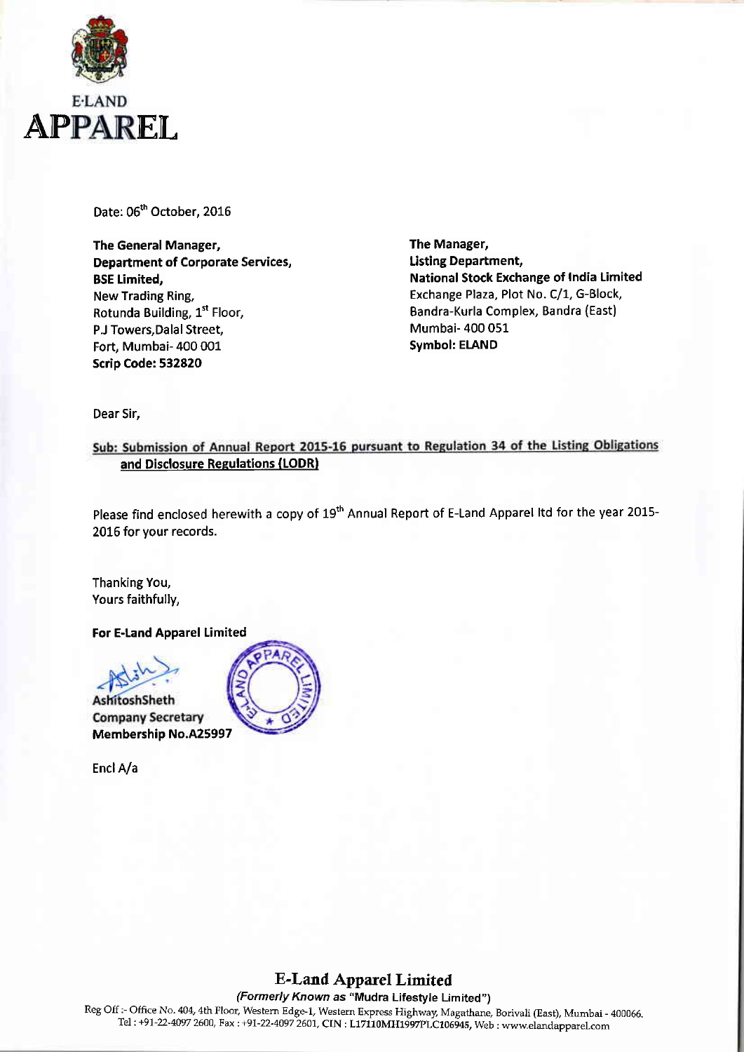E·LAND
**APPAREL**

Date: 06th October, 2016

**The General Manager,**
**Department of Corporate Services,**
**BSE Limited,**
New Trading Ring,
Rotunda Building, 1st Floor,
P.J Towers,Dalal Street,
Fort, Mumbai- 400 001
**Scrip Code: 532820**

**The Manager,**
**Listing Department,**
**National Stock Exchange of India Limited**
Exchange Plaza, Plot No. C/1, G-Block,
Bandra-Kurla Complex, Bandra (East)
Mumbai- 400 051
**Symbol: ELAND**

Dear Sir,

**Sub: Submission of Annual Report 2015-16 pursuant to Regulation 34 of the Listing Obligations and Disclosure Regulations (LODR)**

Please find enclosed herewith a copy of 19th Annual Report of E-Land Apparel ltd for the year 2015-2016 for your records.

Thanking You,
Yours faithfully,

**For E-Land Apparel Limited**

**AshitoshSheth**
**Company Secretary**
**Membership No.A25997**

Encl A/a

**E-Land Apparel Limited**
*(Formerly Known as "Mudra Lifestyle Limited")*
Reg Off :- Office No. 404, 4th Floor, Western Edge-1, Western Express Highway, Magathane, Borivali (East), Mumbai - 400066.
Tel : +91-22-4097 2600, Fax : +91-22-4097 2601, CIN : L17110MH1997PLC106945, Web : www.elandapparel.com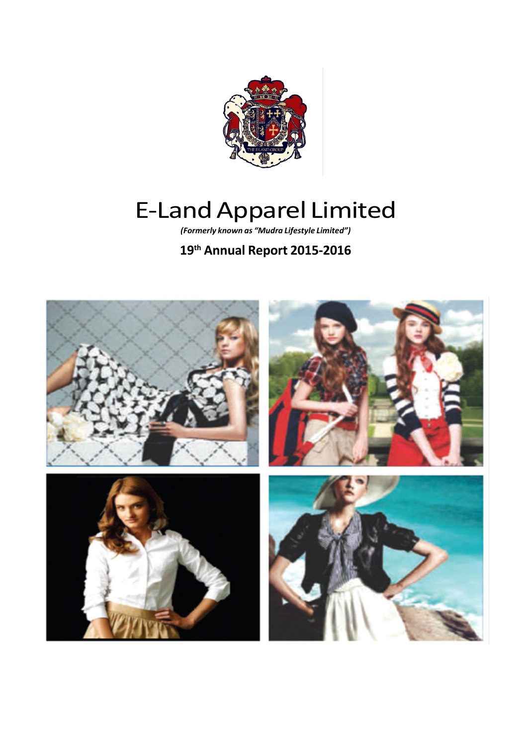# E-Land Apparel Limited

*(Formerly known as "Mudra Lifestyle Limited")*

## 19th Annual Report 2015-2016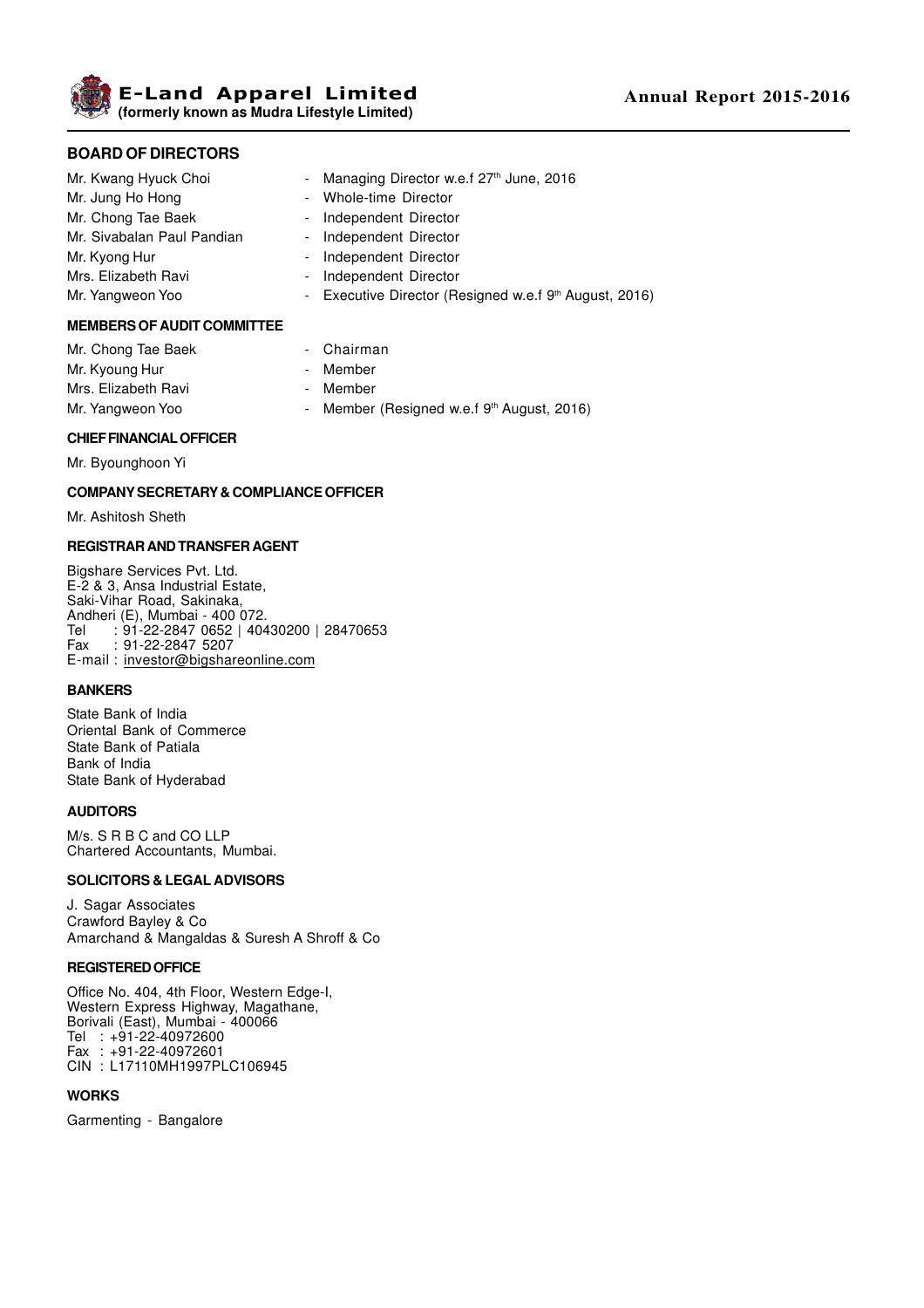## BOARD OF DIRECTORS

| | |
|---|---|
| Mr. Kwang Hyuck Choi | - Managing Director w.e.f 27th June, 2016 |
| Mr. Jung Ho Hong | - Whole-time Director |
| Mr. Chong Tae Baek | - Independent Director |
| Mr. Sivabalan Paul Pandian | - Independent Director |
| Mr. Kyong Hur | - Independent Director |
| Mrs. Elizabeth Ravi | - Independent Director |
| Mr. Yangweon Yoo | - Executive Director (Resigned w.e.f 9th August, 2016) |

### MEMBERS OF AUDIT COMMITTEE

| | |
|---|---|
| Mr. Chong Tae Baek | - Chairman |
| Mr. Kyoung Hur | - Member |
| Mrs. Elizabeth Ravi | - Member |
| Mr. Yangweon Yoo | - Member (Resigned w.e.f 9th August, 2016) |

### CHIEF FINANCIAL OFFICER

Mr. Byounghoon Yi

### COMPANY SECRETARY & COMPLIANCE OFFICER

Mr. Ashitosh Sheth

### REGISTRAR AND TRANSFER AGENT

Bigshare Services Pvt. Ltd.
E-2 & 3, Ansa Industrial Estate,
Saki-Vihar Road, Sakinaka,
Andheri (E), Mumbai - 400 072.
Tel : 91-22-2847 0652 | 40430200 | 28470653
Fax : 91-22-2847 5207
E-mail : investor@bigshareonline.com

### BANKERS

State Bank of India
Oriental Bank of Commerce
State Bank of Patiala
Bank of India
State Bank of Hyderabad

### AUDITORS

M/s. S R B C and CO LLP
Chartered Accountants, Mumbai.

### SOLICITORS & LEGAL ADVISORS

J. Sagar Associates
Crawford Bayley & Co
Amarchand & Mangaldas & Suresh A Shroff & Co

### REGISTERED OFFICE

Office No. 404, 4th Floor, Western Edge-I,
Western Express Highway, Magathane,
Borivali (East), Mumbai - 400066
Tel : +91-22-40972600
Fax : +91-22-40972601
CIN : L17110MH1997PLC106945

### WORKS

Garmenting - Bangalore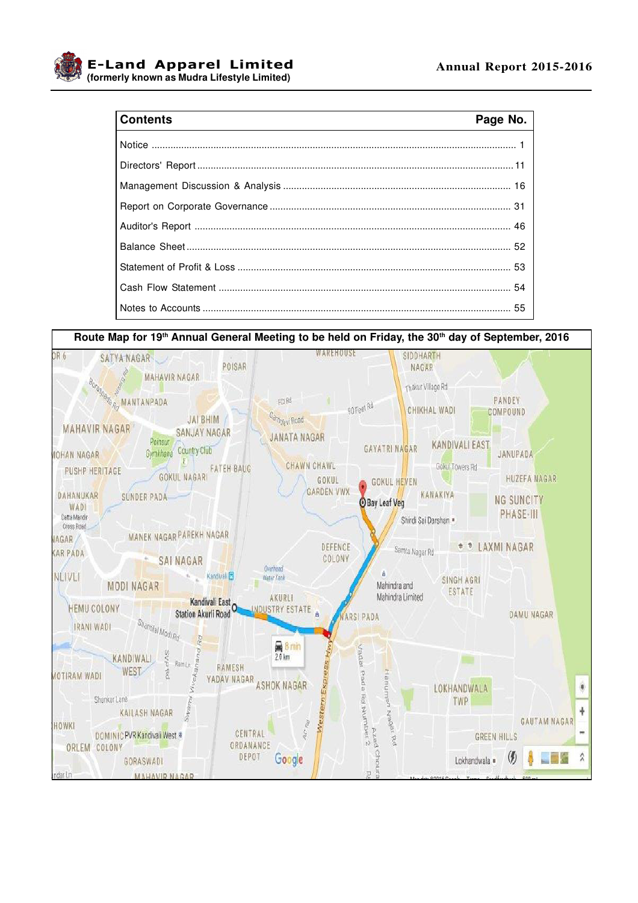| Contents | Page No. |
|---|---|
| Notice | 1 |
| Directors' Report | 11 |
| Management Discussion & Analysis | 16 |
| Report on Corporate Governance | 31 |
| Auditor's Report | 46 |
| Balance Sheet | 52 |
| Statement of Profit & Loss | 53 |
| Cash Flow Statement | 54 |
| Notes to Accounts | 55 |

**Route Map for 19th Annual General Meeting to be held on Friday, the 30th day of September, 2016**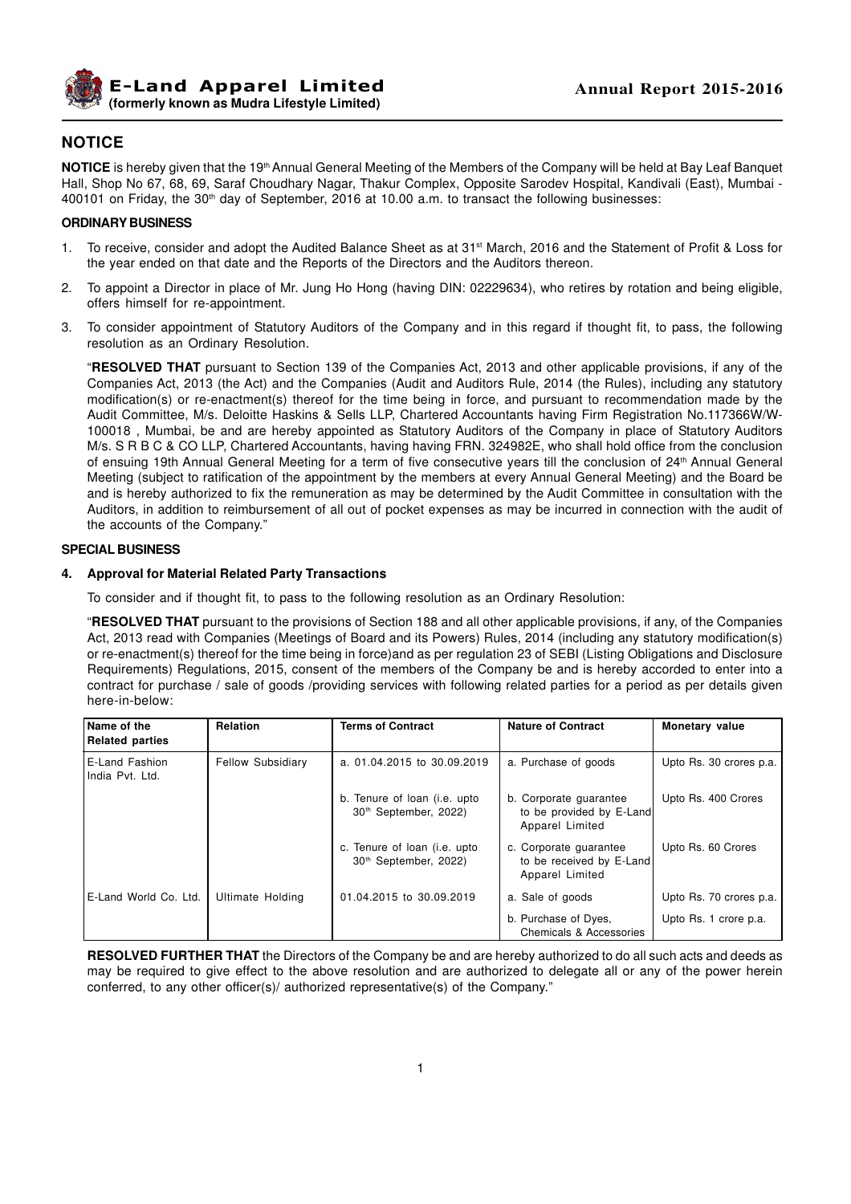# NOTICE

**NOTICE** is hereby given that the 19th Annual General Meeting of the Members of the Company will be held at Bay Leaf Banquet Hall, Shop No 67, 68, 69, Saraf Choudhary Nagar, Thakur Complex, Opposite Sarodev Hospital, Kandivali (East), Mumbai - 400101 on Friday, the 30th day of September, 2016 at 10.00 a.m. to transact the following businesses:

## ORDINARY BUSINESS

1. To receive, consider and adopt the Audited Balance Sheet as at 31st March, 2016 and the Statement of Profit & Loss for the year ended on that date and the Reports of the Directors and the Auditors thereon.
2. To appoint a Director in place of Mr. Jung Ho Hong (having DIN: 02229634), who retires by rotation and being eligible, offers himself for re-appointment.
3. To consider appointment of Statutory Auditors of the Company and in this regard if thought fit, to pass, the following resolution as an Ordinary Resolution.

   "**RESOLVED THAT** pursuant to Section 139 of the Companies Act, 2013 and other applicable provisions, if any of the Companies Act, 2013 (the Act) and the Companies (Audit and Auditors Rule, 2014 (the Rules), including any statutory modification(s) or re-enactment(s) thereof for the time being in force, and pursuant to recommendation made by the Audit Committee, M/s. Deloitte Haskins & Sells LLP, Chartered Accountants having Firm Registration No.117366W/W-100018 , Mumbai, be and are hereby appointed as Statutory Auditors of the Company in place of Statutory Auditors M/s. S R B C & CO LLP, Chartered Accountants, having having FRN. 324982E, who shall hold office from the conclusion of ensuing 19th Annual General Meeting for a term of five consecutive years till the conclusion of 24th Annual General Meeting (subject to ratification of the appointment by the members at every Annual General Meeting) and the Board be and is hereby authorized to fix the remuneration as may be determined by the Audit Committee in consultation with the Auditors, in addition to reimbursement of all out of pocket expenses as may be incurred in connection with the audit of the accounts of the Company."

## SPECIAL BUSINESS

**4. Approval for Material Related Party Transactions**

To consider and if thought fit, to pass to the following resolution as an Ordinary Resolution:

"**RESOLVED THAT** pursuant to the provisions of Section 188 and all other applicable provisions, if any, of the Companies Act, 2013 read with Companies (Meetings of Board and its Powers) Rules, 2014 (including any statutory modification(s) or re-enactment(s) thereof for the time being in force)and as per regulation 23 of SEBI (Listing Obligations and Disclosure Requirements) Regulations, 2015, consent of the members of the Company be and is hereby accorded to enter into a contract for purchase / sale of goods /providing services with following related parties for a period as per details given here-in-below:

| Name of the Related parties | Relation | Terms of Contract | Nature of Contract | Monetary value |
|---|---|---|---|---|
| E-Land Fashion India Pvt. Ltd. | Fellow Subsidiary | a. 01.04.2015 to 30.09.2019 | a. Purchase of goods | Upto Rs. 30 crores p.a. |
| | | b. Tenure of loan (i.e. upto 30th September, 2022) | b. Corporate guarantee to be provided by E-Land Apparel Limited | Upto Rs. 400 Crores |
| | | c. Tenure of loan (i.e. upto 30th September, 2022) | c. Corporate guarantee to be received by E-Land Apparel Limited | Upto Rs. 60 Crores |
| E-Land World Co. Ltd. | Ultimate Holding | 01.04.2015 to 30.09.2019 | a. Sale of goods | Upto Rs. 70 crores p.a. |
| | | | b. Purchase of Dyes, Chemicals & Accessories | Upto Rs. 1 crore p.a. |

**RESOLVED FURTHER THAT** the Directors of the Company be and are hereby authorized to do all such acts and deeds as may be required to give effect to the above resolution and are authorized to delegate all or any of the power herein conferred, to any other officer(s)/ authorized representative(s) of the Company."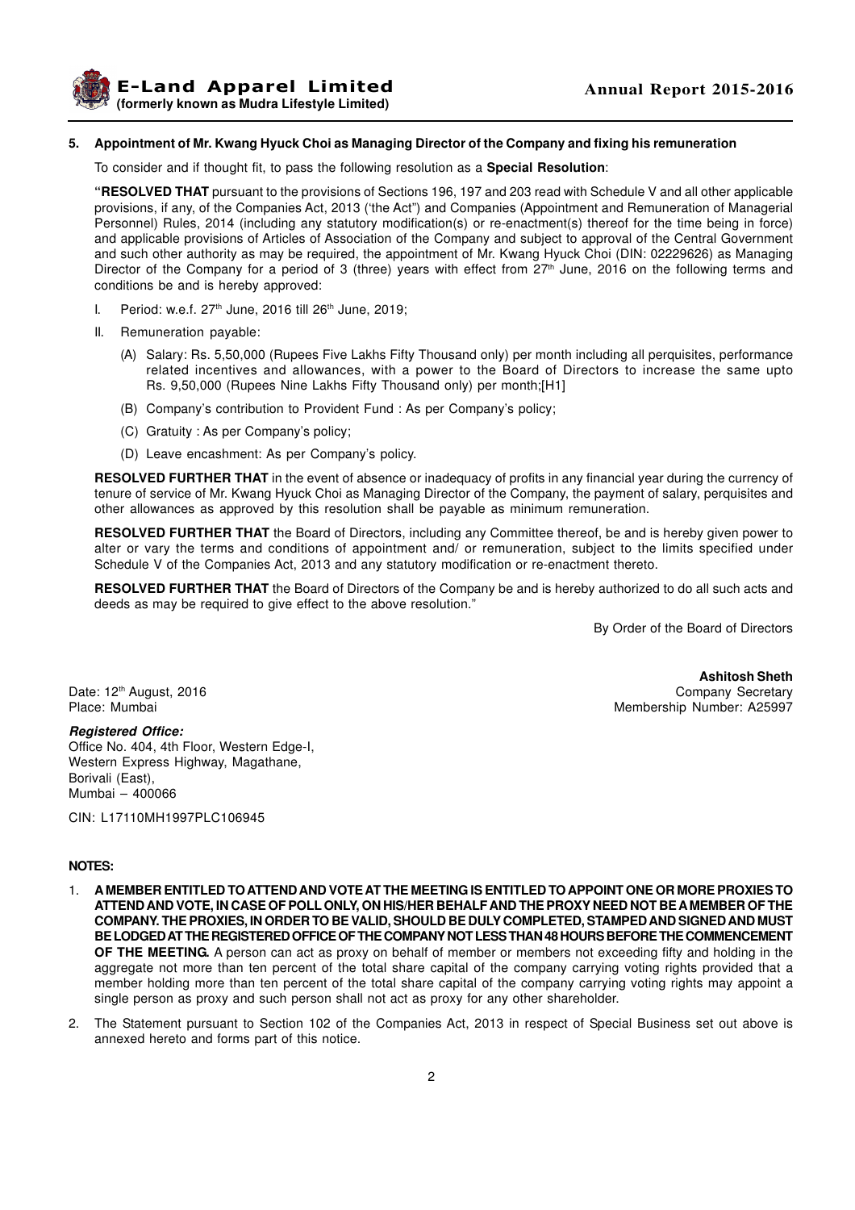**5. Appointment of Mr. Kwang Hyuck Choi as Managing Director of the Company and fixing his remuneration**

To consider and if thought fit, to pass the following resolution as a **Special Resolution**:

**"RESOLVED THAT** pursuant to the provisions of Sections 196, 197 and 203 read with Schedule V and all other applicable provisions, if any, of the Companies Act, 2013 ('the Act") and Companies (Appointment and Remuneration of Managerial Personnel) Rules, 2014 (including any statutory modification(s) or re-enactment(s) thereof for the time being in force) and applicable provisions of Articles of Association of the Company and subject to approval of the Central Government and such other authority as may be required, the appointment of Mr. Kwang Hyuck Choi (DIN: 02229626) as Managing Director of the Company for a period of 3 (three) years with effect from 27th June, 2016 on the following terms and conditions be and is hereby approved:

I. Period: w.e.f. 27th June, 2016 till 26th June, 2019;

II. Remuneration payable:

(A) Salary: Rs. 5,50,000 (Rupees Five Lakhs Fifty Thousand only) per month including all perquisites, performance related incentives and allowances, with a power to the Board of Directors to increase the same upto Rs. 9,50,000 (Rupees Nine Lakhs Fifty Thousand only) per month;[H1]

(B) Company's contribution to Provident Fund : As per Company's policy;

(C) Gratuity : As per Company's policy;

(D) Leave encashment: As per Company's policy.

**RESOLVED FURTHER THAT** in the event of absence or inadequacy of profits in any financial year during the currency of tenure of service of Mr. Kwang Hyuck Choi as Managing Director of the Company, the payment of salary, perquisites and other allowances as approved by this resolution shall be payable as minimum remuneration.

**RESOLVED FURTHER THAT** the Board of Directors, including any Committee thereof, be and is hereby given power to alter or vary the terms and conditions of appointment and/ or remuneration, subject to the limits specified under Schedule V of the Companies Act, 2013 and any statutory modification or re-enactment thereto.

**RESOLVED FURTHER THAT** the Board of Directors of the Company be and is hereby authorized to do all such acts and deeds as may be required to give effect to the above resolution."

By Order of the Board of Directors

**Ashitosh Sheth**
Company Secretary
Membership Number: A25997

Date: 12th August, 2016
Place: Mumbai

***Registered Office:***
Office No. 404, 4th Floor, Western Edge-I,
Western Express Highway, Magathane,
Borivali (East),
Mumbai – 400066

CIN: L17110MH1997PLC106945

**NOTES:**

1. **A MEMBER ENTITLED TO ATTEND AND VOTE AT THE MEETING IS ENTITLED TO APPOINT ONE OR MORE PROXIES TO ATTEND AND VOTE, IN CASE OF POLL ONLY, ON HIS/HER BEHALF AND THE PROXY NEED NOT BE A MEMBER OF THE COMPANY. THE PROXIES, IN ORDER TO BE VALID, SHOULD BE DULY COMPLETED, STAMPED AND SIGNED AND MUST BE LODGED AT THE REGISTERED OFFICE OF THE COMPANY NOT LESS THAN 48 HOURS BEFORE THE COMMENCEMENT OF THE MEETING.** A person can act as proxy on behalf of member or members not exceeding fifty and holding in the aggregate not more than ten percent of the total share capital of the company carrying voting rights provided that a member holding more than ten percent of the total share capital of the company carrying voting rights may appoint a single person as proxy and such person shall not act as proxy for any other shareholder.

2. The Statement pursuant to Section 102 of the Companies Act, 2013 in respect of Special Business set out above is annexed hereto and forms part of this notice.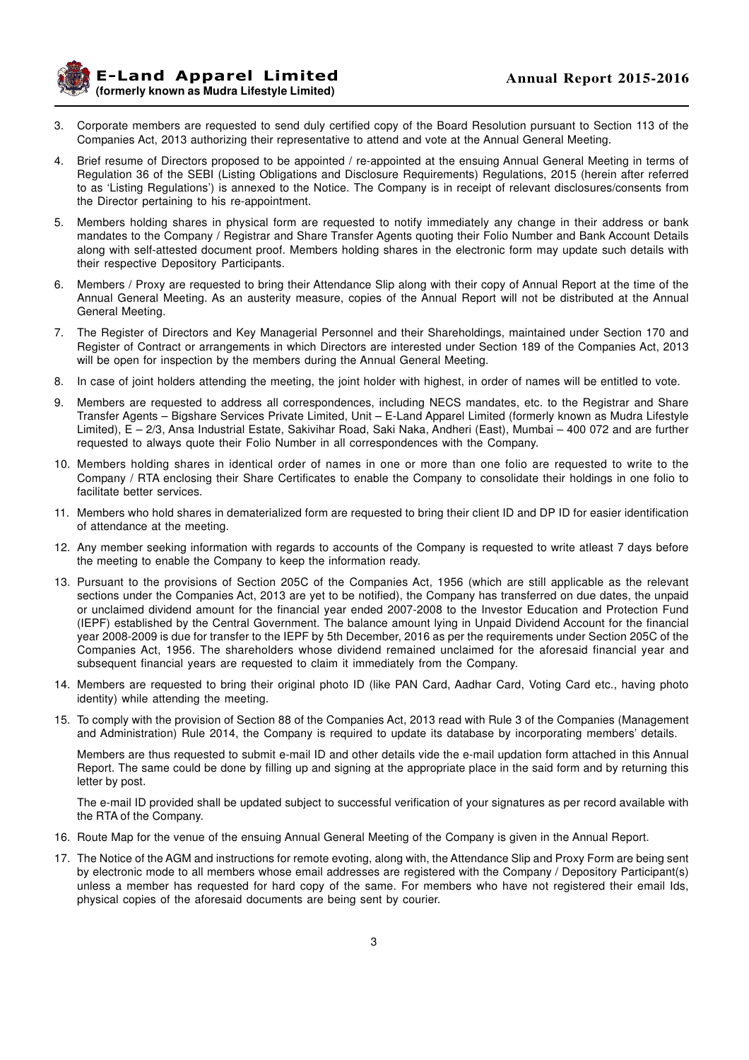3. Corporate members are requested to send duly certified copy of the Board Resolution pursuant to Section 113 of the Companies Act, 2013 authorizing their representative to attend and vote at the Annual General Meeting.

4. Brief resume of Directors proposed to be appointed / re-appointed at the ensuing Annual General Meeting in terms of Regulation 36 of the SEBI (Listing Obligations and Disclosure Requirements) Regulations, 2015 (herein after referred to as 'Listing Regulations') is annexed to the Notice. The Company is in receipt of relevant disclosures/consents from the Director pertaining to his re-appointment.

5. Members holding shares in physical form are requested to notify immediately any change in their address or bank mandates to the Company / Registrar and Share Transfer Agents quoting their Folio Number and Bank Account Details along with self-attested document proof. Members holding shares in the electronic form may update such details with their respective Depository Participants.

6. Members / Proxy are requested to bring their Attendance Slip along with their copy of Annual Report at the time of the Annual General Meeting. As an austerity measure, copies of the Annual Report will not be distributed at the Annual General Meeting.

7. The Register of Directors and Key Managerial Personnel and their Shareholdings, maintained under Section 170 and Register of Contract or arrangements in which Directors are interested under Section 189 of the Companies Act, 2013 will be open for inspection by the members during the Annual General Meeting.

8. In case of joint holders attending the meeting, the joint holder with highest, in order of names will be entitled to vote.

9. Members are requested to address all correspondences, including NECS mandates, etc. to the Registrar and Share Transfer Agents – Bigshare Services Private Limited, Unit – E-Land Apparel Limited (formerly known as Mudra Lifestyle Limited), E – 2/3, Ansa Industrial Estate, Sakivihar Road, Saki Naka, Andheri (East), Mumbai – 400 072 and are further requested to always quote their Folio Number in all correspondences with the Company.

10. Members holding shares in identical order of names in one or more than one folio are requested to write to the Company / RTA enclosing their Share Certificates to enable the Company to consolidate their holdings in one folio to facilitate better services.

11. Members who hold shares in dematerialized form are requested to bring their client ID and DP ID for easier identification of attendance at the meeting.

12. Any member seeking information with regards to accounts of the Company is requested to write atleast 7 days before the meeting to enable the Company to keep the information ready.

13. Pursuant to the provisions of Section 205C of the Companies Act, 1956 (which are still applicable as the relevant sections under the Companies Act, 2013 are yet to be notified), the Company has transferred on due dates, the unpaid or unclaimed dividend amount for the financial year ended 2007-2008 to the Investor Education and Protection Fund (IEPF) established by the Central Government. The balance amount lying in Unpaid Dividend Account for the financial year 2008-2009 is due for transfer to the IEPF by 5th December, 2016 as per the requirements under Section 205C of the Companies Act, 1956. The shareholders whose dividend remained unclaimed for the aforesaid financial year and subsequent financial years are requested to claim it immediately from the Company.

14. Members are requested to bring their original photo ID (like PAN Card, Aadhar Card, Voting Card etc., having photo identity) while attending the meeting.

15. To comply with the provision of Section 88 of the Companies Act, 2013 read with Rule 3 of the Companies (Management and Administration) Rule 2014, the Company is required to update its database by incorporating members' details.

    Members are thus requested to submit e-mail ID and other details vide the e-mail updation form attached in this Annual Report. The same could be done by filling up and signing at the appropriate place in the said form and by returning this letter by post.

    The e-mail ID provided shall be updated subject to successful verification of your signatures as per record available with the RTA of the Company.

16. Route Map for the venue of the ensuing Annual General Meeting of the Company is given in the Annual Report.

17. The Notice of the AGM and instructions for remote evoting, along with, the Attendance Slip and Proxy Form are being sent by electronic mode to all members whose email addresses are registered with the Company / Depository Participant(s) unless a member has requested for hard copy of the same. For members who have not registered their email Ids, physical copies of the aforesaid documents are being sent by courier.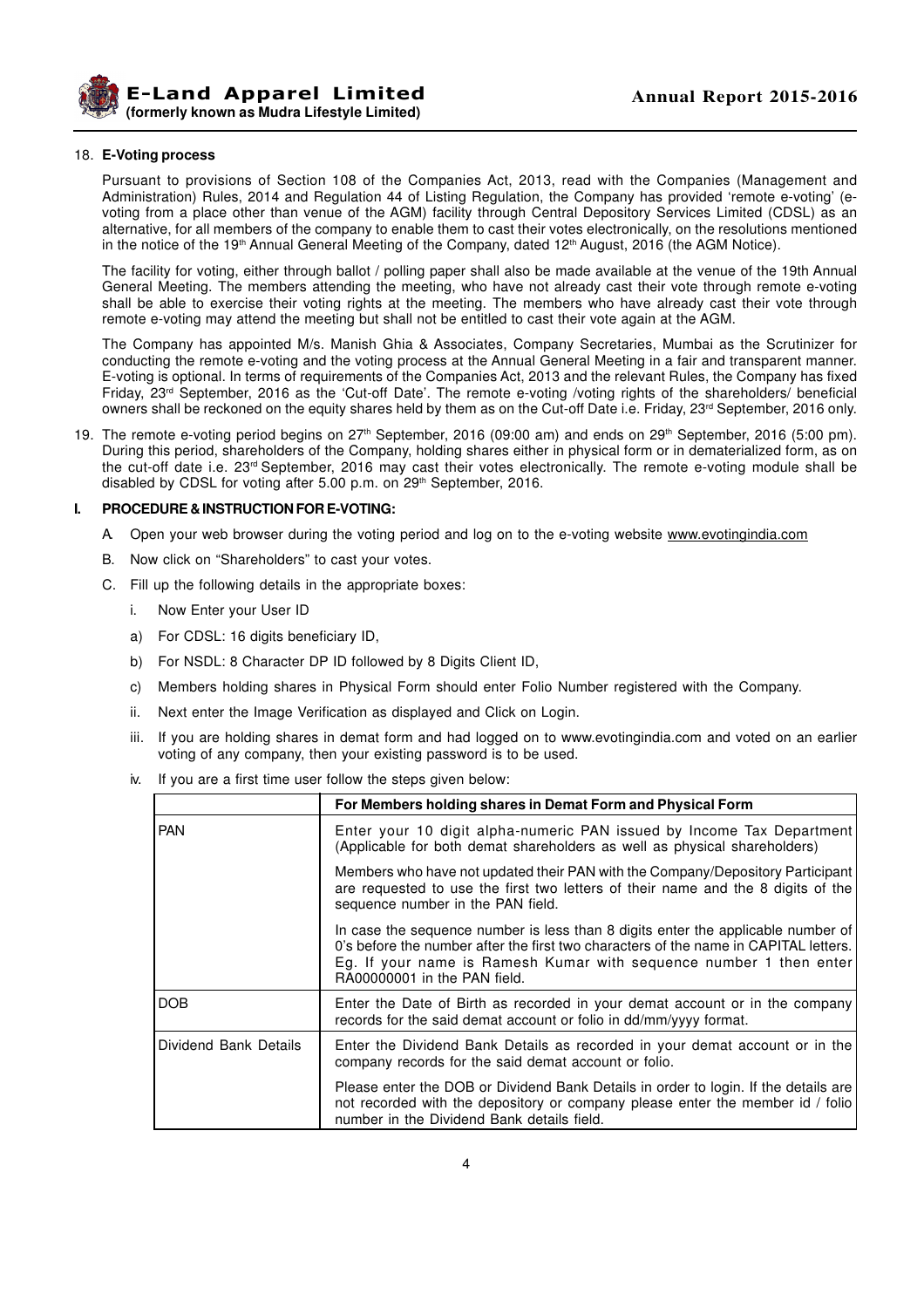18. **E-Voting process**

 Pursuant to provisions of Section 108 of the Companies Act, 2013, read with the Companies (Management and Administration) Rules, 2014 and Regulation 44 of Listing Regulation, the Company has provided 'remote e-voting' (e-voting from a place other than venue of the AGM) facility through Central Depository Services Limited (CDSL) as an alternative, for all members of the company to enable them to cast their votes electronically, on the resolutions mentioned in the notice of the 19th Annual General Meeting of the Company, dated 12th August, 2016 (the AGM Notice).

 The facility for voting, either through ballot / polling paper shall also be made available at the venue of the 19th Annual General Meeting. The members attending the meeting, who have not already cast their vote through remote e-voting shall be able to exercise their voting rights at the meeting. The members who have already cast their vote through remote e-voting may attend the meeting but shall not be entitled to cast their vote again at the AGM.

 The Company has appointed M/s. Manish Ghia & Associates, Company Secretaries, Mumbai as the Scrutinizer for conducting the remote e-voting and the voting process at the Annual General Meeting in a fair and transparent manner. E-voting is optional. In terms of requirements of the Companies Act, 2013 and the relevant Rules, the Company has fixed Friday, 23rd September, 2016 as the 'Cut-off Date'. The remote e-voting /voting rights of the shareholders/ beneficial owners shall be reckoned on the equity shares held by them as on the Cut-off Date i.e. Friday, 23rd September, 2016 only.

19. The remote e-voting period begins on 27th September, 2016 (09:00 am) and ends on 29th September, 2016 (5:00 pm). During this period, shareholders of the Company, holding shares either in physical form or in dematerialized form, as on the cut-off date i.e. 23rd September, 2016 may cast their votes electronically. The remote e-voting module shall be disabled by CDSL for voting after 5.00 p.m. on 29th September, 2016.

**I. PROCEDURE & INSTRUCTION FOR E-VOTING:**

A. Open your web browser during the voting period and log on to the e-voting website www.evotingindia.com

B. Now click on "Shareholders" to cast your votes.

C. Fill up the following details in the appropriate boxes:

 i. Now Enter your User ID

 a) For CDSL: 16 digits beneficiary ID,

 b) For NSDL: 8 Character DP ID followed by 8 Digits Client ID,

 c) Members holding shares in Physical Form should enter Folio Number registered with the Company.

 ii. Next enter the Image Verification as displayed and Click on Login.

 iii. If you are holding shares in demat form and had logged on to www.evotingindia.com and voted on an earlier voting of any company, then your existing password is to be used.

 iv. If you are a first time user follow the steps given below:

| | For Members holding shares in Demat Form and Physical Form |
|---|---|
| PAN | Enter your 10 digit alpha-numeric PAN issued by Income Tax Department (Applicable for both demat shareholders as well as physical shareholders) |
| | Members who have not updated their PAN with the Company/Depository Participant are requested to use the first two letters of their name and the 8 digits of the sequence number in the PAN field. |
| | In case the sequence number is less than 8 digits enter the applicable number of 0's before the number after the first two characters of the name in CAPITAL letters. Eg. If your name is Ramesh Kumar with sequence number 1 then enter RA00000001 in the PAN field. |
| DOB | Enter the Date of Birth as recorded in your demat account or in the company records for the said demat account or folio in dd/mm/yyyy format. |
| Dividend Bank Details | Enter the Dividend Bank Details as recorded in your demat account or in the company records for the said demat account or folio. |
| | Please enter the DOB or Dividend Bank Details in order to login. If the details are not recorded with the depository or company please enter the member id / folio number in the Dividend Bank details field. |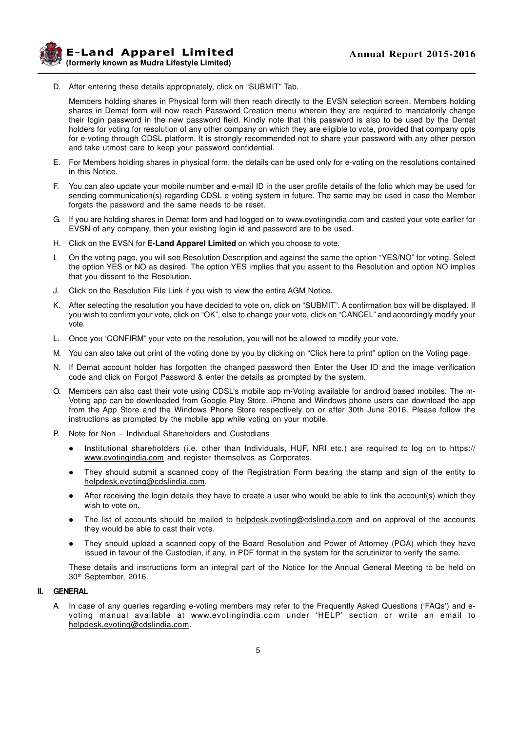D. After entering these details appropriately, click on "SUBMIT" Tab.

Members holding shares in Physical form will then reach directly to the EVSN selection screen. Members holding shares in Demat form will now reach Password Creation menu wherein they are required to mandatorily change their login password in the new password field. Kindly note that this password is also to be used by the Demat holders for voting for resolution of any other company on which they are eligible to vote, provided that company opts for e-voting through CDSL platform. It is strongly recommended not to share your password with any other person and take utmost care to keep your password confidential.

E. For Members holding shares in physical form, the details can be used only for e-voting on the resolutions contained in this Notice.

F. You can also update your mobile number and e-mail ID in the user profile details of the folio which may be used for sending communication(s) regarding CDSL e-voting system in future. The same may be used in case the Member forgets the password and the same needs to be reset.

G. If you are holding shares in Demat form and had logged on to www.evotingindia.com and casted your vote earlier for EVSN of any company, then your existing login id and password are to be used.

H. Click on the EVSN for **E-Land Apparel Limited** on which you choose to vote.

I. On the voting page, you will see Resolution Description and against the same the option "YES/NO" for voting. Select the option YES or NO as desired. The option YES implies that you assent to the Resolution and option NO implies that you dissent to the Resolution.

J. Click on the Resolution File Link if you wish to view the entire AGM Notice.

K. After selecting the resolution you have decided to vote on, click on "SUBMIT". A confirmation box will be displayed. If you wish to confirm your vote, click on "OK", else to change your vote, click on "CANCEL" and accordingly modify your vote.

L. Once you 'CONFIRM' your vote on the resolution, you will not be allowed to modify your vote.

M. You can also take out print of the voting done by you by clicking on "Click here to print" option on the Voting page.

N. If Demat account holder has forgotten the changed password then Enter the User ID and the image verification code and click on Forgot Password & enter the details as prompted by the system.

O. Members can also cast their vote using CDSL's mobile app m-Voting available for android based mobiles. The m-Voting app can be downloaded from Google Play Store. iPhone and Windows phone users can download the app from the App Store and the Windows Phone Store respectively on or after 30th June 2016. Please follow the instructions as prompted by the mobile app while voting on your mobile.

P. Note for Non – Individual Shareholders and Custodians

- Institutional shareholders (i.e. other than Individuals, HUF, NRI etc.) are required to log on to https://www.evotingindia.com and register themselves as Corporates.
- They should submit a scanned copy of the Registration Form bearing the stamp and sign of the entity to helpdesk.evoting@cdslindia.com.
- After receiving the login details they have to create a user who would be able to link the account(s) which they wish to vote on.
- The list of accounts should be mailed to helpdesk.evoting@cdslindia.com and on approval of the accounts they would be able to cast their vote.
- They should upload a scanned copy of the Board Resolution and Power of Attorney (POA) which they have issued in favour of the Custodian, if any, in PDF format in the system for the scrutinizer to verify the same.

These details and instructions form an integral part of the Notice for the Annual General Meeting to be held on 30th September, 2016.

**II. GENERAL**

A. In case of any queries regarding e-voting members may refer to the Frequently Asked Questions ('FAQs') and e-voting manual available at www.evotingindia.com under 'HELP' section or write an email to helpdesk.evoting@cdslindia.com.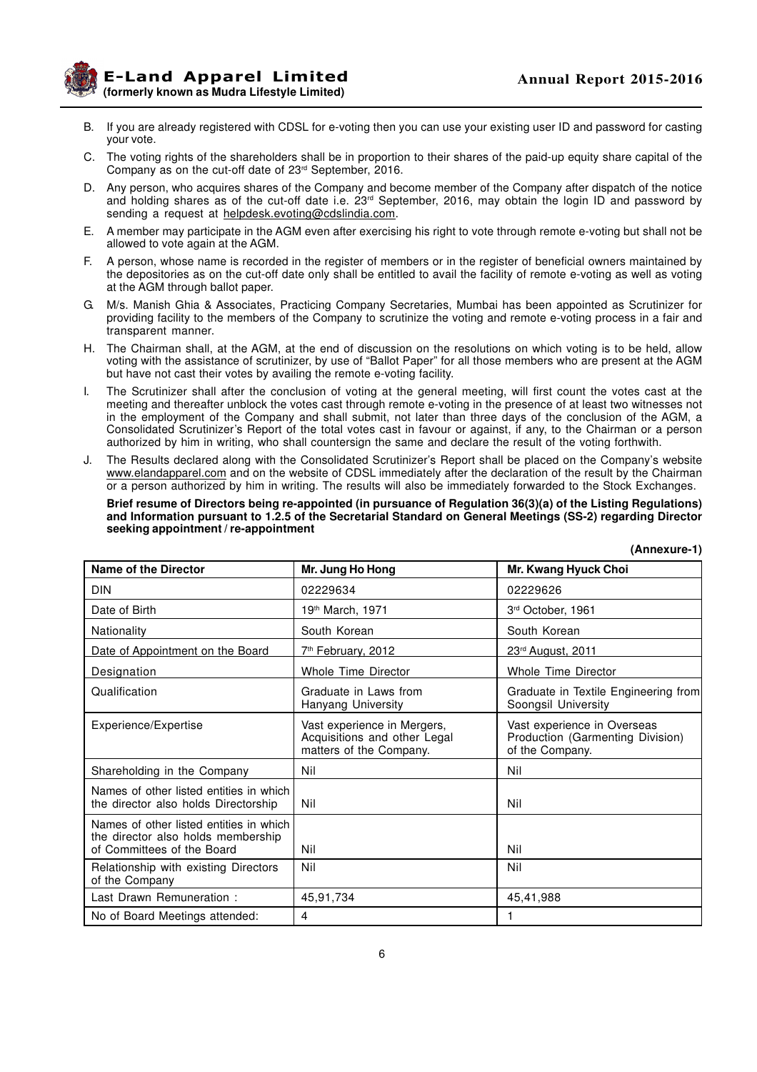B. If you are already registered with CDSL for e-voting then you can use your existing user ID and password for casting your vote.

C. The voting rights of the shareholders shall be in proportion to their shares of the paid-up equity share capital of the Company as on the cut-off date of 23rd September, 2016.

D. Any person, who acquires shares of the Company and become member of the Company after dispatch of the notice and holding shares as of the cut-off date i.e. 23rd September, 2016, may obtain the login ID and password by sending a request at helpdesk.evoting@cdslindia.com.

E. A member may participate in the AGM even after exercising his right to vote through remote e-voting but shall not be allowed to vote again at the AGM.

F. A person, whose name is recorded in the register of members or in the register of beneficial owners maintained by the depositories as on the cut-off date only shall be entitled to avail the facility of remote e-voting as well as voting at the AGM through ballot paper.

G. M/s. Manish Ghia & Associates, Practicing Company Secretaries, Mumbai has been appointed as Scrutinizer for providing facility to the members of the Company to scrutinize the voting and remote e-voting process in a fair and transparent manner.

H. The Chairman shall, at the AGM, at the end of discussion on the resolutions on which voting is to be held, allow voting with the assistance of scrutinizer, by use of "Ballot Paper" for all those members who are present at the AGM but have not cast their votes by availing the remote e-voting facility.

I. The Scrutinizer shall after the conclusion of voting at the general meeting, will first count the votes cast at the meeting and thereafter unblock the votes cast through remote e-voting in the presence of at least two witnesses not in the employment of the Company and shall submit, not later than three days of the conclusion of the AGM, a Consolidated Scrutinizer's Report of the total votes cast in favour or against, if any, to the Chairman or a person authorized by him in writing, who shall countersign the same and declare the result of the voting forthwith.

J. The Results declared along with the Consolidated Scrutinizer's Report shall be placed on the Company's website www.elandapparel.com and on the website of CDSL immediately after the declaration of the result by the Chairman or a person authorized by him in writing. The results will also be immediately forwarded to the Stock Exchanges.

**Brief resume of Directors being re-appointed (in pursuance of Regulation 36(3)(a) of the Listing Regulations) and Information pursuant to 1.2.5 of the Secretarial Standard on General Meetings (SS-2) regarding Director seeking appointment / re-appointment**

**(Annexure-1)**

| Name of the Director | Mr. Jung Ho Hong | Mr. Kwang Hyuck Choi |
|---|---|---|
| DIN | 02229634 | 02229626 |
| Date of Birth | 19th March, 1971 | 3rd October, 1961 |
| Nationality | South Korean | South Korean |
| Date of Appointment on the Board | 7th February, 2012 | 23rd August, 2011 |
| Designation | Whole Time Director | Whole Time Director |
| Qualification | Graduate in Laws from Hanyang University | Graduate in Textile Engineering from Soongsil University |
| Experience/Expertise | Vast experience in Mergers, Acquisitions and other Legal matters of the Company. | Vast experience in Overseas Production (Garmenting Division) of the Company. |
| Shareholding in the Company | Nil | Nil |
| Names of other listed entities in which the director also holds Directorship | Nil | Nil |
| Names of other listed entities in which the director also holds membership of Committees of the Board | Nil | Nil |
| Relationship with existing Directors of the Company | Nil | Nil |
| Last Drawn Remuneration : | 45,91,734 | 45,41,988 |
| No of Board Meetings attended: | 4 | 1 |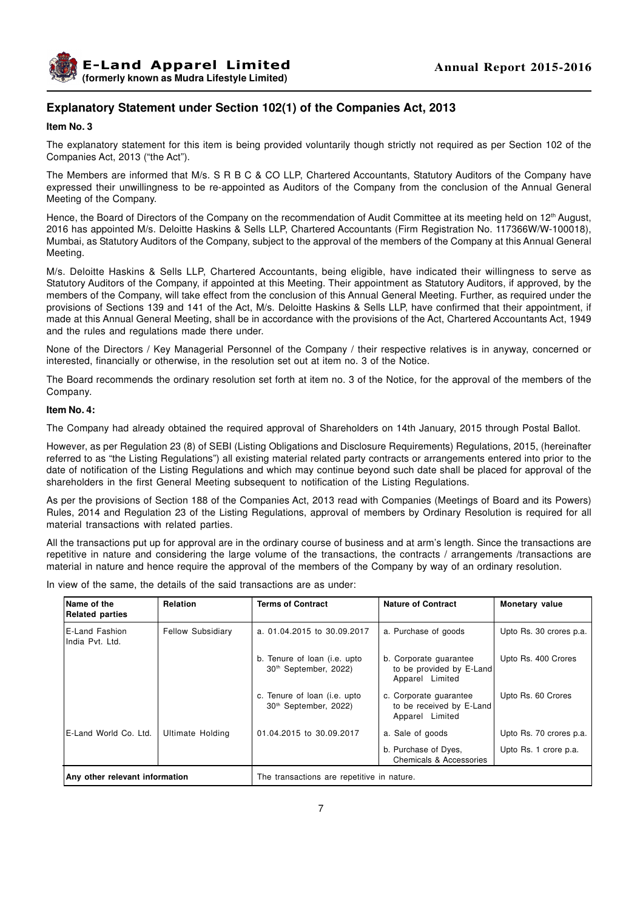## Explanatory Statement under Section 102(1) of the Companies Act, 2013

**Item No. 3**

The explanatory statement for this item is being provided voluntarily though strictly not required as per Section 102 of the Companies Act, 2013 ("the Act").

The Members are informed that M/s. S R B C & CO LLP, Chartered Accountants, Statutory Auditors of the Company have expressed their unwillingness to be re-appointed as Auditors of the Company from the conclusion of the Annual General Meeting of the Company.

Hence, the Board of Directors of the Company on the recommendation of Audit Committee at its meeting held on 12th August, 2016 has appointed M/s. Deloitte Haskins & Sells LLP, Chartered Accountants (Firm Registration No. 117366W/W-100018), Mumbai, as Statutory Auditors of the Company, subject to the approval of the members of the Company at this Annual General Meeting.

M/s. Deloitte Haskins & Sells LLP, Chartered Accountants, being eligible, have indicated their willingness to serve as Statutory Auditors of the Company, if appointed at this Meeting. Their appointment as Statutory Auditors, if approved, by the members of the Company, will take effect from the conclusion of this Annual General Meeting. Further, as required under the provisions of Sections 139 and 141 of the Act, M/s. Deloitte Haskins & Sells LLP, have confirmed that their appointment, if made at this Annual General Meeting, shall be in accordance with the provisions of the Act, Chartered Accountants Act, 1949 and the rules and regulations made there under.

None of the Directors / Key Managerial Personnel of the Company / their respective relatives is in anyway, concerned or interested, financially or otherwise, in the resolution set out at item no. 3 of the Notice.

The Board recommends the ordinary resolution set forth at item no. 3 of the Notice, for the approval of the members of the Company.

**Item No. 4:**

The Company had already obtained the required approval of Shareholders on 14th January, 2015 through Postal Ballot.

However, as per Regulation 23 (8) of SEBI (Listing Obligations and Disclosure Requirements) Regulations, 2015, (hereinafter referred to as "the Listing Regulations") all existing material related party contracts or arrangements entered into prior to the date of notification of the Listing Regulations and which may continue beyond such date shall be placed for approval of the shareholders in the first General Meeting subsequent to notification of the Listing Regulations.

As per the provisions of Section 188 of the Companies Act, 2013 read with Companies (Meetings of Board and its Powers) Rules, 2014 and Regulation 23 of the Listing Regulations, approval of members by Ordinary Resolution is required for all material transactions with related parties.

All the transactions put up for approval are in the ordinary course of business and at arm's length. Since the transactions are repetitive in nature and considering the large volume of the transactions, the contracts / arrangements /transactions are material in nature and hence require the approval of the members of the Company by way of an ordinary resolution.

In view of the same, the details of the said transactions are as under:

| Name of the Related parties | Relation | Terms of Contract | Nature of Contract | Monetary value |
|---|---|---|---|---|
| E-Land Fashion India Pvt. Ltd. | Fellow Subsidiary | a. 01.04.2015 to 30.09.2017 | a. Purchase of goods | Upto Rs. 30 crores p.a. |
| | | b. Tenure of loan (i.e. upto 30th September, 2022) | b. Corporate guarantee to be provided by E-Land Apparel Limited | Upto Rs. 400 Crores |
| | | c. Tenure of loan (i.e. upto 30th September, 2022) | c. Corporate guarantee to be received by E-Land Apparel Limited | Upto Rs. 60 Crores |
| E-Land World Co. Ltd. | Ultimate Holding | 01.04.2015 to 30.09.2017 | a. Sale of goods | Upto Rs. 70 crores p.a. |
| | | | b. Purchase of Dyes, Chemicals & Accessories | Upto Rs. 1 crore p.a. |
| Any other relevant information | | The transactions are repetitive in nature. | | |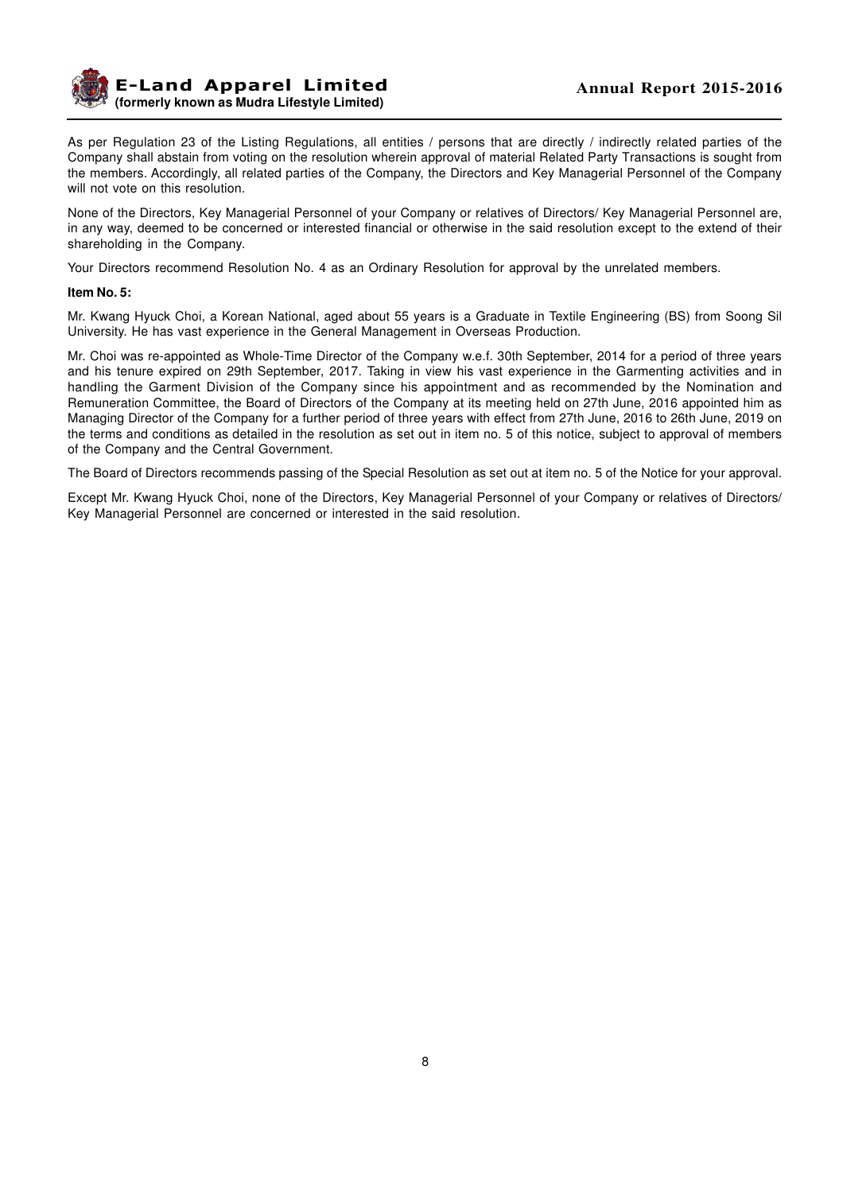As per Regulation 23 of the Listing Regulations, all entities / persons that are directly / indirectly related parties of the Company shall abstain from voting on the resolution wherein approval of material Related Party Transactions is sought from the members. Accordingly, all related parties of the Company, the Directors and Key Managerial Personnel of the Company will not vote on this resolution.

None of the Directors, Key Managerial Personnel of your Company or relatives of Directors/ Key Managerial Personnel are, in any way, deemed to be concerned or interested financial or otherwise in the said resolution except to the extend of their shareholding in the Company.

Your Directors recommend Resolution No. 4 as an Ordinary Resolution for approval by the unrelated members.

**Item No. 5:**

Mr. Kwang Hyuck Choi, a Korean National, aged about 55 years is a Graduate in Textile Engineering (BS) from Soong Sil University. He has vast experience in the General Management in Overseas Production.

Mr. Choi was re-appointed as Whole-Time Director of the Company w.e.f. 30th September, 2014 for a period of three years and his tenure expired on 29th September, 2017. Taking in view his vast experience in the Garmenting activities and in handling the Garment Division of the Company since his appointment and as recommended by the Nomination and Remuneration Committee, the Board of Directors of the Company at its meeting held on 27th June, 2016 appointed him as Managing Director of the Company for a further period of three years with effect from 27th June, 2016 to 26th June, 2019 on the terms and conditions as detailed in the resolution as set out in item no. 5 of this notice, subject to approval of members of the Company and the Central Government.

The Board of Directors recommends passing of the Special Resolution as set out at item no. 5 of the Notice for your approval.

Except Mr. Kwang Hyuck Choi, none of the Directors, Key Managerial Personnel of your Company or relatives of Directors/ Key Managerial Personnel are concerned or interested in the said resolution.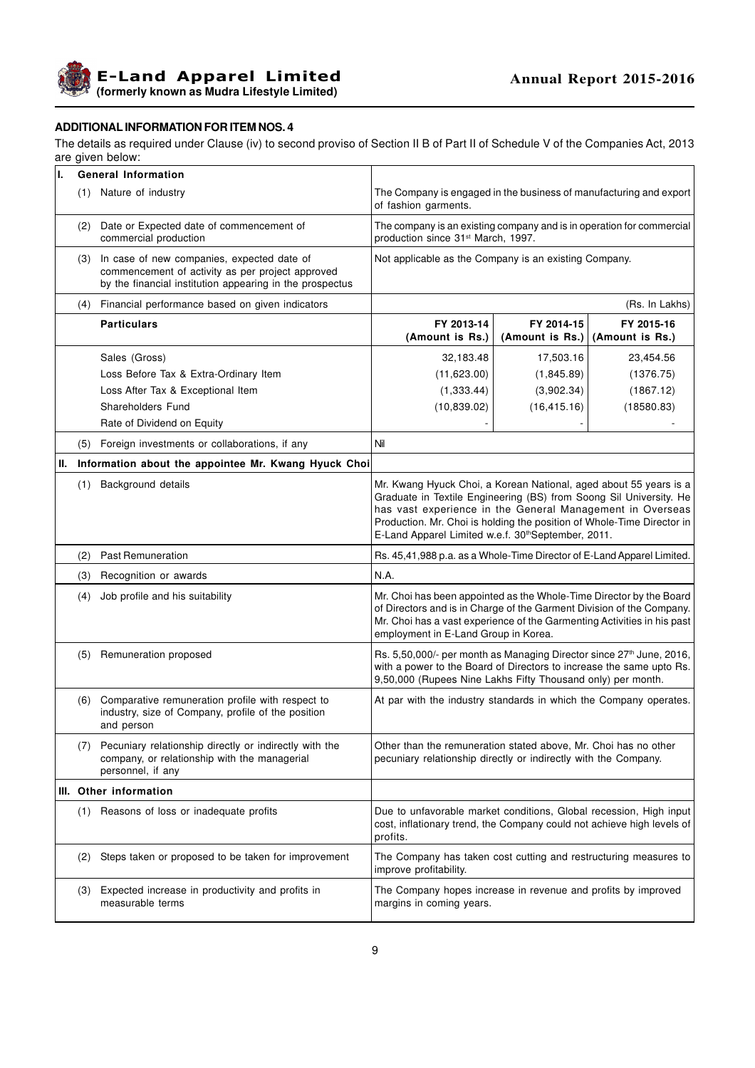## ADDITIONAL INFORMATION FOR ITEM NOS. 4

The details as required under Clause (iv) to second proviso of Section II B of Part II of Schedule V of the Companies Act, 2013 are given below:

| | | | | |
|---|---|---|---|---|
| **I. General Information** | | | | |
| (1) Nature of industry | The Company is engaged in the business of manufacturing and export of fashion garments. | | | |
| (2) Date or Expected date of commencement of commercial production | The company is an existing company and is in operation for commercial production since 31st March, 1997. | | | |
| (3) In case of new companies, expected date of commencement of activity as per project approved by the financial institution appearing in the prospectus | Not applicable as the Company is an existing Company. | | | |
| (4) Financial performance based on given indicators | | | | (Rs. In Lakhs) |
| **Particulars** | | **FY 2013-14 (Amount is Rs.)** | **FY 2014-15 (Amount is Rs.)** | **FY 2015-16 (Amount is Rs.)** |
| Sales (Gross) | | 32,183.48 | 17,503.16 | 23,454.56 |
| Loss Before Tax & Extra-Ordinary Item | | (11,623.00) | (1,845.89) | (1376.75) |
| Loss After Tax & Exceptional Item | | (1,333.44) | (3,902.34) | (1867.12) |
| Shareholders Fund | | (10,839.02) | (16,415.16) | (18580.83) |
| Rate of Dividend on Equity | | - | - | - |
| (5) Foreign investments or collaborations, if any | Nil | | | |
| **II. Information about the appointee Mr. Kwang Hyuck Choi** | | | | |
| (1) Background details | Mr. Kwang Hyuck Choi, a Korean National, aged about 55 years is a Graduate in Textile Engineering (BS) from Soong Sil University. He has vast experience in the General Management in Overseas Production. Mr. Choi is holding the position of Whole-Time Director in E-Land Apparel Limited w.e.f. 30th September, 2011. | | | |
| (2) Past Remuneration | Rs. 45,41,988 p.a. as a Whole-Time Director of E-Land Apparel Limited. | | | |
| (3) Recognition or awards | N.A. | | | |
| (4) Job profile and his suitability | Mr. Choi has been appointed as the Whole-Time Director by the Board of Directors and is in Charge of the Garment Division of the Company. Mr. Choi has a vast experience of the Garmenting Activities in his past employment in E-Land Group in Korea. | | | |
| (5) Remuneration proposed | Rs. 5,50,000/- per month as Managing Director since 27th June, 2016, with a power to the Board of Directors to increase the same upto Rs. 9,50,000 (Rupees Nine Lakhs Fifty Thousand only) per month. | | | |
| (6) Comparative remuneration profile with respect to industry, size of Company, profile of the position and person | At par with the industry standards in which the Company operates. | | | |
| (7) Pecuniary relationship directly or indirectly with the company, or relationship with the managerial personnel, if any | Other than the remuneration stated above, Mr. Choi has no other pecuniary relationship directly or indirectly with the Company. | | | |
| **III. Other information** | | | | |
| (1) Reasons of loss or inadequate profits | Due to unfavorable market conditions, Global recession, High input cost, inflationary trend, the Company could not achieve high levels of profits. | | | |
| (2) Steps taken or proposed to be taken for improvement | The Company has taken cost cutting and restructuring measures to improve profitability. | | | |
| (3) Expected increase in productivity and profits in measurable terms | The Company hopes increase in revenue and profits by improved margins in coming years. | | | |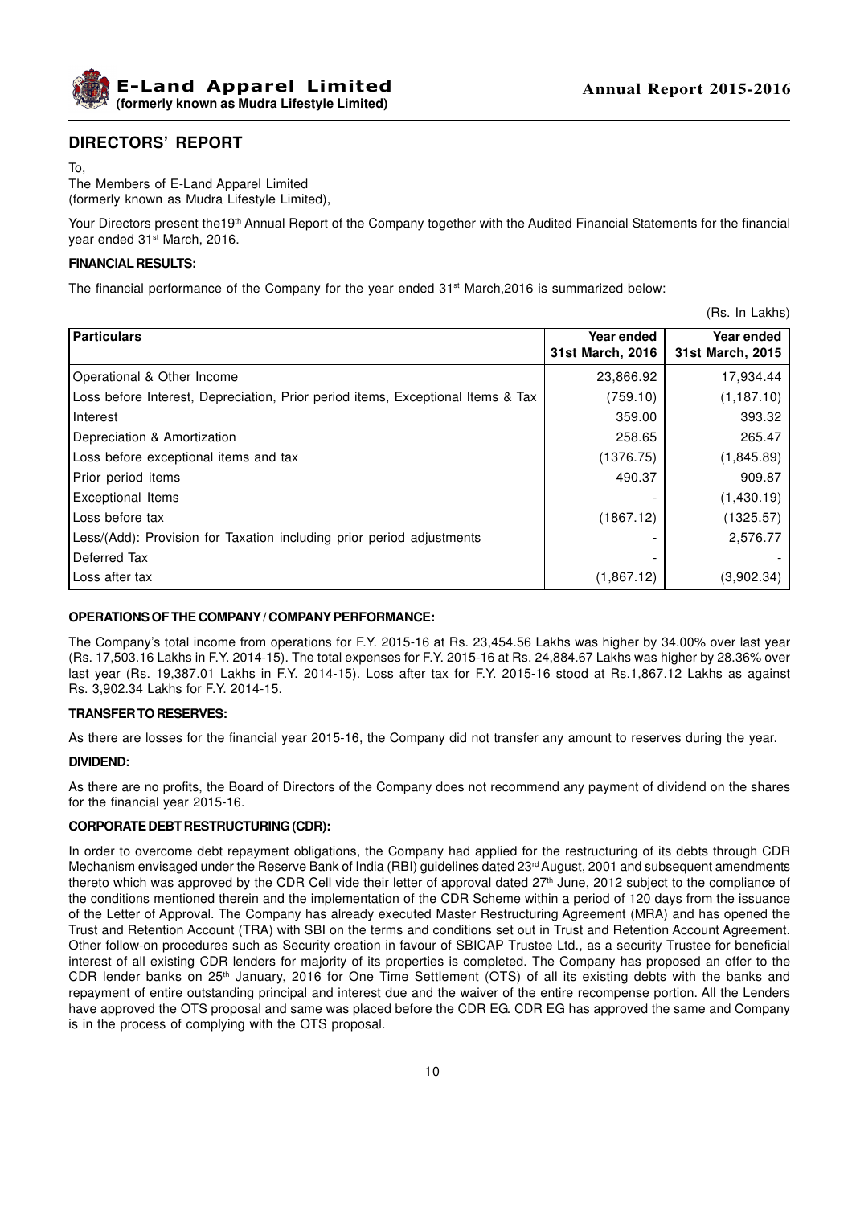## DIRECTORS' REPORT

To,
The Members of E-Land Apparel Limited
(formerly known as Mudra Lifestyle Limited),

Your Directors present the19th Annual Report of the Company together with the Audited Financial Statements for the financial year ended 31st March, 2016.

**FINANCIAL RESULTS:**

The financial performance of the Company for the year ended 31st March,2016 is summarized below:

(Rs. In Lakhs)

| Particulars | Year ended 31st March, 2016 | Year ended 31st March, 2015 |
|---|---|---|
| Operational & Other Income | 23,866.92 | 17,934.44 |
| Loss before Interest, Depreciation, Prior period items, Exceptional Items & Tax | (759.10) | (1,187.10) |
| Interest | 359.00 | 393.32 |
| Depreciation & Amortization | 258.65 | 265.47 |
| Loss before exceptional items and tax | (1376.75) | (1,845.89) |
| Prior period items | 490.37 | 909.87 |
| Exceptional Items | - | (1,430.19) |
| Loss before tax | (1867.12) | (1325.57) |
| Less/(Add): Provision for Taxation including prior period adjustments | - | 2,576.77 |
| Deferred Tax | - | - |
| Loss after tax | (1,867.12) | (3,902.34) |

**OPERATIONS OF THE COMPANY / COMPANY PERFORMANCE:**

The Company's total income from operations for F.Y. 2015-16 at Rs. 23,454.56 Lakhs was higher by 34.00% over last year (Rs. 17,503.16 Lakhs in F.Y. 2014-15). The total expenses for F.Y. 2015-16 at Rs. 24,884.67 Lakhs was higher by 28.36% over last year (Rs. 19,387.01 Lakhs in F.Y. 2014-15). Loss after tax for F.Y. 2015-16 stood at Rs.1,867.12 Lakhs as against Rs. 3,902.34 Lakhs for F.Y. 2014-15.

**TRANSFER TO RESERVES:**

As there are losses for the financial year 2015-16, the Company did not transfer any amount to reserves during the year.

**DIVIDEND:**

As there are no profits, the Board of Directors of the Company does not recommend any payment of dividend on the shares for the financial year 2015-16.

**CORPORATE DEBT RESTRUCTURING (CDR):**

In order to overcome debt repayment obligations, the Company had applied for the restructuring of its debts through CDR Mechanism envisaged under the Reserve Bank of India (RBI) guidelines dated 23rd August, 2001 and subsequent amendments thereto which was approved by the CDR Cell vide their letter of approval dated 27th June, 2012 subject to the compliance of the conditions mentioned therein and the implementation of the CDR Scheme within a period of 120 days from the issuance of the Letter of Approval. The Company has already executed Master Restructuring Agreement (MRA) and has opened the Trust and Retention Account (TRA) with SBI on the terms and conditions set out in Trust and Retention Account Agreement. Other follow-on procedures such as Security creation in favour of SBICAP Trustee Ltd., as a security Trustee for beneficial interest of all existing CDR lenders for majority of its properties is completed. The Company has proposed an offer to the CDR lender banks on 25th January, 2016 for One Time Settlement (OTS) of all its existing debts with the banks and repayment of entire outstanding principal and interest due and the waiver of the entire recompense portion. All the Lenders have approved the OTS proposal and same was placed before the CDR EG. CDR EG has approved the same and Company is in the process of complying with the OTS proposal.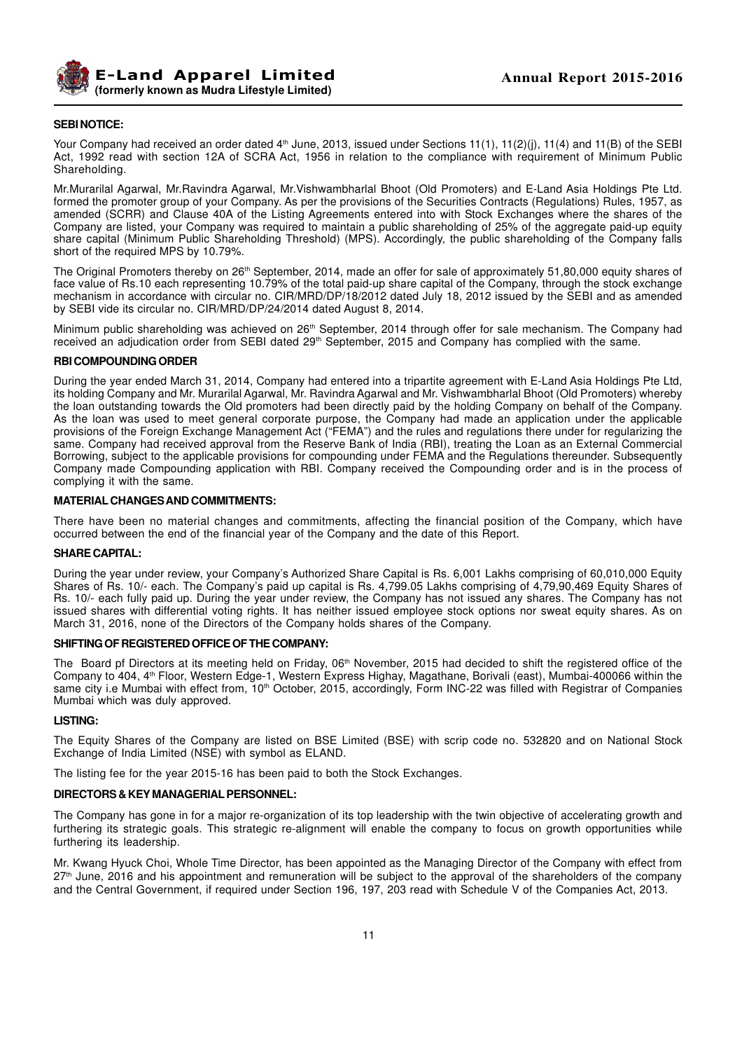### SEBI NOTICE:

Your Company had received an order dated 4th June, 2013, issued under Sections 11(1), 11(2)(j), 11(4) and 11(B) of the SEBI Act, 1992 read with section 12A of SCRA Act, 1956 in relation to the compliance with requirement of Minimum Public Shareholding.

Mr.Murarilal Agarwal, Mr.Ravindra Agarwal, Mr.Vishwambharlal Bhoot (Old Promoters) and E-Land Asia Holdings Pte Ltd. formed the promoter group of your Company. As per the provisions of the Securities Contracts (Regulations) Rules, 1957, as amended (SCRR) and Clause 40A of the Listing Agreements entered into with Stock Exchanges where the shares of the Company are listed, your Company was required to maintain a public shareholding of 25% of the aggregate paid-up equity share capital (Minimum Public Shareholding Threshold) (MPS). Accordingly, the public shareholding of the Company falls short of the required MPS by 10.79%.

The Original Promoters thereby on 26th September, 2014, made an offer for sale of approximately 51,80,000 equity shares of face value of Rs.10 each representing 10.79% of the total paid-up share capital of the Company, through the stock exchange mechanism in accordance with circular no. CIR/MRD/DP/18/2012 dated July 18, 2012 issued by the SEBI and as amended by SEBI vide its circular no. CIR/MRD/DP/24/2014 dated August 8, 2014.

Minimum public shareholding was achieved on 26th September, 2014 through offer for sale mechanism. The Company had received an adjudication order from SEBI dated 29th September, 2015 and Company has complied with the same.

### RBI COMPOUNDING ORDER

During the year ended March 31, 2014, Company had entered into a tripartite agreement with E-Land Asia Holdings Pte Ltd, its holding Company and Mr. Murarilal Agarwal, Mr. Ravindra Agarwal and Mr. Vishwambharlal Bhoot (Old Promoters) whereby the loan outstanding towards the Old promoters had been directly paid by the holding Company on behalf of the Company. As the loan was used to meet general corporate purpose, the Company had made an application under the applicable provisions of the Foreign Exchange Management Act ("FEMA") and the rules and regulations there under for regularizing the same. Company had received approval from the Reserve Bank of India (RBI), treating the Loan as an External Commercial Borrowing, subject to the applicable provisions for compounding under FEMA and the Regulations thereunder. Subsequently Company made Compounding application with RBI. Company received the Compounding order and is in the process of complying it with the same.

### MATERIAL CHANGES AND COMMITMENTS:

There have been no material changes and commitments, affecting the financial position of the Company, which have occurred between the end of the financial year of the Company and the date of this Report.

### SHARE CAPITAL:

During the year under review, your Company's Authorized Share Capital is Rs. 6,001 Lakhs comprising of 60,010,000 Equity Shares of Rs. 10/- each. The Company's paid up capital is Rs. 4,799.05 Lakhs comprising of 4,79,90,469 Equity Shares of Rs. 10/- each fully paid up. During the year under review, the Company has not issued any shares. The Company has not issued shares with differential voting rights. It has neither issued employee stock options nor sweat equity shares. As on March 31, 2016, none of the Directors of the Company holds shares of the Company.

### SHIFTING OF REGISTERED OFFICE OF THE COMPANY:

The Board pf Directors at its meeting held on Friday, 06th November, 2015 had decided to shift the registered office of the Company to 404, 4th Floor, Western Edge-1, Western Express Highay, Magathane, Borivali (east), Mumbai-400066 within the same city i.e Mumbai with effect from, 10th October, 2015, accordingly, Form INC-22 was filled with Registrar of Companies Mumbai which was duly approved.

### LISTING:

The Equity Shares of the Company are listed on BSE Limited (BSE) with scrip code no. 532820 and on National Stock Exchange of India Limited (NSE) with symbol as ELAND.

The listing fee for the year 2015-16 has been paid to both the Stock Exchanges.

### DIRECTORS & KEY MANAGERIAL PERSONNEL:

The Company has gone in for a major re-organization of its top leadership with the twin objective of accelerating growth and furthering its strategic goals. This strategic re-alignment will enable the company to focus on growth opportunities while furthering its leadership.

Mr. Kwang Hyuck Choi, Whole Time Director, has been appointed as the Managing Director of the Company with effect from 27th June, 2016 and his appointment and remuneration will be subject to the approval of the shareholders of the company and the Central Government, if required under Section 196, 197, 203 read with Schedule V of the Companies Act, 2013.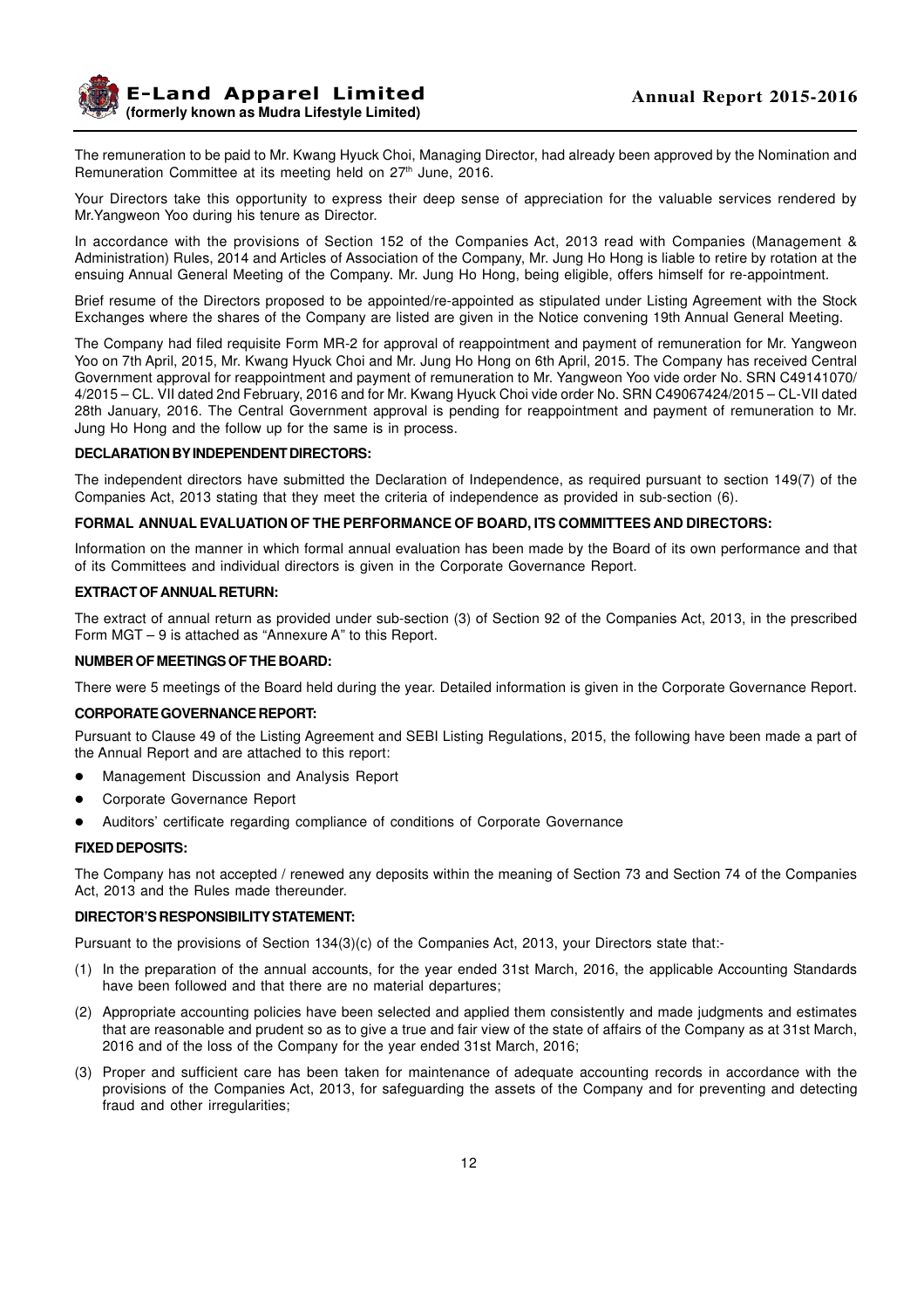The remuneration to be paid to Mr. Kwang Hyuck Choi, Managing Director, had already been approved by the Nomination and Remuneration Committee at its meeting held on 27th June, 2016.

Your Directors take this opportunity to express their deep sense of appreciation for the valuable services rendered by Mr.Yangweon Yoo during his tenure as Director.

In accordance with the provisions of Section 152 of the Companies Act, 2013 read with Companies (Management & Administration) Rules, 2014 and Articles of Association of the Company, Mr. Jung Ho Hong is liable to retire by rotation at the ensuing Annual General Meeting of the Company. Mr. Jung Ho Hong, being eligible, offers himself for re-appointment.

Brief resume of the Directors proposed to be appointed/re-appointed as stipulated under Listing Agreement with the Stock Exchanges where the shares of the Company are listed are given in the Notice convening 19th Annual General Meeting.

The Company had filed requisite Form MR-2 for approval of reappointment and payment of remuneration for Mr. Yangweon Yoo on 7th April, 2015, Mr. Kwang Hyuck Choi and Mr. Jung Ho Hong on 6th April, 2015. The Company has received Central Government approval for reappointment and payment of remuneration to Mr. Yangweon Yoo vide order No. SRN C49141070/4/2015 – CL. VII dated 2nd February, 2016 and for Mr. Kwang Hyuck Choi vide order No. SRN C49067424/2015 – CL-VII dated 28th January, 2016. The Central Government approval is pending for reappointment and payment of remuneration to Mr. Jung Ho Hong and the follow up for the same is in process.

**DECLARATION BY INDEPENDENT DIRECTORS:**

The independent directors have submitted the Declaration of Independence, as required pursuant to section 149(7) of the Companies Act, 2013 stating that they meet the criteria of independence as provided in sub-section (6).

**FORMAL ANNUAL EVALUATION OF THE PERFORMANCE OF BOARD, ITS COMMITTEES AND DIRECTORS:**

Information on the manner in which formal annual evaluation has been made by the Board of its own performance and that of its Committees and individual directors is given in the Corporate Governance Report.

**EXTRACT OF ANNUAL RETURN:**

The extract of annual return as provided under sub-section (3) of Section 92 of the Companies Act, 2013, in the prescribed Form MGT – 9 is attached as "Annexure A" to this Report.

**NUMBER OF MEETINGS OF THE BOARD:**

There were 5 meetings of the Board held during the year. Detailed information is given in the Corporate Governance Report.

**CORPORATE GOVERNANCE REPORT:**

Pursuant to Clause 49 of the Listing Agreement and SEBI Listing Regulations, 2015, the following have been made a part of the Annual Report and are attached to this report:

- Management Discussion and Analysis Report
- Corporate Governance Report
- Auditors' certificate regarding compliance of conditions of Corporate Governance

**FIXED DEPOSITS:**

The Company has not accepted / renewed any deposits within the meaning of Section 73 and Section 74 of the Companies Act, 2013 and the Rules made thereunder.

**DIRECTOR'S RESPONSIBILITY STATEMENT:**

Pursuant to the provisions of Section 134(3)(c) of the Companies Act, 2013, your Directors state that:-

(1) In the preparation of the annual accounts, for the year ended 31st March, 2016, the applicable Accounting Standards have been followed and that there are no material departures;

(2) Appropriate accounting policies have been selected and applied them consistently and made judgments and estimates that are reasonable and prudent so as to give a true and fair view of the state of affairs of the Company as at 31st March, 2016 and of the loss of the Company for the year ended 31st March, 2016;

(3) Proper and sufficient care has been taken for maintenance of adequate accounting records in accordance with the provisions of the Companies Act, 2013, for safeguarding the assets of the Company and for preventing and detecting fraud and other irregularities;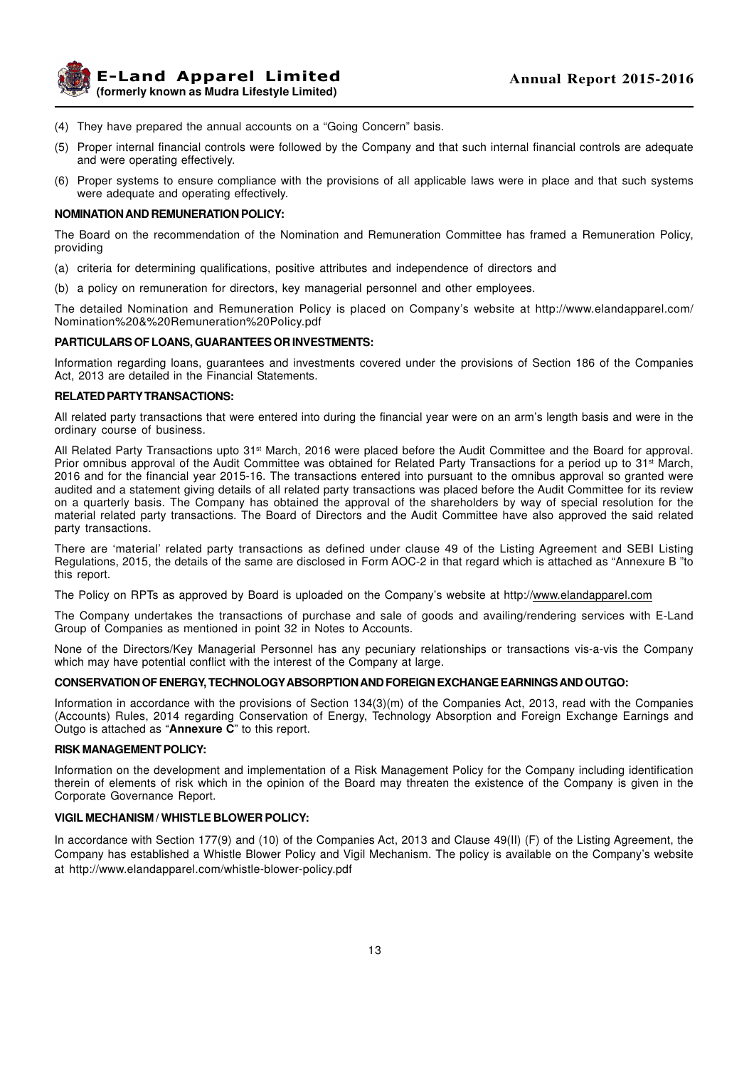(4) They have prepared the annual accounts on a "Going Concern" basis.

(5) Proper internal financial controls were followed by the Company and that such internal financial controls are adequate and were operating effectively.

(6) Proper systems to ensure compliance with the provisions of all applicable laws were in place and that such systems were adequate and operating effectively.

**NOMINATION AND REMUNERATION POLICY:**

The Board on the recommendation of the Nomination and Remuneration Committee has framed a Remuneration Policy, providing

(a) criteria for determining qualifications, positive attributes and independence of directors and

(b) a policy on remuneration for directors, key managerial personnel and other employees.

The detailed Nomination and Remuneration Policy is placed on Company's website at http://www.elandapparel.com/Nomination%20&%20Remuneration%20Policy.pdf

**PARTICULARS OF LOANS, GUARANTEES OR INVESTMENTS:**

Information regarding loans, guarantees and investments covered under the provisions of Section 186 of the Companies Act, 2013 are detailed in the Financial Statements.

**RELATED PARTY TRANSACTIONS:**

All related party transactions that were entered into during the financial year were on an arm's length basis and were in the ordinary course of business.

All Related Party Transactions upto 31st March, 2016 were placed before the Audit Committee and the Board for approval. Prior omnibus approval of the Audit Committee was obtained for Related Party Transactions for a period up to 31st March, 2016 and for the financial year 2015-16. The transactions entered into pursuant to the omnibus approval so granted were audited and a statement giving details of all related party transactions was placed before the Audit Committee for its review on a quarterly basis. The Company has obtained the approval of the shareholders by way of special resolution for the material related party transactions. The Board of Directors and the Audit Committee have also approved the said related party transactions.

There are 'material' related party transactions as defined under clause 49 of the Listing Agreement and SEBI Listing Regulations, 2015, the details of the same are disclosed in Form AOC-2 in that regard which is attached as "Annexure B "to this report.

The Policy on RPTs as approved by Board is uploaded on the Company's website at http://www.elandapparel.com

The Company undertakes the transactions of purchase and sale of goods and availing/rendering services with E-Land Group of Companies as mentioned in point 32 in Notes to Accounts.

None of the Directors/Key Managerial Personnel has any pecuniary relationships or transactions vis-a-vis the Company which may have potential conflict with the interest of the Company at large.

**CONSERVATION OF ENERGY, TECHNOLOGY ABSORPTION AND FOREIGN EXCHANGE EARNINGS AND OUTGO:**

Information in accordance with the provisions of Section 134(3)(m) of the Companies Act, 2013, read with the Companies (Accounts) Rules, 2014 regarding Conservation of Energy, Technology Absorption and Foreign Exchange Earnings and Outgo is attached as "**Annexure C**" to this report.

**RISK MANAGEMENT POLICY:**

Information on the development and implementation of a Risk Management Policy for the Company including identification therein of elements of risk which in the opinion of the Board may threaten the existence of the Company is given in the Corporate Governance Report.

**VIGIL MECHANISM / WHISTLE BLOWER POLICY:**

In accordance with Section 177(9) and (10) of the Companies Act, 2013 and Clause 49(II) (F) of the Listing Agreement, the Company has established a Whistle Blower Policy and Vigil Mechanism. The policy is available on the Company's website at http://www.elandapparel.com/whistle-blower-policy.pdf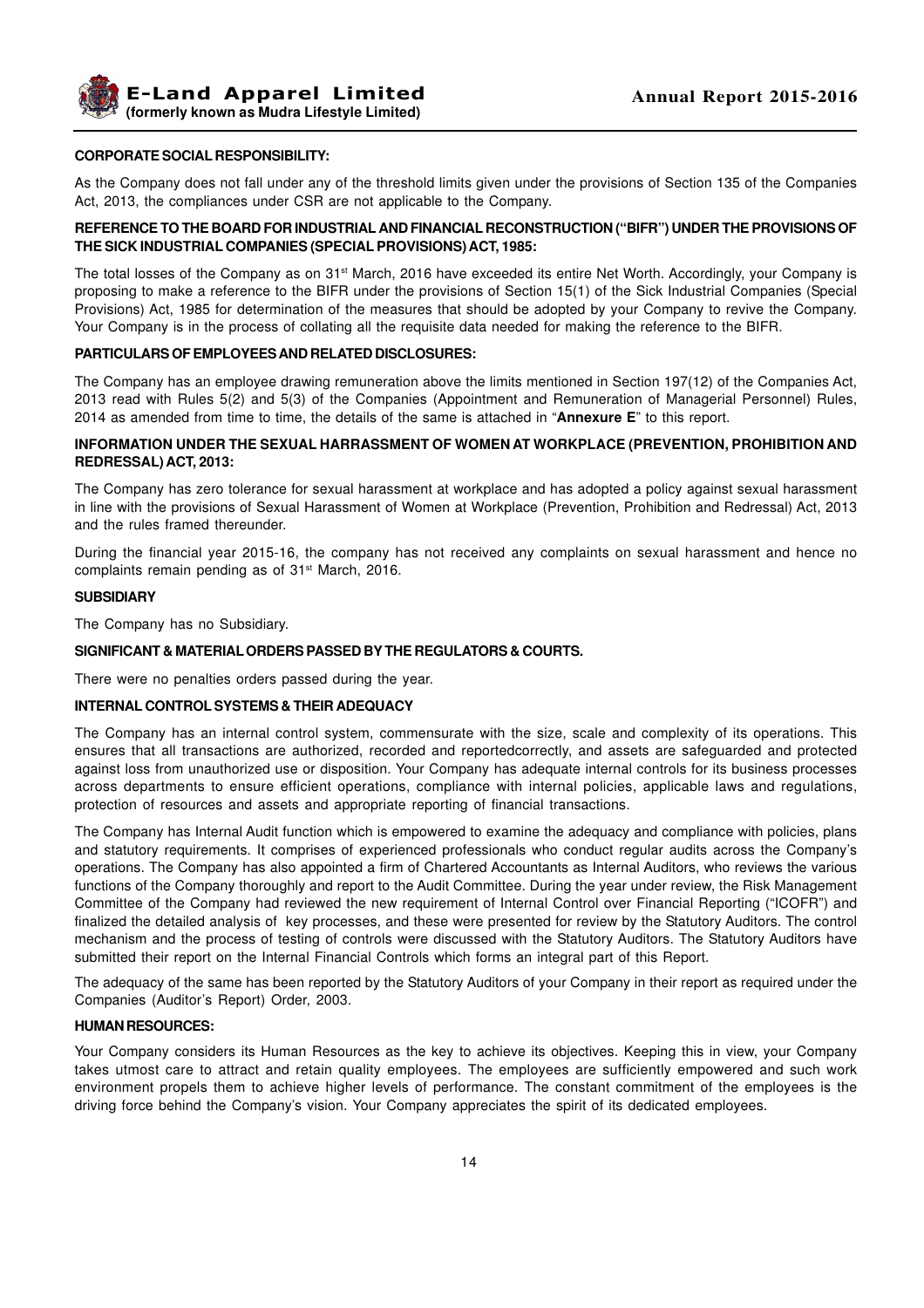**CORPORATE SOCIAL RESPONSIBILITY:**

As the Company does not fall under any of the threshold limits given under the provisions of Section 135 of the Companies Act, 2013, the compliances under CSR are not applicable to the Company.

**REFERENCE TO THE BOARD FOR INDUSTRIAL AND FINANCIAL RECONSTRUCTION ("BIFR") UNDER THE PROVISIONS OF THE SICK INDUSTRIAL COMPANIES (SPECIAL PROVISIONS) ACT, 1985:**

The total losses of the Company as on 31st March, 2016 have exceeded its entire Net Worth. Accordingly, your Company is proposing to make a reference to the BIFR under the provisions of Section 15(1) of the Sick Industrial Companies (Special Provisions) Act, 1985 for determination of the measures that should be adopted by your Company to revive the Company. Your Company is in the process of collating all the requisite data needed for making the reference to the BIFR.

**PARTICULARS OF EMPLOYEES AND RELATED DISCLOSURES:**

The Company has an employee drawing remuneration above the limits mentioned in Section 197(12) of the Companies Act, 2013 read with Rules 5(2) and 5(3) of the Companies (Appointment and Remuneration of Managerial Personnel) Rules, 2014 as amended from time to time, the details of the same is attached in "**Annexure E**" to this report.

**INFORMATION UNDER THE SEXUAL HARRASSMENT OF WOMEN AT WORKPLACE (PREVENTION, PROHIBITION AND REDRESSAL) ACT, 2013:**

The Company has zero tolerance for sexual harassment at workplace and has adopted a policy against sexual harassment in line with the provisions of Sexual Harassment of Women at Workplace (Prevention, Prohibition and Redressal) Act, 2013 and the rules framed thereunder.

During the financial year 2015-16, the company has not received any complaints on sexual harassment and hence no complaints remain pending as of 31st March, 2016.

**SUBSIDIARY**

The Company has no Subsidiary.

**SIGNIFICANT & MATERIAL ORDERS PASSED BY THE REGULATORS & COURTS.**

There were no penalties orders passed during the year.

**INTERNAL CONTROL SYSTEMS & THEIR ADEQUACY**

The Company has an internal control system, commensurate with the size, scale and complexity of its operations. This ensures that all transactions are authorized, recorded and reportedcorrectly, and assets are safeguarded and protected against loss from unauthorized use or disposition. Your Company has adequate internal controls for its business processes across departments to ensure efficient operations, compliance with internal policies, applicable laws and regulations, protection of resources and assets and appropriate reporting of financial transactions.

The Company has Internal Audit function which is empowered to examine the adequacy and compliance with policies, plans and statutory requirements. It comprises of experienced professionals who conduct regular audits across the Company's operations. The Company has also appointed a firm of Chartered Accountants as Internal Auditors, who reviews the various functions of the Company thoroughly and report to the Audit Committee. During the year under review, the Risk Management Committee of the Company had reviewed the new requirement of Internal Control over Financial Reporting ("ICOFR") and finalized the detailed analysis of key processes, and these were presented for review by the Statutory Auditors. The control mechanism and the process of testing of controls were discussed with the Statutory Auditors. The Statutory Auditors have submitted their report on the Internal Financial Controls which forms an integral part of this Report.

The adequacy of the same has been reported by the Statutory Auditors of your Company in their report as required under the Companies (Auditor's Report) Order, 2003.

**HUMAN RESOURCES:**

Your Company considers its Human Resources as the key to achieve its objectives. Keeping this in view, your Company takes utmost care to attract and retain quality employees. The employees are sufficiently empowered and such work environment propels them to achieve higher levels of performance. The constant commitment of the employees is the driving force behind the Company's vision. Your Company appreciates the spirit of its dedicated employees.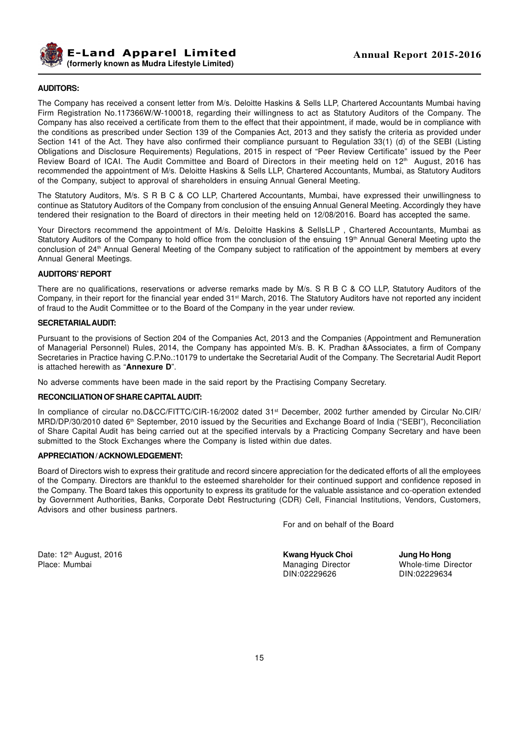**AUDITORS:**

The Company has received a consent letter from M/s. Deloitte Haskins & Sells LLP, Chartered Accountants Mumbai having Firm Registration No.117366W/W-100018, regarding their willingness to act as Statutory Auditors of the Company. The Company has also received a certificate from them to the effect that their appointment, if made, would be in compliance with the conditions as prescribed under Section 139 of the Companies Act, 2013 and they satisfy the criteria as provided under Section 141 of the Act. They have also confirmed their compliance pursuant to Regulation 33(1) (d) of the SEBI (Listing Obligations and Disclosure Requirements) Regulations, 2015 in respect of "Peer Review Certificate" issued by the Peer Review Board of ICAI. The Audit Committee and Board of Directors in their meeting held on 12th August, 2016 has recommended the appointment of M/s. Deloitte Haskins & Sells LLP, Chartered Accountants, Mumbai, as Statutory Auditors of the Company, subject to approval of shareholders in ensuing Annual General Meeting.

The Statutory Auditors, M/s. S R B C & CO LLP, Chartered Accountants, Mumbai, have expressed their unwillingness to continue as Statutory Auditors of the Company from conclusion of the ensuing Annual General Meeting. Accordingly they have tendered their resignation to the Board of directors in their meeting held on 12/08/2016. Board has accepted the same.

Your Directors recommend the appointment of M/s. Deloitte Haskins & SellsLLP , Chartered Accountants, Mumbai as Statutory Auditors of the Company to hold office from the conclusion of the ensuing 19th Annual General Meeting upto the conclusion of 24th Annual General Meeting of the Company subject to ratification of the appointment by members at every Annual General Meetings.

**AUDITORS' REPORT**

There are no qualifications, reservations or adverse remarks made by M/s. S R B C & CO LLP, Statutory Auditors of the Company, in their report for the financial year ended 31st March, 2016. The Statutory Auditors have not reported any incident of fraud to the Audit Committee or to the Board of the Company in the year under review.

**SECRETARIAL AUDIT:**

Pursuant to the provisions of Section 204 of the Companies Act, 2013 and the Companies (Appointment and Remuneration of Managerial Personnel) Rules, 2014, the Company has appointed M/s. B. K. Pradhan &Associates, a firm of Company Secretaries in Practice having C.P.No.:10179 to undertake the Secretarial Audit of the Company. The Secretarial Audit Report is attached herewith as "**Annexure D**".

No adverse comments have been made in the said report by the Practising Company Secretary.

**RECONCILIATION OF SHARE CAPITAL AUDIT:**

In compliance of circular no.D&CC/FITTC/CIR-16/2002 dated 31st December, 2002 further amended by Circular No.CIR/MRD/DP/30/2010 dated 6th September, 2010 issued by the Securities and Exchange Board of India ("SEBI"), Reconciliation of Share Capital Audit has being carried out at the specified intervals by a Practicing Company Secretary and have been submitted to the Stock Exchanges where the Company is listed within due dates.

**APPRECIATION / ACKNOWLEDGEMENT:**

Board of Directors wish to express their gratitude and record sincere appreciation for the dedicated efforts of all the employees of the Company. Directors are thankful to the esteemed shareholder for their continued support and confidence reposed in the Company. The Board takes this opportunity to express its gratitude for the valuable assistance and co-operation extended by Government Authorities, Banks, Corporate Debt Restructuring (CDR) Cell, Financial Institutions, Vendors, Customers, Advisors and other business partners.

For and on behalf of the Board

Date: 12th August, 2016
Place: Mumbai

**Kwang Hyuck Choi**
Managing Director
DIN:02229626

**Jung Ho Hong**
Whole-time Director
DIN:02229634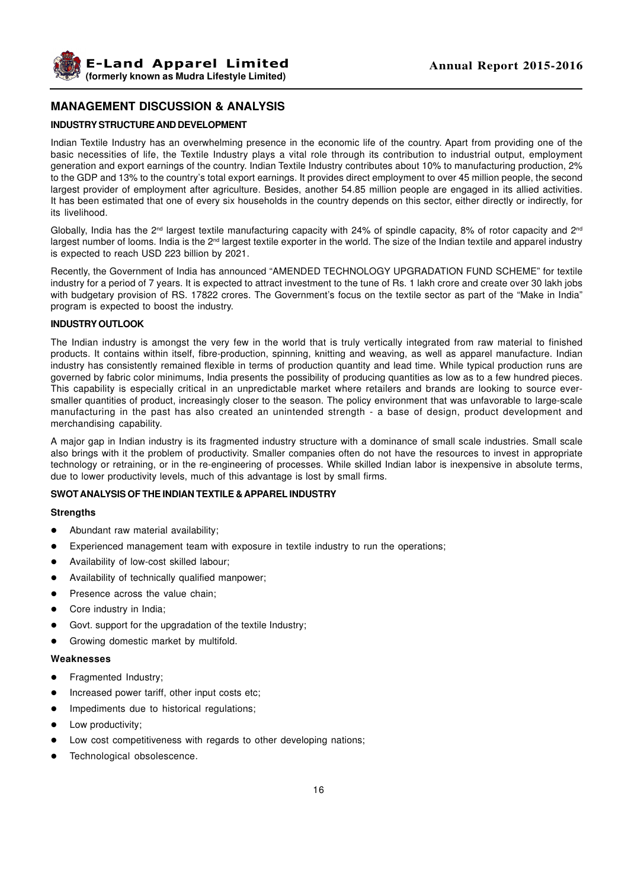## MANAGEMENT DISCUSSION & ANALYSIS

### INDUSTRY STRUCTURE AND DEVELOPMENT

Indian Textile Industry has an overwhelming presence in the economic life of the country. Apart from providing one of the basic necessities of life, the Textile Industry plays a vital role through its contribution to industrial output, employment generation and export earnings of the country. Indian Textile Industry contributes about 10% to manufacturing production, 2% to the GDP and 13% to the country's total export earnings. It provides direct employment to over 45 million people, the second largest provider of employment after agriculture. Besides, another 54.85 million people are engaged in its allied activities. It has been estimated that one of every six households in the country depends on this sector, either directly or indirectly, for its livelihood.

Globally, India has the 2nd largest textile manufacturing capacity with 24% of spindle capacity, 8% of rotor capacity and 2nd largest number of looms. India is the 2nd largest textile exporter in the world. The size of the Indian textile and apparel industry is expected to reach USD 223 billion by 2021.

Recently, the Government of India has announced "AMENDED TECHNOLOGY UPGRADATION FUND SCHEME" for textile industry for a period of 7 years. It is expected to attract investment to the tune of Rs. 1 lakh crore and create over 30 lakh jobs with budgetary provision of RS. 17822 crores. The Government's focus on the textile sector as part of the "Make in India" program is expected to boost the industry.

### INDUSTRY OUTLOOK

The Indian industry is amongst the very few in the world that is truly vertically integrated from raw material to finished products. It contains within itself, fibre-production, spinning, knitting and weaving, as well as apparel manufacture. Indian industry has consistently remained flexible in terms of production quantity and lead time. While typical production runs are governed by fabric color minimums, India presents the possibility of producing quantities as low as to a few hundred pieces. This capability is especially critical in an unpredictable market where retailers and brands are looking to source ever-smaller quantities of product, increasingly closer to the season. The policy environment that was unfavorable to large-scale manufacturing in the past has also created an unintended strength - a base of design, product development and merchandising capability.

A major gap in Indian industry is its fragmented industry structure with a dominance of small scale industries. Small scale also brings with it the problem of productivity. Smaller companies often do not have the resources to invest in appropriate technology or retraining, or in the re-engineering of processes. While skilled Indian labor is inexpensive in absolute terms, due to lower productivity levels, much of this advantage is lost by small firms.

### SWOT ANALYSIS OF THE INDIAN TEXTILE & APPAREL INDUSTRY

#### Strengths

- Abundant raw material availability;
- Experienced management team with exposure in textile industry to run the operations;
- Availability of low-cost skilled labour;
- Availability of technically qualified manpower;
- Presence across the value chain;
- Core industry in India;
- Govt. support for the upgradation of the textile Industry;
- Growing domestic market by multifold.

#### Weaknesses

- Fragmented Industry;
- Increased power tariff, other input costs etc;
- Impediments due to historical regulations;
- Low productivity;
- Low cost competitiveness with regards to other developing nations;
- Technological obsolescence.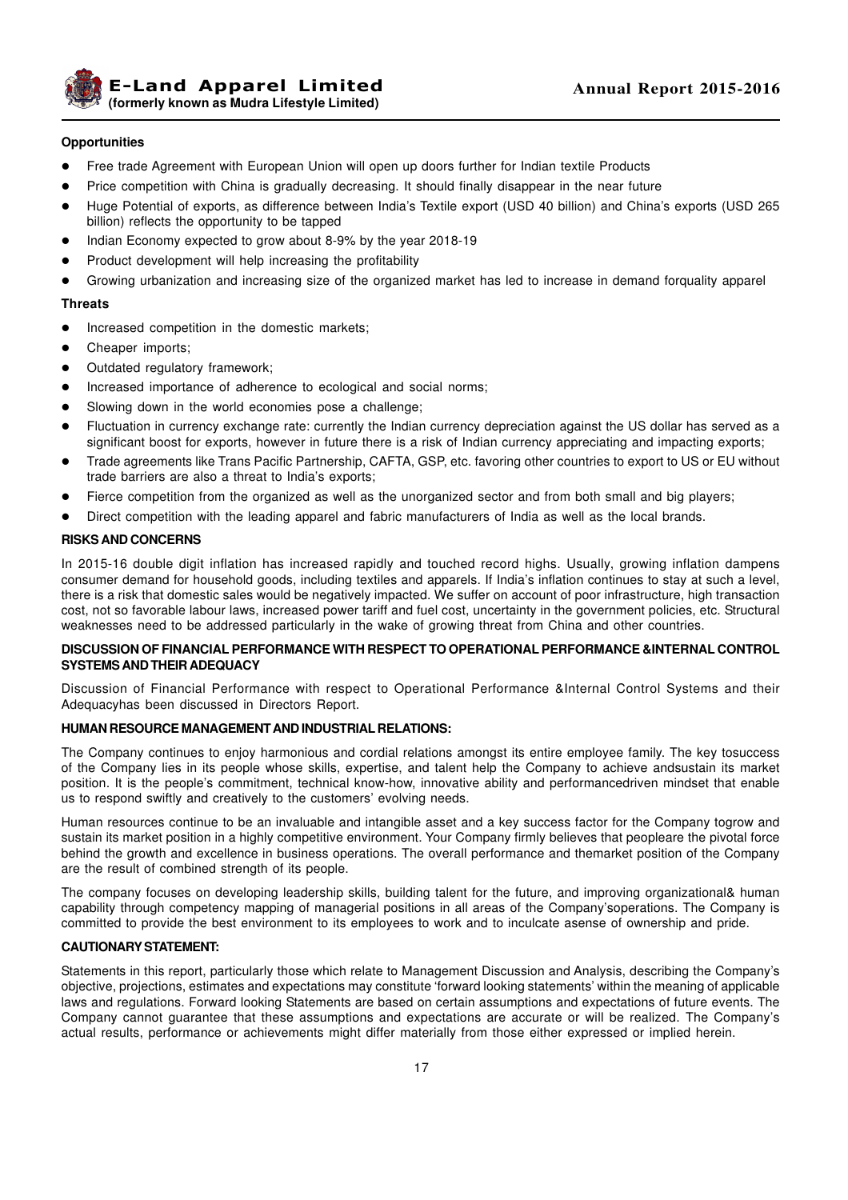**Opportunities**

- Free trade Agreement with European Union will open up doors further for Indian textile Products
- Price competition with China is gradually decreasing. It should finally disappear in the near future
- Huge Potential of exports, as difference between India's Textile export (USD 40 billion) and China's exports (USD 265 billion) reflects the opportunity to be tapped
- Indian Economy expected to grow about 8-9% by the year 2018-19
- Product development will help increasing the profitability
- Growing urbanization and increasing size of the organized market has led to increase in demand forquality apparel

**Threats**

- Increased competition in the domestic markets;
- Cheaper imports;
- Outdated regulatory framework;
- Increased importance of adherence to ecological and social norms;
- Slowing down in the world economies pose a challenge;
- Fluctuation in currency exchange rate: currently the Indian currency depreciation against the US dollar has served as a significant boost for exports, however in future there is a risk of Indian currency appreciating and impacting exports;
- Trade agreements like Trans Pacific Partnership, CAFTA, GSP, etc. favoring other countries to export to US or EU without trade barriers are also a threat to India's exports;
- Fierce competition from the organized as well as the unorganized sector and from both small and big players;
- Direct competition with the leading apparel and fabric manufacturers of India as well as the local brands.

**RISKS AND CONCERNS**

In 2015-16 double digit inflation has increased rapidly and touched record highs. Usually, growing inflation dampens consumer demand for household goods, including textiles and apparels. If India's inflation continues to stay at such a level, there is a risk that domestic sales would be negatively impacted. We suffer on account of poor infrastructure, high transaction cost, not so favorable labour laws, increased power tariff and fuel cost, uncertainty in the government policies, etc. Structural weaknesses need to be addressed particularly in the wake of growing threat from China and other countries.

**DISCUSSION OF FINANCIAL PERFORMANCE WITH RESPECT TO OPERATIONAL PERFORMANCE &INTERNAL CONTROL SYSTEMS AND THEIR ADEQUACY**

Discussion of Financial Performance with respect to Operational Performance &Internal Control Systems and their Adequacyhas been discussed in Directors Report.

**HUMAN RESOURCE MANAGEMENT AND INDUSTRIAL RELATIONS:**

The Company continues to enjoy harmonious and cordial relations amongst its entire employee family. The key tosuccess of the Company lies in its people whose skills, expertise, and talent help the Company to achieve andsustain its market position. It is the people's commitment, technical know-how, innovative ability and performancedriven mindset that enable us to respond swiftly and creatively to the customers' evolving needs.

Human resources continue to be an invaluable and intangible asset and a key success factor for the Company togrow and sustain its market position in a highly competitive environment. Your Company firmly believes that peopleare the pivotal force behind the growth and excellence in business operations. The overall performance and themarket position of the Company are the result of combined strength of its people.

The company focuses on developing leadership skills, building talent for the future, and improving organizational& human capability through competency mapping of managerial positions in all areas of the Company'soperations. The Company is committed to provide the best environment to its employees to work and to inculcate asense of ownership and pride.

**CAUTIONARY STATEMENT:**

Statements in this report, particularly those which relate to Management Discussion and Analysis, describing the Company's objective, projections, estimates and expectations may constitute 'forward looking statements' within the meaning of applicable laws and regulations. Forward looking Statements are based on certain assumptions and expectations of future events. The Company cannot guarantee that these assumptions and expectations are accurate or will be realized. The Company's actual results, performance or achievements might differ materially from those either expressed or implied herein.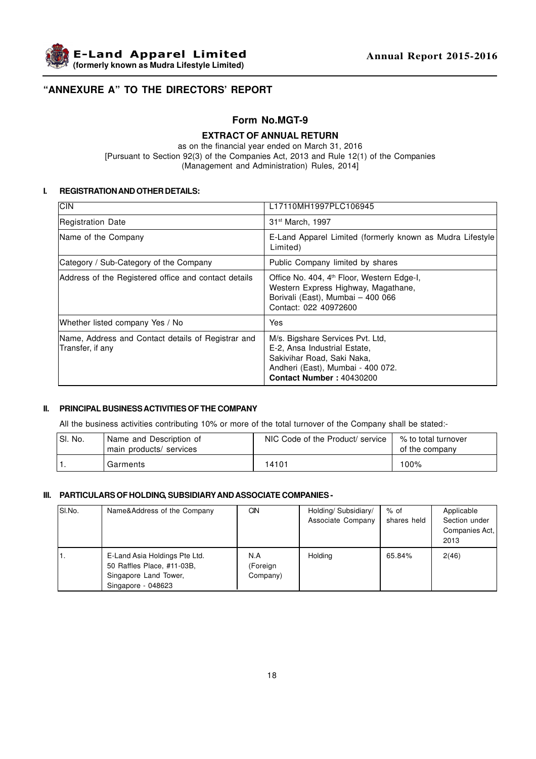## "ANNEXURE A" TO THE DIRECTORS' REPORT

### Form No.MGT-9

**EXTRACT OF ANNUAL RETURN**

as on the financial year ended on March 31, 2016
[Pursuant to Section 92(3) of the Companies Act, 2013 and Rule 12(1) of the Companies (Management and Administration) Rules, 2014]

#### I. REGISTRATION AND OTHER DETAILS:

| | |
|---|---|
| CIN | L17110MH1997PLC106945 |
| Registration Date | 31st March, 1997 |
| Name of the Company | E-Land Apparel Limited (formerly known as Mudra Lifestyle Limited) |
| Category / Sub-Category of the Company | Public Company limited by shares |
| Address of the Registered office and contact details | Office No. 404, 4th Floor, Western Edge-I, Western Express Highway, Magathane, Borivali (East), Mumbai – 400 066 Contact: 022 40972600 |
| Whether listed company Yes / No | Yes |
| Name, Address and Contact details of Registrar and Transfer, if any | M/s. Bigshare Services Pvt. Ltd, E-2, Ansa Industrial Estate, Sakivihar Road, Saki Naka, Andheri (East), Mumbai - 400 072. **Contact Number : 40430200** |

#### II. PRINCIPAL BUSINESS ACTIVITIES OF THE COMPANY

All the business activities contributing 10% or more of the total turnover of the Company shall be stated:-

| Sl. No. | Name and Description of main products/ services | NIC Code of the Product/ service | % to total turnover of the company |
|---|---|---|---|
| 1. | Garments | 14101 | 100% |

#### III. PARTICULARS OF HOLDING, SUBSIDIARY AND ASSOCIATE COMPANIES -

| Sl.No. | Name&Address of the Company | CIN | Holding/ Subsidiary/ Associate Company | % of shares held | Applicable Section under Companies Act, 2013 |
|---|---|---|---|---|---|
| 1. | E-Land Asia Holdings Pte Ltd. 50 Raffles Place, #11-03B, Singapore Land Tower, Singapore - 048623 | N.A (Foreign Company) | Holding | 65.84% | 2(46) |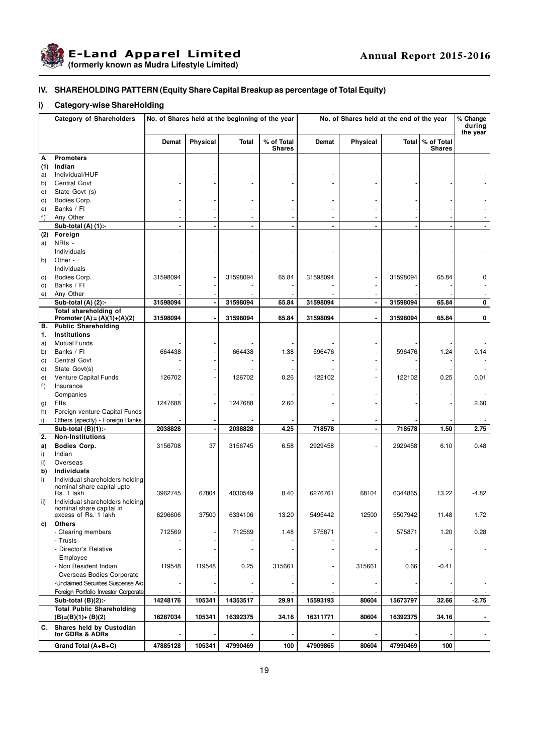## IV. SHAREHOLDING PATTERN (Equity Share Capital Breakup as percentage of Total Equity)

### i) Category-wise ShareHolding

| | Category of Shareholders | No. of Shares held at the beginning of the year | | | | No. of Shares held at the end of the year | | | | % Change during the year |
|---|---|---|---|---|---|---|---|---|---|---|
| | | Demat | Physical | Total | % of Total Shares | Demat | Physical | Total | % of Total Shares | |
| **A.** | **Promoters** | | | | | | | | | |
| **(1)** | **Indian** | | | | | | | | | |
| a) | Individual/HUF | - | - | - | - | - | - | - | - | - |
| b) | Central Govt | - | - | - | - | - | - | - | - | - |
| c) | State Govt (s) | - | - | - | - | - | - | - | - | - |
| d) | Bodies Corp. | - | - | - | - | - | - | - | - | - |
| e) | Banks / FI | - | - | - | - | - | - | - | - | - |
| f) | Any Other | - | - | - | - | - | - | - | - | - |
| | **Sub-total (A) (1):-** | **-** | **-** | **-** | **-** | **-** | **-** | **-** | **-** | **-** |
| **(2)** | **Foreign** | | | | | | | | | |
| a) | NRIs - Individuals | - | - | - | - | - | - | - | - | - |
| b) | Other - Individuals | - | - | - | - | - | - | - | - | - |
| c) | Bodies Corp. | 31598094 | - | 31598094 | 65.84 | 31598094 | - | 31598094 | 65.84 | 0 |
| d) | Banks / FI | - | - | - | - | - | - | - | - | - |
| e) | Any Other | - | - | - | - | - | - | - | - | - |
| | **Sub-total (A) (2):-** | **31598094** | **-** | **31598094** | **65.84** | **31598094** | **-** | **31598094** | **65.84** | **0** |
| | **Total shareholding of Promoter (A) = (A)(1)+(A)(2)** | **31598094** | **-** | **31598094** | **65.84** | **31598094** | **-** | **31598094** | **65.84** | **0** |
| **B.** | **Public Shareholding** | | | | | | | | | |
| **1.** | **Institutions** | | | | | | | | | |
| a) | Mutual Funds | - | - | - | - | - | - | - | - | - |
| b) | Banks / FI | 664438 | - | 664438 | 1.38 | 596476 | - | 596476 | 1.24 | 0.14 |
| c) | Central Govt | - | - | - | - | - | - | - | - | - |
| d) | State Govt(s) | - | - | - | - | - | - | - | - | - |
| e) | Venture Capital Funds | 126702 | - | 126702 | 0.26 | 122102 | - | 122102 | 0.25 | 0.01 |
| f) | Insurance Companies | - | - | - | - | - | - | - | - | - |
| g) | FIIs | 1247688 | - | 1247688 | 2.60 | - | - | - | - | 2.60 |
| h) | Foreign venture Capital Funds | - | - | - | - | - | - | - | - | - |
| i) | Others (specify) - Foreign Banks | - | - | - | - | - | - | - | - | - |
| | **Sub-total (B)(1):-** | **2038828** | **-** | **2038828** | **4.25** | **718578** | **-** | **718578** | **1.50** | **2.75** |
| **2.** | **Non-Institutions** | | | | | | | | | |
| **a)** | **Bodies Corp.** | 3156708 | 37 | 3156745 | 6.58 | 2929458 | - | 2929458 | 6.10 | 0.48 |
| i) | Indian | | | | | | | | | |
| ii) | Overseas | | | | | | | | | |
| **b)** | **Individuals** | | | | | | | | | |
| i) | Individual shareholders holding nominal share capital upto Rs. 1 lakh | 3962745 | 67804 | 4030549 | 8.40 | 6276761 | 68104 | 6344865 | 13.22 | -4.82 |
| ii) | Individual shareholders holding nominal share capital in excess of Rs. 1 lakh | 6296606 | 37500 | 6334106 | 13.20 | 5495442 | 12500 | 5507942 | 11.48 | 1.72 |
| **c)** | **Others** | | | | | | | | | |
| | - Clearing members | 712569 | - | 712569 | 1.48 | 575871 | - | 575871 | 1.20 | 0.28 |
| | - Trusts | - | - | - | - | - | | | | |
| | - Director's Relative | - | - | - | - | - | - | - | - | - |
| | - Employee | - | - | - | - | | | | | |
| | - Non Resident Indian | 119548 | 119548 | 0.25 | 315661 | - | 315661 | 0.66 | -0.41 | |
| | - Overseas Bodies Corporate | - | - | - | - | - | - | - | - | - |
| | -Unclaimed Securities Suspense A/c | - | - | - | - | - | - | - | - | - |
| | Foreign Portfolio Investor Corporate | - | - | - | - | - | - | - | - | - |
| | **Sub-total (B)(2):-** | **14248176** | **105341** | **14353517** | **29.91** | **15593193** | **80604** | **15673797** | **32.66** | **-2.75** |
| | **Total Public Shareholding (B)=(B)(1)+ (B)(2)** | **16287034** | **105341** | **16392375** | **34.16** | **16311771** | **80604** | **16392375** | **34.16** | **-** |
| **C.** | **Shares held by Custodian for GDRs & ADRs** | - | - | - | - | - | - | - | - | - |
| | **Grand Total (A+B+C)** | **47885128** | **105341** | **47990469** | **100** | **47909865** | **80604** | **47990469** | **100** | |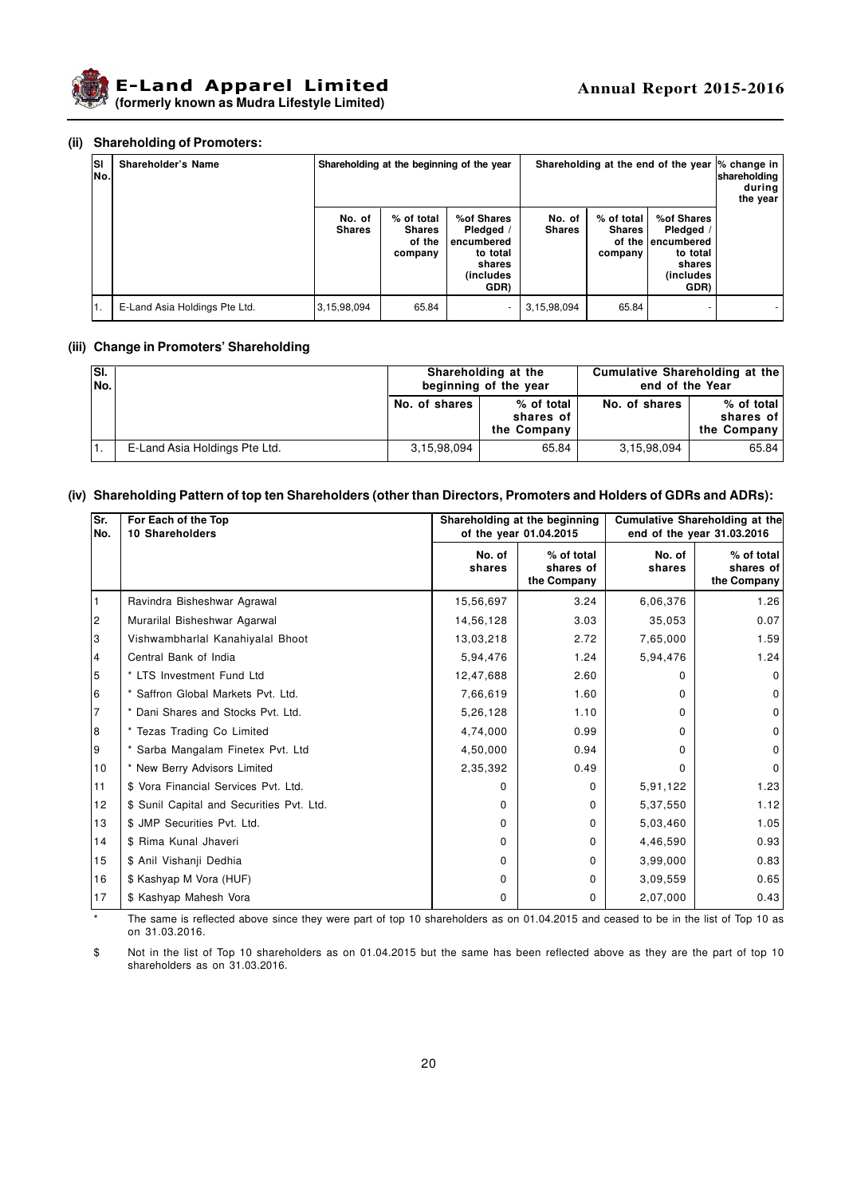### (ii) Shareholding of Promoters:

| Sl No. | Shareholder's Name | Shareholding at the beginning of the year | | | Shareholding at the end of the year | | | % change in shareholding during the year |
|---|---|---|---|---|---|---|---|---|
| | | No. of Shares | % of total Shares of the company | %of Shares Pledged / encumbered to total shares (includes GDR) | No. of Shares | % of total Shares of the company | %of Shares Pledged / encumbered to total shares (includes GDR) | |
| 1. | E-Land Asia Holdings Pte Ltd. | 3,15,98,094 | 65.84 | - | 3,15,98,094 | 65.84 | - | - |

### (iii) Change in Promoters' Shareholding

| Sl. No. | | Shareholding at the beginning of the year | | Cumulative Shareholding at the end of the Year | |
|---|---|---|---|---|---|
| | | No. of shares | % of total shares of the Company | No. of shares | % of total shares of the Company |
| 1. | E-Land Asia Holdings Pte Ltd. | 3,15,98,094 | 65.84 | 3,15,98,094 | 65.84 |

### (iv) Shareholding Pattern of top ten Shareholders (other than Directors, Promoters and Holders of GDRs and ADRs):

| Sr. No. | For Each of the Top 10 Shareholders | Shareholding at the beginning of the year 01.04.2015 | | Cumulative Shareholding at the end of the year 31.03.2016 | |
|---|---|---|---|---|---|
| | | No. of shares | % of total shares of the Company | No. of shares | % of total shares of the Company |
| 1 | Ravindra Bisheshwar Agrawal | 15,56,697 | 3.24 | 6,06,376 | 1.26 |
| 2 | Murarilal Bisheshwar Agarwal | 14,56,128 | 3.03 | 35,053 | 0.07 |
| 3 | Vishwambharlal Kanahiyalal Bhoot | 13,03,218 | 2.72 | 7,65,000 | 1.59 |
| 4 | Central Bank of India | 5,94,476 | 1.24 | 5,94,476 | 1.24 |
| 5 | * LTS Investment Fund Ltd | 12,47,688 | 2.60 | 0 | 0 |
| 6 | * Saffron Global Markets Pvt. Ltd. | 7,66,619 | 1.60 | 0 | 0 |
| 7 | * Dani Shares and Stocks Pvt. Ltd. | 5,26,128 | 1.10 | 0 | 0 |
| 8 | * Tezas Trading Co Limited | 4,74,000 | 0.99 | 0 | 0 |
| 9 | * Sarba Mangalam Finetex Pvt. Ltd | 4,50,000 | 0.94 | 0 | 0 |
| 10 | * New Berry Advisors Limited | 2,35,392 | 0.49 | 0 | 0 |
| 11 | $ Vora Financial Services Pvt. Ltd. | 0 | 0 | 5,91,122 | 1.23 |
| 12 | $ Sunil Capital and Securities Pvt. Ltd. | 0 | 0 | 5,37,550 | 1.12 |
| 13 | $ JMP Securities Pvt. Ltd. | 0 | 0 | 5,03,460 | 1.05 |
| 14 | $ Rima Kunal Jhaveri | 0 | 0 | 4,46,590 | 0.93 |
| 15 | $ Anil Vishanji Dedhia | 0 | 0 | 3,99,000 | 0.83 |
| 16 | $ Kashyap M Vora (HUF) | 0 | 0 | 3,09,559 | 0.65 |
| 17 | $ Kashyap Mahesh Vora | 0 | 0 | 2,07,000 | 0.43 |

\* The same is reflected above since they were part of top 10 shareholders as on 01.04.2015 and ceased to be in the list of Top 10 as on 31.03.2016.

$ Not in the list of Top 10 shareholders as on 01.04.2015 but the same has been reflected above as they are the part of top 10 shareholders as on 31.03.2016.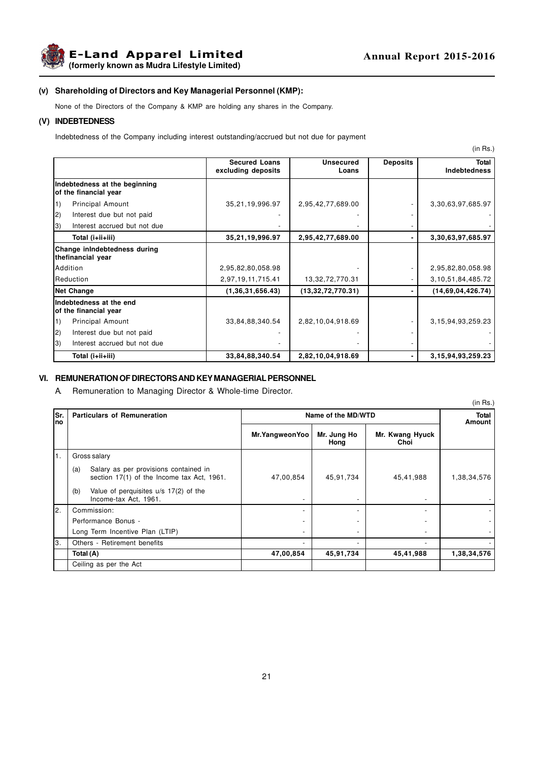### (v) Shareholding of Directors and Key Managerial Personnel (KMP):

None of the Directors of the Company & KMP are holding any shares in the Company.

### (V) INDEBTEDNESS

Indebtedness of the Company including interest outstanding/accrued but not due for payment

(in Rs.)

| | Secured Loans excluding deposits | Unsecured Loans | Deposits | Total Indebtedness |
|---|---|---|---|---|
| **Indebtedness at the beginning of the financial year** | | | | |
| 1) Principal Amount | 35,21,19,996.97 | 2,95,42,77,689.00 | - | 3,30,63,97,685.97 |
| 2) Interest due but not paid | - | - | - | - |
| 3) Interest accrued but not due | - | - | - | - |
| **Total (i+ii+iii)** | **35,21,19,996.97** | **2,95,42,77,689.00** | **-** | **3,30,63,97,685.97** |
| **Change inIndebtedness during thefinancial year** | | | | |
| Addition | 2,95,82,80,058.98 | - | - | 2,95,82,80,058.98 |
| Reduction | 2,97,19,11,715.41 | 13,32,72,770.31 | - | 3,10,51,84,485.72 |
| **Net Change** | **(1,36,31,656.43)** | **(13,32,72,770.31)** | **-** | **(14,69,04,426.74)** |
| **Indebtedness at the end of the financial year** | | | | |
| 1) Principal Amount | 33,84,88,340.54 | 2,82,10,04,918.69 | - | 3,15,94,93,259.23 |
| 2) Interest due but not paid | - | - | - | - |
| 3) Interest accrued but not due | - | - | - | - |
| **Total (i+ii+iii)** | **33,84,88,340.54** | **2,82,10,04,918.69** | **-** | **3,15,94,93,259.23** |

### VI. REMUNERATION OF DIRECTORS AND KEY MANAGERIAL PERSONNEL

A. Remuneration to Managing Director & Whole-time Director.

(in Rs.)

| Sr. no | Particulars of Remuneration | Name of the MD/WTD | | | Total Amount |
|---|---|---|---|---|---|
| | | Mr.YangweonYoo | Mr. Jung Ho Hong | Mr. Kwang Hyuck Choi | |
| 1. | Gross salary | | | | |
| | (a) Salary as per provisions contained in section 17(1) of the Income tax Act, 1961. | 47,00,854 | 45,91,734 | 45,41,988 | 1,38,34,576 |
| | (b) Value of perquisites u/s 17(2) of the Income-tax Act, 1961. | - | - | - | - |
| 2. | Commission: | - | - | - | - |
| | Performance Bonus - | - | - | - | - |
| | Long Term Incentive Plan (LTIP) | - | - | - | - |
| 3. | Others - Retirement benefits | - | - | - | - |
| | **Total (A)** | **47,00,854** | **45,91,734** | **45,41,988** | **1,38,34,576** |
| | Ceiling as per the Act | | | | |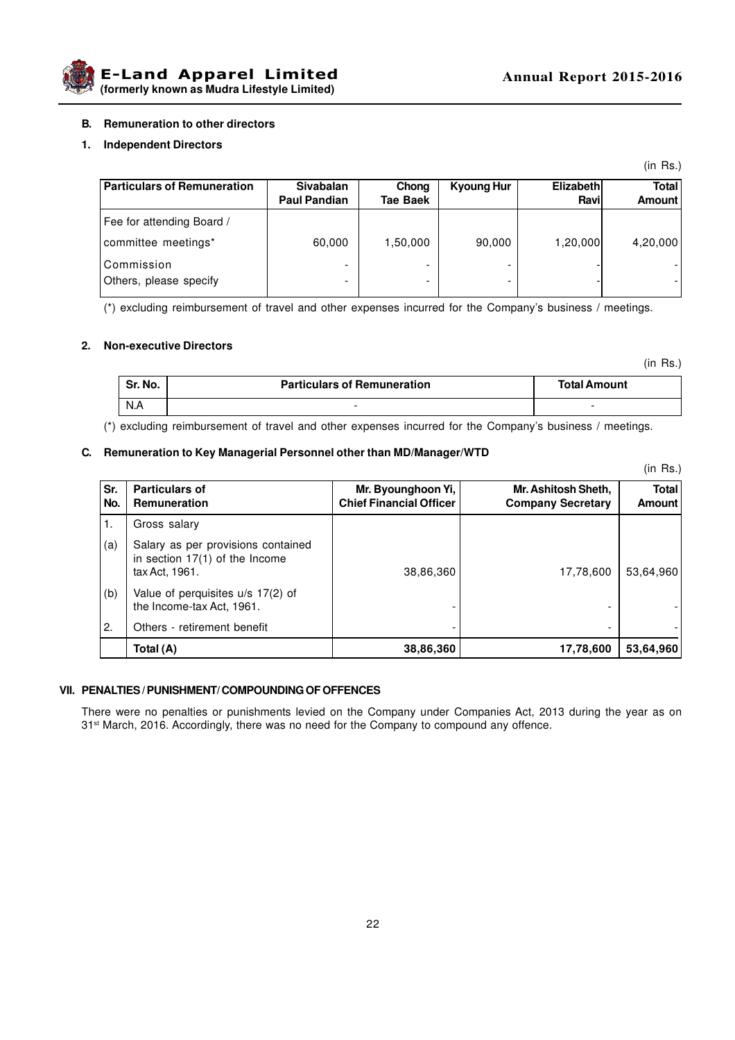**B. Remuneration to other directors**

**1. Independent Directors**

(in Rs.)

| Particulars of Remuneration | Sivabalan Paul Pandian | Chong Tae Baek | Kyoung Hur | Elizabeth Ravi | Total Amount |
|---|---|---|---|---|---|
| Fee for attending Board / committee meetings* | 60,000 | 1,50,000 | 90,000 | 1,20,000 | 4,20,000 |
| Commission | - | - | - | - | - |
| Others, please specify | - | - | - | - | - |

(*) excluding reimbursement of travel and other expenses incurred for the Company's business / meetings.

**2. Non-executive Directors**

(in Rs.)

| Sr. No. | Particulars of Remuneration | Total Amount |
|---|---|---|
| N.A | - | - |

(*) excluding reimbursement of travel and other expenses incurred for the Company's business / meetings.

**C. Remuneration to Key Managerial Personnel other than MD/Manager/WTD**

(in Rs.)

| Sr. No. | Particulars of Remuneration | Mr. Byounghoon Yi, Chief Financial Officer | Mr. Ashitosh Sheth, Company Secretary | Total Amount |
|---|---|---|---|---|
| 1. | Gross salary | | | |
| (a) | Salary as per provisions contained in section 17(1) of the Income tax Act, 1961. | 38,86,360 | 17,78,600 | 53,64,960 |
| (b) | Value of perquisites u/s 17(2) of the Income-tax Act, 1961. | - | - | - |
| 2. | Others - retirement benefit | - | - | - |
| | **Total (A)** | **38,86,360** | **17,78,600** | **53,64,960** |

**VII. PENALTIES / PUNISHMENT/ COMPOUNDING OF OFFENCES**

There were no penalties or punishments levied on the Company under Companies Act, 2013 during the year as on 31st March, 2016. Accordingly, there was no need for the Company to compound any offence.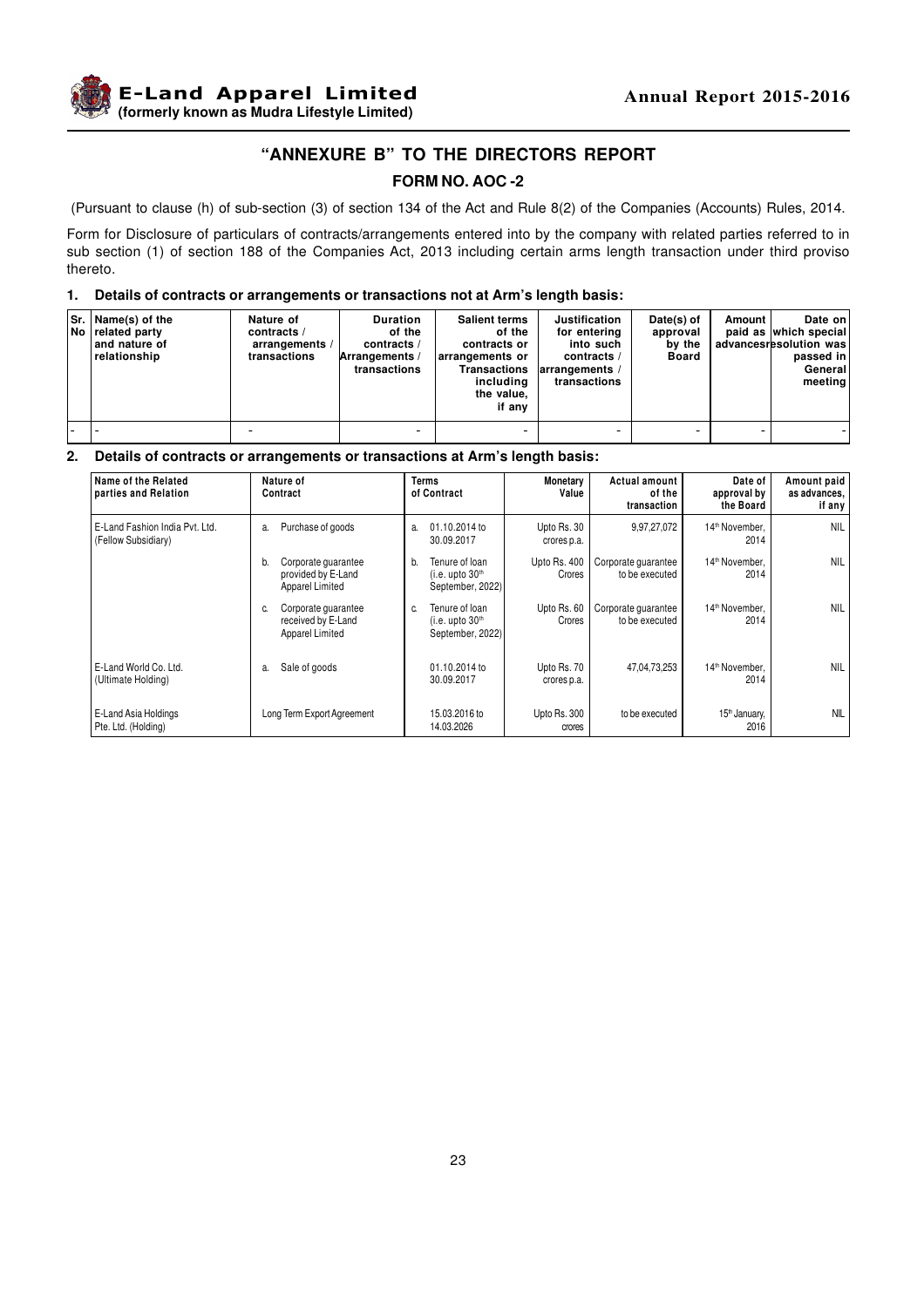# "ANNEXURE B" TO THE DIRECTORS REPORT

## FORM NO. AOC -2

(Pursuant to clause (h) of sub-section (3) of section 134 of the Act and Rule 8(2) of the Companies (Accounts) Rules, 2014.

Form for Disclosure of particulars of contracts/arrangements entered into by the company with related parties referred to in sub section (1) of section 188 of the Companies Act, 2013 including certain arms length transaction under third proviso thereto.

### 1. Details of contracts or arrangements or transactions not at Arm's length basis:

| Sr. No | Name(s) of the related party and nature of relationship | Nature of contracts / arrangements / transactions | Duration of the contracts / Arrangements / transactions | Salient terms of the contracts or arrangements or Transactions including the value, if any | Justification for entering into such contracts / arrangements / transactions | Date(s) of approval by the Board | Amount paid as advances | Date on which special resolution was passed in General meeting |
|---|---|---|---|---|---|---|---|---|
| - | - | - | - | - | - | - | - | - |

### 2. Details of contracts or arrangements or transactions at Arm's length basis:

| Name of the Related parties and Relation | Nature of Contract | Terms of Contract | Monetary Value | Actual amount of the transaction | Date of approval by the Board | Amount paid as advances, if any |
|---|---|---|---|---|---|---|
| E-Land Fashion India Pvt. Ltd. (Fellow Subsidiary) | a. Purchase of goods | a. 01.10.2014 to 30.09.2017 | Upto Rs. 30 crores p.a. | 9,97,27,072 | 14th November, 2014 | NIL |
| | b. Corporate guarantee provided by E-Land Apparel Limited | b. Tenure of loan (i.e. upto 30th September, 2022) | Upto Rs. 400 Crores | Corporate guarantee to be executed | 14th November, 2014 | NIL |
| | c. Corporate guarantee received by E-Land Apparel Limited | c. Tenure of loan (i.e. upto 30th September, 2022) | Upto Rs. 60 Crores | Corporate guarantee to be executed | 14th November, 2014 | NIL |
| E-Land World Co. Ltd. (Ultimate Holding) | a. Sale of goods | 01.10.2014 to 30.09.2017 | Upto Rs. 70 crores p.a. | 47,04,73,253 | 14th November, 2014 | NIL |
| E-Land Asia Holdings Pte. Ltd. (Holding) | Long Term Export Agreement | 15.03.2016 to 14.03.2026 | Upto Rs. 300 crores | to be executed | 15th January, 2016 | NIL |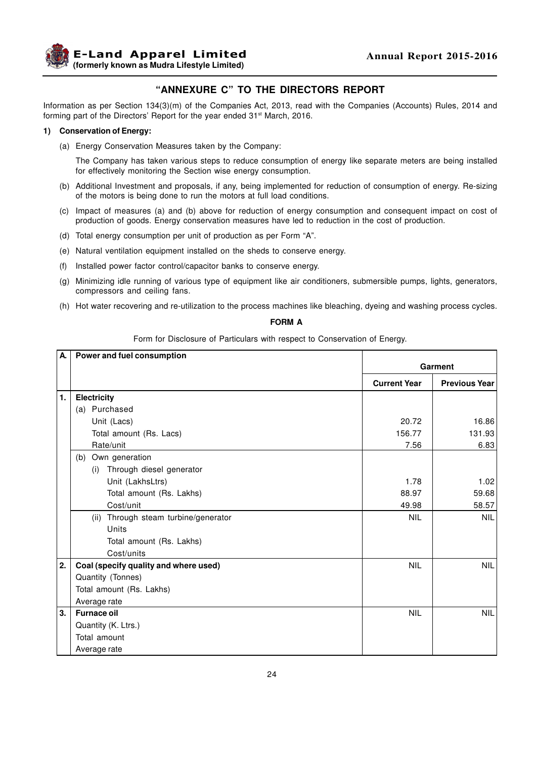## "ANNEXURE C" TO THE DIRECTORS REPORT

Information as per Section 134(3)(m) of the Companies Act, 2013, read with the Companies (Accounts) Rules, 2014 and forming part of the Directors' Report for the year ended 31st March, 2016.

**1) Conservation of Energy:**

(a) Energy Conservation Measures taken by the Company:

The Company has taken various steps to reduce consumption of energy like separate meters are being installed for effectively monitoring the Section wise energy consumption.

(b) Additional Investment and proposals, if any, being implemented for reduction of consumption of energy. Re-sizing of the motors is being done to run the motors at full load conditions.

(c) Impact of measures (a) and (b) above for reduction of energy consumption and consequent impact on cost of production of goods. Energy conservation measures have led to reduction in the cost of production.

(d) Total energy consumption per unit of production as per Form "A".

(e) Natural ventilation equipment installed on the sheds to conserve energy.

(f) Installed power factor control/capacitor banks to conserve energy.

(g) Minimizing idle running of various type of equipment like air conditioners, submersible pumps, lights, generators, compressors and ceiling fans.

(h) Hot water recovering and re-utilization to the process machines like bleaching, dyeing and washing process cycles.

**FORM A**

Form for Disclosure of Particulars with respect to Conservation of Energy.

| A. | Power and fuel consumption | Garment | |
|---|---|---|---|
| | | **Current Year** | **Previous Year** |
| 1. | **Electricity** | | |
| | (a) Purchased | | |
| | Unit (Lacs) | 20.72 | 16.86 |
| | Total amount (Rs. Lacs) | 156.77 | 131.93 |
| | Rate/unit | 7.56 | 6.83 |
| | (b) Own generation | | |
| | (i) Through diesel generator | | |
| | Unit (LakhsLtrs) | 1.78 | 1.02 |
| | Total amount (Rs. Lakhs) | 88.97 | 59.68 |
| | Cost/unit | 49.98 | 58.57 |
| | (ii) Through steam turbine/generator | NIL | NIL |
| | Units | | |
| | Total amount (Rs. Lakhs) | | |
| | Cost/units | | |
| 2. | **Coal (specify quality and where used)** | NIL | NIL |
| | Quantity (Tonnes) | | |
| | Total amount (Rs. Lakhs) | | |
| | Average rate | | |
| 3. | **Furnace oil** | NIL | NIL |
| | Quantity (K. Ltrs.) | | |
| | Total amount | | |
| | Average rate | | |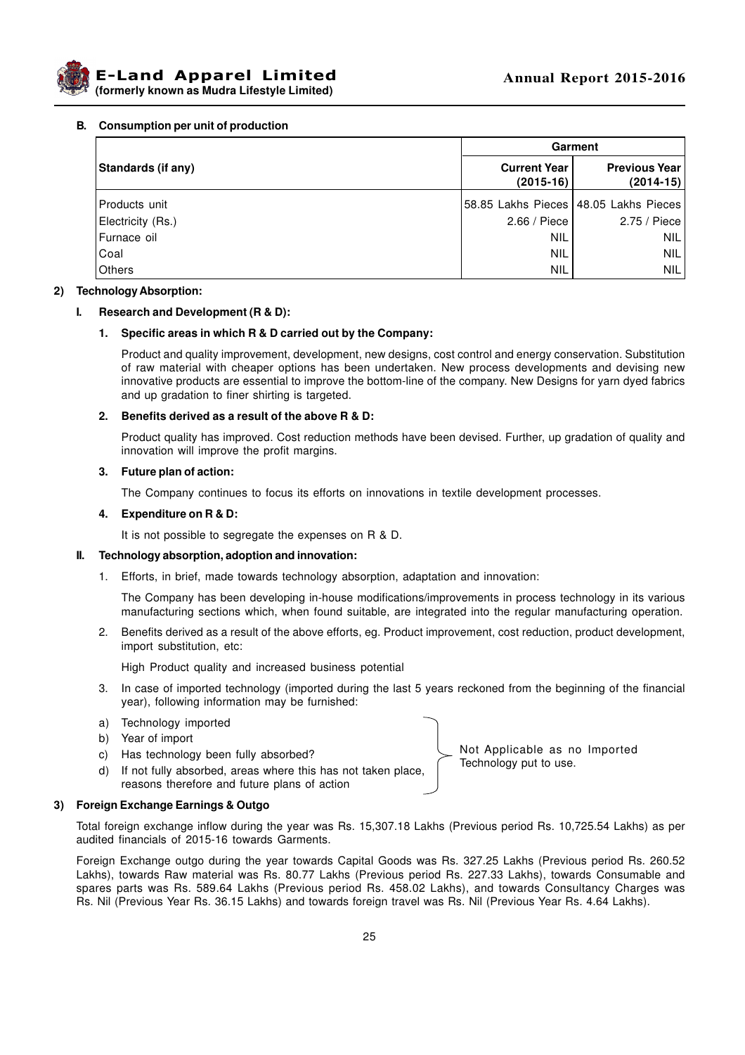**B. Consumption per unit of production**

| Standards (if any) | Garment | |
|---|---|---|
| | **Current Year (2015-16)** | **Previous Year (2014-15)** |
| Products unit | 58.85 Lakhs Pieces | 48.05 Lakhs Pieces |
| Electricity (Rs.) | 2.66 / Piece | 2.75 / Piece |
| Furnace oil | NIL | NIL |
| Coal | NIL | NIL |
| Others | NIL | NIL |

**2) Technology Absorption:**

**I. Research and Development (R & D):**

**1. Specific areas in which R & D carried out by the Company:**

Product and quality improvement, development, new designs, cost control and energy conservation. Substitution of raw material with cheaper options has been undertaken. New process developments and devising new innovative products are essential to improve the bottom-line of the company. New Designs for yarn dyed fabrics and up gradation to finer shirting is targeted.

**2. Benefits derived as a result of the above R & D:**

Product quality has improved. Cost reduction methods have been devised. Further, up gradation of quality and innovation will improve the profit margins.

**3. Future plan of action:**

The Company continues to focus its efforts on innovations in textile development processes.

**4. Expenditure on R & D:**

It is not possible to segregate the expenses on R & D.

**II. Technology absorption, adoption and innovation:**

1. Efforts, in brief, made towards technology absorption, adaptation and innovation:

   The Company has been developing in-house modifications/improvements in process technology in its various manufacturing sections which, when found suitable, are integrated into the regular manufacturing operation.

2. Benefits derived as a result of the above efforts, eg. Product improvement, cost reduction, product development, import substitution, etc:

   High Product quality and increased business potential

3. In case of imported technology (imported during the last 5 years reckoned from the beginning of the financial year), following information may be furnished:

a) Technology imported
b) Year of import
c) Has technology been fully absorbed?
d) If not fully absorbed, areas where this has not taken place, reasons therefore and future plans of action

Not Applicable as no Imported Technology put to use.

**3) Foreign Exchange Earnings & Outgo**

Total foreign exchange inflow during the year was Rs. 15,307.18 Lakhs (Previous period Rs. 10,725.54 Lakhs) as per audited financials of 2015-16 towards Garments.

Foreign Exchange outgo during the year towards Capital Goods was Rs. 327.25 Lakhs (Previous period Rs. 260.52 Lakhs), towards Raw material was Rs. 80.77 Lakhs (Previous period Rs. 227.33 Lakhs), towards Consumable and spares parts was Rs. 589.64 Lakhs (Previous period Rs. 458.02 Lakhs), and towards Consultancy Charges was Rs. Nil (Previous Year Rs. 36.15 Lakhs) and towards foreign travel was Rs. Nil (Previous Year Rs. 4.64 Lakhs).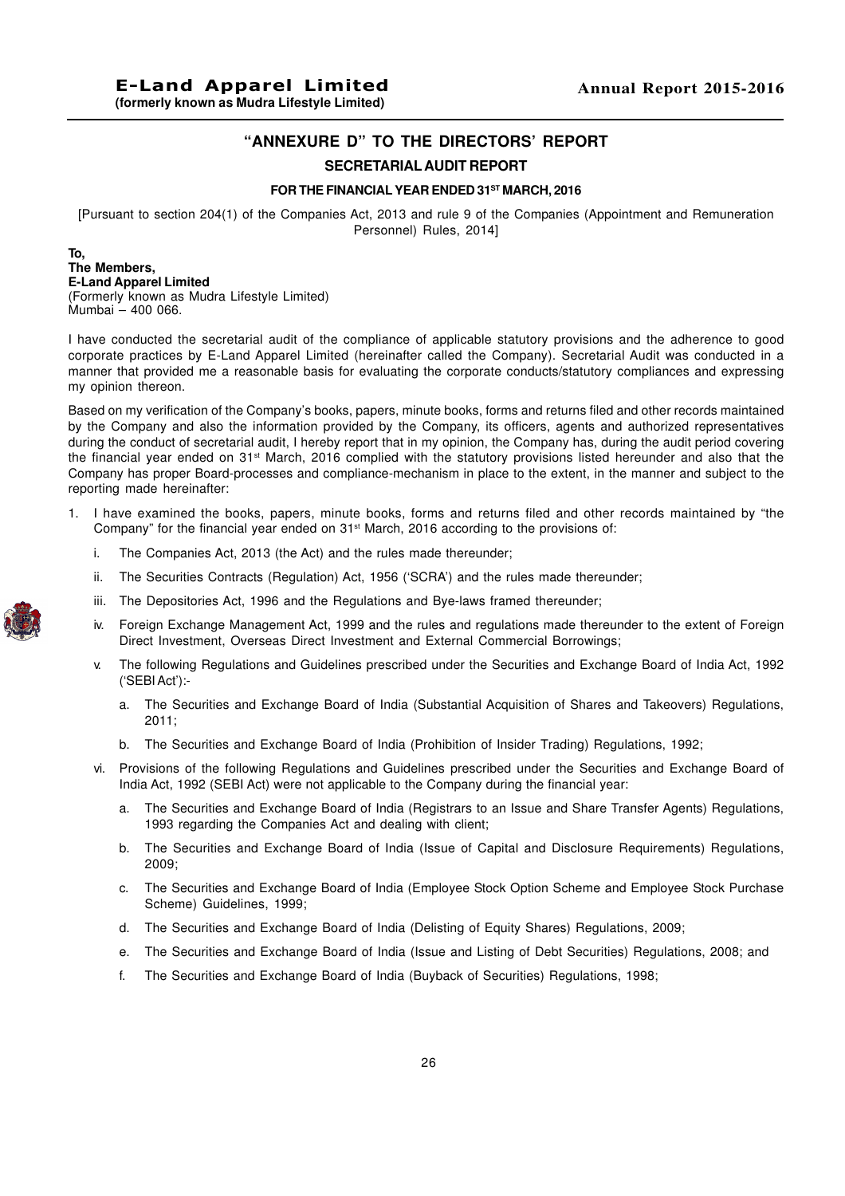# "ANNEXURE D" TO THE DIRECTORS' REPORT

## SECRETARIAL AUDIT REPORT

### FOR THE FINANCIAL YEAR ENDED 31ST MARCH, 2016

[Pursuant to section 204(1) of the Companies Act, 2013 and rule 9 of the Companies (Appointment and Remuneration Personnel) Rules, 2014]

**To,**
**The Members,**
**E-Land Apparel Limited**
(Formerly known as Mudra Lifestyle Limited)
Mumbai – 400 066.

I have conducted the secretarial audit of the compliance of applicable statutory provisions and the adherence to good corporate practices by E-Land Apparel Limited (hereinafter called the Company). Secretarial Audit was conducted in a manner that provided me a reasonable basis for evaluating the corporate conducts/statutory compliances and expressing my opinion thereon.

Based on my verification of the Company's books, papers, minute books, forms and returns filed and other records maintained by the Company and also the information provided by the Company, its officers, agents and authorized representatives during the conduct of secretarial audit, I hereby report that in my opinion, the Company has, during the audit period covering the financial year ended on 31st March, 2016 complied with the statutory provisions listed hereunder and also that the Company has proper Board-processes and compliance-mechanism in place to the extent, in the manner and subject to the reporting made hereinafter:

1. I have examined the books, papers, minute books, forms and returns filed and other records maintained by "the Company" for the financial year ended on 31st March, 2016 according to the provisions of:

   i. The Companies Act, 2013 (the Act) and the rules made thereunder;

   ii. The Securities Contracts (Regulation) Act, 1956 ('SCRA') and the rules made thereunder;

   iii. The Depositories Act, 1996 and the Regulations and Bye-laws framed thereunder;

   iv. Foreign Exchange Management Act, 1999 and the rules and regulations made thereunder to the extent of Foreign Direct Investment, Overseas Direct Investment and External Commercial Borrowings;

   v. The following Regulations and Guidelines prescribed under the Securities and Exchange Board of India Act, 1992 ('SEBI Act'):-

      a. The Securities and Exchange Board of India (Substantial Acquisition of Shares and Takeovers) Regulations, 2011;

      b. The Securities and Exchange Board of India (Prohibition of Insider Trading) Regulations, 1992;

   vi. Provisions of the following Regulations and Guidelines prescribed under the Securities and Exchange Board of India Act, 1992 (SEBI Act) were not applicable to the Company during the financial year:

      a. The Securities and Exchange Board of India (Registrars to an Issue and Share Transfer Agents) Regulations, 1993 regarding the Companies Act and dealing with client;

      b. The Securities and Exchange Board of India (Issue of Capital and Disclosure Requirements) Regulations, 2009;

      c. The Securities and Exchange Board of India (Employee Stock Option Scheme and Employee Stock Purchase Scheme) Guidelines, 1999;

      d. The Securities and Exchange Board of India (Delisting of Equity Shares) Regulations, 2009;

      e. The Securities and Exchange Board of India (Issue and Listing of Debt Securities) Regulations, 2008; and

      f. The Securities and Exchange Board of India (Buyback of Securities) Regulations, 1998;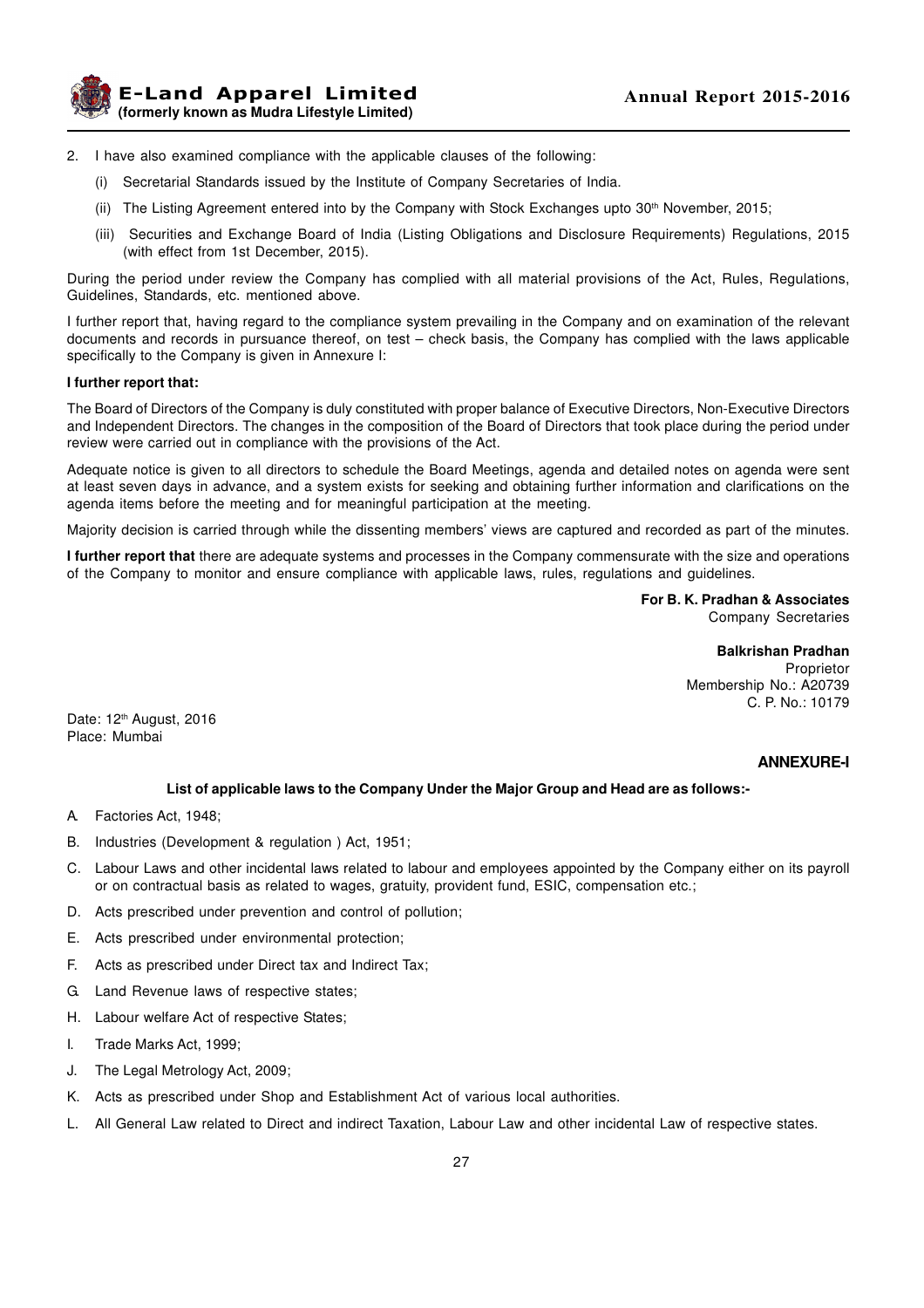2. I have also examined compliance with the applicable clauses of the following:

   (i) Secretarial Standards issued by the Institute of Company Secretaries of India.

   (ii) The Listing Agreement entered into by the Company with Stock Exchanges upto 30th November, 2015;

   (iii) Securities and Exchange Board of India (Listing Obligations and Disclosure Requirements) Regulations, 2015 (with effect from 1st December, 2015).

During the period under review the Company has complied with all material provisions of the Act, Rules, Regulations, Guidelines, Standards, etc. mentioned above.

I further report that, having regard to the compliance system prevailing in the Company and on examination of the relevant documents and records in pursuance thereof, on test – check basis, the Company has complied with the laws applicable specifically to the Company is given in Annexure I:

**I further report that:**

The Board of Directors of the Company is duly constituted with proper balance of Executive Directors, Non-Executive Directors and Independent Directors. The changes in the composition of the Board of Directors that took place during the period under review were carried out in compliance with the provisions of the Act.

Adequate notice is given to all directors to schedule the Board Meetings, agenda and detailed notes on agenda were sent at least seven days in advance, and a system exists for seeking and obtaining further information and clarifications on the agenda items before the meeting and for meaningful participation at the meeting.

Majority decision is carried through while the dissenting members' views are captured and recorded as part of the minutes.

**I further report that** there are adequate systems and processes in the Company commensurate with the size and operations of the Company to monitor and ensure compliance with applicable laws, rules, regulations and guidelines.

**For B. K. Pradhan & Associates**
Company Secretaries

**Balkrishan Pradhan**
Proprietor
Membership No.: A20739
C. P. No.: 10179

Date: 12th August, 2016
Place: Mumbai

## ANNEXURE-I

**List of applicable laws to the Company Under the Major Group and Head are as follows:-**

A. Factories Act, 1948;

B. Industries (Development & regulation ) Act, 1951;

C. Labour Laws and other incidental laws related to labour and employees appointed by the Company either on its payroll or on contractual basis as related to wages, gratuity, provident fund, ESIC, compensation etc.;

D. Acts prescribed under prevention and control of pollution;

E. Acts prescribed under environmental protection;

F. Acts as prescribed under Direct tax and Indirect Tax;

G. Land Revenue laws of respective states;

H. Labour welfare Act of respective States;

I. Trade Marks Act, 1999;

J. The Legal Metrology Act, 2009;

K. Acts as prescribed under Shop and Establishment Act of various local authorities.

L. All General Law related to Direct and indirect Taxation, Labour Law and other incidental Law of respective states.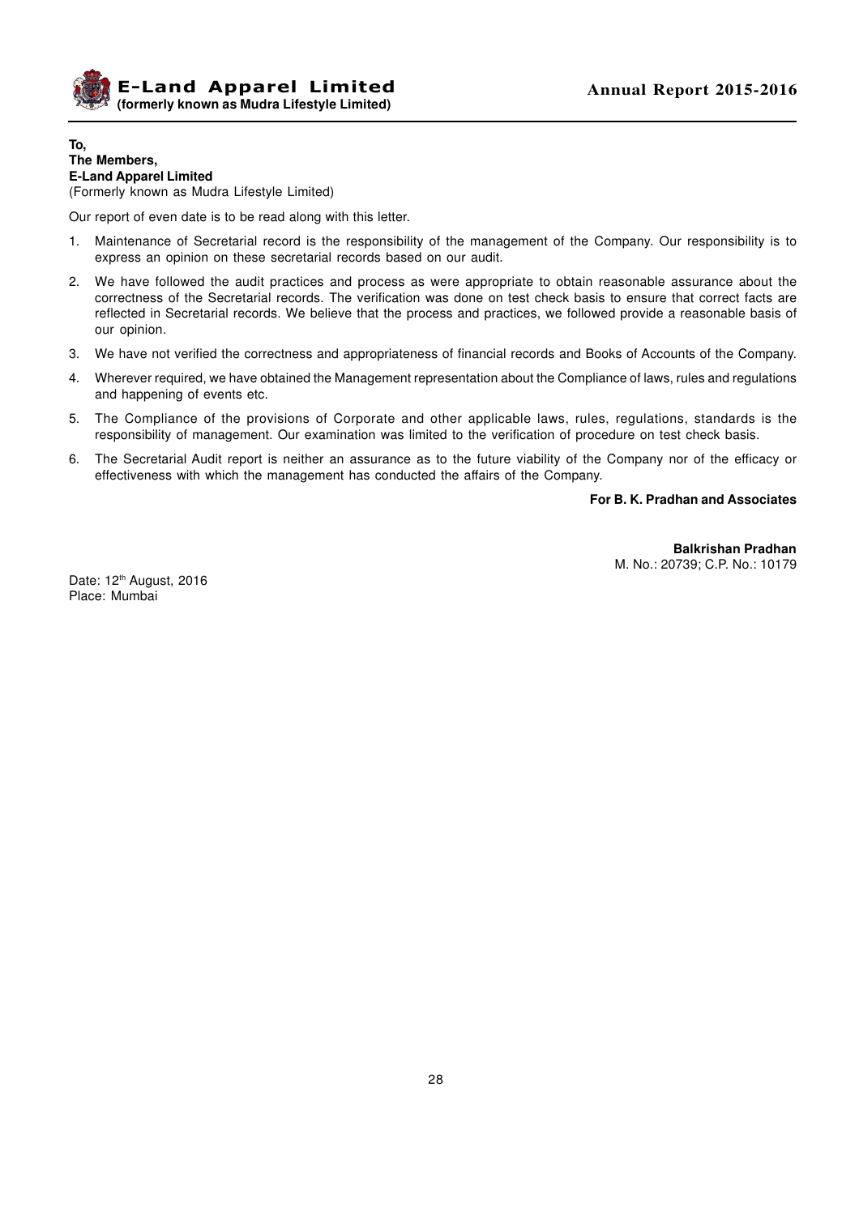**To,**
**The Members,**
**E-Land Apparel Limited**
(Formerly known as Mudra Lifestyle Limited)

Our report of even date is to be read along with this letter.

1. Maintenance of Secretarial record is the responsibility of the management of the Company. Our responsibility is to express an opinion on these secretarial records based on our audit.
2. We have followed the audit practices and process as were appropriate to obtain reasonable assurance about the correctness of the Secretarial records. The verification was done on test check basis to ensure that correct facts are reflected in Secretarial records. We believe that the process and practices, we followed provide a reasonable basis of our opinion.
3. We have not verified the correctness and appropriateness of financial records and Books of Accounts of the Company.
4. Wherever required, we have obtained the Management representation about the Compliance of laws, rules and regulations and happening of events etc.
5. The Compliance of the provisions of Corporate and other applicable laws, rules, regulations, standards is the responsibility of management. Our examination was limited to the verification of procedure on test check basis.
6. The Secretarial Audit report is neither an assurance as to the future viability of the Company nor of the efficacy or effectiveness with which the management has conducted the affairs of the Company.

**For B. K. Pradhan and Associates**

**Balkrishan Pradhan**
M. No.: 20739; C.P. No.: 10179

Date: 12th August, 2016
Place: Mumbai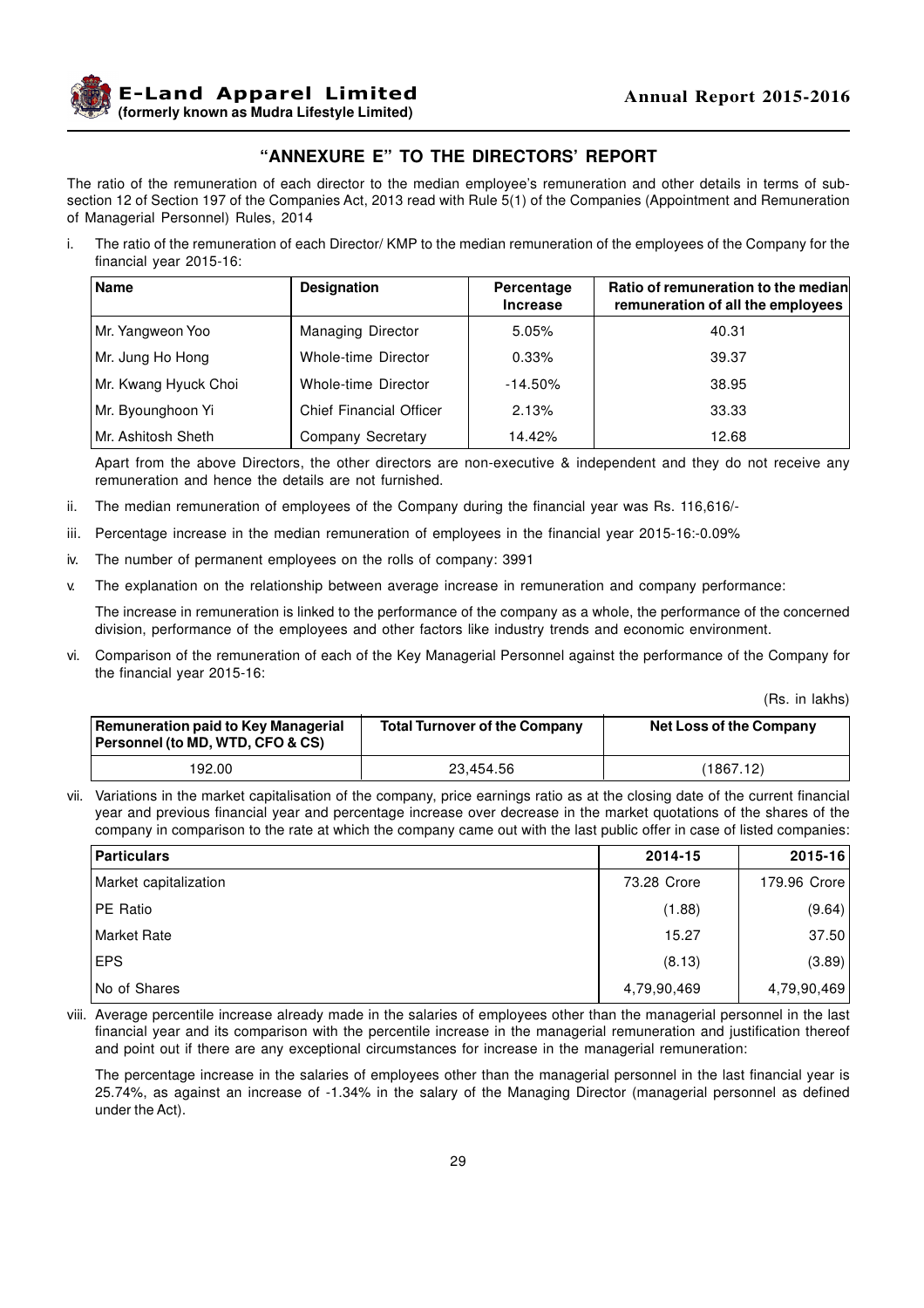## "ANNEXURE E" TO THE DIRECTORS' REPORT

The ratio of the remuneration of each director to the median employee's remuneration and other details in terms of sub-section 12 of Section 197 of the Companies Act, 2013 read with Rule 5(1) of the Companies (Appointment and Remuneration of Managerial Personnel) Rules, 2014

i. The ratio of the remuneration of each Director/ KMP to the median remuneration of the employees of the Company for the financial year 2015-16:

| Name | Designation | Percentage Increase | Ratio of remuneration to the median remuneration of all the employees |
|---|---|---|---|
| Mr. Yangweon Yoo | Managing Director | 5.05% | 40.31 |
| Mr. Jung Ho Hong | Whole-time Director | 0.33% | 39.37 |
| Mr. Kwang Hyuck Choi | Whole-time Director | -14.50% | 38.95 |
| Mr. Byounghoon Yi | Chief Financial Officer | 2.13% | 33.33 |
| Mr. Ashitosh Sheth | Company Secretary | 14.42% | 12.68 |

Apart from the above Directors, the other directors are non-executive & independent and they do not receive any remuneration and hence the details are not furnished.

ii. The median remuneration of employees of the Company during the financial year was Rs. 116,616/-

iii. Percentage increase in the median remuneration of employees in the financial year 2015-16:-0.09%

iv. The number of permanent employees on the rolls of company: 3991

v. The explanation on the relationship between average increase in remuneration and company performance:

The increase in remuneration is linked to the performance of the company as a whole, the performance of the concerned division, performance of the employees and other factors like industry trends and economic environment.

vi. Comparison of the remuneration of each of the Key Managerial Personnel against the performance of the Company for the financial year 2015-16:

(Rs. in lakhs)

| Remuneration paid to Key Managerial Personnel (to MD, WTD, CFO & CS) | Total Turnover of the Company | Net Loss of the Company |
|---|---|---|
| 192.00 | 23,454.56 | (1867.12) |

vii. Variations in the market capitalisation of the company, price earnings ratio as at the closing date of the current financial year and previous financial year and percentage increase over decrease in the market quotations of the shares of the company in comparison to the rate at which the company came out with the last public offer in case of listed companies:

| Particulars | 2014-15 | 2015-16 |
|---|---|---|
| Market capitalization | 73.28 Crore | 179.96 Crore |
| PE Ratio | (1.88) | (9.64) |
| Market Rate | 15.27 | 37.50 |
| EPS | (8.13) | (3.89) |
| No of Shares | 4,79,90,469 | 4,79,90,469 |

viii. Average percentile increase already made in the salaries of employees other than the managerial personnel in the last financial year and its comparison with the percentile increase in the managerial remuneration and justification thereof and point out if there are any exceptional circumstances for increase in the managerial remuneration:

The percentage increase in the salaries of employees other than the managerial personnel in the last financial year is 25.74%, as against an increase of -1.34% in the salary of the Managing Director (managerial personnel as defined under the Act).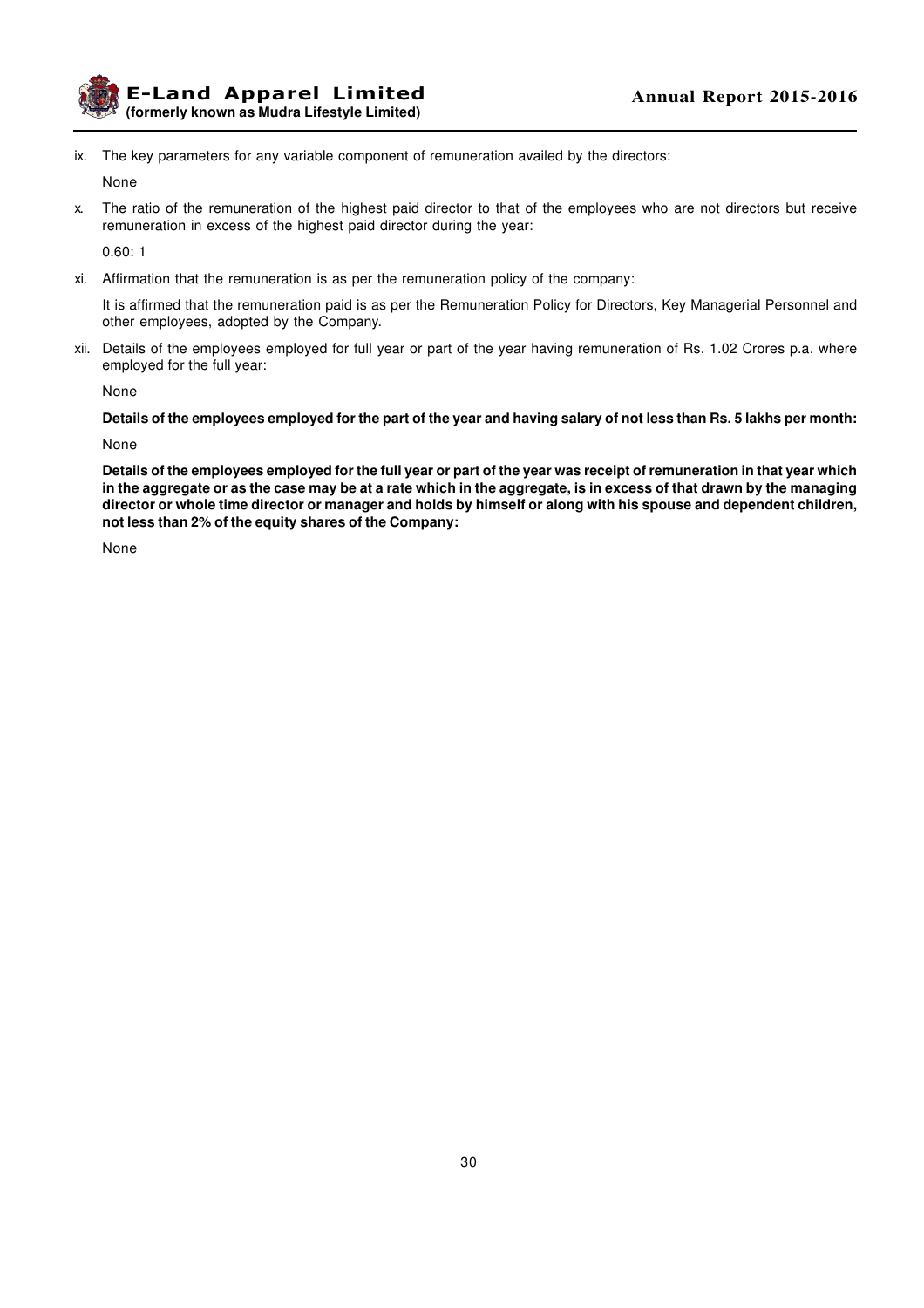ix. The key parameters for any variable component of remuneration availed by the directors:

None

x. The ratio of the remuneration of the highest paid director to that of the employees who are not directors but receive remuneration in excess of the highest paid director during the year:

0.60: 1

xi. Affirmation that the remuneration is as per the remuneration policy of the company:

It is affirmed that the remuneration paid is as per the Remuneration Policy for Directors, Key Managerial Personnel and other employees, adopted by the Company.

xii. Details of the employees employed for full year or part of the year having remuneration of Rs. 1.02 Crores p.a. where employed for the full year:

None

**Details of the employees employed for the part of the year and having salary of not less than Rs. 5 lakhs per month:**

None

**Details of the employees employed for the full year or part of the year was receipt of remuneration in that year which in the aggregate or as the case may be at a rate which in the aggregate, is in excess of that drawn by the managing director or whole time director or manager and holds by himself or along with his spouse and dependent children, not less than 2% of the equity shares of the Company:**

None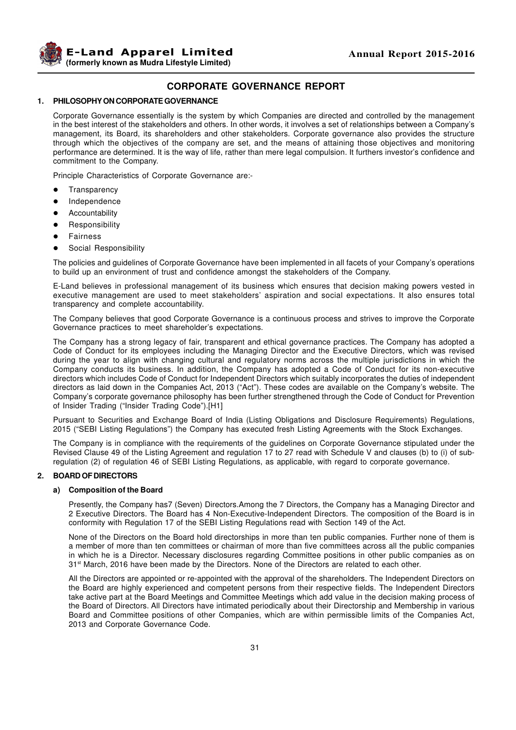# CORPORATE GOVERNANCE REPORT

## 1. PHILOSOPHY ON CORPORATE GOVERNANCE

Corporate Governance essentially is the system by which Companies are directed and controlled by the management in the best interest of the stakeholders and others. In other words, it involves a set of relationships between a Company's management, its Board, its shareholders and other stakeholders. Corporate governance also provides the structure through which the objectives of the company are set, and the means of attaining those objectives and monitoring performance are determined. It is the way of life, rather than mere legal compulsion. It furthers investor's confidence and commitment to the Company.

Principle Characteristics of Corporate Governance are:-

- Transparency
- Independence
- Accountability
- Responsibility
- Fairness
- Social Responsibility

The policies and guidelines of Corporate Governance have been implemented in all facets of your Company's operations to build up an environment of trust and confidence amongst the stakeholders of the Company.

E-Land believes in professional management of its business which ensures that decision making powers vested in executive management are used to meet stakeholders' aspiration and social expectations. It also ensures total transparency and complete accountability.

The Company believes that good Corporate Governance is a continuous process and strives to improve the Corporate Governance practices to meet shareholder's expectations.

The Company has a strong legacy of fair, transparent and ethical governance practices. The Company has adopted a Code of Conduct for its employees including the Managing Director and the Executive Directors, which was revised during the year to align with changing cultural and regulatory norms across the multiple jurisdictions in which the Company conducts its business. In addition, the Company has adopted a Code of Conduct for its non-executive directors which includes Code of Conduct for Independent Directors which suitably incorporates the duties of independent directors as laid down in the Companies Act, 2013 ("Act"). These codes are available on the Company's website. The Company's corporate governance philosophy has been further strengthened through the Code of Conduct for Prevention of Insider Trading ("Insider Trading Code").[H1]

Pursuant to Securities and Exchange Board of India (Listing Obligations and Disclosure Requirements) Regulations, 2015 ("SEBI Listing Regulations") the Company has executed fresh Listing Agreements with the Stock Exchanges.

The Company is in compliance with the requirements of the guidelines on Corporate Governance stipulated under the Revised Clause 49 of the Listing Agreement and regulation 17 to 27 read with Schedule V and clauses (b) to (i) of sub-regulation (2) of regulation 46 of SEBI Listing Regulations, as applicable, with regard to corporate governance.

## 2. BOARD OF DIRECTORS

### a) Composition of the Board

Presently, the Company has7 (Seven) Directors.Among the 7 Directors, the Company has a Managing Director and 2 Executive Directors. The Board has 4 Non-Executive-Independent Directors. The composition of the Board is in conformity with Regulation 17 of the SEBI Listing Regulations read with Section 149 of the Act.

None of the Directors on the Board hold directorships in more than ten public companies. Further none of them is a member of more than ten committees or chairman of more than five committees across all the public companies in which he is a Director. Necessary disclosures regarding Committee positions in other public companies as on 31st March, 2016 have been made by the Directors. None of the Directors are related to each other.

All the Directors are appointed or re-appointed with the approval of the shareholders. The Independent Directors on the Board are highly experienced and competent persons from their respective fields. The Independent Directors take active part at the Board Meetings and Committee Meetings which add value in the decision making process of the Board of Directors. All Directors have intimated periodically about their Directorship and Membership in various Board and Committee positions of other Companies, which are within permissible limits of the Companies Act, 2013 and Corporate Governance Code.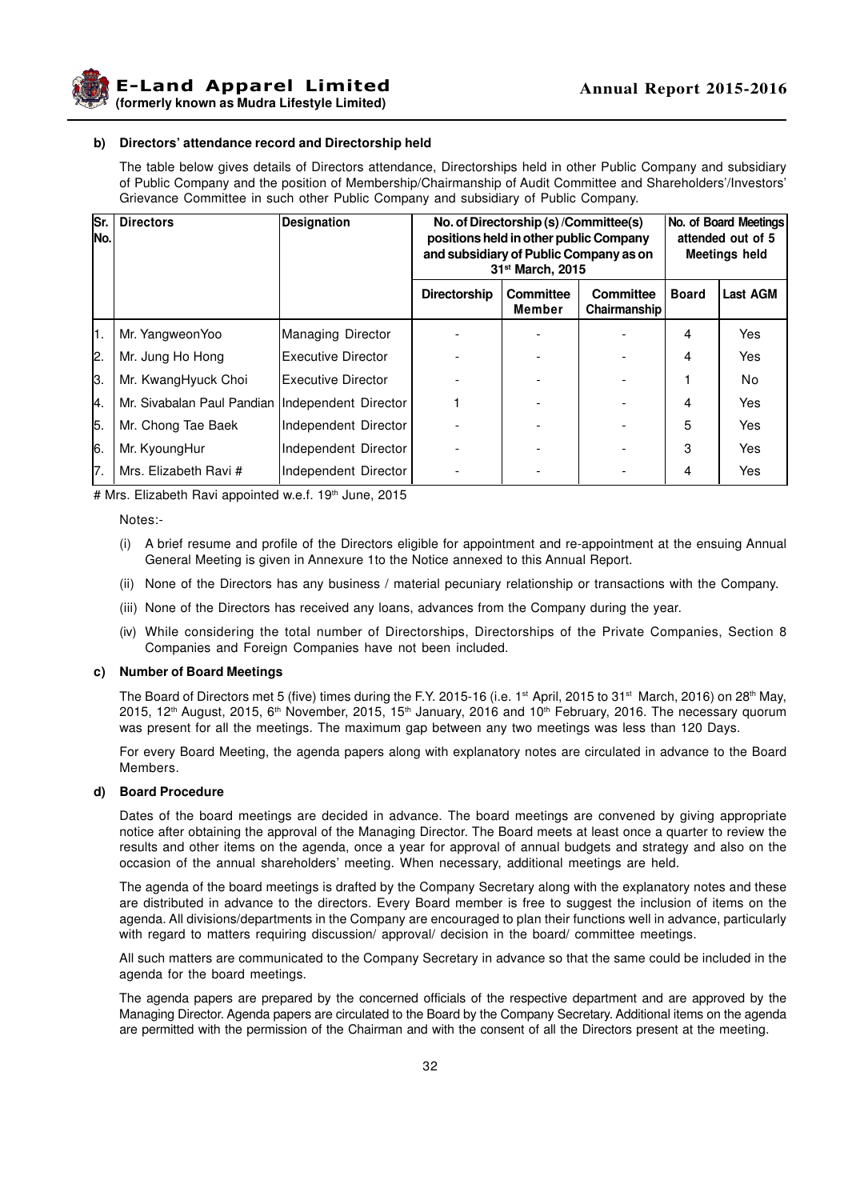**b) Directors' attendance record and Directorship held**

The table below gives details of Directors attendance, Directorships held in other Public Company and subsidiary of Public Company and the position of Membership/Chairmanship of Audit Committee and Shareholders'/Investors' Grievance Committee in such other Public Company and subsidiary of Public Company.

| Sr. No. | Directors | Designation | No. of Directorship (s) /Committee(s) positions held in other public Company and subsidiary of Public Company as on 31st March, 2015 | | | No. of Board Meetings attended out of 5 Meetings held | |
|---|---|---|---|---|---|---|---|
| | | | Directorship | Committee Member | Committee Chairmanship | Board | Last AGM |
| 1. | Mr. YangweonYoo | Managing Director | - | - | - | 4 | Yes |
| 2. | Mr. Jung Ho Hong | Executive Director | - | - | - | 4 | Yes |
| 3. | Mr. KwangHyuck Choi | Executive Director | - | - | - | 1 | No |
| 4. | Mr. Sivabalan Paul Pandian | Independent Director | 1 | - | - | 4 | Yes |
| 5. | Mr. Chong Tae Baek | Independent Director | - | - | - | 5 | Yes |
| 6. | Mr. KyoungHur | Independent Director | - | - | - | 3 | Yes |
| 7. | Mrs. Elizabeth Ravi # | Independent Director | - | - | - | 4 | Yes |

# Mrs. Elizabeth Ravi appointed w.e.f. 19th June, 2015

Notes:-

(i) A brief resume and profile of the Directors eligible for appointment and re-appointment at the ensuing Annual General Meeting is given in Annexure 1to the Notice annexed to this Annual Report.

(ii) None of the Directors has any business / material pecuniary relationship or transactions with the Company.

(iii) None of the Directors has received any loans, advances from the Company during the year.

(iv) While considering the total number of Directorships, Directorships of the Private Companies, Section 8 Companies and Foreign Companies have not been included.

**c) Number of Board Meetings**

The Board of Directors met 5 (five) times during the F.Y. 2015-16 (i.e. 1st April, 2015 to 31st March, 2016) on 28th May, 2015, 12th August, 2015, 6th November, 2015, 15th January, 2016 and 10th February, 2016. The necessary quorum was present for all the meetings. The maximum gap between any two meetings was less than 120 Days.

For every Board Meeting, the agenda papers along with explanatory notes are circulated in advance to the Board Members.

**d) Board Procedure**

Dates of the board meetings are decided in advance. The board meetings are convened by giving appropriate notice after obtaining the approval of the Managing Director. The Board meets at least once a quarter to review the results and other items on the agenda, once a year for approval of annual budgets and strategy and also on the occasion of the annual shareholders' meeting. When necessary, additional meetings are held.

The agenda of the board meetings is drafted by the Company Secretary along with the explanatory notes and these are distributed in advance to the directors. Every Board member is free to suggest the inclusion of items on the agenda. All divisions/departments in the Company are encouraged to plan their functions well in advance, particularly with regard to matters requiring discussion/ approval/ decision in the board/ committee meetings.

All such matters are communicated to the Company Secretary in advance so that the same could be included in the agenda for the board meetings.

The agenda papers are prepared by the concerned officials of the respective department and are approved by the Managing Director. Agenda papers are circulated to the Board by the Company Secretary. Additional items on the agenda are permitted with the permission of the Chairman and with the consent of all the Directors present at the meeting.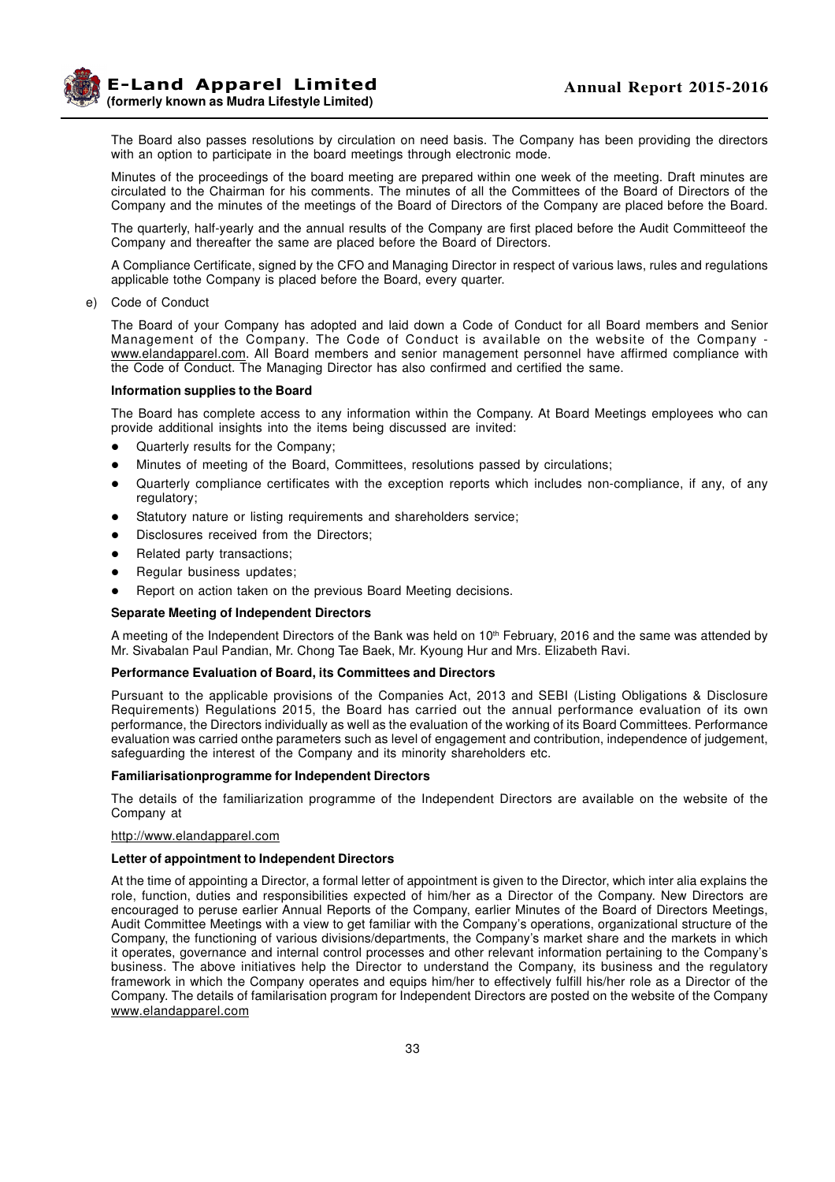The Board also passes resolutions by circulation on need basis. The Company has been providing the directors with an option to participate in the board meetings through electronic mode.

Minutes of the proceedings of the board meeting are prepared within one week of the meeting. Draft minutes are circulated to the Chairman for his comments. The minutes of all the Committees of the Board of Directors of the Company and the minutes of the meetings of the Board of Directors of the Company are placed before the Board.

The quarterly, half-yearly and the annual results of the Company are first placed before the Audit Committeeof the Company and thereafter the same are placed before the Board of Directors.

A Compliance Certificate, signed by the CFO and Managing Director in respect of various laws, rules and regulations applicable tothe Company is placed before the Board, every quarter.

e) Code of Conduct

The Board of your Company has adopted and laid down a Code of Conduct for all Board members and Senior Management of the Company. The Code of Conduct is available on the website of the Company - www.elandapparel.com. All Board members and senior management personnel have affirmed compliance with the Code of Conduct. The Managing Director has also confirmed and certified the same.

**Information supplies to the Board**

The Board has complete access to any information within the Company. At Board Meetings employees who can provide additional insights into the items being discussed are invited:

- Quarterly results for the Company;
- Minutes of meeting of the Board, Committees, resolutions passed by circulations;
- Quarterly compliance certificates with the exception reports which includes non-compliance, if any, of any regulatory;
- Statutory nature or listing requirements and shareholders service;
- Disclosures received from the Directors;
- Related party transactions;
- Regular business updates;
- Report on action taken on the previous Board Meeting decisions.

**Separate Meeting of Independent Directors**

A meeting of the Independent Directors of the Bank was held on 10th February, 2016 and the same was attended by Mr. Sivabalan Paul Pandian, Mr. Chong Tae Baek, Mr. Kyoung Hur and Mrs. Elizabeth Ravi.

**Performance Evaluation of Board, its Committees and Directors**

Pursuant to the applicable provisions of the Companies Act, 2013 and SEBI (Listing Obligations & Disclosure Requirements) Regulations 2015, the Board has carried out the annual performance evaluation of its own performance, the Directors individually as well as the evaluation of the working of its Board Committees. Performance evaluation was carried onthe parameters such as level of engagement and contribution, independence of judgement, safeguarding the interest of the Company and its minority shareholders etc.

**Familiarisationprogramme for Independent Directors**

The details of the familiarization programme of the Independent Directors are available on the website of the Company at

http://www.elandapparel.com

**Letter of appointment to Independent Directors**

At the time of appointing a Director, a formal letter of appointment is given to the Director, which inter alia explains the role, function, duties and responsibilities expected of him/her as a Director of the Company. New Directors are encouraged to peruse earlier Annual Reports of the Company, earlier Minutes of the Board of Directors Meetings, Audit Committee Meetings with a view to get familiar with the Company's operations, organizational structure of the Company, the functioning of various divisions/departments, the Company's market share and the markets in which it operates, governance and internal control processes and other relevant information pertaining to the Company's business. The above initiatives help the Director to understand the Company, its business and the regulatory framework in which the Company operates and equips him/her to effectively fulfill his/her role as a Director of the Company. The details of familarisation program for Independent Directors are posted on the website of the Company www.elandapparel.com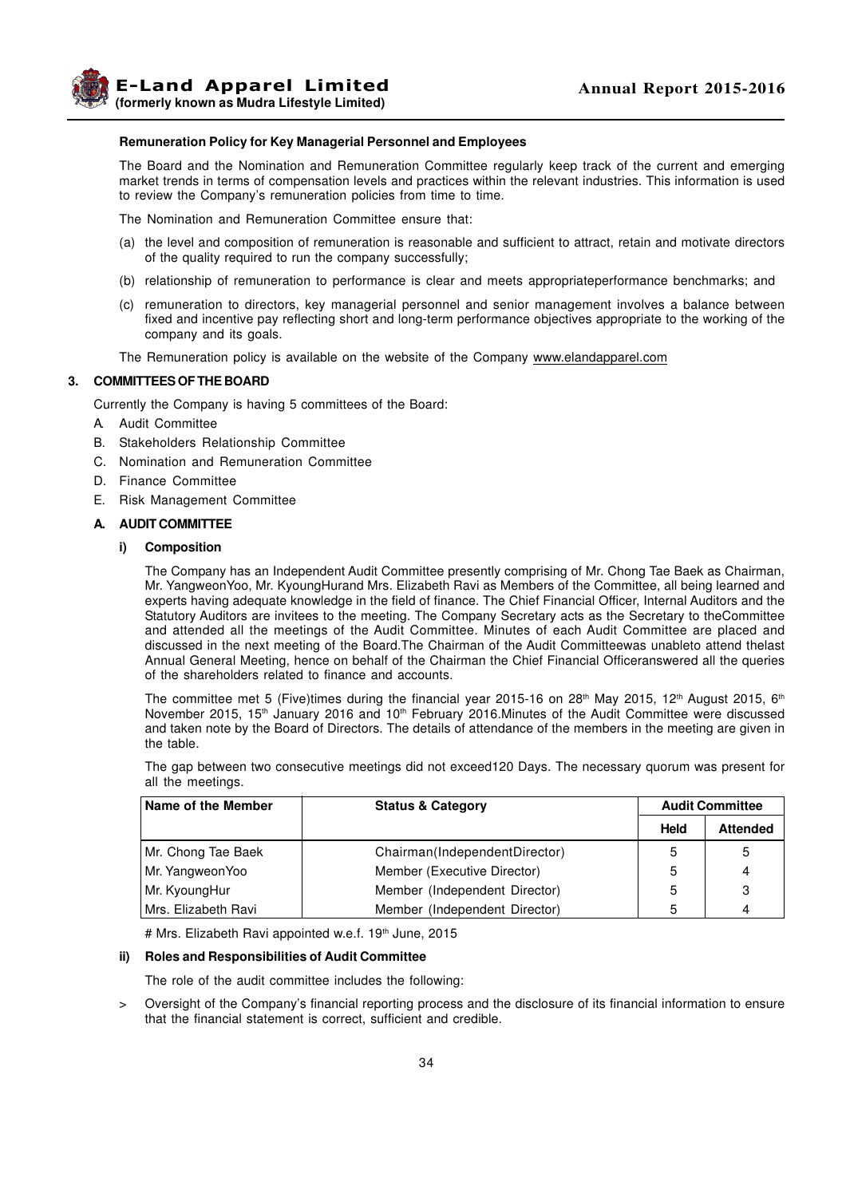**Remuneration Policy for Key Managerial Personnel and Employees**

The Board and the Nomination and Remuneration Committee regularly keep track of the current and emerging market trends in terms of compensation levels and practices within the relevant industries. This information is used to review the Company's remuneration policies from time to time.

The Nomination and Remuneration Committee ensure that:

(a) the level and composition of remuneration is reasonable and sufficient to attract, retain and motivate directors of the quality required to run the company successfully;

(b) relationship of remuneration to performance is clear and meets appropriateperformance benchmarks; and

(c) remuneration to directors, key managerial personnel and senior management involves a balance between fixed and incentive pay reflecting short and long-term performance objectives appropriate to the working of the company and its goals.

The Remuneration policy is available on the website of the Company www.elandapparel.com

## 3. COMMITTEES OF THE BOARD

Currently the Company is having 5 committees of the Board:

A. Audit Committee
B. Stakeholders Relationship Committee
C. Nomination and Remuneration Committee
D. Finance Committee
E. Risk Management Committee

### A. AUDIT COMMITTEE

#### i) Composition

The Company has an Independent Audit Committee presently comprising of Mr. Chong Tae Baek as Chairman, Mr. YangweonYoo, Mr. KyoungHurand Mrs. Elizabeth Ravi as Members of the Committee, all being learned and experts having adequate knowledge in the field of finance. The Chief Financial Officer, Internal Auditors and the Statutory Auditors are invitees to the meeting. The Company Secretary acts as the Secretary to theCommittee and attended all the meetings of the Audit Committee. Minutes of each Audit Committee are placed and discussed in the next meeting of the Board.The Chairman of the Audit Committeewas unableto attend thelast Annual General Meeting, hence on behalf of the Chairman the Chief Financial Officeranswered all the queries of the shareholders related to finance and accounts.

The committee met 5 (Five)times during the financial year 2015-16 on 28th May 2015, 12th August 2015, 6th November 2015, 15th January 2016 and 10th February 2016.Minutes of the Audit Committee were discussed and taken note by the Board of Directors. The details of attendance of the members in the meeting are given in the table.

The gap between two consecutive meetings did not exceed120 Days. The necessary quorum was present for all the meetings.

| Name of the Member | Status & Category | Audit Committee | |
|---|---|---|---|
| | | Held | Attended |
| Mr. Chong Tae Baek | Chairman(IndependentDirector) | 5 | 5 |
| Mr. YangweonYoo | Member (Executive Director) | 5 | 4 |
| Mr. KyoungHur | Member (Independent Director) | 5 | 3 |
| Mrs. Elizabeth Ravi | Member (Independent Director) | 5 | 4 |

# Mrs. Elizabeth Ravi appointed w.e.f. 19th June, 2015

#### ii) Roles and Responsibilities of Audit Committee

The role of the audit committee includes the following:

> Oversight of the Company's financial reporting process and the disclosure of its financial information to ensure that the financial statement is correct, sufficient and credible.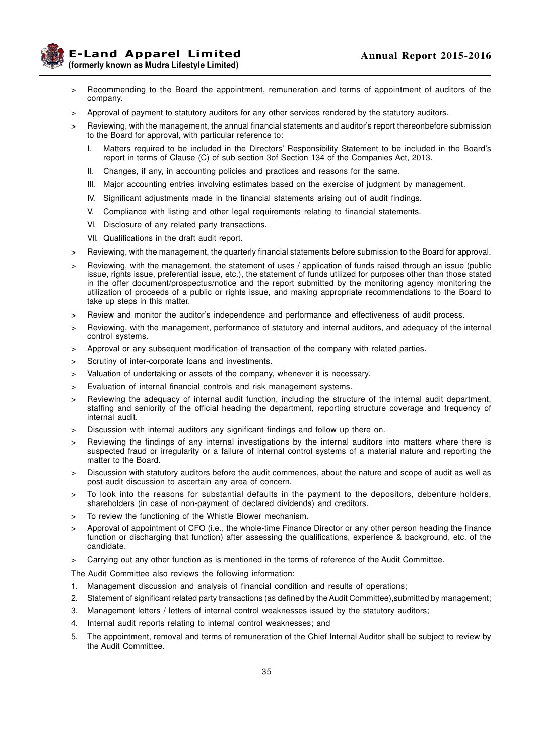> Recommending to the Board the appointment, remuneration and terms of appointment of auditors of the company.

> Approval of payment to statutory auditors for any other services rendered by the statutory auditors.

> Reviewing, with the management, the annual financial statements and auditor's report thereonbefore submission to the Board for approval, with particular reference to:

I. Matters required to be included in the Directors' Responsibility Statement to be included in the Board's report in terms of Clause (C) of sub-section 3of Section 134 of the Companies Act, 2013.

II. Changes, if any, in accounting policies and practices and reasons for the same.

III. Major accounting entries involving estimates based on the exercise of judgment by management.

IV. Significant adjustments made in the financial statements arising out of audit findings.

V. Compliance with listing and other legal requirements relating to financial statements.

VI. Disclosure of any related party transactions.

VII. Qualifications in the draft audit report.

> Reviewing, with the management, the quarterly financial statements before submission to the Board for approval.

> Reviewing, with the management, the statement of uses / application of funds raised through an issue (public issue, rights issue, preferential issue, etc.), the statement of funds utilized for purposes other than those stated in the offer document/prospectus/notice and the report submitted by the monitoring agency monitoring the utilization of proceeds of a public or rights issue, and making appropriate recommendations to the Board to take up steps in this matter.

> Review and monitor the auditor's independence and performance and effectiveness of audit process.

> Reviewing, with the management, performance of statutory and internal auditors, and adequacy of the internal control systems.

> Approval or any subsequent modification of transaction of the company with related parties.

> Scrutiny of inter-corporate loans and investments.

> Valuation of undertaking or assets of the company, whenever it is necessary.

> Evaluation of internal financial controls and risk management systems.

> Reviewing the adequacy of internal audit function, including the structure of the internal audit department, staffing and seniority of the official heading the department, reporting structure coverage and frequency of internal audit.

> Discussion with internal auditors any significant findings and follow up there on.

> Reviewing the findings of any internal investigations by the internal auditors into matters where there is suspected fraud or irregularity or a failure of internal control systems of a material nature and reporting the matter to the Board.

> Discussion with statutory auditors before the audit commences, about the nature and scope of audit as well as post-audit discussion to ascertain any area of concern.

> To look into the reasons for substantial defaults in the payment to the depositors, debenture holders, shareholders (in case of non-payment of declared dividends) and creditors.

> To review the functioning of the Whistle Blower mechanism.

> Approval of appointment of CFO (i.e., the whole-time Finance Director or any other person heading the finance function or discharging that function) after assessing the qualifications, experience & background, etc. of the candidate.

> Carrying out any other function as is mentioned in the terms of reference of the Audit Committee.

The Audit Committee also reviews the following information:

1. Management discussion and analysis of financial condition and results of operations;
2. Statement of significant related party transactions (as defined by the Audit Committee),submitted by management;
3. Management letters / letters of internal control weaknesses issued by the statutory auditors;
4. Internal audit reports relating to internal control weaknesses; and
5. The appointment, removal and terms of remuneration of the Chief Internal Auditor shall be subject to review by the Audit Committee.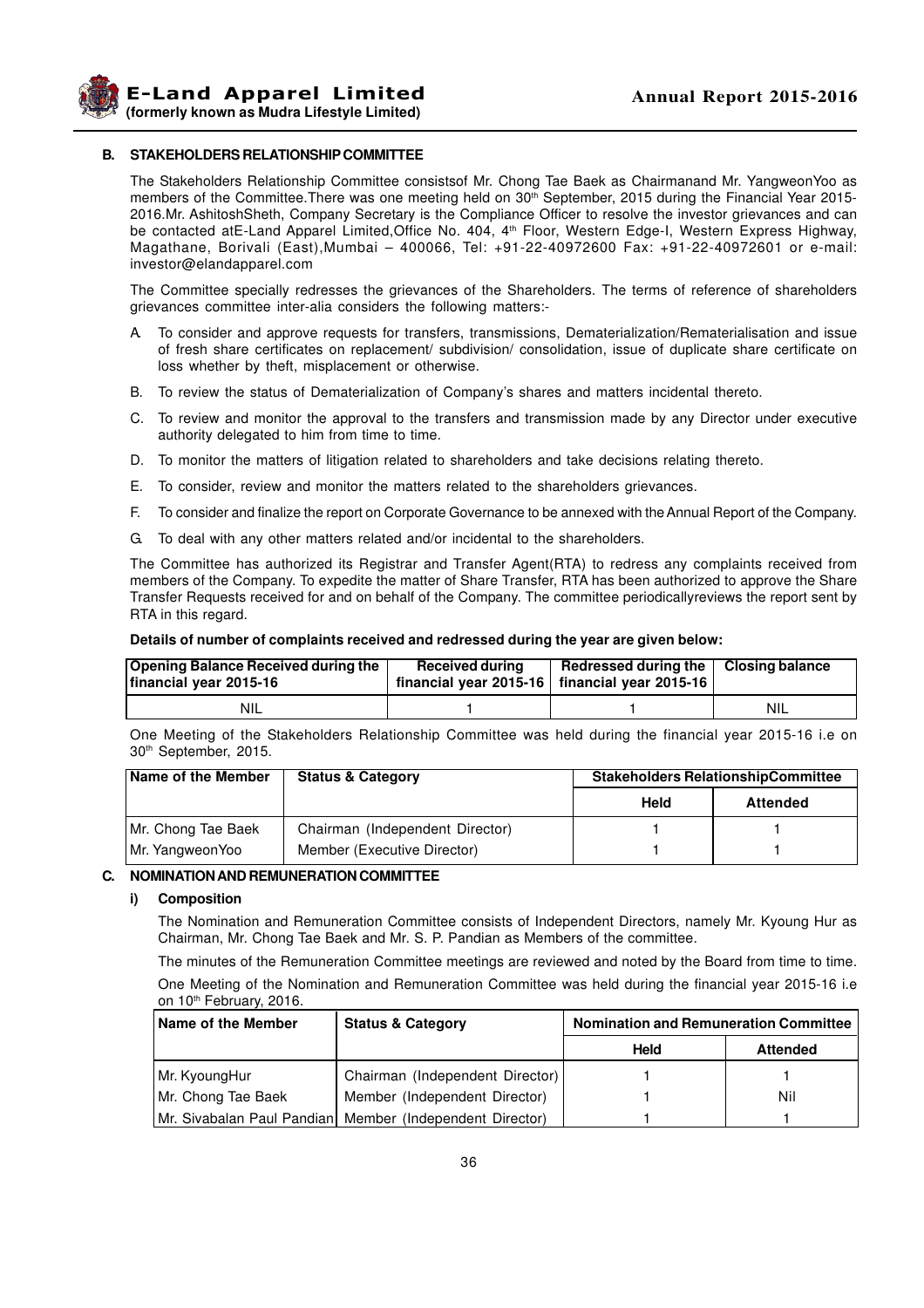### B. STAKEHOLDERS RELATIONSHIP COMMITTEE

The Stakeholders Relationship Committee consistsof Mr. Chong Tae Baek as Chairmanand Mr. YangweonYoo as members of the Committee.There was one meeting held on 30th September, 2015 during the Financial Year 2015-2016.Mr. AshitoshSheth, Company Secretary is the Compliance Officer to resolve the investor grievances and can be contacted atE-Land Apparel Limited,Office No. 404, 4th Floor, Western Edge-I, Western Express Highway, Magathane, Borivali (East),Mumbai – 400066, Tel: +91-22-40972600 Fax: +91-22-40972601 or e-mail: investor@elandapparel.com

The Committee specially redresses the grievances of the Shareholders. The terms of reference of shareholders grievances committee inter-alia considers the following matters:-

A. To consider and approve requests for transfers, transmissions, Dematerialization/Rematerialisation and issue of fresh share certificates on replacement/ subdivision/ consolidation, issue of duplicate share certificate on loss whether by theft, misplacement or otherwise.

B. To review the status of Dematerialization of Company's shares and matters incidental thereto.

C. To review and monitor the approval to the transfers and transmission made by any Director under executive authority delegated to him from time to time.

D. To monitor the matters of litigation related to shareholders and take decisions relating thereto.

E. To consider, review and monitor the matters related to the shareholders grievances.

F. To consider and finalize the report on Corporate Governance to be annexed with the Annual Report of the Company.

G. To deal with any other matters related and/or incidental to the shareholders.

The Committee has authorized its Registrar and Transfer Agent(RTA) to redress any complaints received from members of the Company. To expedite the matter of Share Transfer, RTA has been authorized to approve the Share Transfer Requests received for and on behalf of the Company. The committee periodicallyreviews the report sent by RTA in this regard.

**Details of number of complaints received and redressed during the year are given below:**

| Opening Balance Received during the financial year 2015-16 | Received during financial year 2015-16 | Redressed during the financial year 2015-16 | Closing balance |
|---|---|---|---|
| NIL | 1 | 1 | NIL |

One Meeting of the Stakeholders Relationship Committee was held during the financial year 2015-16 i.e on 30th September, 2015.

| Name of the Member | Status & Category | Stakeholders RelationshipCommittee | |
|---|---|---|---|
| | | Held | Attended |
| Mr. Chong Tae Baek | Chairman (Independent Director) | 1 | 1 |
| Mr. YangweonYoo | Member (Executive Director) | 1 | 1 |

### C. NOMINATION AND REMUNERATION COMMITTEE

#### i) Composition

The Nomination and Remuneration Committee consists of Independent Directors, namely Mr. Kyoung Hur as Chairman, Mr. Chong Tae Baek and Mr. S. P. Pandian as Members of the committee.

The minutes of the Remuneration Committee meetings are reviewed and noted by the Board from time to time.

One Meeting of the Nomination and Remuneration Committee was held during the financial year 2015-16 i.e on 10th February, 2016.

| Name of the Member | Status & Category | Nomination and Remuneration Committee | |
|---|---|---|---|
| | | Held | Attended |
| Mr. KyoungHur | Chairman (Independent Director) | 1 | 1 |
| Mr. Chong Tae Baek | Member (Independent Director) | 1 | Nil |
| Mr. Sivabalan Paul Pandian | Member (Independent Director) | 1 | 1 |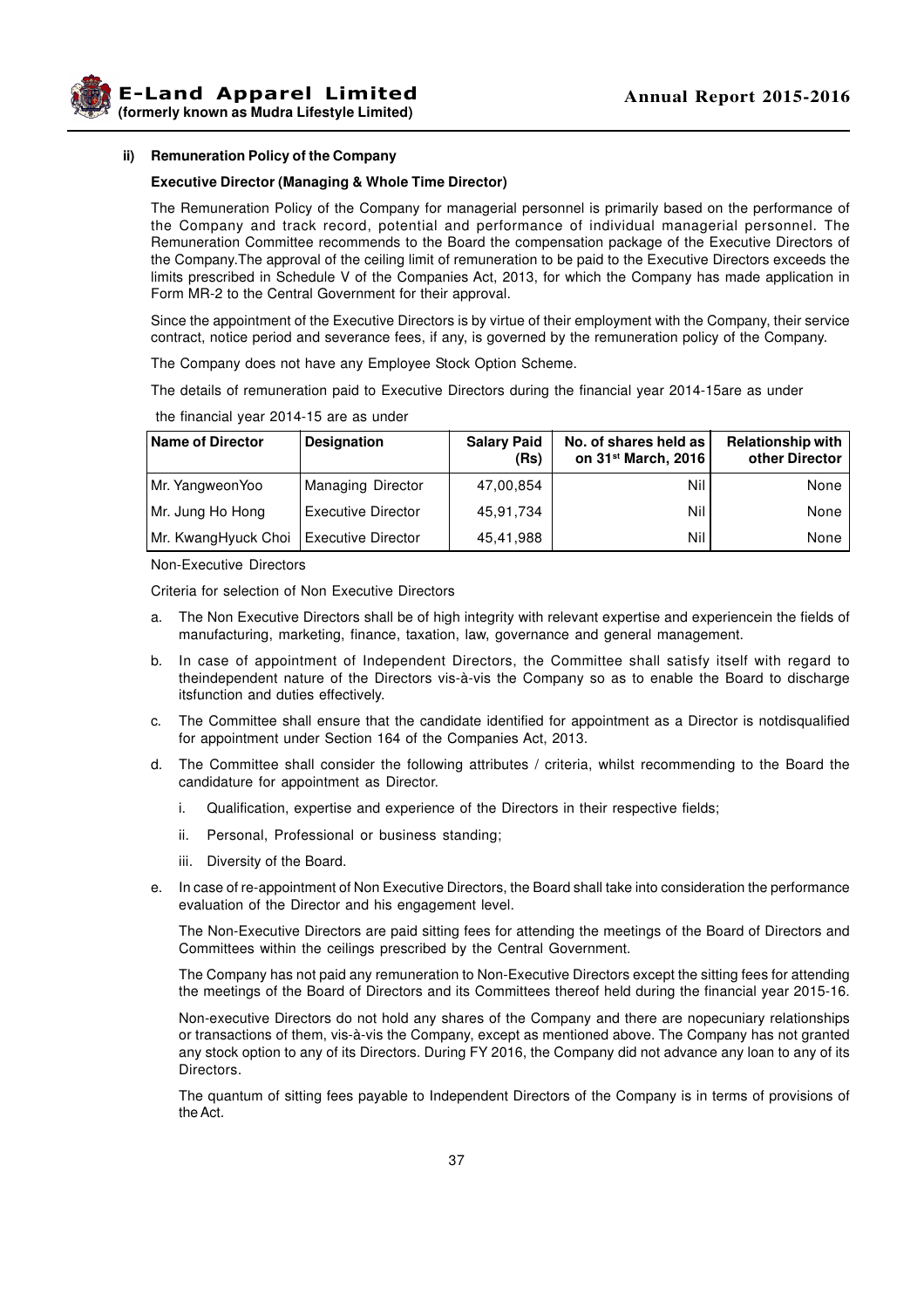### ii) Remuneration Policy of the Company

**Executive Director (Managing & Whole Time Director)**

The Remuneration Policy of the Company for managerial personnel is primarily based on the performance of the Company and track record, potential and performance of individual managerial personnel. The Remuneration Committee recommends to the Board the compensation package of the Executive Directors of the Company.The approval of the ceiling limit of remuneration to be paid to the Executive Directors exceeds the limits prescribed in Schedule V of the Companies Act, 2013, for which the Company has made application in Form MR-2 to the Central Government for their approval.

Since the appointment of the Executive Directors is by virtue of their employment with the Company, their service contract, notice period and severance fees, if any, is governed by the remuneration policy of the Company.

The Company does not have any Employee Stock Option Scheme.

The details of remuneration paid to Executive Directors during the financial year 2014-15are as under

the financial year 2014-15 are as under

| Name of Director | Designation | Salary Paid (Rs) | No. of shares held as on 31st March, 2016 | Relationship with other Director |
|---|---|---|---|---|
| Mr. YangweonYoo | Managing Director | 47,00,854 | Nil | None |
| Mr. Jung Ho Hong | Executive Director | 45,91,734 | Nil | None |
| Mr. KwangHyuck Choi | Executive Director | 45,41,988 | Nil | None |

Non-Executive Directors

Criteria for selection of Non Executive Directors

a. The Non Executive Directors shall be of high integrity with relevant expertise and experiencein the fields of manufacturing, marketing, finance, taxation, law, governance and general management.

b. In case of appointment of Independent Directors, the Committee shall satisfy itself with regard to theindependent nature of the Directors vis-à-vis the Company so as to enable the Board to discharge itsfunction and duties effectively.

c. The Committee shall ensure that the candidate identified for appointment as a Director is notdisqualified for appointment under Section 164 of the Companies Act, 2013.

d. The Committee shall consider the following attributes / criteria, whilst recommending to the Board the candidature for appointment as Director.

   i. Qualification, expertise and experience of the Directors in their respective fields;

   ii. Personal, Professional or business standing;

   iii. Diversity of the Board.

e. In case of re-appointment of Non Executive Directors, the Board shall take into consideration the performance evaluation of the Director and his engagement level.

   The Non-Executive Directors are paid sitting fees for attending the meetings of the Board of Directors and Committees within the ceilings prescribed by the Central Government.

   The Company has not paid any remuneration to Non-Executive Directors except the sitting fees for attending the meetings of the Board of Directors and its Committees thereof held during the financial year 2015-16.

   Non-executive Directors do not hold any shares of the Company and there are nopecuniary relationships or transactions of them, vis-à-vis the Company, except as mentioned above. The Company has not granted any stock option to any of its Directors. During FY 2016, the Company did not advance any loan to any of its Directors.

   The quantum of sitting fees payable to Independent Directors of the Company is in terms of provisions of the Act.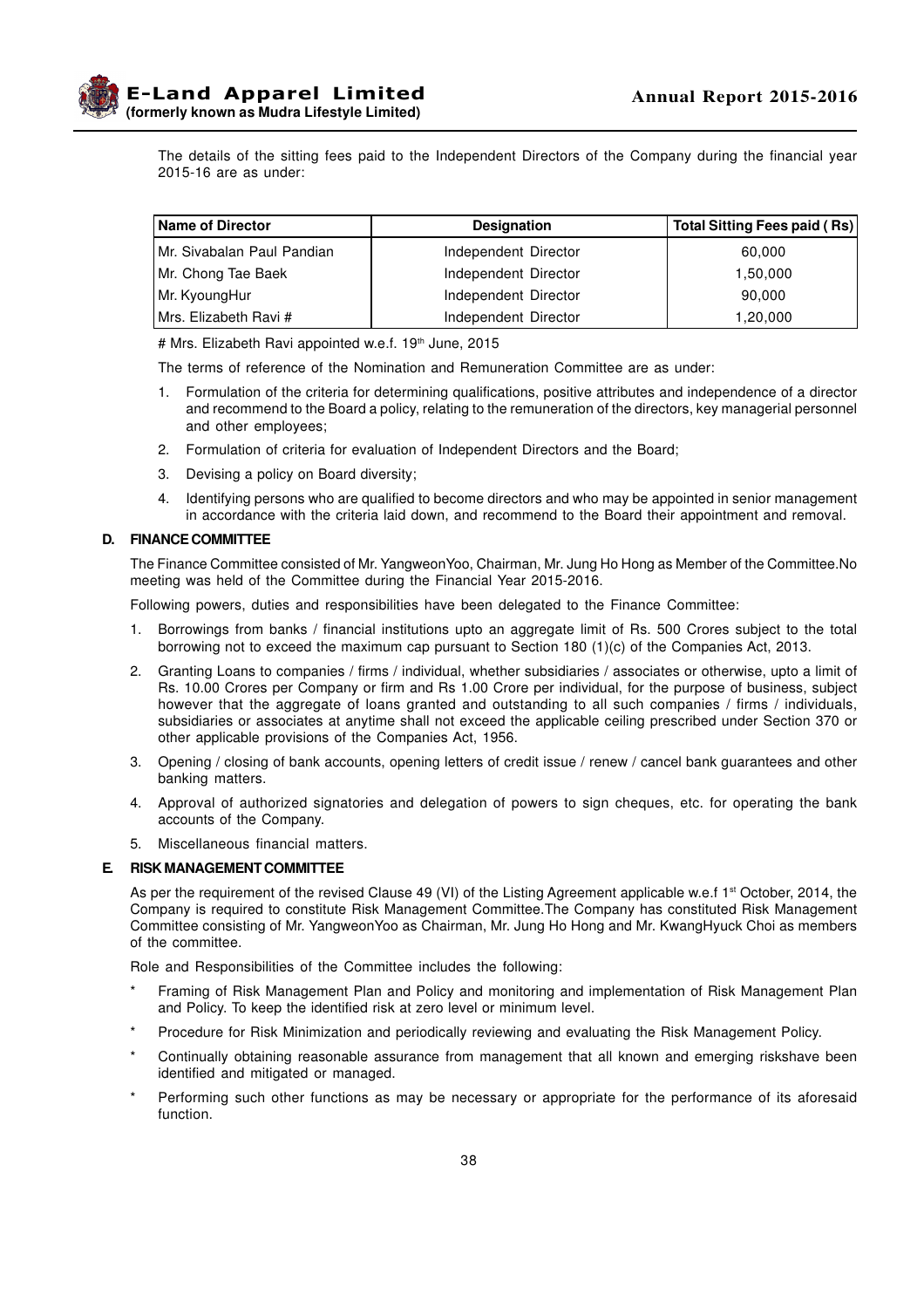The details of the sitting fees paid to the Independent Directors of the Company during the financial year 2015-16 are as under:

| Name of Director | Designation | Total Sitting Fees paid ( Rs) |
|---|---|---|
| Mr. Sivabalan Paul Pandian | Independent Director | 60,000 |
| Mr. Chong Tae Baek | Independent Director | 1,50,000 |
| Mr. KyoungHur | Independent Director | 90,000 |
| Mrs. Elizabeth Ravi # | Independent Director | 1,20,000 |

# Mrs. Elizabeth Ravi appointed w.e.f. 19th June, 2015

The terms of reference of the Nomination and Remuneration Committee are as under:

1. Formulation of the criteria for determining qualifications, positive attributes and independence of a director and recommend to the Board a policy, relating to the remuneration of the directors, key managerial personnel and other employees;
2. Formulation of criteria for evaluation of Independent Directors and the Board;
3. Devising a policy on Board diversity;
4. Identifying persons who are qualified to become directors and who may be appointed in senior management in accordance with the criteria laid down, and recommend to the Board their appointment and removal.

### D. FINANCE COMMITTEE

The Finance Committee consisted of Mr. YangweonYoo, Chairman, Mr. Jung Ho Hong as Member of the Committee.No meeting was held of the Committee during the Financial Year 2015-2016.

Following powers, duties and responsibilities have been delegated to the Finance Committee:

1. Borrowings from banks / financial institutions upto an aggregate limit of Rs. 500 Crores subject to the total borrowing not to exceed the maximum cap pursuant to Section 180 (1)(c) of the Companies Act, 2013.
2. Granting Loans to companies / firms / individual, whether subsidiaries / associates or otherwise, upto a limit of Rs. 10.00 Crores per Company or firm and Rs 1.00 Crore per individual, for the purpose of business, subject however that the aggregate of loans granted and outstanding to all such companies / firms / individuals, subsidiaries or associates at anytime shall not exceed the applicable ceiling prescribed under Section 370 or other applicable provisions of the Companies Act, 1956.
3. Opening / closing of bank accounts, opening letters of credit issue / renew / cancel bank guarantees and other banking matters.
4. Approval of authorized signatories and delegation of powers to sign cheques, etc. for operating the bank accounts of the Company.
5. Miscellaneous financial matters.

### E. RISK MANAGEMENT COMMITTEE

As per the requirement of the revised Clause 49 (VI) of the Listing Agreement applicable w.e.f 1st October, 2014, the Company is required to constitute Risk Management Committee.The Company has constituted Risk Management Committee consisting of Mr. YangweonYoo as Chairman, Mr. Jung Ho Hong and Mr. KwangHyuck Choi as members of the committee.

Role and Responsibilities of the Committee includes the following:

* Framing of Risk Management Plan and Policy and monitoring and implementation of Risk Management Plan and Policy. To keep the identified risk at zero level or minimum level.
* Procedure for Risk Minimization and periodically reviewing and evaluating the Risk Management Policy.
* Continually obtaining reasonable assurance from management that all known and emerging riskshave been identified and mitigated or managed.
* Performing such other functions as may be necessary or appropriate for the performance of its aforesaid function.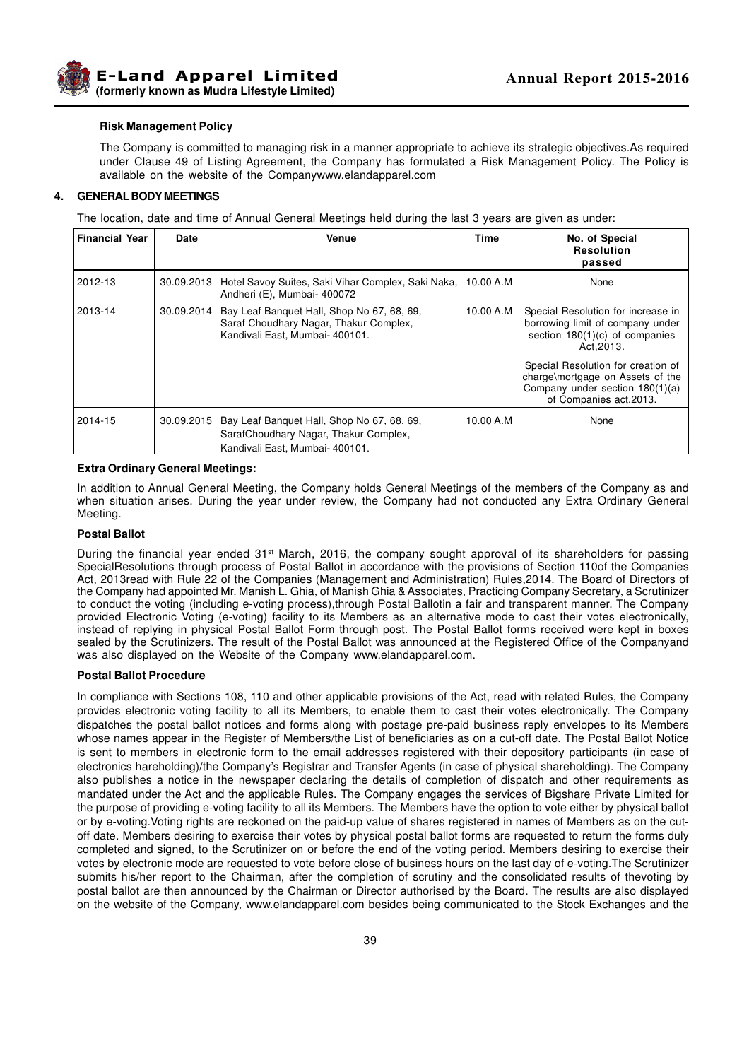**Risk Management Policy**

The Company is committed to managing risk in a manner appropriate to achieve its strategic objectives.As required under Clause 49 of Listing Agreement, the Company has formulated a Risk Management Policy. The Policy is available on the website of the Companywww.elandapparel.com

**4. GENERAL BODY MEETINGS**

The location, date and time of Annual General Meetings held during the last 3 years are given as under:

| Financial Year | Date | Venue | Time | No. of Special Resolution passed |
|---|---|---|---|---|
| 2012-13 | 30.09.2013 | Hotel Savoy Suites, Saki Vihar Complex, Saki Naka, Andheri (E), Mumbai- 400072 | 10.00 A.M | None |
| 2013-14 | 30.09.2014 | Bay Leaf Banquet Hall, Shop No 67, 68, 69, Saraf Choudhary Nagar, Thakur Complex, Kandivali East, Mumbai- 400101. | 10.00 A.M | Special Resolution for increase in borrowing limit of company under section 180(1)(c) of companies Act,2013.<br><br>Special Resolution for creation of charge\mortgage on Assets of the Company under section 180(1)(a) of Companies act,2013. |
| 2014-15 | 30.09.2015 | Bay Leaf Banquet Hall, Shop No 67, 68, 69, SarafChoudhary Nagar, Thakur Complex, Kandivali East, Mumbai- 400101. | 10.00 A.M | None |

**Extra Ordinary General Meetings:**

In addition to Annual General Meeting, the Company holds General Meetings of the members of the Company as and when situation arises. During the year under review, the Company had not conducted any Extra Ordinary General Meeting.

**Postal Ballot**

During the financial year ended 31st March, 2016, the company sought approval of its shareholders for passing SpecialResolutions through process of Postal Ballot in accordance with the provisions of Section 110of the Companies Act, 2013read with Rule 22 of the Companies (Management and Administration) Rules,2014. The Board of Directors of the Company had appointed Mr. Manish L. Ghia, of Manish Ghia & Associates, Practicing Company Secretary, a Scrutinizer to conduct the voting (including e-voting process),through Postal Ballotin a fair and transparent manner. The Company provided Electronic Voting (e-voting) facility to its Members as an alternative mode to cast their votes electronically, instead of replying in physical Postal Ballot Form through post. The Postal Ballot forms received were kept in boxes sealed by the Scrutinizers. The result of the Postal Ballot was announced at the Registered Office of the Companyand was also displayed on the Website of the Company www.elandapparel.com.

**Postal Ballot Procedure**

In compliance with Sections 108, 110 and other applicable provisions of the Act, read with related Rules, the Company provides electronic voting facility to all its Members, to enable them to cast their votes electronically. The Company dispatches the postal ballot notices and forms along with postage pre-paid business reply envelopes to its Members whose names appear in the Register of Members/the List of beneficiaries as on a cut-off date. The Postal Ballot Notice is sent to members in electronic form to the email addresses registered with their depository participants (in case of electronics hareholding)/the Company's Registrar and Transfer Agents (in case of physical shareholding). The Company also publishes a notice in the newspaper declaring the details of completion of dispatch and other requirements as mandated under the Act and the applicable Rules. The Company engages the services of Bigshare Private Limited for the purpose of providing e-voting facility to all its Members. The Members have the option to vote either by physical ballot or by e-voting.Voting rights are reckoned on the paid-up value of shares registered in names of Members as on the cut-off date. Members desiring to exercise their votes by physical postal ballot forms are requested to return the forms duly completed and signed, to the Scrutinizer on or before the end of the voting period. Members desiring to exercise their votes by electronic mode are requested to vote before close of business hours on the last day of e-voting.The Scrutinizer submits his/her report to the Chairman, after the completion of scrutiny and the consolidated results of thevoting by postal ballot are then announced by the Chairman or Director authorised by the Board. The results are also displayed on the website of the Company, www.elandapparel.com besides being communicated to the Stock Exchanges and the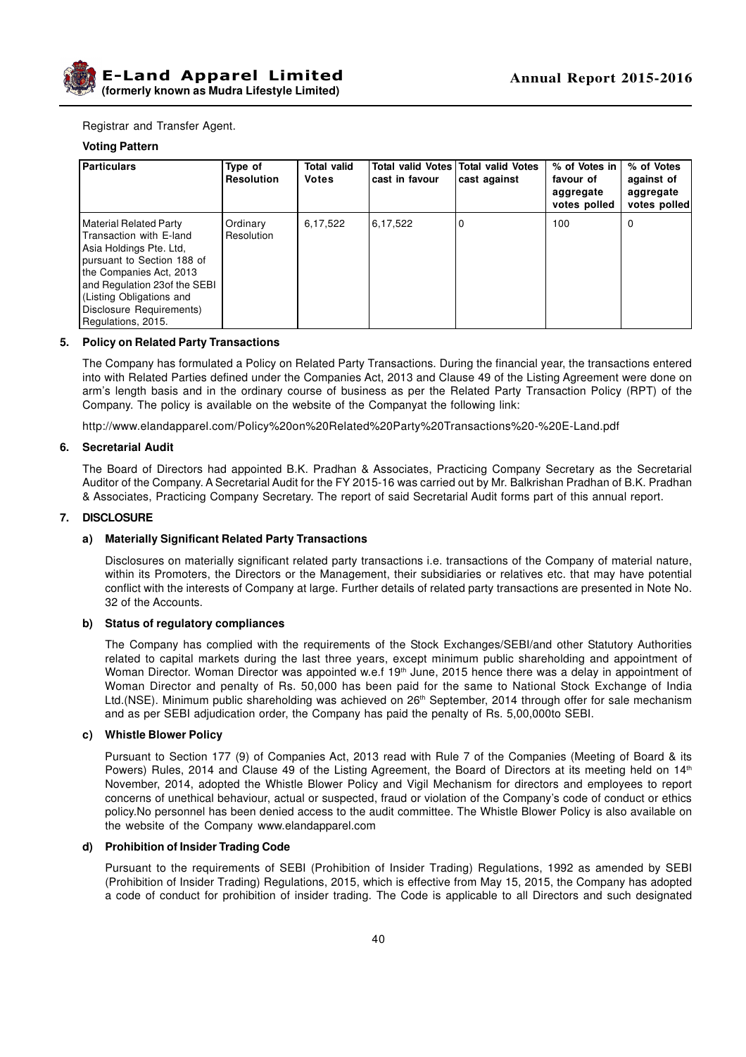Registrar and Transfer Agent.

**Voting Pattern**

| Particulars | Type of Resolution | Total valid Votes | Total valid Votes cast in favour | Total valid Votes cast against | % of Votes in favour of aggregate votes polled | % of Votes against of aggregate votes polled |
|---|---|---|---|---|---|---|
| Material Related Party Transaction with E-land Asia Holdings Pte. Ltd, pursuant to Section 188 of the Companies Act, 2013 and Regulation 23of the SEBI (Listing Obligations and Disclosure Requirements) Regulations, 2015. | Ordinary Resolution | 6,17,522 | 6,17,522 | 0 | 100 | 0 |

## 5. Policy on Related Party Transactions

The Company has formulated a Policy on Related Party Transactions. During the financial year, the transactions entered into with Related Parties defined under the Companies Act, 2013 and Clause 49 of the Listing Agreement were done on arm's length basis and in the ordinary course of business as per the Related Party Transaction Policy (RPT) of the Company. The policy is available on the website of the Companyat the following link:

http://www.elandapparel.com/Policy%20on%20Related%20Party%20Transactions%20-%20E-Land.pdf

## 6. Secretarial Audit

The Board of Directors had appointed B.K. Pradhan & Associates, Practicing Company Secretary as the Secretarial Auditor of the Company. A Secretarial Audit for the FY 2015-16 was carried out by Mr. Balkrishan Pradhan of B.K. Pradhan & Associates, Practicing Company Secretary. The report of said Secretarial Audit forms part of this annual report.

## 7. DISCLOSURE

### a) Materially Significant Related Party Transactions

Disclosures on materially significant related party transactions i.e. transactions of the Company of material nature, within its Promoters, the Directors or the Management, their subsidiaries or relatives etc. that may have potential conflict with the interests of Company at large. Further details of related party transactions are presented in Note No. 32 of the Accounts.

### b) Status of regulatory compliances

The Company has complied with the requirements of the Stock Exchanges/SEBI/and other Statutory Authorities related to capital markets during the last three years, except minimum public shareholding and appointment of Woman Director. Woman Director was appointed w.e.f 19th June, 2015 hence there was a delay in appointment of Woman Director and penalty of Rs. 50,000 has been paid for the same to National Stock Exchange of India Ltd.(NSE). Minimum public shareholding was achieved on 26th September, 2014 through offer for sale mechanism and as per SEBI adjudication order, the Company has paid the penalty of Rs. 5,00,000to SEBI.

### c) Whistle Blower Policy

Pursuant to Section 177 (9) of Companies Act, 2013 read with Rule 7 of the Companies (Meeting of Board & its Powers) Rules, 2014 and Clause 49 of the Listing Agreement, the Board of Directors at its meeting held on 14th November, 2014, adopted the Whistle Blower Policy and Vigil Mechanism for directors and employees to report concerns of unethical behaviour, actual or suspected, fraud or violation of the Company's code of conduct or ethics policy.No personnel has been denied access to the audit committee. The Whistle Blower Policy is also available on the website of the Company www.elandapparel.com

### d) Prohibition of Insider Trading Code

Pursuant to the requirements of SEBI (Prohibition of Insider Trading) Regulations, 1992 as amended by SEBI (Prohibition of Insider Trading) Regulations, 2015, which is effective from May 15, 2015, the Company has adopted a code of conduct for prohibition of insider trading. The Code is applicable to all Directors and such designated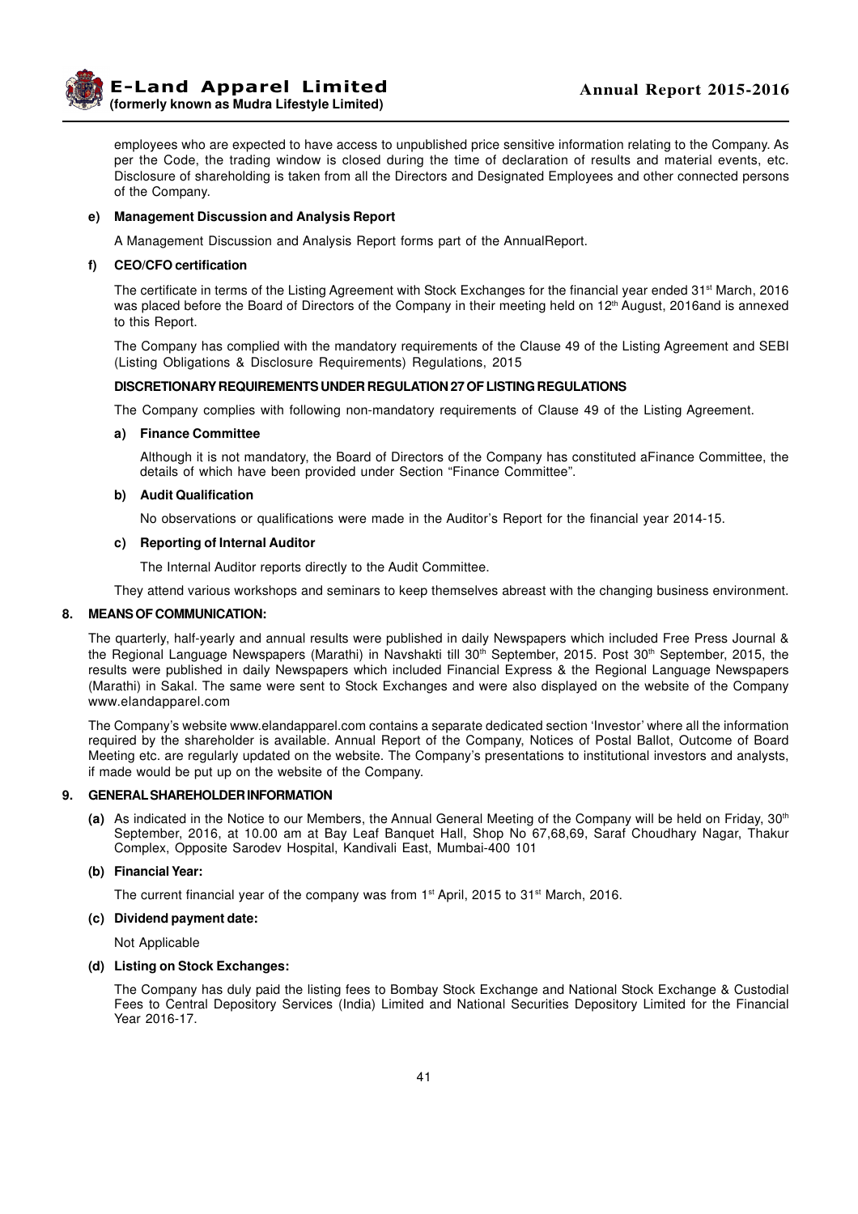employees who are expected to have access to unpublished price sensitive information relating to the Company. As per the Code, the trading window is closed during the time of declaration of results and material events, etc. Disclosure of shareholding is taken from all the Directors and Designated Employees and other connected persons of the Company.

**e) Management Discussion and Analysis Report**

A Management Discussion and Analysis Report forms part of the AnnualReport.

**f) CEO/CFO certification**

The certificate in terms of the Listing Agreement with Stock Exchanges for the financial year ended 31st March, 2016 was placed before the Board of Directors of the Company in their meeting held on 12th August, 2016and is annexed to this Report.

The Company has complied with the mandatory requirements of the Clause 49 of the Listing Agreement and SEBI (Listing Obligations & Disclosure Requirements) Regulations, 2015

**DISCRETIONARY REQUIREMENTS UNDER REGULATION 27 OF LISTING REGULATIONS**

The Company complies with following non-mandatory requirements of Clause 49 of the Listing Agreement.

**a) Finance Committee**

Although it is not mandatory, the Board of Directors of the Company has constituted aFinance Committee, the details of which have been provided under Section "Finance Committee".

**b) Audit Qualification**

No observations or qualifications were made in the Auditor's Report for the financial year 2014-15.

**c) Reporting of Internal Auditor**

The Internal Auditor reports directly to the Audit Committee.

They attend various workshops and seminars to keep themselves abreast with the changing business environment.

## 8. MEANS OF COMMUNICATION:

The quarterly, half-yearly and annual results were published in daily Newspapers which included Free Press Journal & the Regional Language Newspapers (Marathi) in Navshakti till 30th September, 2015. Post 30th September, 2015, the results were published in daily Newspapers which included Financial Express & the Regional Language Newspapers (Marathi) in Sakal. The same were sent to Stock Exchanges and were also displayed on the website of the Company www.elandapparel.com

The Company's website www.elandapparel.com contains a separate dedicated section 'Investor' where all the information required by the shareholder is available. Annual Report of the Company, Notices of Postal Ballot, Outcome of Board Meeting etc. are regularly updated on the website. The Company's presentations to institutional investors and analysts, if made would be put up on the website of the Company.

## 9. GENERAL SHAREHOLDER INFORMATION

**(a)** As indicated in the Notice to our Members, the Annual General Meeting of the Company will be held on Friday, 30th September, 2016, at 10.00 am at Bay Leaf Banquet Hall, Shop No 67,68,69, Saraf Choudhary Nagar, Thakur Complex, Opposite Sarodev Hospital, Kandivali East, Mumbai-400 101

**(b) Financial Year:**

The current financial year of the company was from 1st April, 2015 to 31st March, 2016.

**(c) Dividend payment date:**

Not Applicable

**(d) Listing on Stock Exchanges:**

The Company has duly paid the listing fees to Bombay Stock Exchange and National Stock Exchange & Custodial Fees to Central Depository Services (India) Limited and National Securities Depository Limited for the Financial Year 2016-17.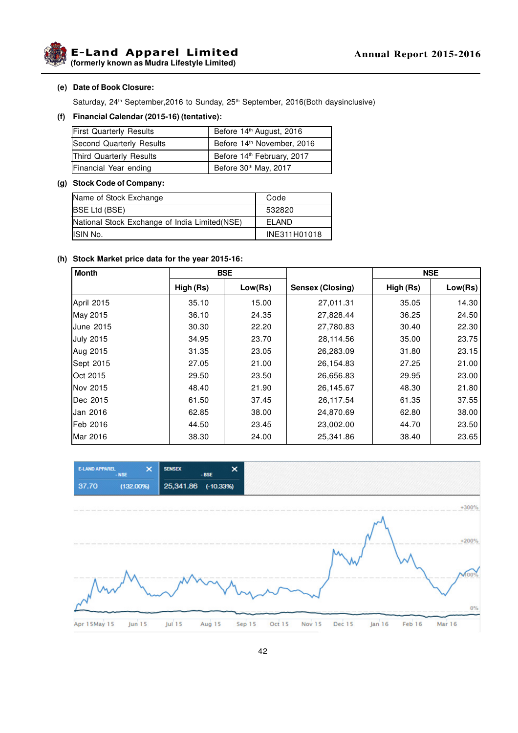**(e) Date of Book Closure:**

Saturday, 24th September,2016 to Sunday, 25th September, 2016(Both daysinclusive)

**(f) Financial Calendar (2015-16) (tentative):**

| | |
|---|---|
| First Quarterly Results | Before 14th August, 2016 |
| Second Quarterly Results | Before 14th November, 2016 |
| Third Quarterly Results | Before 14th February, 2017 |
| Financial Year ending | Before 30th May, 2017 |

**(g) Stock Code of Company:**

| Name of Stock Exchange | Code |
|---|---|
| BSE Ltd (BSE) | 532820 |
| National Stock Exchange of India Limited(NSE) | ELAND |
| ISIN No. | INE311H01018 |

**(h) Stock Market price data for the year 2015-16:**

| Month | BSE | | | NSE | |
|---|---|---|---|---|---|
| | High (Rs) | Low(Rs) | Sensex (Closing) | High (Rs) | Low(Rs) |
| April 2015 | 35.10 | 15.00 | 27,011.31 | 35.05 | 14.30 |
| May 2015 | 36.10 | 24.35 | 27,828.44 | 36.25 | 24.50 |
| June 2015 | 30.30 | 22.20 | 27,780.83 | 30.40 | 22.30 |
| July 2015 | 34.95 | 23.70 | 28,114.56 | 35.00 | 23.75 |
| Aug 2015 | 31.35 | 23.05 | 26,283.09 | 31.80 | 23.15 |
| Sept 2015 | 27.05 | 21.00 | 26,154.83 | 27.25 | 21.00 |
| Oct 2015 | 29.50 | 23.50 | 26,656.83 | 29.95 | 23.00 |
| Nov 2015 | 48.40 | 21.90 | 26,145.67 | 48.30 | 21.80 |
| Dec 2015 | 61.50 | 37.45 | 26,117.54 | 61.35 | 37.55 |
| Jan 2016 | 62.85 | 38.00 | 24,870.69 | 62.80 | 38.00 |
| Feb 2016 | 44.50 | 23.45 | 23,002.00 | 44.70 | 23.50 |
| Mar 2016 | 38.30 | 24.00 | 25,341.86 | 38.40 | 23.65 |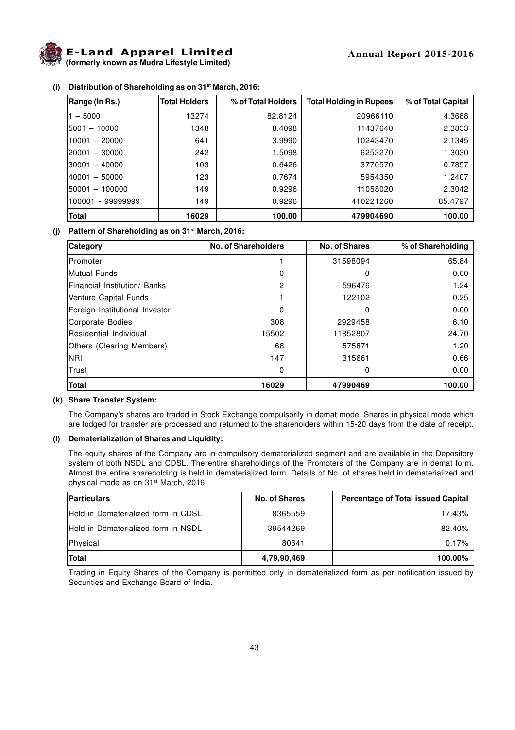### (i) Distribution of Shareholding as on 31st March, 2016:

| Range (In Rs.) | Total Holders | % of Total Holders | Total Holding in Rupees | % of Total Capital |
|---|---|---|---|---|
| 1 – 5000 | 13274 | 82.8124 | 20966110 | 4.3688 |
| 5001 – 10000 | 1348 | 8.4098 | 11437640 | 2.3833 |
| 10001 – 20000 | 641 | 3.9990 | 10243470 | 2.1345 |
| 20001 – 30000 | 242 | 1.5098 | 6253270 | 1.3030 |
| 30001 – 40000 | 103 | 0.6426 | 3770570 | 0.7857 |
| 40001 – 50000 | 123 | 0.7674 | 5954350 | 1.2407 |
| 50001 – 100000 | 149 | 0.9296 | 11058020 | 2.3042 |
| 100001 - 99999999 | 149 | 0.9296 | 410221260 | 85.4797 |
| **Total** | **16029** | **100.00** | **479904690** | **100.00** |

### (j) Pattern of Shareholding as on 31st March, 2016:

| Category | No. of Shareholders | No. of Shares | % of Shareholding |
|---|---|---|---|
| Promoter | 1 | 31598094 | 65.84 |
| Mutual Funds | 0 | 0 | 0.00 |
| Financial Institution/ Banks | 2 | 596476 | 1.24 |
| Venture Capital Funds | 1 | 122102 | 0.25 |
| Foreign Institutional Investor | 0 | 0 | 0.00 |
| Corporate Bodies | 308 | 2929458 | 6.10 |
| Residential Individual | 15502 | 11852807 | 24.70 |
| Others (Clearing Members) | 68 | 575871 | 1.20 |
| NRI | 147 | 315661 | 0.66 |
| Trust | 0 | 0 | 0.00 |
| **Total** | **16029** | **47990469** | **100.00** |

### (k) Share Transfer System:

The Company's shares are traded in Stock Exchange compulsorily in demat mode. Shares in physical mode which are lodged for transfer are processed and returned to the shareholders within 15-20 days from the date of receipt.

### (l) Dematerialization of Shares and Liquidity:

The equity shares of the Company are in compulsory dematerialized segment and are available in the Depository system of both NSDL and CDSL. The entire shareholdings of the Promoters of the Company are in demat form. Almost the entire shareholding is held in dematerialized form. Details of No. of shares held in dematerialized and physical mode as on 31st March, 2016:

| Particulars | No. of Shares | Percentage of Total issued Capital |
|---|---|---|
| Held in Dematerialized form in CDSL | 8365559 | 17.43% |
| Held in Dematerialized form in NSDL | 39544269 | 82.40% |
| Physical | 80641 | 0.17% |
| **Total** | **4,79,90,469** | **100.00%** |

Trading in Equity Shares of the Company is permitted only in dematerialized form as per notification issued by Securities and Exchange Board of India.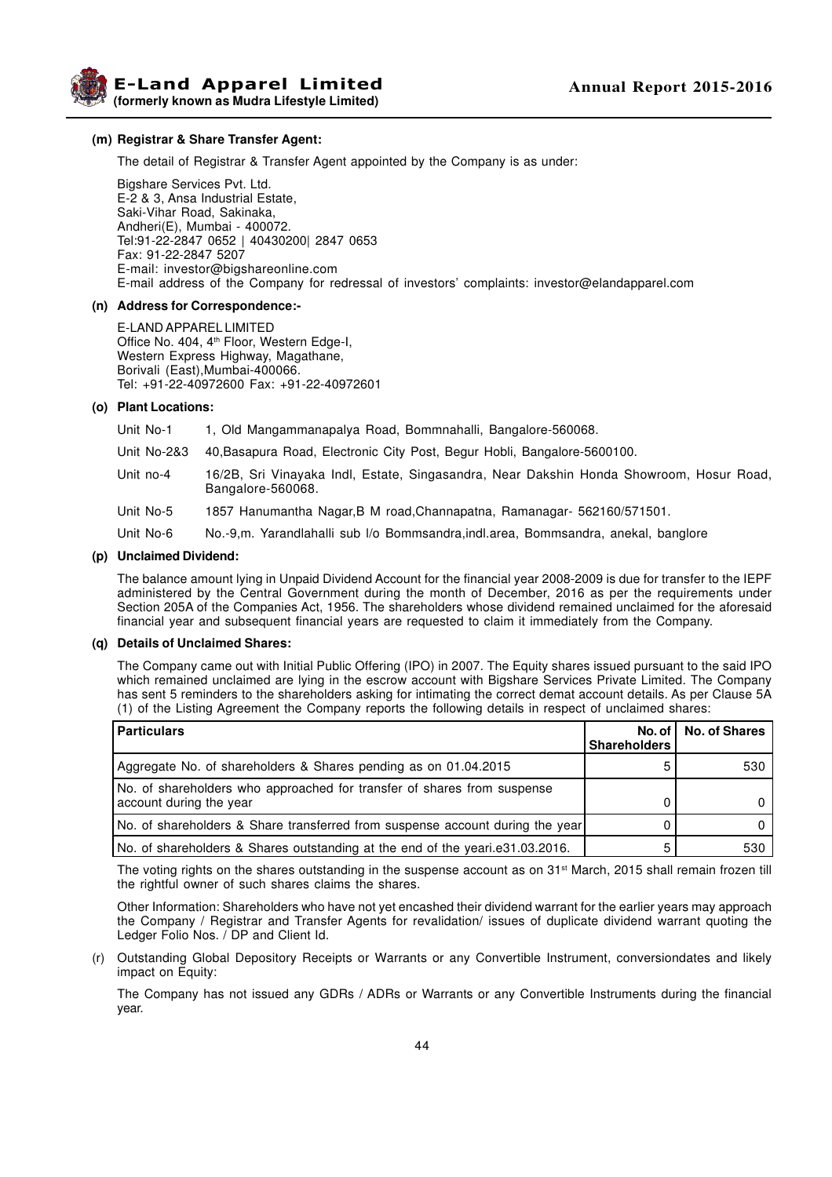**(m) Registrar & Share Transfer Agent:**

The detail of Registrar & Transfer Agent appointed by the Company is as under:

Bigshare Services Pvt. Ltd.
E-2 & 3, Ansa Industrial Estate,
Saki-Vihar Road, Sakinaka,
Andheri(E), Mumbai - 400072.
Tel:91-22-2847 0652 | 40430200| 2847 0653
Fax: 91-22-2847 5207
E-mail: investor@bigshareonline.com
E-mail address of the Company for redressal of investors' complaints: investor@elandapparel.com

**(n) Address for Correspondence:-**

E-LAND APPAREL LIMITED
Office No. 404, 4th Floor, Western Edge-I,
Western Express Highway, Magathane,
Borivali (East),Mumbai-400066.
Tel: +91-22-40972600 Fax: +91-22-40972601

**(o) Plant Locations:**

| | |
|---|---|
| Unit No-1 | 1, Old Mangammanapalya Road, Bommnahalli, Bangalore-560068. |
| Unit No-2&3 | 40,Basapura Road, Electronic City Post, Begur Hobli, Bangalore-5600100. |
| Unit no-4 | 16/2B, Sri Vinayaka Indl, Estate, Singasandra, Near Dakshin Honda Showroom, Hosur Road, Bangalore-560068. |
| Unit No-5 | 1857 Hanumantha Nagar,B M road,Channapatna, Ramanagar- 562160/571501. |
| Unit No-6 | No.-9,m. Yarandlahalli sub I/o Bommsandra,indl.area, Bommsandra, anekal, banglore |

**(p) Unclaimed Dividend:**

The balance amount lying in Unpaid Dividend Account for the financial year 2008-2009 is due for transfer to the IEPF administered by the Central Government during the month of December, 2016 as per the requirements under Section 205A of the Companies Act, 1956. The shareholders whose dividend remained unclaimed for the aforesaid financial year and subsequent financial years are requested to claim it immediately from the Company.

**(q) Details of Unclaimed Shares:**

The Company came out with Initial Public Offering (IPO) in 2007. The Equity shares issued pursuant to the said IPO which remained unclaimed are lying in the escrow account with Bigshare Services Private Limited. The Company has sent 5 reminders to the shareholders asking for intimating the correct demat account details. As per Clause 5A (1) of the Listing Agreement the Company reports the following details in respect of unclaimed shares:

| Particulars | No. of Shareholders | No. of Shares |
|---|---|---|
| Aggregate No. of shareholders & Shares pending as on 01.04.2015 | 5 | 530 |
| No. of shareholders who approached for transfer of shares from suspense account during the year | 0 | 0 |
| No. of shareholders & Share transferred from suspense account during the year | 0 | 0 |
| No. of shareholders & Shares outstanding at the end of the yeari.e31.03.2016. | 5 | 530 |

The voting rights on the shares outstanding in the suspense account as on 31st March, 2015 shall remain frozen till the rightful owner of such shares claims the shares.

Other Information: Shareholders who have not yet encashed their dividend warrant for the earlier years may approach the Company / Registrar and Transfer Agents for revalidation/ issues of duplicate dividend warrant quoting the Ledger Folio Nos. / DP and Client Id.

(r) Outstanding Global Depository Receipts or Warrants or any Convertible Instrument, conversiondates and likely impact on Equity:

The Company has not issued any GDRs / ADRs or Warrants or any Convertible Instruments during the financial year.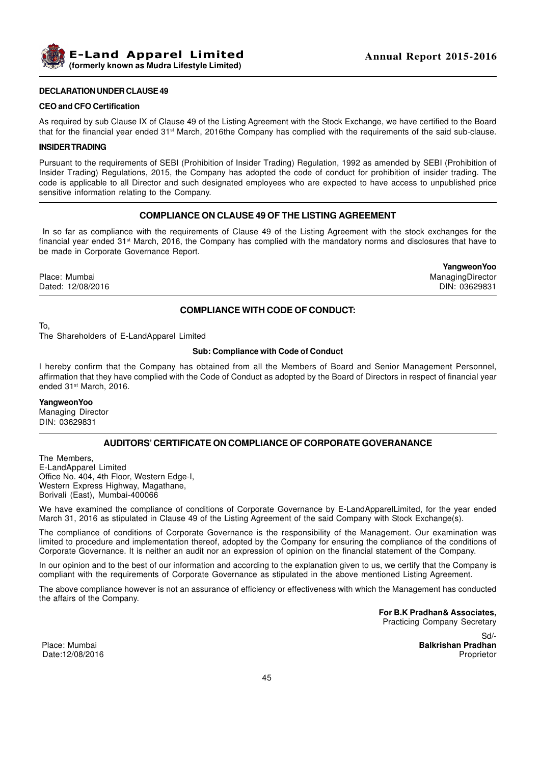#### DECLARATION UNDER CLAUSE 49

**CEO and CFO Certification**

As required by sub Clause IX of Clause 49 of the Listing Agreement with the Stock Exchange, we have certified to the Board that for the financial year ended 31st March, 2016the Company has complied with the requirements of the said sub-clause.

**INSIDER TRADING**

Pursuant to the requirements of SEBI (Prohibition of Insider Trading) Regulation, 1992 as amended by SEBI (Prohibition of Insider Trading) Regulations, 2015, the Company has adopted the code of conduct for prohibition of insider trading. The code is applicable to all Director and such designated employees who are expected to have access to unpublished price sensitive information relating to the Company.

## COMPLIANCE ON CLAUSE 49 OF THE LISTING AGREEMENT

In so far as compliance with the requirements of Clause 49 of the Listing Agreement with the stock exchanges for the financial year ended 31st March, 2016, the Company has complied with the mandatory norms and disclosures that have to be made in Corporate Governance Report.

**YangweonYoo**
ManagingDirector
DIN: 03629831

Place: Mumbai
Dated: 12/08/2016

## COMPLIANCE WITH CODE OF CONDUCT:

To,
The Shareholders of E-LandApparel Limited

**Sub: Compliance with Code of Conduct**

I hereby confirm that the Company has obtained from all the Members of Board and Senior Management Personnel, affirmation that they have complied with the Code of Conduct as adopted by the Board of Directors in respect of financial year ended 31st March, 2016.

**YangweonYoo**
Managing Director
DIN: 03629831

## AUDITORS' CERTIFICATE ON COMPLIANCE OF CORPORATE GOVERANANCE

The Members,
E-LandApparel Limited
Office No. 404, 4th Floor, Western Edge-I,
Western Express Highway, Magathane,
Borivali (East), Mumbai-400066

We have examined the compliance of conditions of Corporate Governance by E-LandApparelLimited, for the year ended March 31, 2016 as stipulated in Clause 49 of the Listing Agreement of the said Company with Stock Exchange(s).

The compliance of conditions of Corporate Governance is the responsibility of the Management. Our examination was limited to procedure and implementation thereof, adopted by the Company for ensuring the compliance of the conditions of Corporate Governance. It is neither an audit nor an expression of opinion on the financial statement of the Company.

In our opinion and to the best of our information and according to the explanation given to us, we certify that the Company is compliant with the requirements of Corporate Governance as stipulated in the above mentioned Listing Agreement.

The above compliance however is not an assurance of efficiency or effectiveness with which the Management has conducted the affairs of the Company.

**For B.K Pradhan& Associates,**
Practicing Company Secretary

Sd/-
**Balkrishan Pradhan**
Proprietor

Place: Mumbai
Date:12/08/2016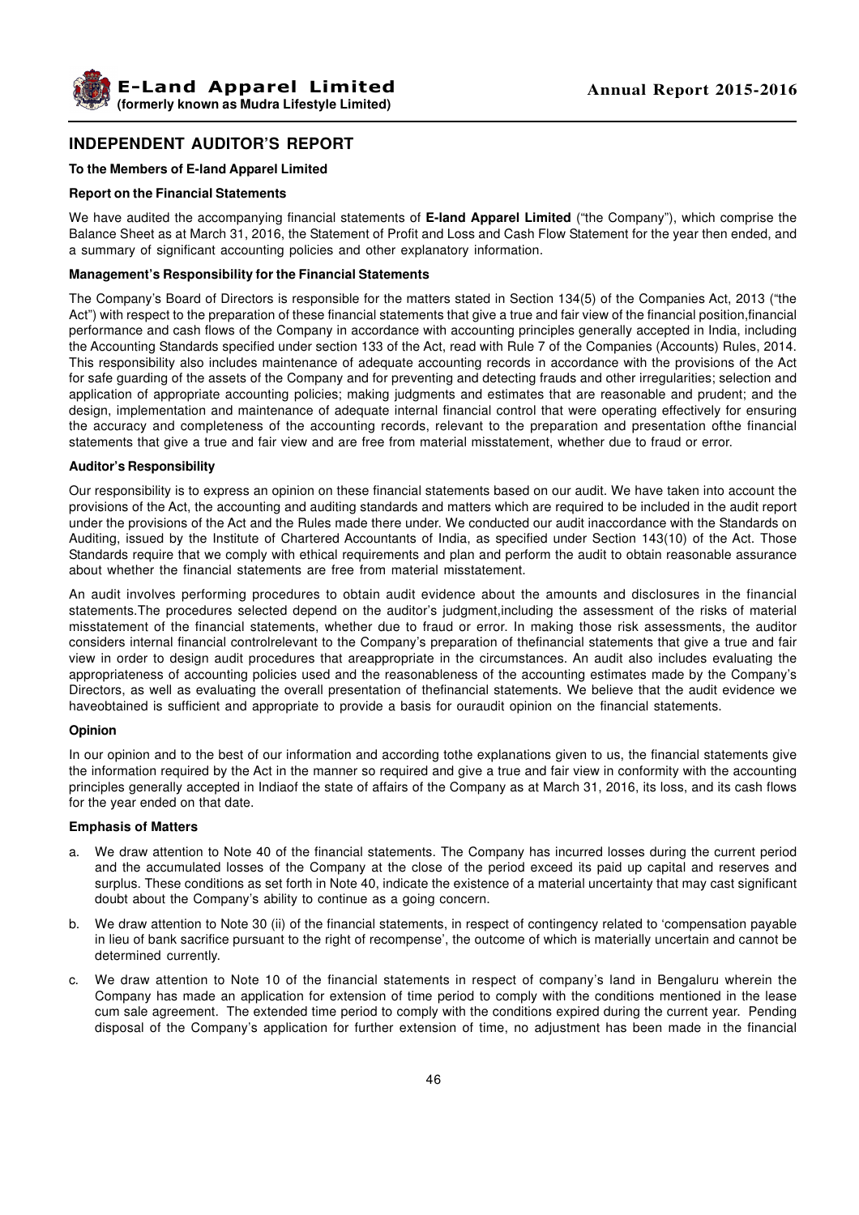## INDEPENDENT AUDITOR'S REPORT

**To the Members of E-land Apparel Limited**

**Report on the Financial Statements**

We have audited the accompanying financial statements of **E-land Apparel Limited** ("the Company"), which comprise the Balance Sheet as at March 31, 2016, the Statement of Profit and Loss and Cash Flow Statement for the year then ended, and a summary of significant accounting policies and other explanatory information.

**Management's Responsibility for the Financial Statements**

The Company's Board of Directors is responsible for the matters stated in Section 134(5) of the Companies Act, 2013 ("the Act") with respect to the preparation of these financial statements that give a true and fair view of the financial position,financial performance and cash flows of the Company in accordance with accounting principles generally accepted in India, including the Accounting Standards specified under section 133 of the Act, read with Rule 7 of the Companies (Accounts) Rules, 2014. This responsibility also includes maintenance of adequate accounting records in accordance with the provisions of the Act for safe guarding of the assets of the Company and for preventing and detecting frauds and other irregularities; selection and application of appropriate accounting policies; making judgments and estimates that are reasonable and prudent; and the design, implementation and maintenance of adequate internal financial control that were operating effectively for ensuring the accuracy and completeness of the accounting records, relevant to the preparation and presentation ofthe financial statements that give a true and fair view and are free from material misstatement, whether due to fraud or error.

**Auditor's Responsibility**

Our responsibility is to express an opinion on these financial statements based on our audit. We have taken into account the provisions of the Act, the accounting and auditing standards and matters which are required to be included in the audit report under the provisions of the Act and the Rules made there under. We conducted our audit inaccordance with the Standards on Auditing, issued by the Institute of Chartered Accountants of India, as specified under Section 143(10) of the Act. Those Standards require that we comply with ethical requirements and plan and perform the audit to obtain reasonable assurance about whether the financial statements are free from material misstatement.

An audit involves performing procedures to obtain audit evidence about the amounts and disclosures in the financial statements.The procedures selected depend on the auditor's judgment,including the assessment of the risks of material misstatement of the financial statements, whether due to fraud or error. In making those risk assessments, the auditor considers internal financial controlrelevant to the Company's preparation of thefinancial statements that give a true and fair view in order to design audit procedures that areappropriate in the circumstances. An audit also includes evaluating the appropriateness of accounting policies used and the reasonableness of the accounting estimates made by the Company's Directors, as well as evaluating the overall presentation of thefinancial statements. We believe that the audit evidence we haveobtained is sufficient and appropriate to provide a basis for ouraudit opinion on the financial statements.

**Opinion**

In our opinion and to the best of our information and according tothe explanations given to us, the financial statements give the information required by the Act in the manner so required and give a true and fair view in conformity with the accounting principles generally accepted in Indiaof the state of affairs of the Company as at March 31, 2016, its loss, and its cash flows for the year ended on that date.

**Emphasis of Matters**

a. We draw attention to Note 40 of the financial statements. The Company has incurred losses during the current period and the accumulated losses of the Company at the close of the period exceed its paid up capital and reserves and surplus. These conditions as set forth in Note 40, indicate the existence of a material uncertainty that may cast significant doubt about the Company's ability to continue as a going concern.

b. We draw attention to Note 30 (ii) of the financial statements, in respect of contingency related to 'compensation payable in lieu of bank sacrifice pursuant to the right of recompense', the outcome of which is materially uncertain and cannot be determined currently.

c. We draw attention to Note 10 of the financial statements in respect of company's land in Bengaluru wherein the Company has made an application for extension of time period to comply with the conditions mentioned in the lease cum sale agreement. The extended time period to comply with the conditions expired during the current year. Pending disposal of the Company's application for further extension of time, no adjustment has been made in the financial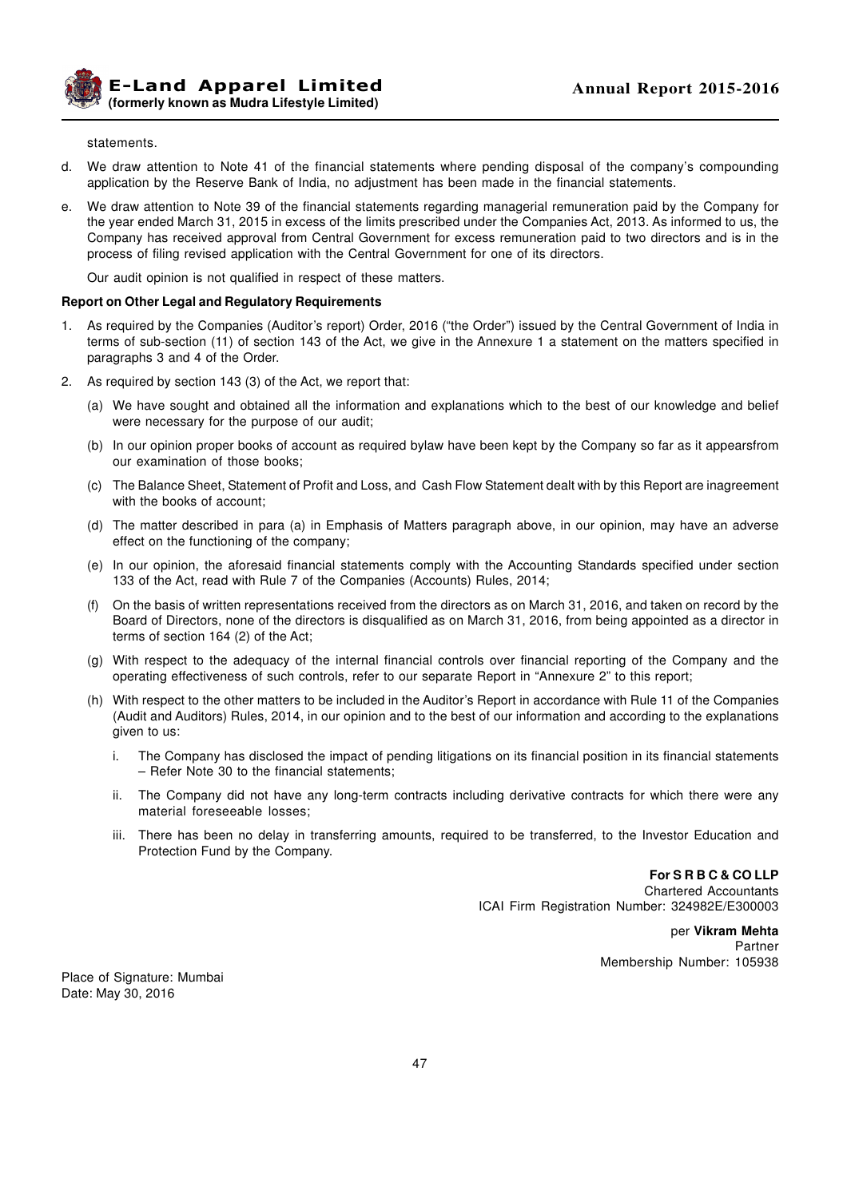statements.

d. We draw attention to Note 41 of the financial statements where pending disposal of the company's compounding application by the Reserve Bank of India, no adjustment has been made in the financial statements.

e. We draw attention to Note 39 of the financial statements regarding managerial remuneration paid by the Company for the year ended March 31, 2015 in excess of the limits prescribed under the Companies Act, 2013. As informed to us, the Company has received approval from Central Government for excess remuneration paid to two directors and is in the process of filing revised application with the Central Government for one of its directors.

Our audit opinion is not qualified in respect of these matters.

**Report on Other Legal and Regulatory Requirements**

1. As required by the Companies (Auditor's report) Order, 2016 ("the Order") issued by the Central Government of India in terms of sub-section (11) of section 143 of the Act, we give in the Annexure 1 a statement on the matters specified in paragraphs 3 and 4 of the Order.

2. As required by section 143 (3) of the Act, we report that:

   (a) We have sought and obtained all the information and explanations which to the best of our knowledge and belief were necessary for the purpose of our audit;

   (b) In our opinion proper books of account as required bylaw have been kept by the Company so far as it appearsfrom our examination of those books;

   (c) The Balance Sheet, Statement of Profit and Loss, and Cash Flow Statement dealt with by this Report are inagreement with the books of account;

   (d) The matter described in para (a) in Emphasis of Matters paragraph above, in our opinion, may have an adverse effect on the functioning of the company;

   (e) In our opinion, the aforesaid financial statements comply with the Accounting Standards specified under section 133 of the Act, read with Rule 7 of the Companies (Accounts) Rules, 2014;

   (f) On the basis of written representations received from the directors as on March 31, 2016, and taken on record by the Board of Directors, none of the directors is disqualified as on March 31, 2016, from being appointed as a director in terms of section 164 (2) of the Act;

   (g) With respect to the adequacy of the internal financial controls over financial reporting of the Company and the operating effectiveness of such controls, refer to our separate Report in "Annexure 2" to this report;

   (h) With respect to the other matters to be included in the Auditor's Report in accordance with Rule 11 of the Companies (Audit and Auditors) Rules, 2014, in our opinion and to the best of our information and according to the explanations given to us:

      i. The Company has disclosed the impact of pending litigations on its financial position in its financial statements – Refer Note 30 to the financial statements;

      ii. The Company did not have any long-term contracts including derivative contracts for which there were any material foreseeable losses;

      iii. There has been no delay in transferring amounts, required to be transferred, to the Investor Education and Protection Fund by the Company.

**For S R B C & CO LLP**
Chartered Accountants
ICAI Firm Registration Number: 324982E/E300003

per **Vikram Mehta**
Partner
Membership Number: 105938

Place of Signature: Mumbai
Date: May 30, 2016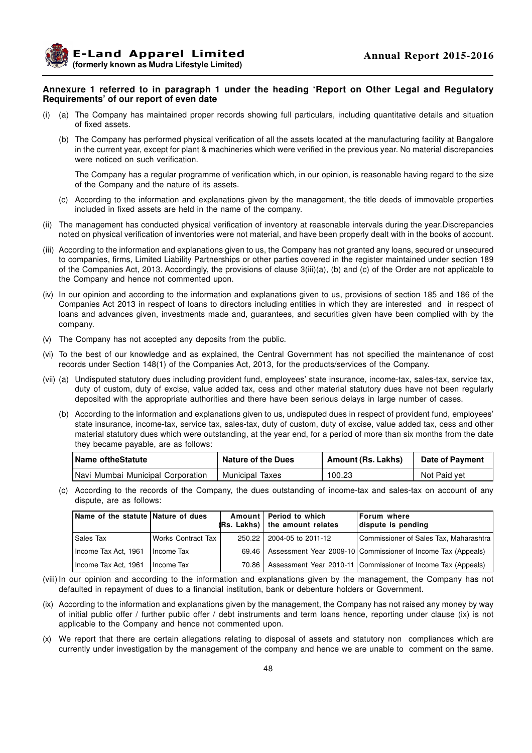**Annexure 1 referred to in paragraph 1 under the heading 'Report on Other Legal and Regulatory Requirements' of our report of even date**

(i) (a) The Company has maintained proper records showing full particulars, including quantitative details and situation of fixed assets.

(b) The Company has performed physical verification of all the assets located at the manufacturing facility at Bangalore in the current year, except for plant & machineries which were verified in the previous year. No material discrepancies were noticed on such verification.

The Company has a regular programme of verification which, in our opinion, is reasonable having regard to the size of the Company and the nature of its assets.

(c) According to the information and explanations given by the management, the title deeds of immovable properties included in fixed assets are held in the name of the company.

(ii) The management has conducted physical verification of inventory at reasonable intervals during the year.Discrepancies noted on physical verification of inventories were not material, and have been properly dealt with in the books of account.

(iii) According to the information and explanations given to us, the Company has not granted any loans, secured or unsecured to companies, firms, Limited Liability Partnerships or other parties covered in the register maintained under section 189 of the Companies Act, 2013. Accordingly, the provisions of clause 3(iii)(a), (b) and (c) of the Order are not applicable to the Company and hence not commented upon.

(iv) In our opinion and according to the information and explanations given to us, provisions of section 185 and 186 of the Companies Act 2013 in respect of loans to directors including entities in which they are interested and in respect of loans and advances given, investments made and, guarantees, and securities given have been complied with by the company.

(v) The Company has not accepted any deposits from the public.

(vi) To the best of our knowledge and as explained, the Central Government has not specified the maintenance of cost records under Section 148(1) of the Companies Act, 2013, for the products/services of the Company.

(vii) (a) Undisputed statutory dues including provident fund, employees' state insurance, income-tax, sales-tax, service tax, duty of custom, duty of excise, value added tax, cess and other material statutory dues have not been regularly deposited with the appropriate authorities and there have been serious delays in large number of cases.

(b) According to the information and explanations given to us, undisputed dues in respect of provident fund, employees' state insurance, income-tax, service tax, sales-tax, duty of custom, duty of excise, value added tax, cess and other material statutory dues which were outstanding, at the year end, for a period of more than six months from the date they became payable, are as follows:

| Name oftheStatute | Nature of the Dues | Amount (Rs. Lakhs) | Date of Payment |
|---|---|---|---|
| Navi Mumbai Municipal Corporation | Municipal Taxes | 100.23 | Not Paid yet |

(c) According to the records of the Company, the dues outstanding of income-tax and sales-tax on account of any dispute, are as follows:

| Name of the statute | Nature of dues | Amount (Rs. Lakhs) | Period to which the amount relates | Forum where dispute is pending |
|---|---|---|---|---|
| Sales Tax | Works Contract Tax | 250.22 | 2004-05 to 2011-12 | Commissioner of Sales Tax, Maharashtra |
| Income Tax Act, 1961 | Income Tax | 69.46 | Assessment Year 2009-10 | Commissioner of Income Tax (Appeals) |
| Income Tax Act, 1961 | Income Tax | 70.86 | Assessment Year 2010-11 | Commissioner of Income Tax (Appeals) |

(viii) In our opinion and according to the information and explanations given by the management, the Company has not defaulted in repayment of dues to a financial institution, bank or debenture holders or Government.

(ix) According to the information and explanations given by the management, the Company has not raised any money by way of initial public offer / further public offer / debt instruments and term loans hence, reporting under clause (ix) is not applicable to the Company and hence not commented upon.

(x) We report that there are certain allegations relating to disposal of assets and statutory non compliances which are currently under investigation by the management of the company and hence we are unable to comment on the same.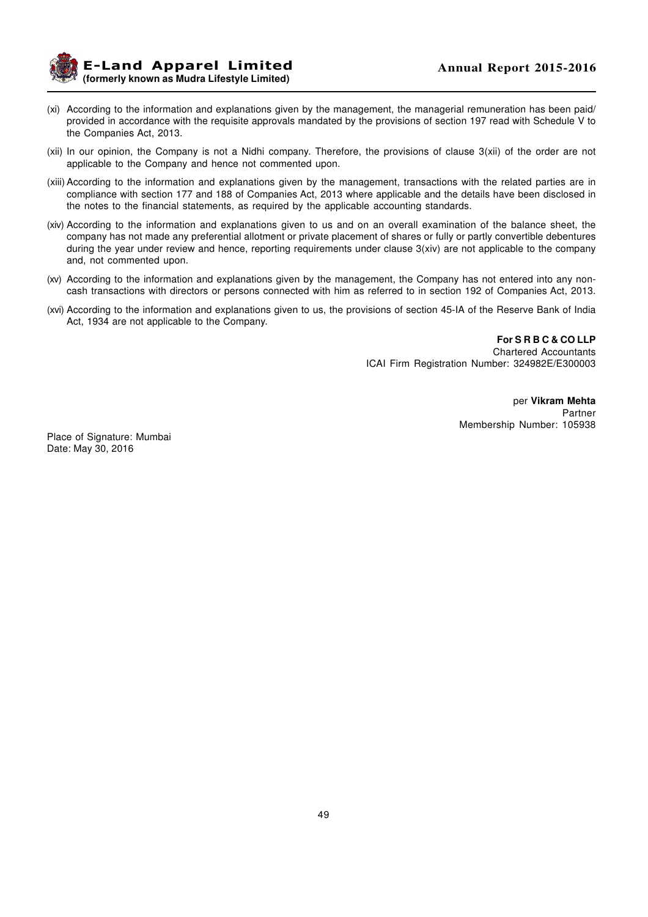(xi) According to the information and explanations given by the management, the managerial remuneration has been paid/ provided in accordance with the requisite approvals mandated by the provisions of section 197 read with Schedule V to the Companies Act, 2013.

(xii) In our opinion, the Company is not a Nidhi company. Therefore, the provisions of clause 3(xii) of the order are not applicable to the Company and hence not commented upon.

(xiii) According to the information and explanations given by the management, transactions with the related parties are in compliance with section 177 and 188 of Companies Act, 2013 where applicable and the details have been disclosed in the notes to the financial statements, as required by the applicable accounting standards.

(xiv) According to the information and explanations given to us and on an overall examination of the balance sheet, the company has not made any preferential allotment or private placement of shares or fully or partly convertible debentures during the year under review and hence, reporting requirements under clause 3(xiv) are not applicable to the company and, not commented upon.

(xv) According to the information and explanations given by the management, the Company has not entered into any non-cash transactions with directors or persons connected with him as referred to in section 192 of Companies Act, 2013.

(xvi) According to the information and explanations given to us, the provisions of section 45-IA of the Reserve Bank of India Act, 1934 are not applicable to the Company.

**For S R B C & CO LLP**
Chartered Accountants
ICAI Firm Registration Number: 324982E/E300003

per **Vikram Mehta**
Partner
Membership Number: 105938

Place of Signature: Mumbai
Date: May 30, 2016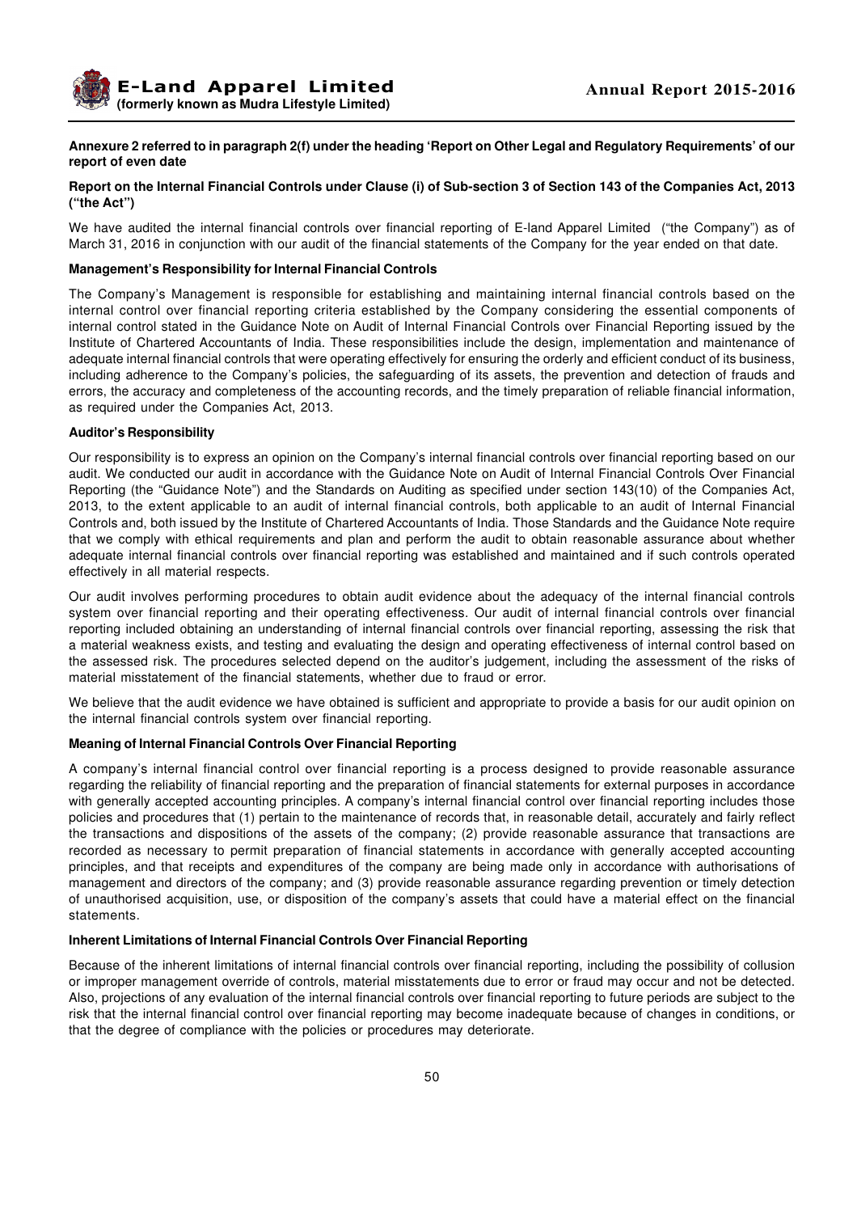**Annexure 2 referred to in paragraph 2(f) under the heading 'Report on Other Legal and Regulatory Requirements' of our report of even date**

**Report on the Internal Financial Controls under Clause (i) of Sub-section 3 of Section 143 of the Companies Act, 2013 ("the Act")**

We have audited the internal financial controls over financial reporting of E-land Apparel Limited ("the Company") as of March 31, 2016 in conjunction with our audit of the financial statements of the Company for the year ended on that date.

**Management's Responsibility for Internal Financial Controls**

The Company's Management is responsible for establishing and maintaining internal financial controls based on the internal control over financial reporting criteria established by the Company considering the essential components of internal control stated in the Guidance Note on Audit of Internal Financial Controls over Financial Reporting issued by the Institute of Chartered Accountants of India. These responsibilities include the design, implementation and maintenance of adequate internal financial controls that were operating effectively for ensuring the orderly and efficient conduct of its business, including adherence to the Company's policies, the safeguarding of its assets, the prevention and detection of frauds and errors, the accuracy and completeness of the accounting records, and the timely preparation of reliable financial information, as required under the Companies Act, 2013.

**Auditor's Responsibility**

Our responsibility is to express an opinion on the Company's internal financial controls over financial reporting based on our audit. We conducted our audit in accordance with the Guidance Note on Audit of Internal Financial Controls Over Financial Reporting (the "Guidance Note") and the Standards on Auditing as specified under section 143(10) of the Companies Act, 2013, to the extent applicable to an audit of internal financial controls, both applicable to an audit of Internal Financial Controls and, both issued by the Institute of Chartered Accountants of India. Those Standards and the Guidance Note require that we comply with ethical requirements and plan and perform the audit to obtain reasonable assurance about whether adequate internal financial controls over financial reporting was established and maintained and if such controls operated effectively in all material respects.

Our audit involves performing procedures to obtain audit evidence about the adequacy of the internal financial controls system over financial reporting and their operating effectiveness. Our audit of internal financial controls over financial reporting included obtaining an understanding of internal financial controls over financial reporting, assessing the risk that a material weakness exists, and testing and evaluating the design and operating effectiveness of internal control based on the assessed risk. The procedures selected depend on the auditor's judgement, including the assessment of the risks of material misstatement of the financial statements, whether due to fraud or error.

We believe that the audit evidence we have obtained is sufficient and appropriate to provide a basis for our audit opinion on the internal financial controls system over financial reporting.

**Meaning of Internal Financial Controls Over Financial Reporting**

A company's internal financial control over financial reporting is a process designed to provide reasonable assurance regarding the reliability of financial reporting and the preparation of financial statements for external purposes in accordance with generally accepted accounting principles. A company's internal financial control over financial reporting includes those policies and procedures that (1) pertain to the maintenance of records that, in reasonable detail, accurately and fairly reflect the transactions and dispositions of the assets of the company; (2) provide reasonable assurance that transactions are recorded as necessary to permit preparation of financial statements in accordance with generally accepted accounting principles, and that receipts and expenditures of the company are being made only in accordance with authorisations of management and directors of the company; and (3) provide reasonable assurance regarding prevention or timely detection of unauthorised acquisition, use, or disposition of the company's assets that could have a material effect on the financial statements.

**Inherent Limitations of Internal Financial Controls Over Financial Reporting**

Because of the inherent limitations of internal financial controls over financial reporting, including the possibility of collusion or improper management override of controls, material misstatements due to error or fraud may occur and not be detected. Also, projections of any evaluation of the internal financial controls over financial reporting to future periods are subject to the risk that the internal financial control over financial reporting may become inadequate because of changes in conditions, or that the degree of compliance with the policies or procedures may deteriorate.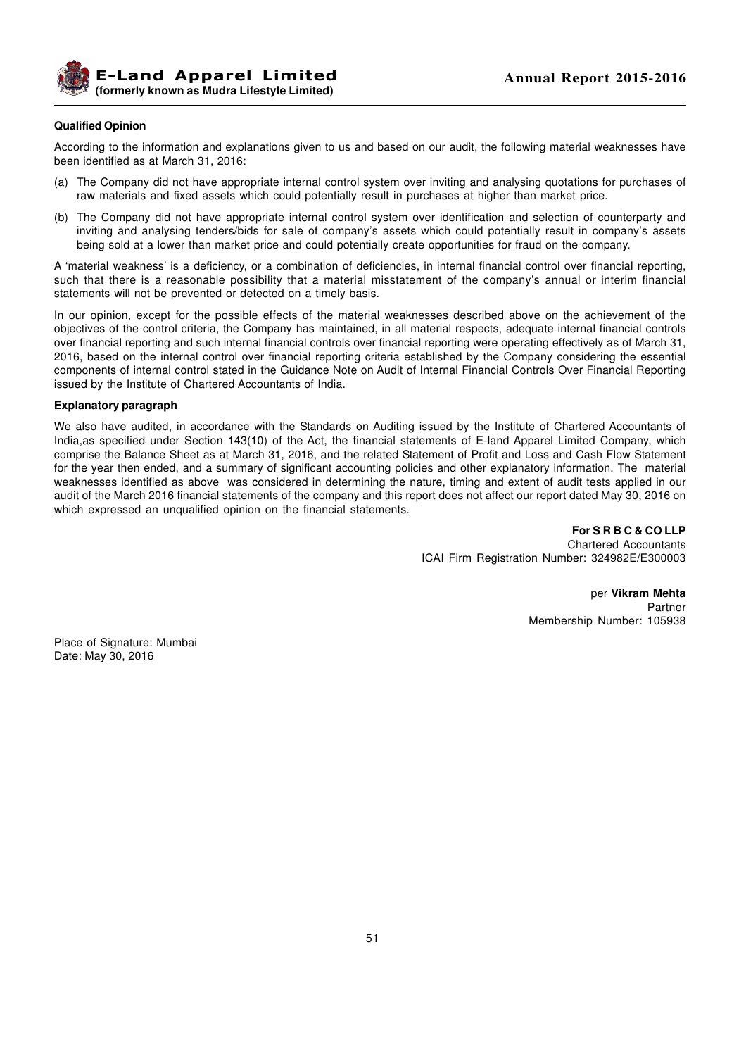**Qualified Opinion**

According to the information and explanations given to us and based on our audit, the following material weaknesses have been identified as at March 31, 2016:

(a) The Company did not have appropriate internal control system over inviting and analysing quotations for purchases of raw materials and fixed assets which could potentially result in purchases at higher than market price.

(b) The Company did not have appropriate internal control system over identification and selection of counterparty and inviting and analysing tenders/bids for sale of company's assets which could potentially result in company's assets being sold at a lower than market price and could potentially create opportunities for fraud on the company.

A 'material weakness' is a deficiency, or a combination of deficiencies, in internal financial control over financial reporting, such that there is a reasonable possibility that a material misstatement of the company's annual or interim financial statements will not be prevented or detected on a timely basis.

In our opinion, except for the possible effects of the material weaknesses described above on the achievement of the objectives of the control criteria, the Company has maintained, in all material respects, adequate internal financial controls over financial reporting and such internal financial controls over financial reporting were operating effectively as of March 31, 2016, based on the internal control over financial reporting criteria established by the Company considering the essential components of internal control stated in the Guidance Note on Audit of Internal Financial Controls Over Financial Reporting issued by the Institute of Chartered Accountants of India.

**Explanatory paragraph**

We also have audited, in accordance with the Standards on Auditing issued by the Institute of Chartered Accountants of India,as specified under Section 143(10) of the Act, the financial statements of E-land Apparel Limited Company, which comprise the Balance Sheet as at March 31, 2016, and the related Statement of Profit and Loss and Cash Flow Statement for the year then ended, and a summary of significant accounting policies and other explanatory information. The material weaknesses identified as above was considered in determining the nature, timing and extent of audit tests applied in our audit of the March 2016 financial statements of the company and this report does not affect our report dated May 30, 2016 on which expressed an unqualified opinion on the financial statements.

**For S R B C & CO LLP**
Chartered Accountants
ICAI Firm Registration Number: 324982E/E300003

per **Vikram Mehta**
Partner
Membership Number: 105938

Place of Signature: Mumbai
Date: May 30, 2016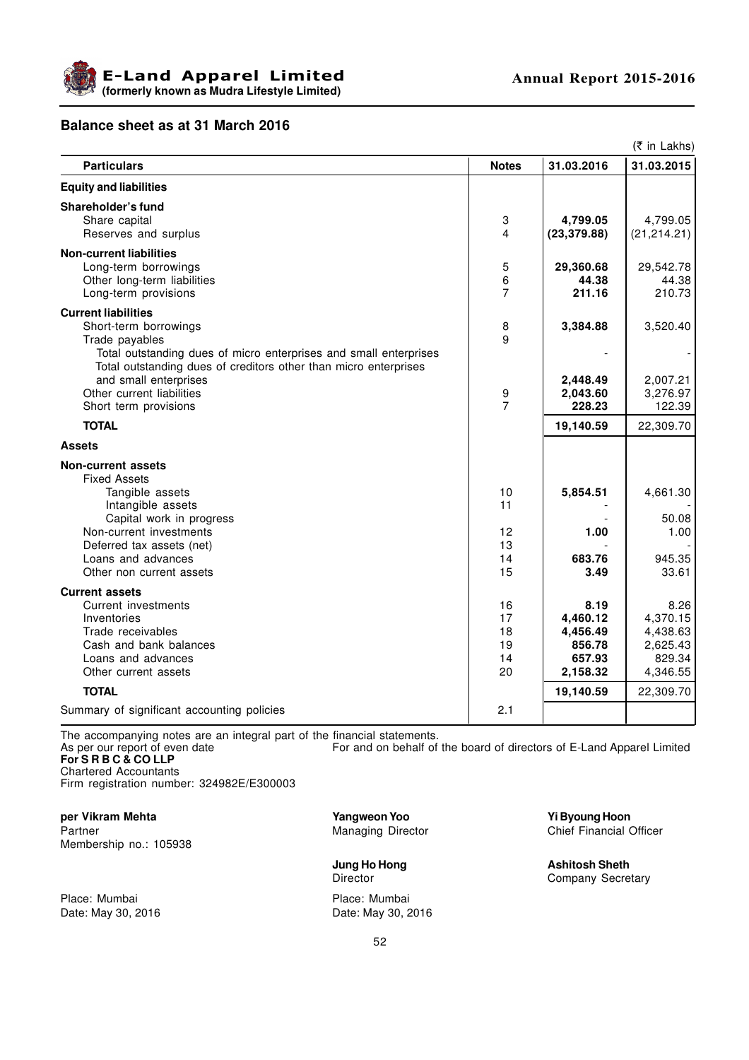## Balance sheet as at 31 March 2016

(₹ in Lakhs)

| Particulars | Notes | 31.03.2016 | 31.03.2015 |
|---|---|---|---|
| **Equity and liabilities** | | | |
| **Shareholder's fund** | | | |
| Share capital | 3 | **4,799.05** | 4,799.05 |
| Reserves and surplus | 4 | **(23,379.88)** | (21,214.21) |
| **Non-current liabilities** | | | |
| Long-term borrowings | 5 | **29,360.68** | 29,542.78 |
| Other long-term liabilities | 6 | **44.38** | 44.38 |
| Long-term provisions | 7 | **211.16** | 210.73 |
| **Current liabilities** | | | |
| Short-term borrowings | 8 | **3,384.88** | 3,520.40 |
| Trade payables | 9 | | |
| Total outstanding dues of micro enterprises and small enterprises | | - | - |
| Total outstanding dues of creditors other than micro enterprises and small enterprises | | **2,448.49** | 2,007.21 |
| Other current liabilities | 9 | **2,043.60** | 3,276.97 |
| Short term provisions | 7 | **228.23** | 122.39 |
| **TOTAL** | | **19,140.59** | 22,309.70 |
| **Assets** | | | |
| **Non-current assets** | | | |
| Fixed Assets | | | |
| Tangible assets | 10 | **5,854.51** | 4,661.30 |
| Intangible assets | 11 | - | - |
| Capital work in progress | | - | 50.08 |
| Non-current investments | 12 | **1.00** | 1.00 |
| Deferred tax assets (net) | 13 | - | - |
| Loans and advances | 14 | **683.76** | 945.35 |
| Other non current assets | 15 | **3.49** | 33.61 |
| **Current assets** | | | |
| Current investments | 16 | **8.19** | 8.26 |
| Inventories | 17 | **4,460.12** | 4,370.15 |
| Trade receivables | 18 | **4,456.49** | 4,438.63 |
| Cash and bank balances | 19 | **856.78** | 2,625.43 |
| Loans and advances | 14 | **657.93** | 829.34 |
| Other current assets | 20 | **2,158.32** | 4,346.55 |
| **TOTAL** | | **19,140.59** | 22,309.70 |
| Summary of significant accounting policies | 2.1 | | |

The accompanying notes are an integral part of the financial statements.

As per our report of even date

**For S R B C & CO LLP**
Chartered Accountants
Firm registration number: 324982E/E300003

For and on behalf of the board of directors of E-Land Apparel Limited

**per Vikram Mehta**
Partner
Membership no.: 105938

**Yangweon Yoo**
Managing Director

**Yi Byoung Hoon**
Chief Financial Officer

**Jung Ho Hong**
Director

**Ashitosh Sheth**
Company Secretary

Place: Mumbai
Date: May 30, 2016

Place: Mumbai
Date: May 30, 2016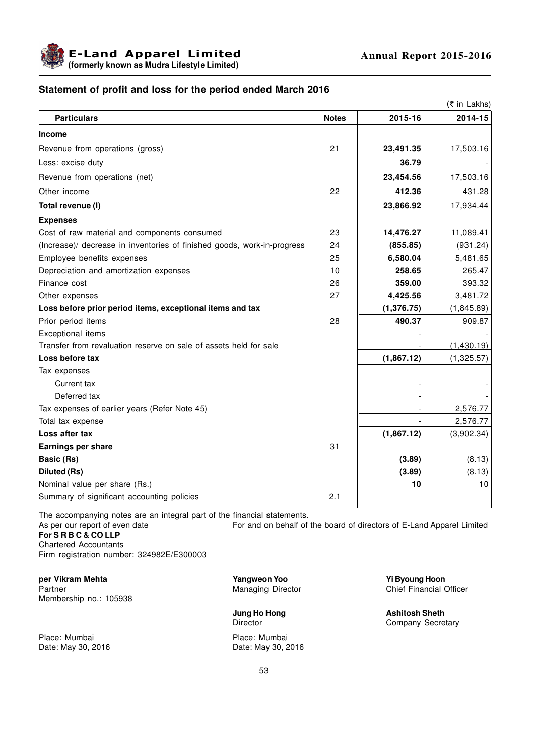## Statement of profit and loss for the period ended March 2016

(₹ in Lakhs)

| Particulars | Notes | 2015-16 | 2014-15 |
|---|---|---|---|
| **Income** | | | |
| Revenue from operations (gross) | 21 | **23,491.35** | 17,503.16 |
| Less: excise duty | | **36.79** | - |
| Revenue from operations (net) | | **23,454.56** | 17,503.16 |
| Other income | 22 | **412.36** | 431.28 |
| **Total revenue (I)** | | **23,866.92** | 17,934.44 |
| **Expenses** | | | |
| Cost of raw material and components consumed | 23 | **14,476.27** | 11,089.41 |
| (Increase)/ decrease in inventories of finished goods, work-in-progress | 24 | **(855.85)** | (931.24) |
| Employee benefits expenses | 25 | **6,580.04** | 5,481.65 |
| Depreciation and amortization expenses | 10 | **258.65** | 265.47 |
| Finance cost | 26 | **359.00** | 393.32 |
| Other expenses | 27 | **4,425.56** | 3,481.72 |
| **Loss before prior period items, exceptional items and tax** | | **(1,376.75)** | (1,845.89) |
| Prior period items | 28 | **490.37** | 909.87 |
| Exceptional items | | - | - |
| Transfer from revaluation reserve on sale of assets held for sale | | - | (1,430.19) |
| **Loss before tax** | | **(1,867.12)** | (1,325.57) |
| Tax expenses | | | |
| Current tax | | - | - |
| Deferred tax | | - | - |
| Tax expenses of earlier years (Refer Note 45) | | - | 2,576.77 |
| Total tax expense | | - | 2,576.77 |
| **Loss after tax** | | **(1,867.12)** | (3,902.34) |
| **Earnings per share** | 31 | | |
| **Basic (Rs)** | | **(3.89)** | (8.13) |
| **Diluted (Rs)** | | **(3.89)** | (8.13) |
| Nominal value per share (Rs.) | | **10** | 10 |
| Summary of significant accounting policies | 2.1 | | |

The accompanying notes are an integral part of the financial statements.

As per our report of even date

**For S R B C & CO LLP**
Chartered Accountants
Firm registration number: 324982E/E300003

**per Vikram Mehta**
Partner
Membership no.: 105938

Place: Mumbai
Date: May 30, 2016

For and on behalf of the board of directors of E-Land Apparel Limited

**Yangweon Yoo**
Managing Director

**Yi Byoung Hoon**
Chief Financial Officer

**Jung Ho Hong**
Director

**Ashitosh Sheth**
Company Secretary

Place: Mumbai
Date: May 30, 2016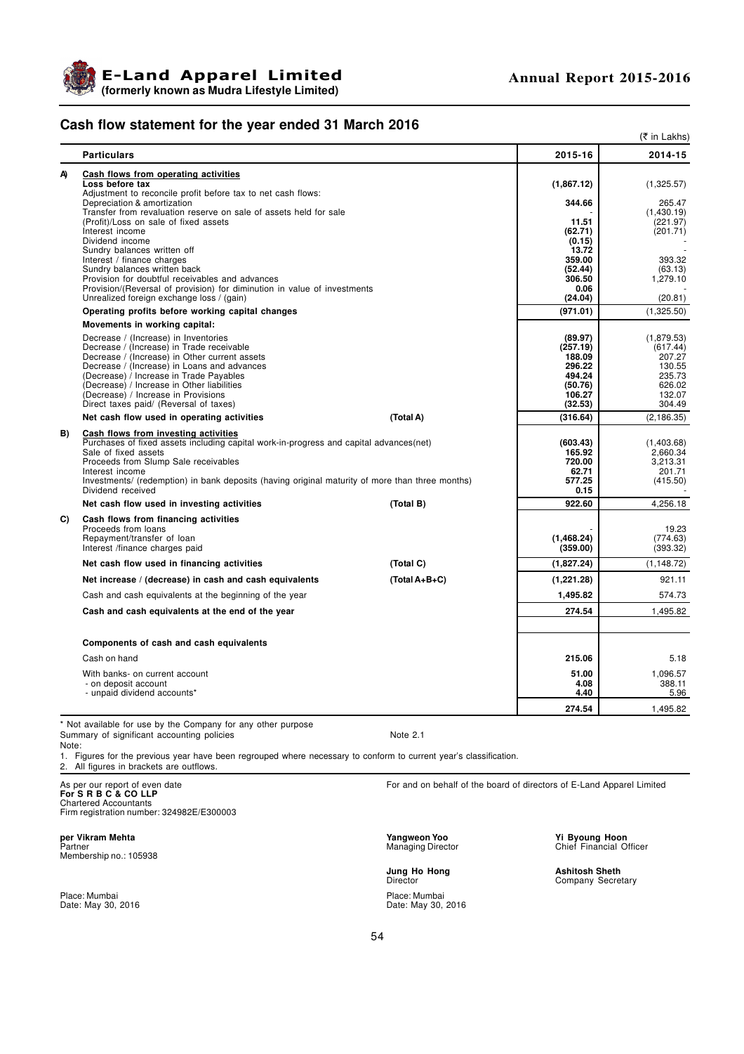## Cash flow statement for the year ended 31 March 2016

(₹ in Lakhs)

| | Particulars | | 2015-16 | 2014-15 |
|---|---|---|---|---|
| **A)** | **Cash flows from operating activities** | | | |
| | **Loss before tax** | | **(1,867.12)** | (1,325.57) |
| | Adjustment to reconcile profit before tax to net cash flows: | | | |
| | Depreciation & amortization | | **344.66** | 265.47 |
| | Transfer from revaluation reserve on sale of assets held for sale | | - | (1,430.19) |
| | (Profit)/Loss on sale of fixed assets | | **11.51** | (221.97) |
| | Interest income | | **(62.71)** | (201.71) |
| | Dividend income | | **(0.15)** | - |
| | Sundry balances written off | | **13.72** | - |
| | Interest / finance charges | | **359.00** | 393.32 |
| | Sundry balances written back | | **(52.44)** | (63.13) |
| | Provision for doubtful receivables and advances | | **306.50** | 1,279.10 |
| | Provision/(Reversal of provision) for diminution in value of investments | | **0.06** | - |
| | Unrealized foreign exchange loss / (gain) | | **(24.04)** | (20.81) |
| | **Operating profits before working capital changes** | | **(971.01)** | (1,325.50) |
| | **Movements in working capital:** | | | |
| | Decrease / (Increase) in Inventories | | **(89.97)** | (1,879.53) |
| | Decrease / (Increase) in Trade receivable | | **(257.19)** | (617.44) |
| | Decrease / (Increase) in Other current assets | | **188.09** | 207.27 |
| | Decrease / (Increase) in Loans and advances | | **296.22** | 130.55 |
| | (Decrease) / Increase in Trade Payables | | **494.24** | 235.73 |
| | (Decrease) / Increase in Other liabilities | | **(50.76)** | 626.02 |
| | (Decrease) / Increase in Provisions | | **106.27** | 132.07 |
| | Direct taxes paid/ (Reversal of taxes) | | **(32.53)** | 304.49 |
| | **Net cash flow used in operating activities** | **(Total A)** | **(316.64)** | (2,186.35) |
| **B)** | **Cash flows from investing activities** | | | |
| | Purchases of fixed assets including capital work-in-progress and capital advances(net) | | **(603.43)** | (1,403.68) |
| | Sale of fixed assets | | **165.92** | 2,660.34 |
| | Proceeds from Slump Sale receivables | | **720.00** | 3,213.31 |
| | Interest income | | **62.71** | 201.71 |
| | Investments/ (redemption) in bank deposits (having original maturity of more than three months) | | **577.25** | (415.50) |
| | Dividend received | | **0.15** | - |
| | **Net cash flow used in investing activities** | **(Total B)** | **922.60** | 4,256.18 |
| **C)** | **Cash flows from financing activities** | | | |
| | Proceeds from loans | | - | 19.23 |
| | Repayment/transfer of loan | | **(1,468.24)** | (774.63) |
| | Interest /finance charges paid | | **(359.00)** | (393.32) |
| | **Net cash flow used in financing activities** | **(Total C)** | **(1,827.24)** | (1,148.72) |
| | **Net increase / (decrease) in cash and cash equivalents** | **(Total A+B+C)** | **(1,221.28)** | 921.11 |
| | Cash and cash equivalents at the beginning of the year | | **1,495.82** | 574.73 |
| | **Cash and cash equivalents at the end of the year** | | **274.54** | 1,495.82 |
| | | | | |
| | **Components of cash and cash equivalents** | | | |
| | Cash on hand | | **215.06** | 5.18 |
| | With banks- on current account | | **51.00** | 1,096.57 |
| | - on deposit account | | **4.08** | 388.11 |
| | - unpaid dividend accounts* | | **4.40** | 5.96 |
| | | | **274.54** | 1,495.82 |

\* Not available for use by the Company for any other purpose

Summary of significant accounting policies — Note 2.1

Note:

1. Figures for the previous year have been regrouped where necessary to conform to current year's classification.
2. All figures in brackets are outflows.

As per our report of even date
**For S R B C & CO LLP**
Chartered Accountants
Firm registration number: 324982E/E300003

**per Vikram Mehta**
Partner
Membership no.: 105938

Place: Mumbai
Date: May 30, 2016

For and on behalf of the board of directors of E-Land Apparel Limited

**Yangweon Yoo**
Managing Director

**Yi Byoung Hoon**
Chief Financial Officer

**Jung Ho Hong**
Director

**Ashitosh Sheth**
Company Secretary

Place: Mumbai
Date: May 30, 2016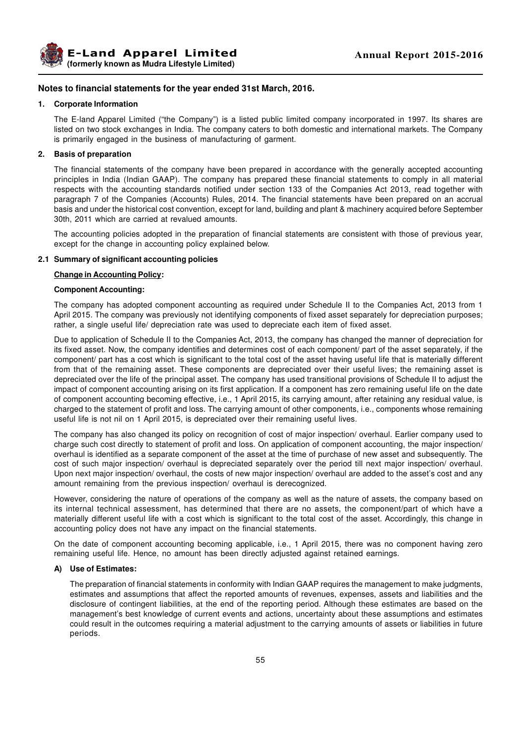## Notes to financial statements for the year ended 31st March, 2016.

### 1. Corporate Information

The E-land Apparel Limited ("the Company") is a listed public limited company incorporated in 1997. Its shares are listed on two stock exchanges in India. The company caters to both domestic and international markets. The Company is primarily engaged in the business of manufacturing of garment.

### 2. Basis of preparation

The financial statements of the company have been prepared in accordance with the generally accepted accounting principles in India (Indian GAAP). The company has prepared these financial statements to comply in all material respects with the accounting standards notified under section 133 of the Companies Act 2013, read together with paragraph 7 of the Companies (Accounts) Rules, 2014. The financial statements have been prepared on an accrual basis and under the historical cost convention, except for land, building and plant & machinery acquired before September 30th, 2011 which are carried at revalued amounts.

The accounting policies adopted in the preparation of financial statements are consistent with those of previous year, except for the change in accounting policy explained below.

### 2.1 Summary of significant accounting policies

**Change in Accounting Policy:**

**Component Accounting:**

The company has adopted component accounting as required under Schedule II to the Companies Act, 2013 from 1 April 2015. The company was previously not identifying components of fixed asset separately for depreciation purposes; rather, a single useful life/ depreciation rate was used to depreciate each item of fixed asset.

Due to application of Schedule II to the Companies Act, 2013, the company has changed the manner of depreciation for its fixed asset. Now, the company identifies and determines cost of each component/ part of the asset separately, if the component/ part has a cost which is significant to the total cost of the asset having useful life that is materially different from that of the remaining asset. These components are depreciated over their useful lives; the remaining asset is depreciated over the life of the principal asset. The company has used transitional provisions of Schedule II to adjust the impact of component accounting arising on its first application. If a component has zero remaining useful life on the date of component accounting becoming effective, i.e., 1 April 2015, its carrying amount, after retaining any residual value, is charged to the statement of profit and loss. The carrying amount of other components, i.e., components whose remaining useful life is not nil on 1 April 2015, is depreciated over their remaining useful lives.

The company has also changed its policy on recognition of cost of major inspection/ overhaul. Earlier company used to charge such cost directly to statement of profit and loss. On application of component accounting, the major inspection/ overhaul is identified as a separate component of the asset at the time of purchase of new asset and subsequently. The cost of such major inspection/ overhaul is depreciated separately over the period till next major inspection/ overhaul. Upon next major inspection/ overhaul, the costs of new major inspection/ overhaul are added to the asset's cost and any amount remaining from the previous inspection/ overhaul is derecognized.

However, considering the nature of operations of the company as well as the nature of assets, the company based on its internal technical assessment, has determined that there are no assets, the component/part of which have a materially different useful life with a cost which is significant to the total cost of the asset. Accordingly, this change in accounting policy does not have any impact on the financial statements.

On the date of component accounting becoming applicable, i.e., 1 April 2015, there was no component having zero remaining useful life. Hence, no amount has been directly adjusted against retained earnings.

**A) Use of Estimates:**

The preparation of financial statements in conformity with Indian GAAP requires the management to make judgments, estimates and assumptions that affect the reported amounts of revenues, expenses, assets and liabilities and the disclosure of contingent liabilities, at the end of the reporting period. Although these estimates are based on the management's best knowledge of current events and actions, uncertainty about these assumptions and estimates could result in the outcomes requiring a material adjustment to the carrying amounts of assets or liabilities in future periods.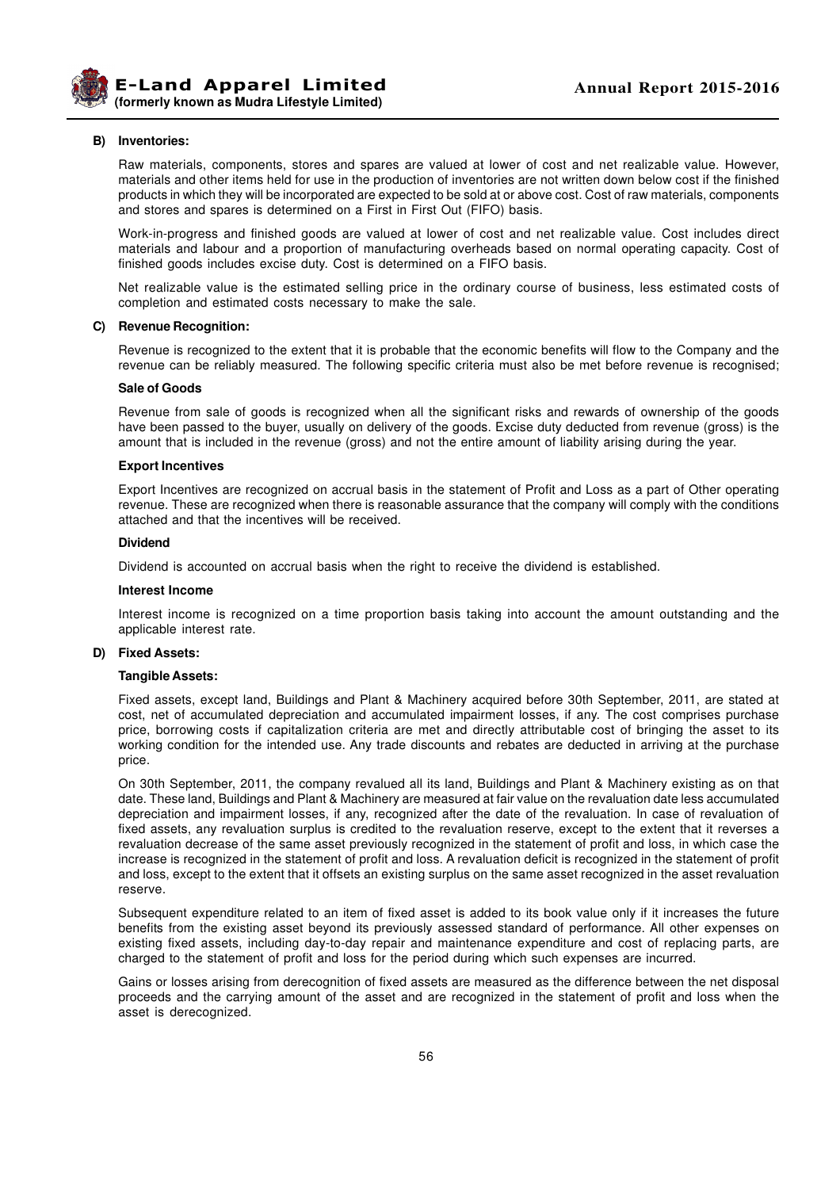**B) Inventories:**

Raw materials, components, stores and spares are valued at lower of cost and net realizable value. However, materials and other items held for use in the production of inventories are not written down below cost if the finished products in which they will be incorporated are expected to be sold at or above cost. Cost of raw materials, components and stores and spares is determined on a First in First Out (FIFO) basis.

Work-in-progress and finished goods are valued at lower of cost and net realizable value. Cost includes direct materials and labour and a proportion of manufacturing overheads based on normal operating capacity. Cost of finished goods includes excise duty. Cost is determined on a FIFO basis.

Net realizable value is the estimated selling price in the ordinary course of business, less estimated costs of completion and estimated costs necessary to make the sale.

**C) Revenue Recognition:**

Revenue is recognized to the extent that it is probable that the economic benefits will flow to the Company and the revenue can be reliably measured. The following specific criteria must also be met before revenue is recognised;

**Sale of Goods**

Revenue from sale of goods is recognized when all the significant risks and rewards of ownership of the goods have been passed to the buyer, usually on delivery of the goods. Excise duty deducted from revenue (gross) is the amount that is included in the revenue (gross) and not the entire amount of liability arising during the year.

**Export Incentives**

Export Incentives are recognized on accrual basis in the statement of Profit and Loss as a part of Other operating revenue. These are recognized when there is reasonable assurance that the company will comply with the conditions attached and that the incentives will be received.

**Dividend**

Dividend is accounted on accrual basis when the right to receive the dividend is established.

**Interest Income**

Interest income is recognized on a time proportion basis taking into account the amount outstanding and the applicable interest rate.

**D) Fixed Assets:**

**Tangible Assets:**

Fixed assets, except land, Buildings and Plant & Machinery acquired before 30th September, 2011, are stated at cost, net of accumulated depreciation and accumulated impairment losses, if any. The cost comprises purchase price, borrowing costs if capitalization criteria are met and directly attributable cost of bringing the asset to its working condition for the intended use. Any trade discounts and rebates are deducted in arriving at the purchase price.

On 30th September, 2011, the company revalued all its land, Buildings and Plant & Machinery existing as on that date. These land, Buildings and Plant & Machinery are measured at fair value on the revaluation date less accumulated depreciation and impairment losses, if any, recognized after the date of the revaluation. In case of revaluation of fixed assets, any revaluation surplus is credited to the revaluation reserve, except to the extent that it reverses a revaluation decrease of the same asset previously recognized in the statement of profit and loss, in which case the increase is recognized in the statement of profit and loss. A revaluation deficit is recognized in the statement of profit and loss, except to the extent that it offsets an existing surplus on the same asset recognized in the asset revaluation reserve.

Subsequent expenditure related to an item of fixed asset is added to its book value only if it increases the future benefits from the existing asset beyond its previously assessed standard of performance. All other expenses on existing fixed assets, including day-to-day repair and maintenance expenditure and cost of replacing parts, are charged to the statement of profit and loss for the period during which such expenses are incurred.

Gains or losses arising from derecognition of fixed assets are measured as the difference between the net disposal proceeds and the carrying amount of the asset and are recognized in the statement of profit and loss when the asset is derecognized.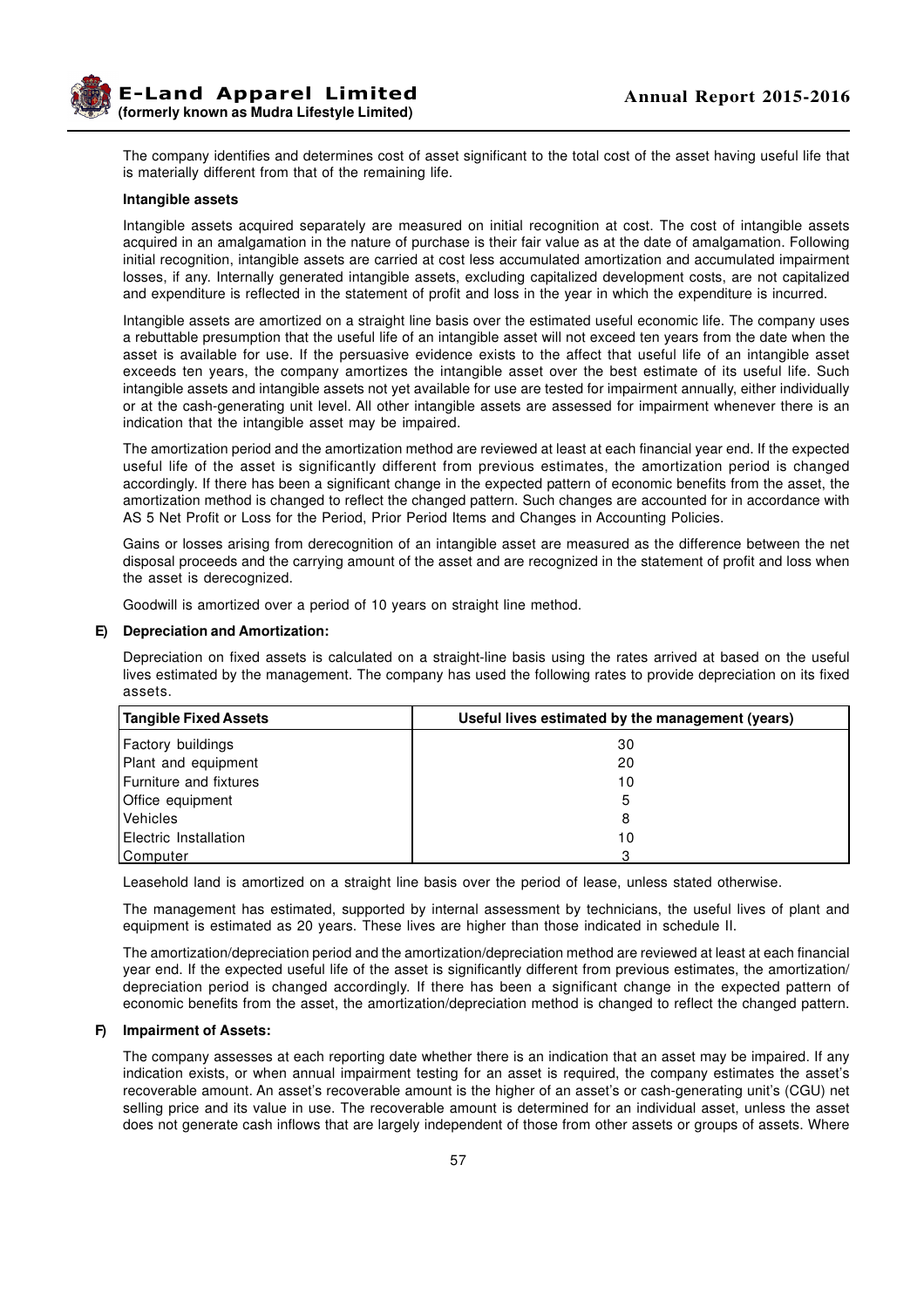The company identifies and determines cost of asset significant to the total cost of the asset having useful life that is materially different from that of the remaining life.

**Intangible assets**

Intangible assets acquired separately are measured on initial recognition at cost. The cost of intangible assets acquired in an amalgamation in the nature of purchase is their fair value as at the date of amalgamation. Following initial recognition, intangible assets are carried at cost less accumulated amortization and accumulated impairment losses, if any. Internally generated intangible assets, excluding capitalized development costs, are not capitalized and expenditure is reflected in the statement of profit and loss in the year in which the expenditure is incurred.

Intangible assets are amortized on a straight line basis over the estimated useful economic life. The company uses a rebuttable presumption that the useful life of an intangible asset will not exceed ten years from the date when the asset is available for use. If the persuasive evidence exists to the affect that useful life of an intangible asset exceeds ten years, the company amortizes the intangible asset over the best estimate of its useful life. Such intangible assets and intangible assets not yet available for use are tested for impairment annually, either individually or at the cash-generating unit level. All other intangible assets are assessed for impairment whenever there is an indication that the intangible asset may be impaired.

The amortization period and the amortization method are reviewed at least at each financial year end. If the expected useful life of the asset is significantly different from previous estimates, the amortization period is changed accordingly. If there has been a significant change in the expected pattern of economic benefits from the asset, the amortization method is changed to reflect the changed pattern. Such changes are accounted for in accordance with AS 5 Net Profit or Loss for the Period, Prior Period Items and Changes in Accounting Policies.

Gains or losses arising from derecognition of an intangible asset are measured as the difference between the net disposal proceeds and the carrying amount of the asset and are recognized in the statement of profit and loss when the asset is derecognized.

Goodwill is amortized over a period of 10 years on straight line method.

**E) Depreciation and Amortization:**

Depreciation on fixed assets is calculated on a straight-line basis using the rates arrived at based on the useful lives estimated by the management. The company has used the following rates to provide depreciation on its fixed assets.

| Tangible Fixed Assets | Useful lives estimated by the management (years) |
|---|---|
| Factory buildings | 30 |
| Plant and equipment | 20 |
| Furniture and fixtures | 10 |
| Office equipment | 5 |
| Vehicles | 8 |
| Electric Installation | 10 |
| Computer | 3 |

Leasehold land is amortized on a straight line basis over the period of lease, unless stated otherwise.

The management has estimated, supported by internal assessment by technicians, the useful lives of plant and equipment is estimated as 20 years. These lives are higher than those indicated in schedule II.

The amortization/depreciation period and the amortization/depreciation method are reviewed at least at each financial year end. If the expected useful life of the asset is significantly different from previous estimates, the amortization/ depreciation period is changed accordingly. If there has been a significant change in the expected pattern of economic benefits from the asset, the amortization/depreciation method is changed to reflect the changed pattern.

**F) Impairment of Assets:**

The company assesses at each reporting date whether there is an indication that an asset may be impaired. If any indication exists, or when annual impairment testing for an asset is required, the company estimates the asset's recoverable amount. An asset's recoverable amount is the higher of an asset's or cash-generating unit's (CGU) net selling price and its value in use. The recoverable amount is determined for an individual asset, unless the asset does not generate cash inflows that are largely independent of those from other assets or groups of assets. Where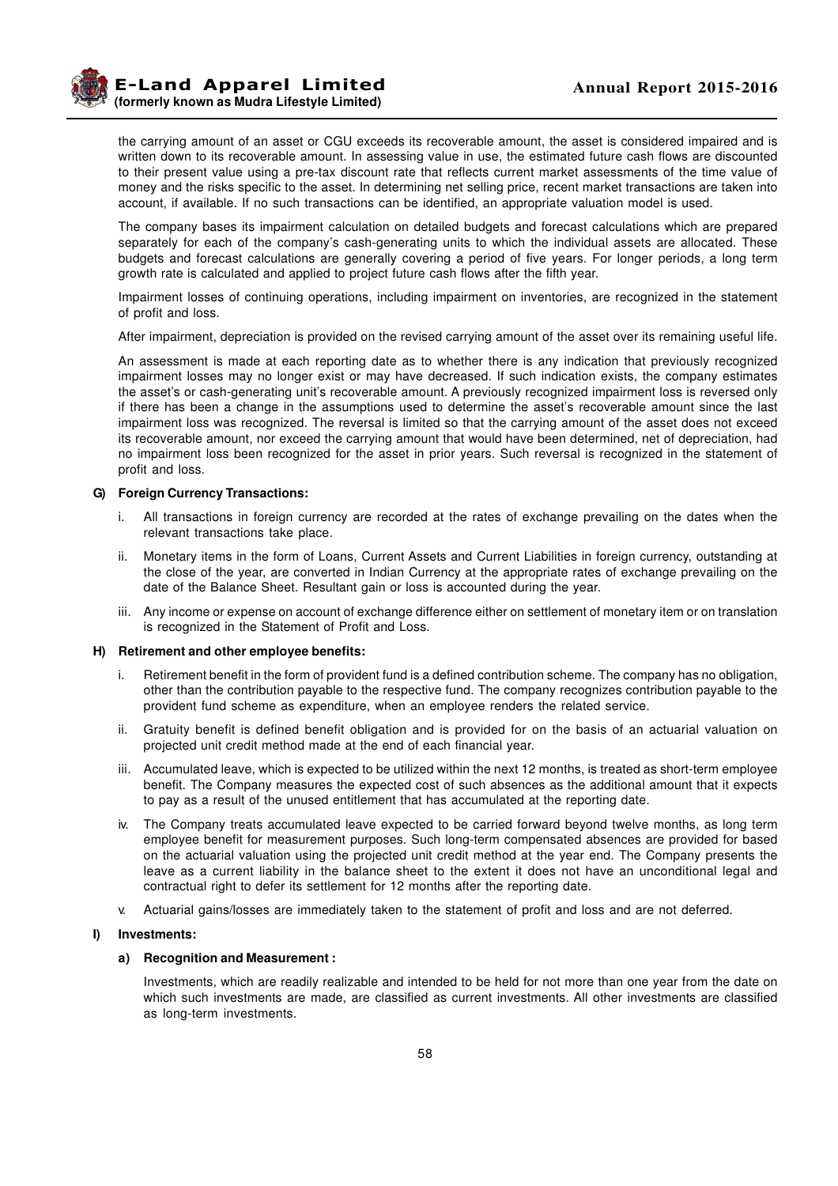the carrying amount of an asset or CGU exceeds its recoverable amount, the asset is considered impaired and is written down to its recoverable amount. In assessing value in use, the estimated future cash flows are discounted to their present value using a pre-tax discount rate that reflects current market assessments of the time value of money and the risks specific to the asset. In determining net selling price, recent market transactions are taken into account, if available. If no such transactions can be identified, an appropriate valuation model is used.

The company bases its impairment calculation on detailed budgets and forecast calculations which are prepared separately for each of the company's cash-generating units to which the individual assets are allocated. These budgets and forecast calculations are generally covering a period of five years. For longer periods, a long term growth rate is calculated and applied to project future cash flows after the fifth year.

Impairment losses of continuing operations, including impairment on inventories, are recognized in the statement of profit and loss.

After impairment, depreciation is provided on the revised carrying amount of the asset over its remaining useful life.

An assessment is made at each reporting date as to whether there is any indication that previously recognized impairment losses may no longer exist or may have decreased. If such indication exists, the company estimates the asset's or cash-generating unit's recoverable amount. A previously recognized impairment loss is reversed only if there has been a change in the assumptions used to determine the asset's recoverable amount since the last impairment loss was recognized. The reversal is limited so that the carrying amount of the asset does not exceed its recoverable amount, nor exceed the carrying amount that would have been determined, net of depreciation, had no impairment loss been recognized for the asset in prior years. Such reversal is recognized in the statement of profit and loss.

**G) Foreign Currency Transactions:**

i. All transactions in foreign currency are recorded at the rates of exchange prevailing on the dates when the relevant transactions take place.

ii. Monetary items in the form of Loans, Current Assets and Current Liabilities in foreign currency, outstanding at the close of the year, are converted in Indian Currency at the appropriate rates of exchange prevailing on the date of the Balance Sheet. Resultant gain or loss is accounted during the year.

iii. Any income or expense on account of exchange difference either on settlement of monetary item or on translation is recognized in the Statement of Profit and Loss.

**H) Retirement and other employee benefits:**

i. Retirement benefit in the form of provident fund is a defined contribution scheme. The company has no obligation, other than the contribution payable to the respective fund. The company recognizes contribution payable to the provident fund scheme as expenditure, when an employee renders the related service.

ii. Gratuity benefit is defined benefit obligation and is provided for on the basis of an actuarial valuation on projected unit credit method made at the end of each financial year.

iii. Accumulated leave, which is expected to be utilized within the next 12 months, is treated as short-term employee benefit. The Company measures the expected cost of such absences as the additional amount that it expects to pay as a result of the unused entitlement that has accumulated at the reporting date.

iv. The Company treats accumulated leave expected to be carried forward beyond twelve months, as long term employee benefit for measurement purposes. Such long-term compensated absences are provided for based on the actuarial valuation using the projected unit credit method at the year end. The Company presents the leave as a current liability in the balance sheet to the extent it does not have an unconditional legal and contractual right to defer its settlement for 12 months after the reporting date.

v. Actuarial gains/losses are immediately taken to the statement of profit and loss and are not deferred.

**I) Investments:**

**a) Recognition and Measurement :**

Investments, which are readily realizable and intended to be held for not more than one year from the date on which such investments are made, are classified as current investments. All other investments are classified as long-term investments.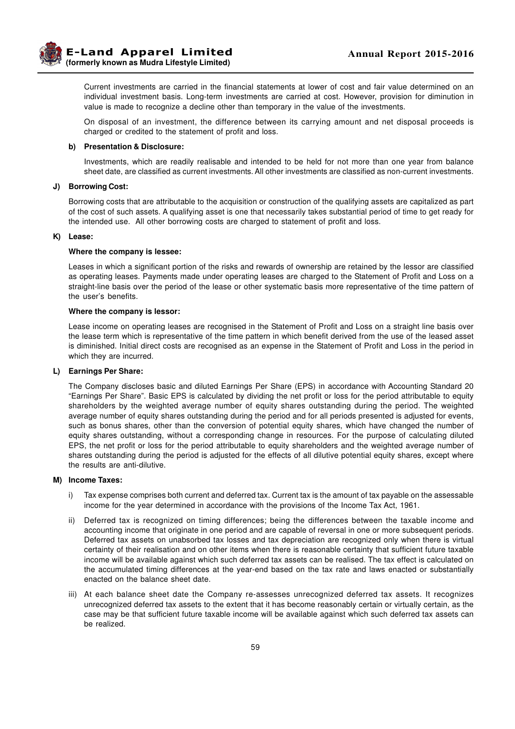Current investments are carried in the financial statements at lower of cost and fair value determined on an individual investment basis. Long-term investments are carried at cost. However, provision for diminution in value is made to recognize a decline other than temporary in the value of the investments.

On disposal of an investment, the difference between its carrying amount and net disposal proceeds is charged or credited to the statement of profit and loss.

**b) Presentation & Disclosure:**

Investments, which are readily realisable and intended to be held for not more than one year from balance sheet date, are classified as current investments. All other investments are classified as non-current investments.

**J) Borrowing Cost:**

Borrowing costs that are attributable to the acquisition or construction of the qualifying assets are capitalized as part of the cost of such assets. A qualifying asset is one that necessarily takes substantial period of time to get ready for the intended use. All other borrowing costs are charged to statement of profit and loss.

**K) Lease:**

**Where the company is lessee:**

Leases in which a significant portion of the risks and rewards of ownership are retained by the lessor are classified as operating leases. Payments made under operating leases are charged to the Statement of Profit and Loss on a straight-line basis over the period of the lease or other systematic basis more representative of the time pattern of the user's benefits.

**Where the company is lessor:**

Lease income on operating leases are recognised in the Statement of Profit and Loss on a straight line basis over the lease term which is representative of the time pattern in which benefit derived from the use of the leased asset is diminished. Initial direct costs are recognised as an expense in the Statement of Profit and Loss in the period in which they are incurred.

**L) Earnings Per Share:**

The Company discloses basic and diluted Earnings Per Share (EPS) in accordance with Accounting Standard 20 "Earnings Per Share". Basic EPS is calculated by dividing the net profit or loss for the period attributable to equity shareholders by the weighted average number of equity shares outstanding during the period. The weighted average number of equity shares outstanding during the period and for all periods presented is adjusted for events, such as bonus shares, other than the conversion of potential equity shares, which have changed the number of equity shares outstanding, without a corresponding change in resources. For the purpose of calculating diluted EPS, the net profit or loss for the period attributable to equity shareholders and the weighted average number of shares outstanding during the period is adjusted for the effects of all dilutive potential equity shares, except where the results are anti-dilutive.

**M) Income Taxes:**

i) Tax expense comprises both current and deferred tax. Current tax is the amount of tax payable on the assessable income for the year determined in accordance with the provisions of the Income Tax Act, 1961.

ii) Deferred tax is recognized on timing differences; being the differences between the taxable income and accounting income that originate in one period and are capable of reversal in one or more subsequent periods. Deferred tax assets on unabsorbed tax losses and tax depreciation are recognized only when there is virtual certainty of their realisation and on other items when there is reasonable certainty that sufficient future taxable income will be available against which such deferred tax assets can be realised. The tax effect is calculated on the accumulated timing differences at the year-end based on the tax rate and laws enacted or substantially enacted on the balance sheet date.

iii) At each balance sheet date the Company re-assesses unrecognized deferred tax assets. It recognizes unrecognized deferred tax assets to the extent that it has become reasonably certain or virtually certain, as the case may be that sufficient future taxable income will be available against which such deferred tax assets can be realized.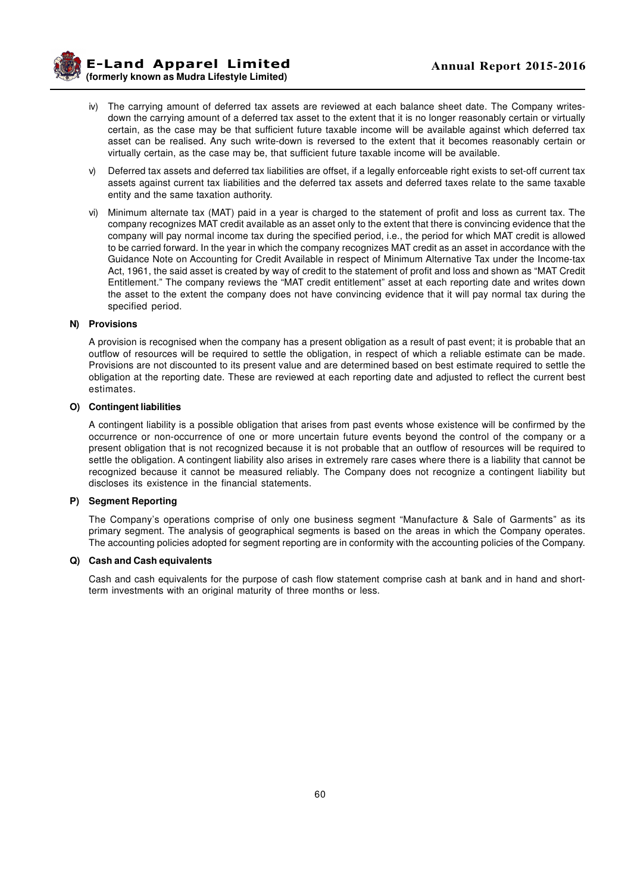iv) The carrying amount of deferred tax assets are reviewed at each balance sheet date. The Company writes-down the carrying amount of a deferred tax asset to the extent that it is no longer reasonably certain or virtually certain, as the case may be that sufficient future taxable income will be available against which deferred tax asset can be realised. Any such write-down is reversed to the extent that it becomes reasonably certain or virtually certain, as the case may be, that sufficient future taxable income will be available.

v) Deferred tax assets and deferred tax liabilities are offset, if a legally enforceable right exists to set-off current tax assets against current tax liabilities and the deferred tax assets and deferred taxes relate to the same taxable entity and the same taxation authority.

vi) Minimum alternate tax (MAT) paid in a year is charged to the statement of profit and loss as current tax. The company recognizes MAT credit available as an asset only to the extent that there is convincing evidence that the company will pay normal income tax during the specified period, i.e., the period for which MAT credit is allowed to be carried forward. In the year in which the company recognizes MAT credit as an asset in accordance with the Guidance Note on Accounting for Credit Available in respect of Minimum Alternative Tax under the Income-tax Act, 1961, the said asset is created by way of credit to the statement of profit and loss and shown as "MAT Credit Entitlement." The company reviews the "MAT credit entitlement" asset at each reporting date and writes down the asset to the extent the company does not have convincing evidence that it will pay normal tax during the specified period.

**N) Provisions**

A provision is recognised when the company has a present obligation as a result of past event; it is probable that an outflow of resources will be required to settle the obligation, in respect of which a reliable estimate can be made. Provisions are not discounted to its present value and are determined based on best estimate required to settle the obligation at the reporting date. These are reviewed at each reporting date and adjusted to reflect the current best estimates.

**O) Contingent liabilities**

A contingent liability is a possible obligation that arises from past events whose existence will be confirmed by the occurrence or non-occurrence of one or more uncertain future events beyond the control of the company or a present obligation that is not recognized because it is not probable that an outflow of resources will be required to settle the obligation. A contingent liability also arises in extremely rare cases where there is a liability that cannot be recognized because it cannot be measured reliably. The Company does not recognize a contingent liability but discloses its existence in the financial statements.

**P) Segment Reporting**

The Company's operations comprise of only one business segment "Manufacture & Sale of Garments" as its primary segment. The analysis of geographical segments is based on the areas in which the Company operates. The accounting policies adopted for segment reporting are in conformity with the accounting policies of the Company.

**Q) Cash and Cash equivalents**

Cash and cash equivalents for the purpose of cash flow statement comprise cash at bank and in hand and short-term investments with an original maturity of three months or less.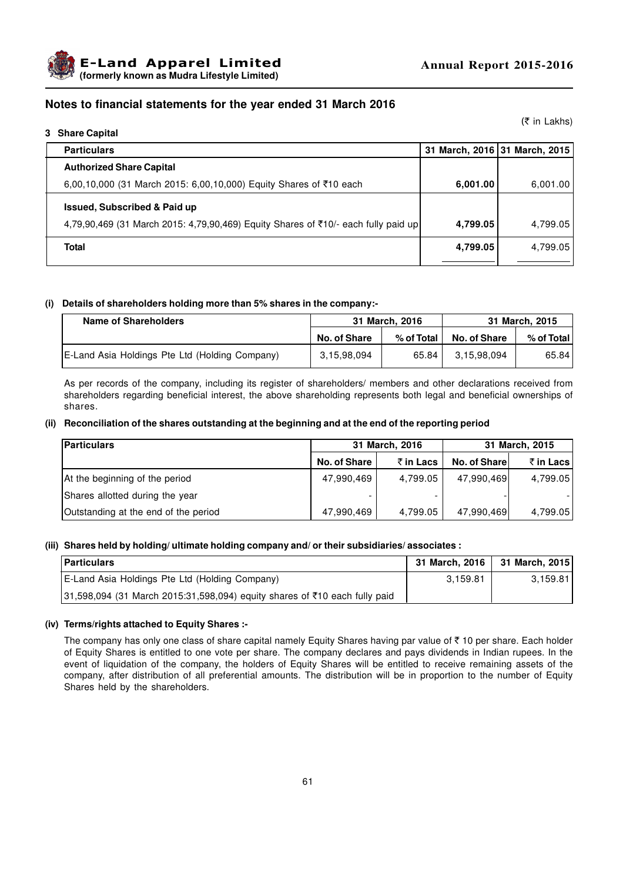## Notes to financial statements for the year ended 31 March 2016

(₹ in Lakhs)

### 3 Share Capital

| Particulars | 31 March, 2016 | 31 March, 2015 |
|---|---|---|
| **Authorized Share Capital** | | |
| 6,00,10,000 (31 March 2015: 6,00,10,000) Equity Shares of ₹10 each | **6,001.00** | 6,001.00 |
| **Issued, Subscribed & Paid up** | | |
| 4,79,90,469 (31 March 2015: 4,79,90,469) Equity Shares of ₹10/- each fully paid up | **4,799.05** | 4,799.05 |
| **Total** | **4,799.05** | 4,799.05 |

**(i) Details of shareholders holding more than 5% shares in the company:-**

| Name of Shareholders | 31 March, 2016 | | 31 March, 2015 | |
|---|---|---|---|---|
| | No. of Share | % of Total | No. of Share | % of Total |
| E-Land Asia Holdings Pte Ltd (Holding Company) | 3,15,98,094 | 65.84 | 3,15,98,094 | 65.84 |

As per records of the company, including its register of shareholders/ members and other declarations received from shareholders regarding beneficial interest, the above shareholding represents both legal and beneficial ownerships of shares.

**(ii) Reconciliation of the shares outstanding at the beginning and at the end of the reporting period**

| Particulars | 31 March, 2016 | | 31 March, 2015 | |
|---|---|---|---|---|
| | No. of Share | ₹ in Lacs | No. of Share | ₹ in Lacs |
| At the beginning of the period | 47,990,469 | 4,799.05 | 47,990,469 | 4,799.05 |
| Shares allotted during the year | - | - | - | - |
| Outstanding at the end of the period | 47,990,469 | 4,799.05 | 47,990,469 | 4,799.05 |

**(iii) Shares held by holding/ ultimate holding company and/ or their subsidiaries/ associates :**

| Particulars | 31 March, 2016 | 31 March, 2015 |
|---|---|---|
| E-Land Asia Holdings Pte Ltd (Holding Company) | 3,159.81 | 3,159.81 |
| 31,598,094 (31 March 2015:31,598,094) equity shares of ₹10 each fully paid | | |

**(iv) Terms/rights attached to Equity Shares :-**

The company has only one class of share capital namely Equity Shares having par value of ₹ 10 per share. Each holder of Equity Shares is entitled to one vote per share. The company declares and pays dividends in Indian rupees. In the event of liquidation of the company, the holders of Equity Shares will be entitled to receive remaining assets of the company, after distribution of all preferential amounts. The distribution will be in proportion to the number of Equity Shares held by the shareholders.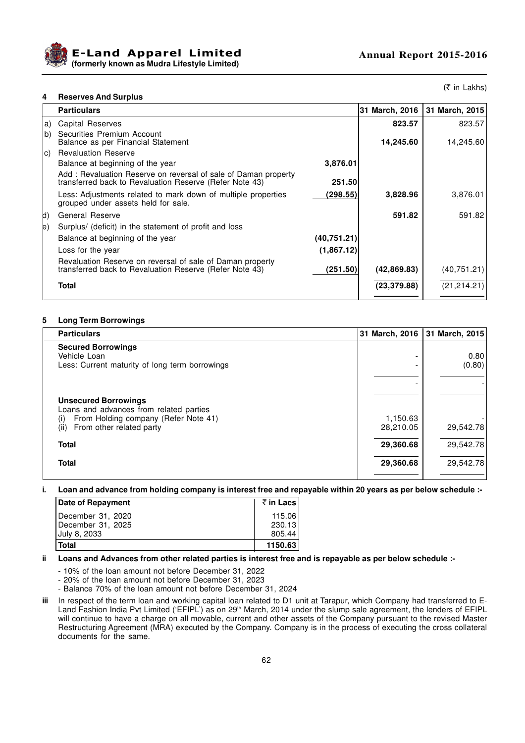(₹ in Lakhs)

### 4 Reserves And Surplus

| | Particulars | | 31 March, 2016 | 31 March, 2015 |
|---|---|---|---|---|
| a) | Capital Reserves | | **823.57** | 823.57 |
| b) | Securities Premium Account<br>Balance as per Financial Statement | | **14,245.60** | 14,245.60 |
| c) | Revaluation Reserve | | | |
| | Balance at beginning of the year | **3,876.01** | | |
| | Add : Revaluation Reserve on reversal of sale of Daman property transferred back to Revaluation Reserve (Refer Note 43) | **251.50** | | |
| | Less: Adjustments related to mark down of multiple properties grouped under assets held for sale. | **(298.55)** | **3,828.96** | 3,876.01 |
| d) | General Reserve | | **591.82** | 591.82 |
| e) | Surplus/ (deficit) in the statement of profit and loss | | | |
| | Balance at beginning of the year | **(40,751.21)** | | |
| | Loss for the year | **(1,867.12)** | | |
| | Revaluation Reserve on reversal of sale of Daman property transferred back to Revaluation Reserve (Refer Note 43) | **(251.50)** | **(42,869.83)** | (40,751.21) |
| | **Total** | | **(23,379.88)** | (21,214.21) |

### 5 Long Term Borrowings

| Particulars | 31 March, 2016 | 31 March, 2015 |
|---|---|---|
| **Secured Borrowings** | | |
| Vehicle Loan | - | 0.80 |
| Less: Current maturity of long term borrowings | - | (0.80) |
| | - | - |
| **Unsecured Borrowings** | | |
| Loans and advances from related parties | | |
| (i) From Holding company (Refer Note 41) | 1,150.63 | - |
| (ii) From other related party | 28,210.05 | 29,542.78 |
| **Total** | **29,360.68** | 29,542.78 |
| **Total** | **29,360.68** | 29,542.78 |

**i. Loan and advance from holding company is interest free and repayable within 20 years as per below schedule :-**

| Date of Repayment | ₹ in Lacs |
|---|---|
| December 31, 2020 | 115.06 |
| December 31, 2025 | 230.13 |
| July 8, 2033 | 805.44 |
| **Total** | **1150.63** |

**ii Loans and Advances from other related parties is interest free and is repayable as per below schedule :-**

- 10% of the loan amount not before December 31, 2022
- 20% of the loan amount not before December 31, 2023
- Balance 70% of the loan amount not before December 31, 2024

**iii** In respect of the term loan and working capital loan related to D1 unit at Tarapur, which Company had transferred to E-Land Fashion India Pvt Limited ('EFIPL') as on 29th March, 2014 under the slump sale agreement, the lenders of EFIPL will continue to have a charge on all movable, current and other assets of the Company pursuant to the revised Master Restructuring Agreement (MRA) executed by the Company. Company is in the process of executing the cross collateral documents for the same.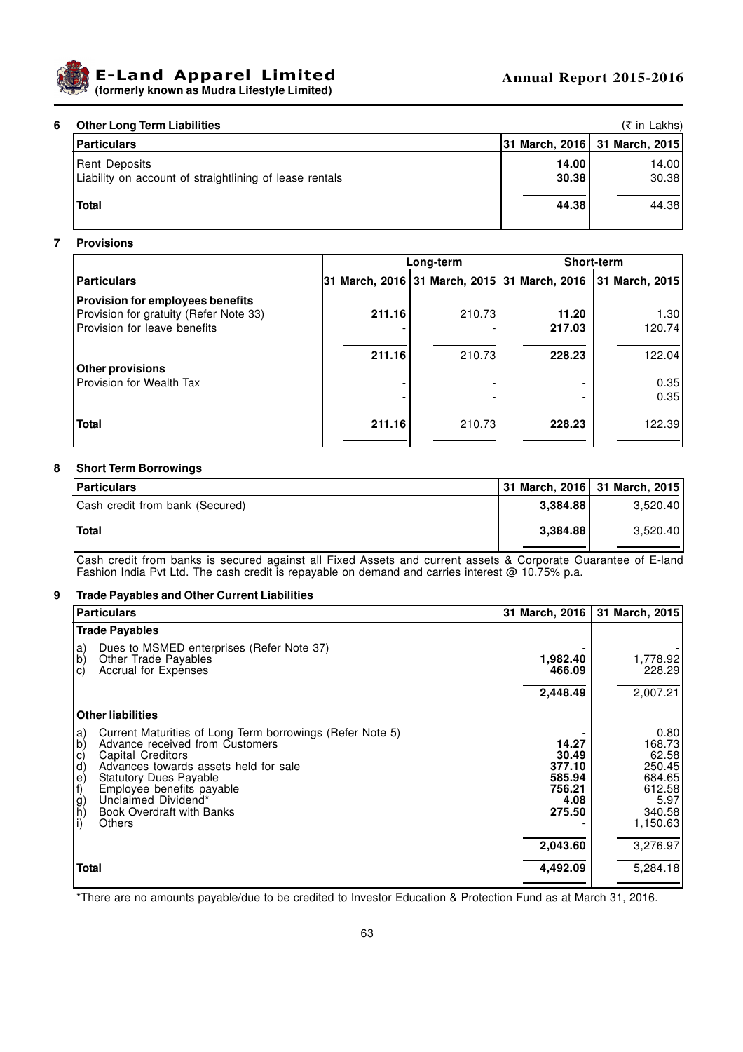## 6 Other Long Term Liabilities

(₹ in Lakhs)

| Particulars | 31 March, 2016 | 31 March, 2015 |
|---|---|---|
| Rent Deposits | **14.00** | 14.00 |
| Liability on account of straightlining of lease rentals | **30.38** | 30.38 |
| **Total** | **44.38** | 44.38 |

## 7 Provisions

| | Long-term | | Short-term | |
|---|---|---|---|---|
| **Particulars** | 31 March, 2016 | 31 March, 2015 | 31 March, 2016 | 31 March, 2015 |
| **Provision for employees benefits** | | | | |
| Provision for gratuity (Refer Note 33) | **211.16** | 210.73 | **11.20** | 1.30 |
| Provision for leave benefits | - | - | **217.03** | 120.74 |
| | **211.16** | 210.73 | **228.23** | 122.04 |
| **Other provisions** | | | | |
| Provision for Wealth Tax | - | - | - | 0.35 |
| | - | - | - | 0.35 |
| **Total** | **211.16** | 210.73 | **228.23** | 122.39 |

## 8 Short Term Borrowings

| Particulars | 31 March, 2016 | 31 March, 2015 |
|---|---|---|
| Cash credit from bank (Secured) | **3,384.88** | 3,520.40 |
| **Total** | **3,384.88** | 3,520.40 |

Cash credit from banks is secured against all Fixed Assets and current assets & Corporate Guarantee of E-land Fashion India Pvt Ltd. The cash credit is repayable on demand and carries interest @ 10.75% p.a.

## 9 Trade Payables and Other Current Liabilities

| Particulars | 31 March, 2016 | 31 March, 2015 |
|---|---|---|
| **Trade Payables** | | |
| a) Dues to MSMED enterprises (Refer Note 37) | - | - |
| b) Other Trade Payables | **1,982.40** | 1,778.92 |
| c) Accrual for Expenses | **466.09** | 228.29 |
| | **2,448.49** | 2,007.21 |
| **Other liabilities** | | |
| a) Current Maturities of Long Term borrowings (Refer Note 5) | - | 0.80 |
| b) Advance received from Customers | **14.27** | 168.73 |
| c) Capital Creditors | **30.49** | 62.58 |
| d) Advances towards assets held for sale | **377.10** | 250.45 |
| e) Statutory Dues Payable | **585.94** | 684.65 |
| f) Employee benefits payable | **756.21** | 612.58 |
| g) Unclaimed Dividend* | **4.08** | 5.97 |
| h) Book Overdraft with Banks | **275.50** | 340.58 |
| i) Others | - | 1,150.63 |
| | **2,043.60** | 3,276.97 |
| **Total** | **4,492.09** | 5,284.18 |

*There are no amounts payable/due to be credited to Investor Education & Protection Fund as at March 31, 2016.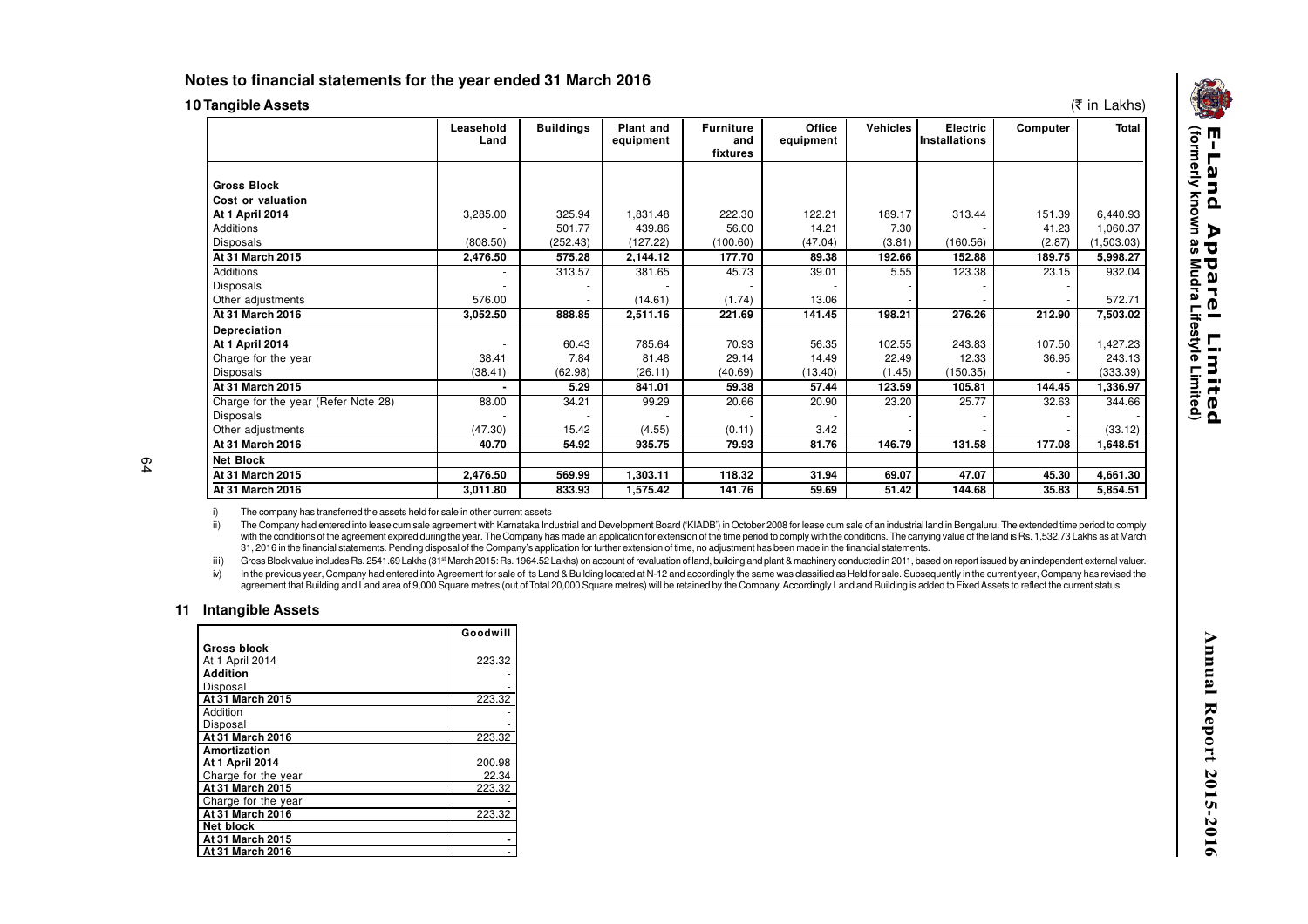## Notes to financial statements for the year ended 31 March 2016

### 10 Tangible Assets

(₹ in Lakhs)

| | Leasehold Land | Buildings | Plant and equipment | Furniture and fixtures | Office equipment | Vehicles | Electric Installations | Computer | Total |
|---|---|---|---|---|---|---|---|---|---|
| **Gross Block** | | | | | | | | | |
| **Cost or valuation** | | | | | | | | | |
| **At 1 April 2014** | 3,285.00 | 325.94 | 1,831.48 | 222.30 | 122.21 | 189.17 | 313.44 | 151.39 | 6,440.93 |
| Additions | - | 501.77 | 439.86 | 56.00 | 14.21 | 7.30 | - | 41.23 | 1,060.37 |
| Disposals | (808.50) | (252.43) | (127.22) | (100.60) | (47.04) | (3.81) | (160.56) | (2.87) | (1,503.03) |
| **At 31 March 2015** | **2,476.50** | **575.28** | **2,144.12** | **177.70** | **89.38** | **192.66** | **152.88** | **189.75** | **5,998.27** |
| Additions | - | 313.57 | 381.65 | 45.73 | 39.01 | 5.55 | 123.38 | 23.15 | 932.04 |
| Disposals | - | - | - | - | - | - | - | - | |
| Other adjustments | 576.00 | - | (14.61) | (1.74) | 13.06 | - | - | - | 572.71 |
| **At 31 March 2016** | **3,052.50** | **888.85** | **2,511.16** | **221.69** | **141.45** | **198.21** | **276.26** | **212.90** | **7,503.02** |
| **Depreciation** | | | | | | | | | |
| **At 1 April 2014** | - | 60.43 | 785.64 | 70.93 | 56.35 | 102.55 | 243.83 | 107.50 | 1,427.23 |
| Charge for the year | 38.41 | 7.84 | 81.48 | 29.14 | 14.49 | 22.49 | 12.33 | 36.95 | 243.13 |
| Disposals | (38.41) | (62.98) | (26.11) | (40.69) | (13.40) | (1.45) | (150.35) | - | (333.39) |
| **At 31 March 2015** | **-** | **5.29** | **841.01** | **59.38** | **57.44** | **123.59** | **105.81** | **144.45** | **1,336.97** |
| Charge for the year (Refer Note 28) | 88.00 | 34.21 | 99.29 | 20.66 | 20.90 | 23.20 | 25.77 | 32.63 | 344.66 |
| Disposals | - | - | - | - | - | - | - | - | - |
| Other adjustments | (47.30) | 15.42 | (4.55) | (0.11) | 3.42 | - | - | - | (33.12) |
| **At 31 March 2016** | **40.70** | **54.92** | **935.75** | **79.93** | **81.76** | **146.79** | **131.58** | **177.08** | **1,648.51** |
| **Net Block** | | | | | | | | | |
| **At 31 March 2015** | **2,476.50** | **569.99** | **1,303.11** | **118.32** | **31.94** | **69.07** | **47.07** | **45.30** | **4,661.30** |
| **At 31 March 2016** | **3,011.80** | **833.93** | **1,575.42** | **141.76** | **59.69** | **51.42** | **144.68** | **35.83** | **5,854.51** |

i) The company has transferred the assets held for sale in other current assets

ii) The Company had entered into lease cum sale agreement with Karnataka Industrial and Development Board ('KIADB') in October 2008 for lease cum sale of an industrial land in Bengaluru. The extended time period to comply with the conditions of the agreement expired during the year. The Company has made an application for extension of the time period to comply with the conditions. The carrying value of the land is Rs. 1,532.73 Lakhs as at March 31, 2016 in the financial statements. Pending disposal of the Company's application for further extension of time, no adjustment has been made in the financial statements.

iii) Gross Block value includes Rs. 2541.69 Lakhs (31st March 2015: Rs. 1964.52 Lakhs) on account of revaluation of land, building and plant & machinery conducted in 2011, based on report issued by an independent external valuer.

iv) In the previous year, Company had entered into Agreement for sale of its Land & Building located at N-12 and accordingly the same was classified as Held for sale. Subsequently in the current year, Company has revised the agreement that Building and Land area of 9,000 Square metres (out of Total 20,000 Square metres) will be retained by the Company. Accordingly Land and Building is added to Fixed Assets to reflect the current status.

### 11 Intangible Assets

| | Goodwill |
|---|---|
| **Gross block** | |
| At 1 April 2014 | 223.32 |
| **Addition** | - |
| Disposal | - |
| **At 31 March 2015** | 223.32 |
| Addition | - |
| Disposal | - |
| **At 31 March 2016** | 223.32 |
| **Amortization** | |
| **At 1 April 2014** | 200.98 |
| Charge for the year | 22.34 |
| **At 31 March 2015** | 223.32 |
| Charge for the year | - |
| **At 31 March 2016** | 223.32 |
| **Net block** | |
| **At 31 March 2015** | **-** |
| **At 31 March 2016** | - |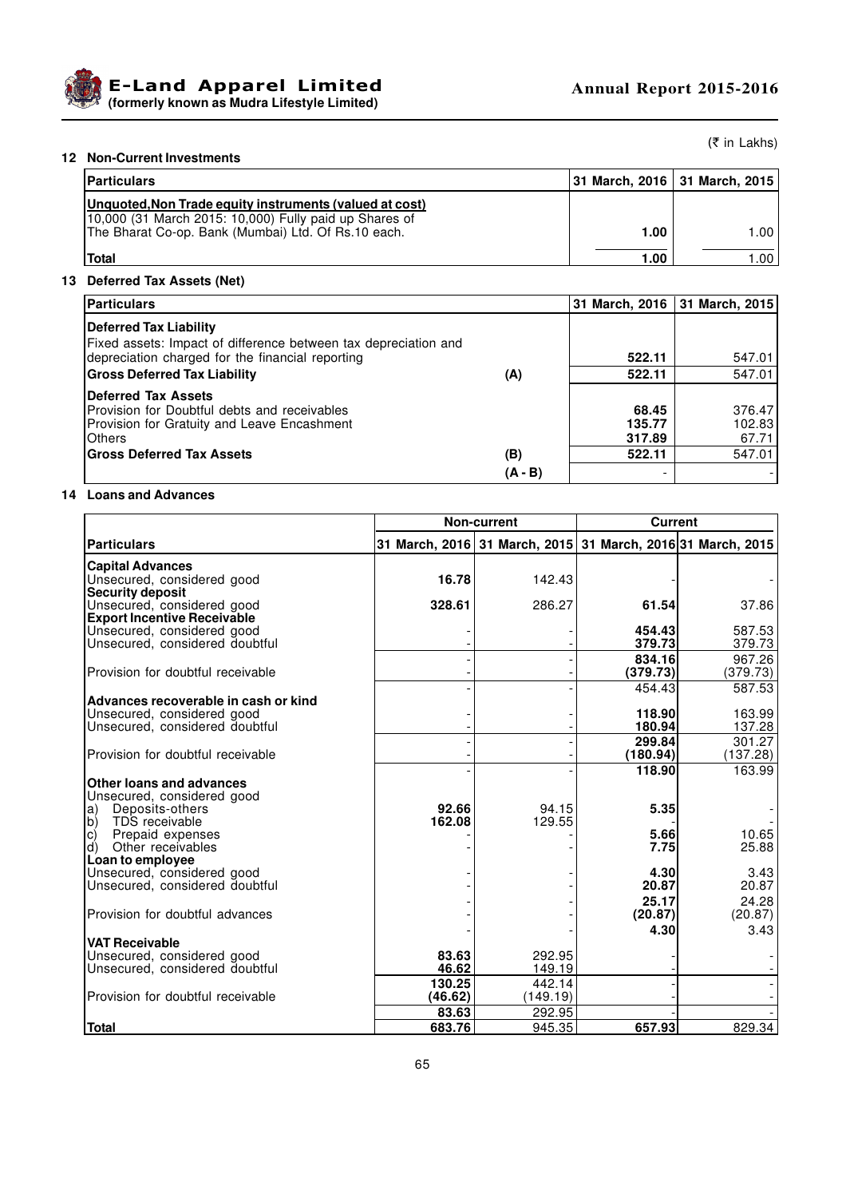(₹ in Lakhs)

**12 Non-Current Investments**

| Particulars | 31 March, 2016 | 31 March, 2015 |
|---|---|---|
| **Unquoted,Non Trade equity instruments (valued at cost)** 10,000 (31 March 2015: 10,000) Fully paid up Shares of The Bharat Co-op. Bank (Mumbai) Ltd. Of Rs.10 each. | **1.00** | 1.00 |
| **Total** | **1.00** | 1.00 |

**13 Deferred Tax Assets (Net)**

| Particulars | | 31 March, 2016 | 31 March, 2015 |
|---|---|---|---|
| **Deferred Tax Liability** | | | |
| Fixed assets: Impact of difference between tax depreciation and depreciation charged for the financial reporting | | **522.11** | 547.01 |
| **Gross Deferred Tax Liability** | **(A)** | **522.11** | 547.01 |
| **Deferred Tax Assets** | | | |
| Provision for Doubtful debts and receivables | | **68.45** | 376.47 |
| Provision for Gratuity and Leave Encashment | | **135.77** | 102.83 |
| Others | | **317.89** | 67.71 |
| **Gross Deferred Tax Assets** | **(B)** | **522.11** | 547.01 |
| | **(A - B)** | - | - |

**14 Loans and Advances**

| | Non-current | | Current | |
|---|---|---|---|---|
| **Particulars** | 31 March, 2016 | 31 March, 2015 | 31 March, 2016 | 31 March, 2015 |
| **Capital Advances** | | | | |
| Unsecured, considered good | **16.78** | 142.43 | - | - |
| **Security deposit** | | | | |
| Unsecured, considered good | **328.61** | 286.27 | **61.54** | 37.86 |
| **Export Incentive Receivable** | | | | |
| Unsecured, considered good | - | - | **454.43** | 587.53 |
| Unsecured, considered doubtful | - | - | **379.73** | 379.73 |
| | - | - | **834.16** | 967.26 |
| Provision for doubtful receivable | - | - | **(379.73)** | (379.73) |
| | - | - | 454.43 | 587.53 |
| **Advances recoverable in cash or kind** | | | | |
| Unsecured, considered good | - | - | **118.90** | 163.99 |
| Unsecured, considered doubtful | - | - | **180.94** | 137.28 |
| | - | - | **299.84** | 301.27 |
| Provision for doubtful receivable | - | - | **(180.94)** | (137.28) |
| | - | - | **118.90** | 163.99 |
| **Other loans and advances** | | | | |
| Unsecured, considered good | | | | |
| a) Deposits-others | **92.66** | 94.15 | **5.35** | - |
| b) TDS receivable | **162.08** | 129.55 | - | - |
| c) Prepaid expenses | - | - | **5.66** | 10.65 |
| d) Other receivables | - | - | **7.75** | 25.88 |
| **Loan to employee** | | | | |
| Unsecured, considered good | - | - | **4.30** | 3.43 |
| Unsecured, considered doubtful | - | - | **20.87** | 20.87 |
| | - | - | **25.17** | 24.28 |
| Provision for doubtful advances | - | - | **(20.87)** | (20.87) |
| | - | - | **4.30** | 3.43 |
| **VAT Receivable** | | | | |
| Unsecured, considered good | **83.63** | 292.95 | - | - |
| Unsecured, considered doubtful | **46.62** | 149.19 | - | - |
| | **130.25** | 442.14 | - | - |
| Provision for doubtful receivable | **(46.62)** | (149.19) | - | - |
| | **83.63** | 292.95 | - | - |
| **Total** | **683.76** | 945.35 | **657.93** | 829.34 |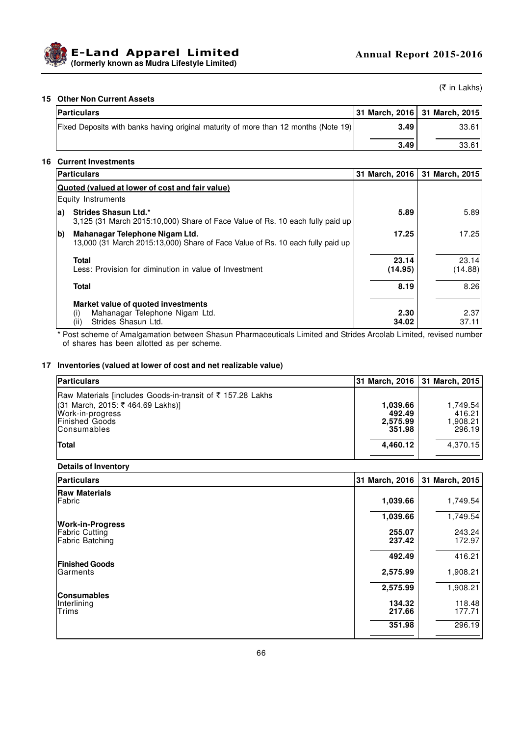(₹ in Lakhs)

## 15 Other Non Current Assets

| Particulars | 31 March, 2016 | 31 March, 2015 |
|---|---|---|
| Fixed Deposits with banks having original maturity of more than 12 months (Note 19) | **3.49** | 33.61 |
| | **3.49** | 33.61 |

## 16 Current Investments

| Particulars | 31 March, 2016 | 31 March, 2015 |
|---|---|---|
| **Quoted (valued at lower of cost and fair value)** | | |
| Equity Instruments | | |
| a) **Strides Shasun Ltd.*** 3,125 (31 March 2015:10,000) Share of Face Value of Rs. 10 each fully paid up | **5.89** | 5.89 |
| b) **Mahanagar Telephone Nigam Ltd.** 13,000 (31 March 2015:13,000) Share of Face Value of Rs. 10 each fully paid up | **17.25** | 17.25 |
| **Total** | **23.14** | 23.14 |
| Less: Provision for diminution in value of Investment | **(14.95)** | (14.88) |
| **Total** | **8.19** | 8.26 |
| **Market value of quoted investments** | | |
| (i) Mahanagar Telephone Nigam Ltd. | **2.30** | 2.37 |
| (ii) Strides Shasun Ltd. | **34.02** | 37.11 |

* Post scheme of Amalgamation between Shasun Pharmaceuticals Limited and Strides Arcolab Limited, revised number of shares has been allotted as per scheme.

## 17 Inventories (valued at lower of cost and net realizable value)

| Particulars | 31 March, 2016 | 31 March, 2015 |
|---|---|---|
| Raw Materials [includes Goods-in-transit of ₹ 157.28 Lakhs (31 March, 2015: ₹ 464.69 Lakhs)] | **1,039.66** | 1,749.54 |
| Work-in-progress | **492.49** | 416.21 |
| Finished Goods | **2,575.99** | 1,908.21 |
| Consumables | **351.98** | 296.19 |
| **Total** | **4,460.12** | 4,370.15 |

### Details of Inventory

| Particulars | 31 March, 2016 | 31 March, 2015 |
|---|---|---|
| **Raw Materials** | | |
| Fabric | **1,039.66** | 1,749.54 |
| | **1,039.66** | 1,749.54 |
| **Work-in-Progress** | | |
| Fabric Cutting | **255.07** | 243.24 |
| Fabric Batching | **237.42** | 172.97 |
| | **492.49** | 416.21 |
| **Finished Goods** | | |
| Garments | **2,575.99** | 1,908.21 |
| | **2,575.99** | 1,908.21 |
| **Consumables** | | |
| Interlining | **134.32** | 118.48 |
| Trims | **217.66** | 177.71 |
| | **351.98** | 296.19 |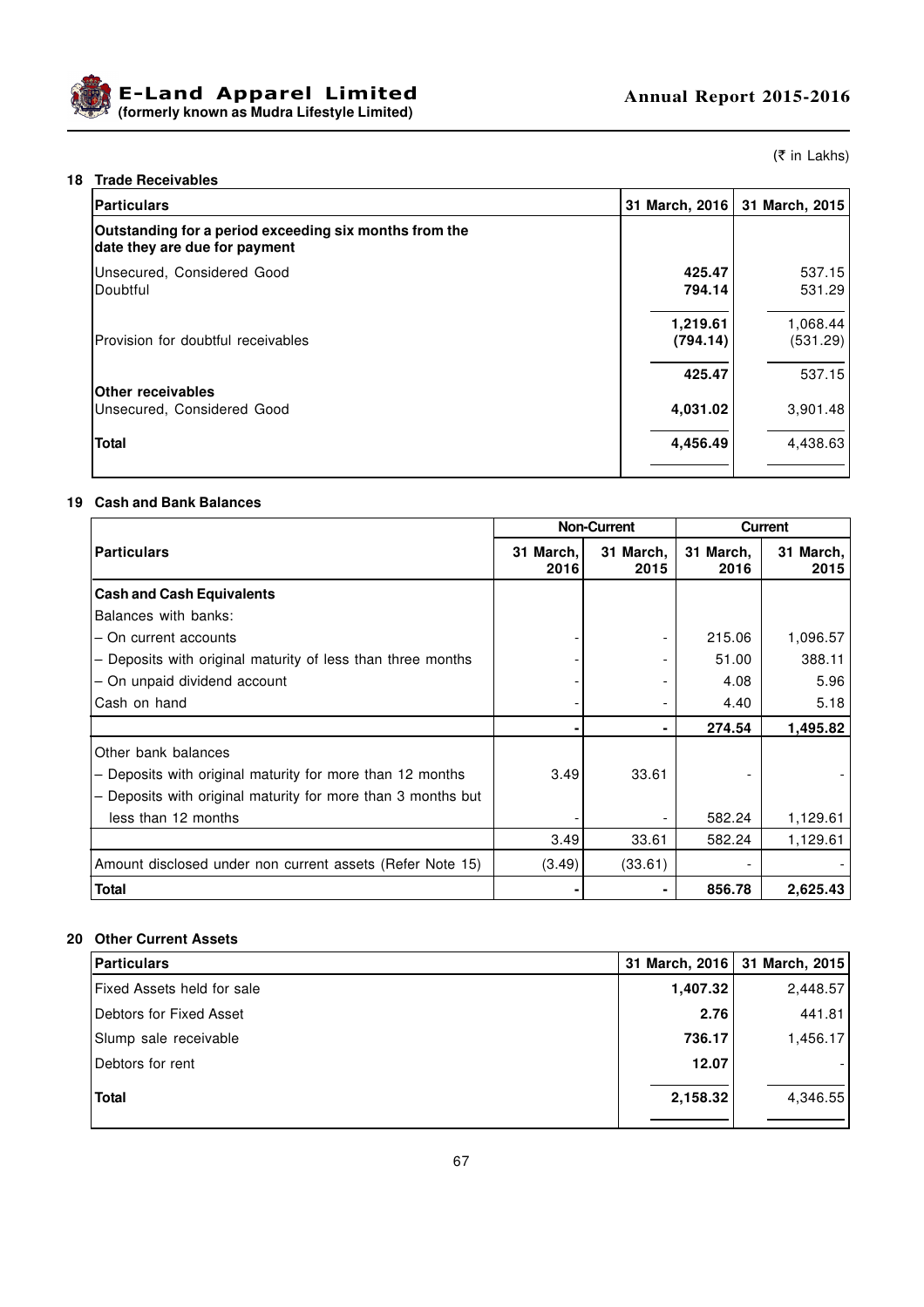(₹ in Lakhs)

## 18 Trade Receivables

| Particulars | 31 March, 2016 | 31 March, 2015 |
|---|---|---|
| **Outstanding for a period exceeding six months from the date they are due for payment** | | |
| Unsecured, Considered Good | **425.47** | 537.15 |
| Doubtful | **794.14** | 531.29 |
| | **1,219.61** | 1,068.44 |
| Provision for doubtful receivables | **(794.14)** | (531.29) |
| | **425.47** | 537.15 |
| **Other receivables** | | |
| Unsecured, Considered Good | **4,031.02** | 3,901.48 |
| **Total** | **4,456.49** | 4,438.63 |

## 19 Cash and Bank Balances

| Particulars | Non-Current | | Current | |
|---|---|---|---|---|
| | 31 March, 2016 | 31 March, 2015 | 31 March, 2016 | 31 March, 2015 |
| **Cash and Cash Equivalents** | | | | |
| Balances with banks: | | | | |
| – On current accounts | - | - | 215.06 | 1,096.57 |
| – Deposits with original maturity of less than three months | - | - | 51.00 | 388.11 |
| – On unpaid dividend account | - | - | 4.08 | 5.96 |
| Cash on hand | - | - | 4.40 | 5.18 |
| | **-** | **-** | **274.54** | **1,495.82** |
| Other bank balances | | | | |
| – Deposits with original maturity for more than 12 months | 3.49 | 33.61 | - | - |
| – Deposits with original maturity for more than 3 months but less than 12 months | - | - | 582.24 | 1,129.61 |
| | 3.49 | 33.61 | 582.24 | 1,129.61 |
| Amount disclosed under non current assets (Refer Note 15) | (3.49) | (33.61) | - | - |
| **Total** | **-** | **-** | **856.78** | **2,625.43** |

## 20 Other Current Assets

| Particulars | 31 March, 2016 | 31 March, 2015 |
|---|---|---|
| Fixed Assets held for sale | **1,407.32** | 2,448.57 |
| Debtors for Fixed Asset | **2.76** | 441.81 |
| Slump sale receivable | **736.17** | 1,456.17 |
| Debtors for rent | **12.07** | - |
| **Total** | **2,158.32** | 4,346.55 |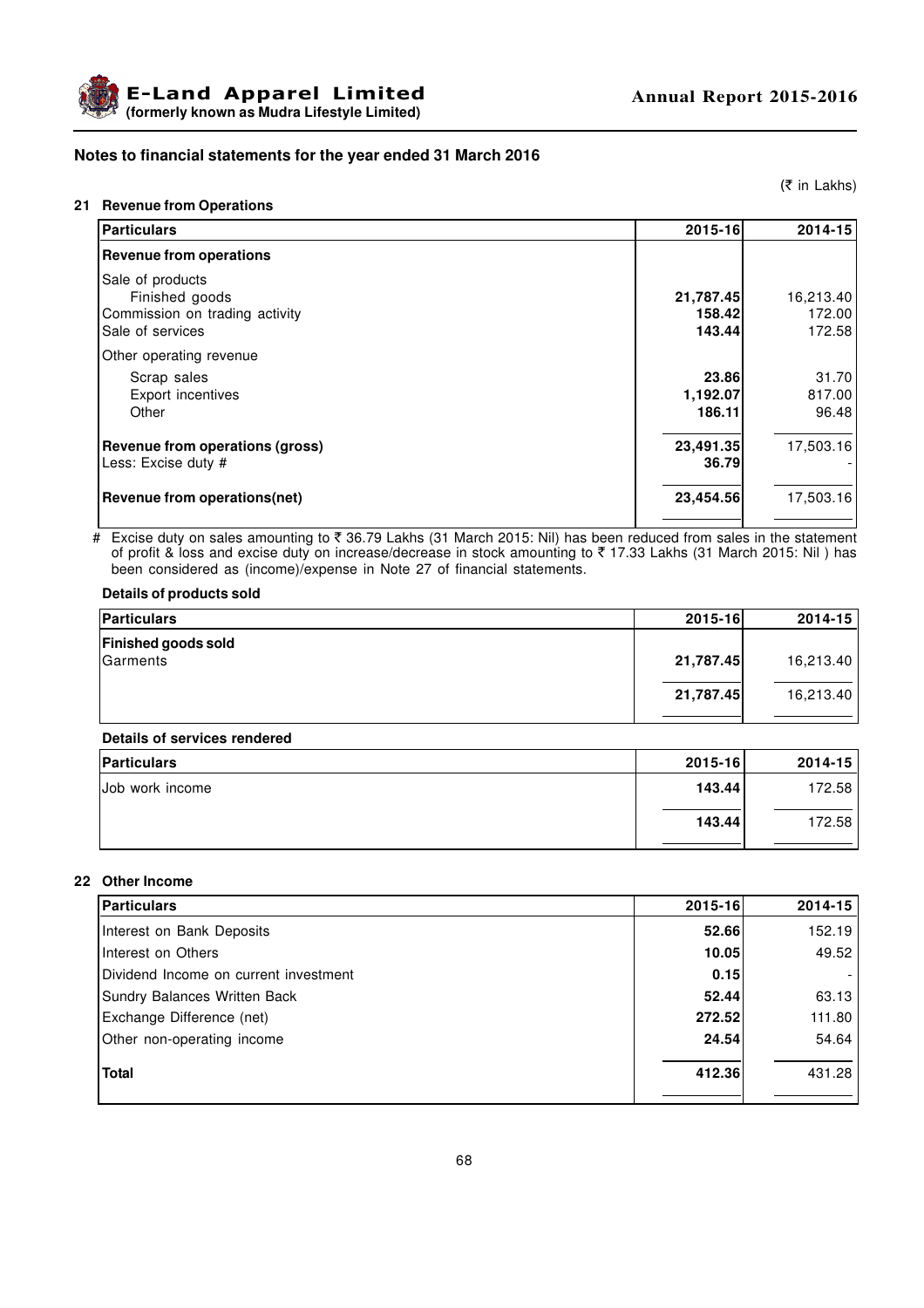## Notes to financial statements for the year ended 31 March 2016

(₹ in Lakhs)

### 21 Revenue from Operations

| Particulars | 2015-16 | 2014-15 |
|---|---|---|
| **Revenue from operations** | | |
| Sale of products | | |
| Finished goods | **21,787.45** | 16,213.40 |
| Commission on trading activity | **158.42** | 172.00 |
| Sale of services | **143.44** | 172.58 |
| Other operating revenue | | |
| Scrap sales | **23.86** | 31.70 |
| Export incentives | **1,192.07** | 817.00 |
| Other | **186.11** | 96.48 |
| **Revenue from operations (gross)** | **23,491.35** | 17,503.16 |
| Less: Excise duty # | **36.79** | - |
| **Revenue from operations(net)** | **23,454.56** | 17,503.16 |

\# Excise duty on sales amounting to ₹ 36.79 Lakhs (31 March 2015: Nil) has been reduced from sales in the statement of profit & loss and excise duty on increase/decrease in stock amounting to ₹ 17.33 Lakhs (31 March 2015: Nil ) has been considered as (income)/expense in Note 27 of financial statements.

**Details of products sold**

| Particulars | 2015-16 | 2014-15 |
|---|---|---|
| **Finished goods sold** | | |
| Garments | **21,787.45** | 16,213.40 |
| | **21,787.45** | 16,213.40 |

**Details of services rendered**

| Particulars | 2015-16 | 2014-15 |
|---|---|---|
| Job work income | **143.44** | 172.58 |
| | **143.44** | 172.58 |

### 22 Other Income

| Particulars | 2015-16 | 2014-15 |
|---|---|---|
| Interest on Bank Deposits | **52.66** | 152.19 |
| Interest on Others | **10.05** | 49.52 |
| Dividend Income on current investment | **0.15** | - |
| Sundry Balances Written Back | **52.44** | 63.13 |
| Exchange Difference (net) | **272.52** | 111.80 |
| Other non-operating income | **24.54** | 54.64 |
| **Total** | **412.36** | 431.28 |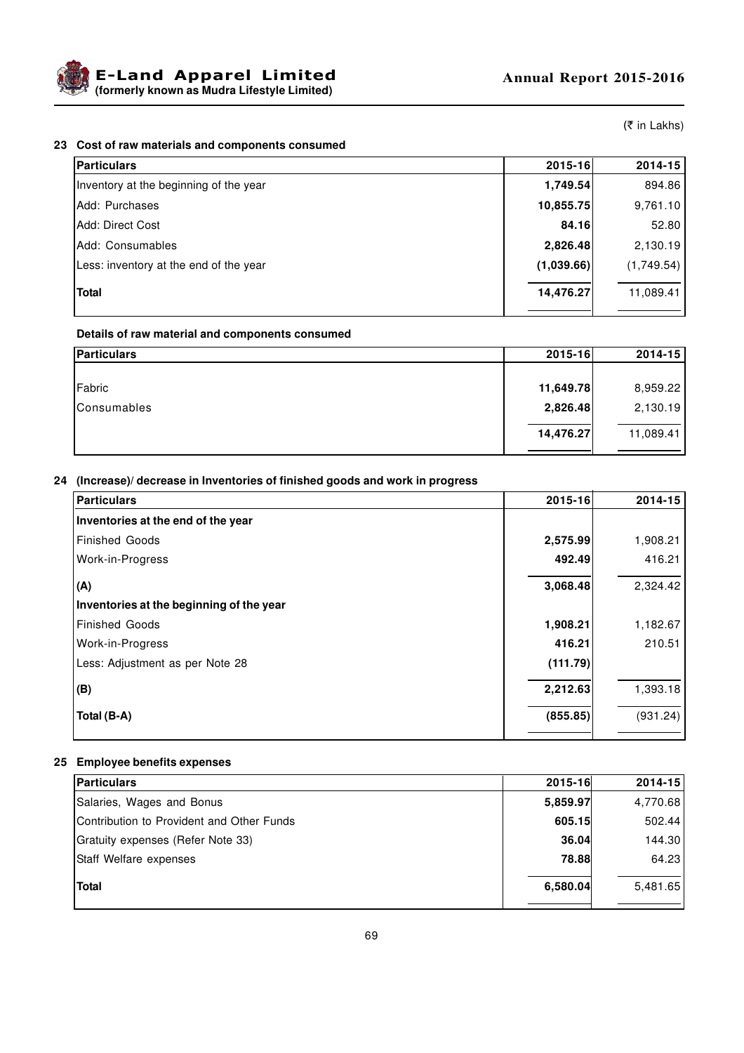(₹ in Lakhs)

## 23 Cost of raw materials and components consumed

| Particulars | 2015-16 | 2014-15 |
|---|---|---|
| Inventory at the beginning of the year | **1,749.54** | 894.86 |
| Add: Purchases | **10,855.75** | 9,761.10 |
| Add: Direct Cost | **84.16** | 52.80 |
| Add: Consumables | **2,826.48** | 2,130.19 |
| Less: inventory at the end of the year | **(1,039.66)** | (1,749.54) |
| **Total** | **14,476.27** | 11,089.41 |

### Details of raw material and components consumed

| Particulars | 2015-16 | 2014-15 |
|---|---|---|
| Fabric | **11,649.78** | 8,959.22 |
| Consumables | **2,826.48** | 2,130.19 |
| | **14,476.27** | 11,089.41 |

## 24 (Increase)/ decrease in Inventories of finished goods and work in progress

| Particulars | 2015-16 | 2014-15 |
|---|---|---|
| **Inventories at the end of the year** | | |
| Finished Goods | **2,575.99** | 1,908.21 |
| Work-in-Progress | **492.49** | 416.21 |
| **(A)** | **3,068.48** | 2,324.42 |
| **Inventories at the beginning of the year** | | |
| Finished Goods | **1,908.21** | 1,182.67 |
| Work-in-Progress | **416.21** | 210.51 |
| Less: Adjustment as per Note 28 | **(111.79)** | |
| **(B)** | **2,212.63** | 1,393.18 |
| **Total (B-A)** | **(855.85)** | (931.24) |

## 25 Employee benefits expenses

| Particulars | 2015-16 | 2014-15 |
|---|---|---|
| Salaries, Wages and Bonus | **5,859.97** | 4,770.68 |
| Contribution to Provident and Other Funds | **605.15** | 502.44 |
| Gratuity expenses (Refer Note 33) | **36.04** | 144.30 |
| Staff Welfare expenses | **78.88** | 64.23 |
| **Total** | **6,580.04** | 5,481.65 |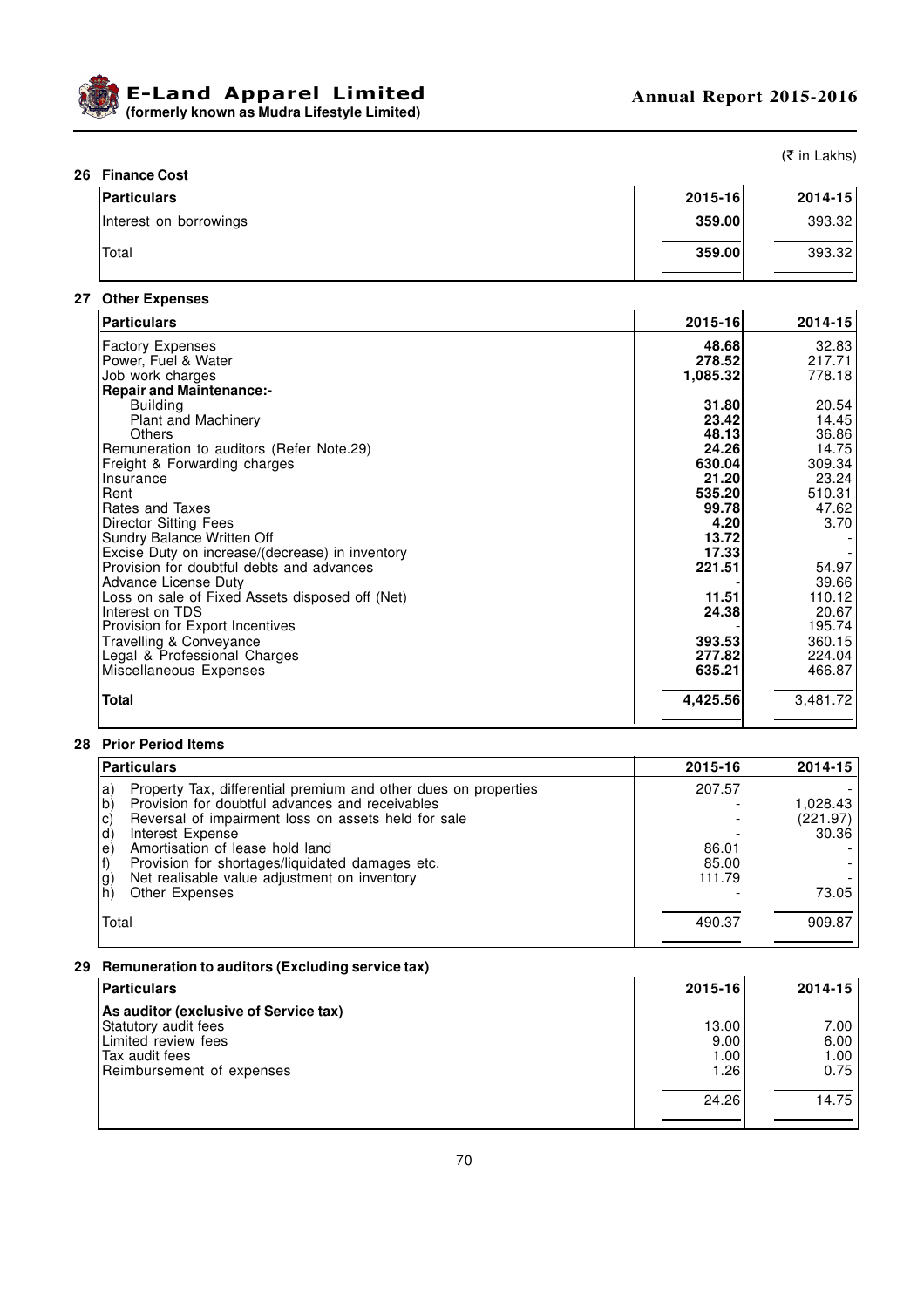(₹ in Lakhs)

## 26 Finance Cost

| Particulars | 2015-16 | 2014-15 |
|---|---|---|
| Interest on borrowings | **359.00** | 393.32 |
| Total | **359.00** | 393.32 |

## 27 Other Expenses

| Particulars | 2015-16 | 2014-15 |
|---|---|---|
| Factory Expenses | **48.68** | 32.83 |
| Power, Fuel & Water | **278.52** | 217.71 |
| Job work charges | **1,085.32** | 778.18 |
| **Repair and Maintenance:-** | | |
| Building | **31.80** | 20.54 |
| Plant and Machinery | **23.42** | 14.45 |
| Others | **48.13** | 36.86 |
| Remuneration to auditors (Refer Note.29) | **24.26** | 14.75 |
| Freight & Forwarding charges | **630.04** | 309.34 |
| Insurance | **21.20** | 23.24 |
| Rent | **535.20** | 510.31 |
| Rates and Taxes | **99.78** | 47.62 |
| Director Sitting Fees | **4.20** | 3.70 |
| Sundry Balance Written Off | **13.72** | - |
| Excise Duty on increase/(decrease) in inventory | **17.33** | - |
| Provision for doubtful debts and advances | **221.51** | 54.97 |
| Advance License Duty | - | 39.66 |
| Loss on sale of Fixed Assets disposed off (Net) | **11.51** | 110.12 |
| Interest on TDS | **24.38** | 20.67 |
| Provision for Export Incentives | - | 195.74 |
| Travelling & Conveyance | **393.53** | 360.15 |
| Legal & Professional Charges | **277.82** | 224.04 |
| Miscellaneous Expenses | **635.21** | 466.87 |
| **Total** | **4,425.56** | 3,481.72 |

## 28 Prior Period Items

| Particulars | 2015-16 | 2014-15 |
|---|---|---|
| a) Property Tax, differential premium and other dues on properties | 207.57 | - |
| b) Provision for doubtful advances and receivables | - | 1,028.43 |
| c) Reversal of impairment loss on assets held for sale | - | (221.97) |
| d) Interest Expense | - | 30.36 |
| e) Amortisation of lease hold land | 86.01 | - |
| f) Provision for shortages/liquidated damages etc. | 85.00 | - |
| g) Net realisable value adjustment on inventory | 111.79 | - |
| h) Other Expenses | - | 73.05 |
| Total | 490.37 | 909.87 |

## 29 Remuneration to auditors (Excluding service tax)

| Particulars | 2015-16 | 2014-15 |
|---|---|---|
| **As auditor (exclusive of Service tax)** | | |
| Statutory audit fees | 13.00 | 7.00 |
| Limited review fees | 9.00 | 6.00 |
| Tax audit fees | 1.00 | 1.00 |
| Reimbursement of expenses | 1.26 | 0.75 |
| | 24.26 | 14.75 |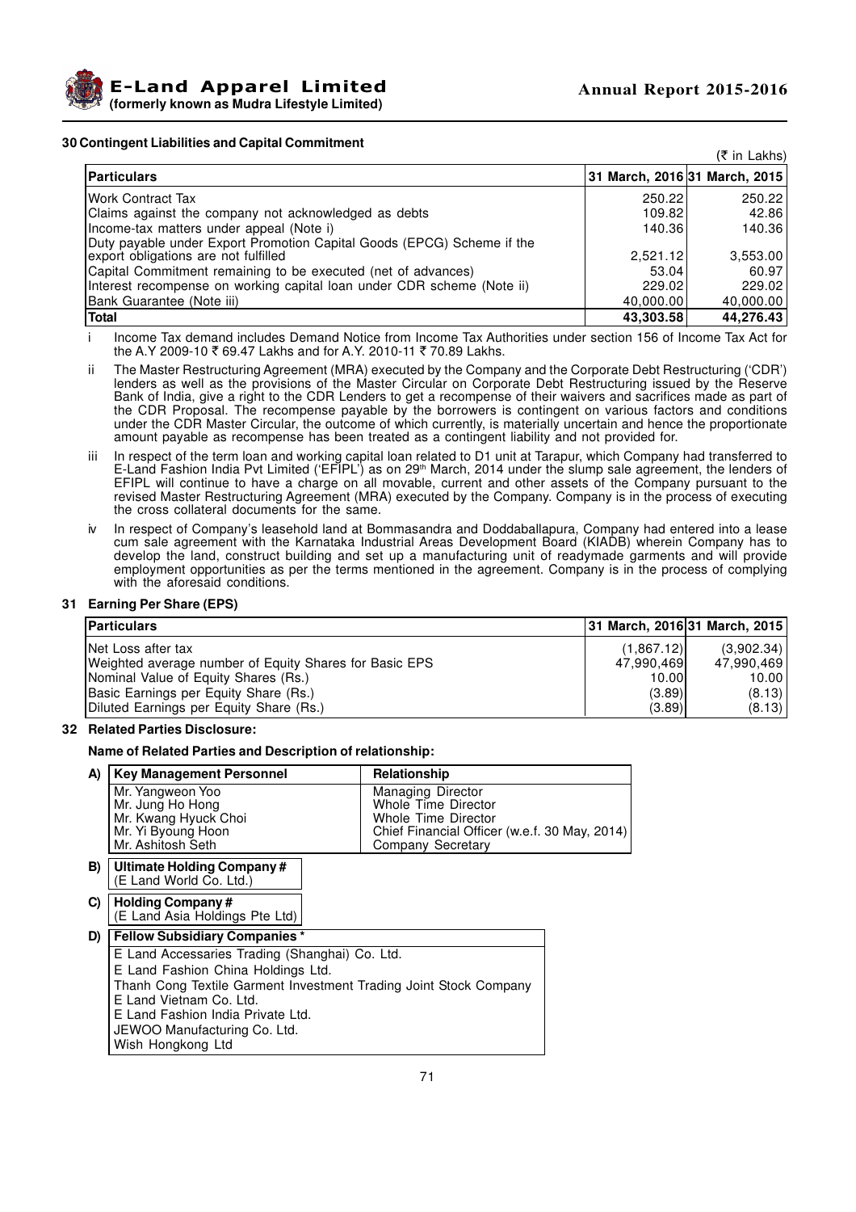### 30 Contingent Liabilities and Capital Commitment

(₹ in Lakhs)

| Particulars | 31 March, 2016 | 31 March, 2015 |
|---|---|---|
| Work Contract Tax | 250.22 | 250.22 |
| Claims against the company not acknowledged as debts | 109.82 | 42.86 |
| Income-tax matters under appeal (Note i) | 140.36 | 140.36 |
| Duty payable under Export Promotion Capital Goods (EPCG) Scheme if the export obligations are not fulfilled | 2,521.12 | 3,553.00 |
| Capital Commitment remaining to be executed (net of advances) | 53.04 | 60.97 |
| Interest recompense on working capital loan under CDR scheme (Note ii) | 229.02 | 229.02 |
| Bank Guarantee (Note iii) | 40,000.00 | 40,000.00 |
| **Total** | **43,303.58** | **44,276.43** |

i Income Tax demand includes Demand Notice from Income Tax Authorities under section 156 of Income Tax Act for the A.Y 2009-10 ₹ 69.47 Lakhs and for A.Y. 2010-11 ₹ 70.89 Lakhs.

ii The Master Restructuring Agreement (MRA) executed by the Company and the Corporate Debt Restructuring ('CDR') lenders as well as the provisions of the Master Circular on Corporate Debt Restructuring issued by the Reserve Bank of India, give a right to the CDR Lenders to get a recompense of their waivers and sacrifices made as part of the CDR Proposal. The recompense payable by the borrowers is contingent on various factors and conditions under the CDR Master Circular, the outcome of which currently, is materially uncertain and hence the proportionate amount payable as recompense has been treated as a contingent liability and not provided for.

iii In respect of the term loan and working capital loan related to D1 unit at Tarapur, which Company had transferred to E-Land Fashion India Pvt Limited ('EFIPL') as on 29th March, 2014 under the slump sale agreement, the lenders of EFIPL will continue to have a charge on all movable, current and other assets of the Company pursuant to the revised Master Restructuring Agreement (MRA) executed by the Company. Company is in the process of executing the cross collateral documents for the same.

iv In respect of Company's leasehold land at Bommasandra and Doddaballapura, Company had entered into a lease cum sale agreement with the Karnataka Industrial Areas Development Board (KIADB) wherein Company has to develop the land, construct building and set up a manufacturing unit of readymade garments and will provide employment opportunities as per the terms mentioned in the agreement. Company is in the process of complying with the aforesaid conditions.

### 31 Earning Per Share (EPS)

| Particulars | 31 March, 2016 | 31 March, 2015 |
|---|---|---|
| Net Loss after tax | (1,867.12) | (3,902.34) |
| Weighted average number of Equity Shares for Basic EPS | 47,990,469 | 47,990,469 |
| Nominal Value of Equity Shares (Rs.) | 10.00 | 10.00 |
| Basic Earnings per Equity Share (Rs.) | (3.89) | (8.13) |
| Diluted Earnings per Equity Share (Rs.) | (3.89) | (8.13) |

### 32 Related Parties Disclosure:

**Name of Related Parties and Description of relationship:**

**A)**

| Key Management Personnel | Relationship |
|---|---|
| Mr. Yangweon Yoo | Managing Director |
| Mr. Jung Ho Hong | Whole Time Director |
| Mr. Kwang Hyuck Choi | Whole Time Director |
| Mr. Yi Byoung Hoon | Chief Financial Officer (w.e.f. 30 May, 2014) |
| Mr. Ashitosh Seth | Company Secretary |

**B) Ultimate Holding Company #**
(E Land World Co. Ltd.)

**C) Holding Company #**
(E Land Asia Holdings Pte Ltd)

**D) Fellow Subsidiary Companies \***

E Land Accessaries Trading (Shanghai) Co. Ltd.
E Land Fashion China Holdings Ltd.
Thanh Cong Textile Garment Investment Trading Joint Stock Company
E Land Vietnam Co. Ltd.
E Land Fashion India Private Ltd.
JEWOO Manufacturing Co. Ltd.
Wish Hongkong Ltd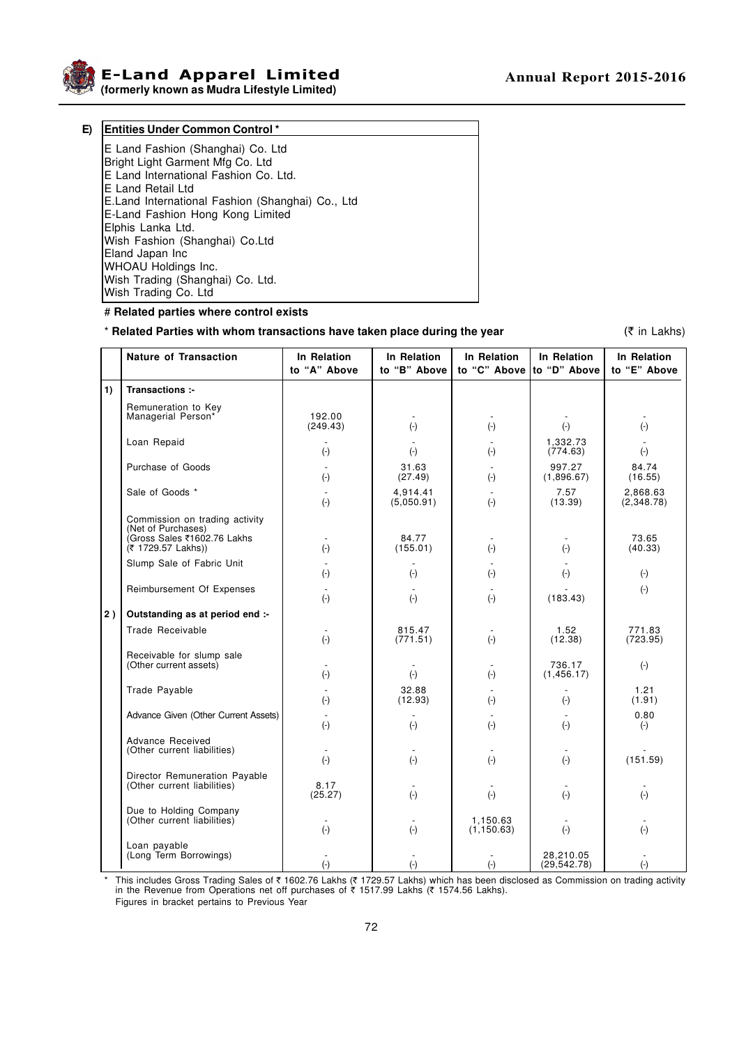**E) Entities Under Common Control ***

E Land Fashion (Shanghai) Co. Ltd
Bright Light Garment Mfg Co. Ltd
E Land International Fashion Co. Ltd.
E Land Retail Ltd
E.Land International Fashion (Shanghai) Co., Ltd
E-Land Fashion Hong Kong Limited
Elphis Lanka Ltd.
Wish Fashion (Shanghai) Co.Ltd
Eland Japan Inc
WHOAU Holdings Inc.
Wish Trading (Shanghai) Co. Ltd.
Wish Trading Co. Ltd

# **Related parties where control exists**

\* **Related Parties with whom transactions have taken place during the year**

(₹ in Lakhs)

| | Nature of Transaction | In Relation to "A" Above | In Relation to "B" Above | In Relation to "C" Above | In Relation to "D" Above | In Relation to "E" Above |
|---|---|---|---|---|---|---|
| 1) | **Transactions :-** | | | | | |
| | Remuneration to Key Managerial Person* | 192.00 (249.43) | - (-) | - (-) | - (-) | - (-) |
| | Loan Repaid | - (-) | - (-) | - (-) | 1,332.73 (774.63) | - (-) |
| | Purchase of Goods | - (-) | 31.63 (27.49) | - (-) | 997.27 (1,896.67) | 84.74 (16.55) |
| | Sale of Goods * | - (-) | 4,914.41 (5,050.91) | - (-) | 7.57 (13.39) | 2,868.63 (2,348.78) |
| | Commission on trading activity (Net of Purchases) (Gross Sales ₹1602.76 Lakhs (₹ 1729.57 Lakhs)) | - (-) | 84.77 (155.01) | - (-) | - (-) | 73.65 (40.33) |
| | Slump Sale of Fabric Unit | - (-) | - (-) | - (-) | - (-) | (-) |
| | Reimbursement Of Expenses | - (-) | - (-) | - (-) | - (183.43) | (-) |
| 2 ) | **Outstanding as at period end :-** | | | | | |
| | Trade Receivable | - (-) | 815.47 (771.51) | - (-) | 1.52 (12.38) | 771.83 (723.95) |
| | Receivable for slump sale (Other current assets) | - (-) | - (-) | - (-) | 736.17 (1,456.17) | (-) |
| | Trade Payable | - (-) | 32.88 (12.93) | - (-) | - (-) | 1.21 (1.91) |
| | Advance Given (Other Current Assets) | - (-) | - (-) | - (-) | - (-) | 0.80 (-) |
| | Advance Received (Other current liabilities) | - (-) | - (-) | - (-) | - (-) | - (151.59) |
| | Director Remuneration Payable (Other current liabilities) | 8.17 (25.27) | - (-) | - (-) | - (-) | - (-) |
| | Due to Holding Company (Other current liabilities) | - (-) | - (-) | 1,150.63 (1,150.63) | - (-) | - (-) |
| | Loan payable (Long Term Borrowings) | - (-) | - (-) | - (-) | 28,210.05 (29,542.78) | - (-) |

\* This includes Gross Trading Sales of ₹ 1602.76 Lakhs (₹ 1729.57 Lakhs) which has been disclosed as Commission on trading activity in the Revenue from Operations net off purchases of ₹ 1517.99 Lakhs (₹ 1574.56 Lakhs).

Figures in bracket pertains to Previous Year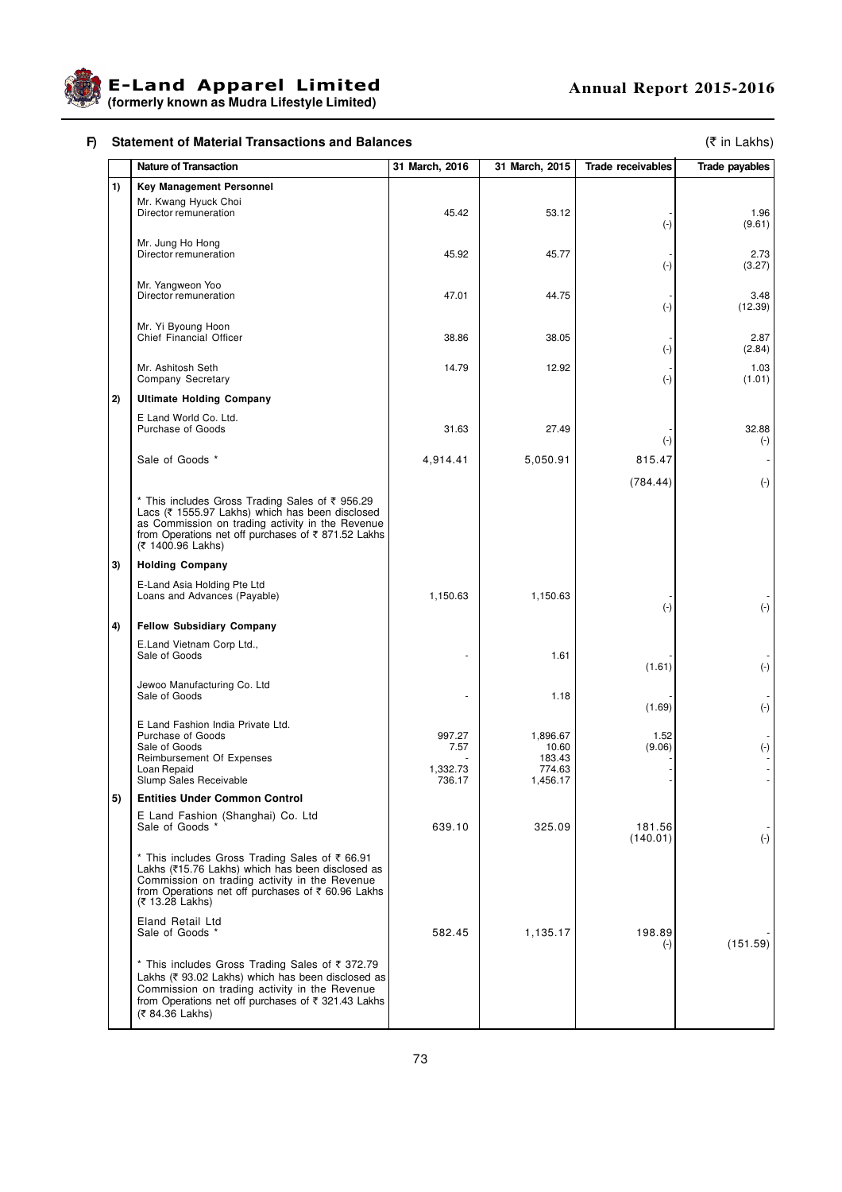### F) Statement of Material Transactions and Balances

(₹ in Lakhs)

| | Nature of Transaction | 31 March, 2016 | 31 March, 2015 | Trade receivables | Trade payables |
|---|---|---|---|---|---|
| 1) | **Key Management Personnel** | | | | |
| | Mr. Kwang Hyuck Choi<br>Director remuneration | 45.42 | 53.12 | -<br>(-) | 1.96<br>(9.61) |
| | Mr. Jung Ho Hong<br>Director remuneration | 45.92 | 45.77 | -<br>(-) | 2.73<br>(3.27) |
| | Mr. Yangweon Yoo<br>Director remuneration | 47.01 | 44.75 | -<br>(-) | 3.48<br>(12.39) |
| | Mr. Yi Byoung Hoon<br>Chief Financial Officer | 38.86 | 38.05 | -<br>(-) | 2.87<br>(2.84) |
| | Mr. Ashitosh Seth<br>Company Secretary | 14.79 | 12.92 | -<br>(-) | 1.03<br>(1.01) |
| 2) | **Ultimate Holding Company** | | | | |
| | E Land World Co. Ltd.<br>Purchase of Goods | 31.63 | 27.49 | -<br>(-) | 32.88<br>(-) |
| | Sale of Goods * | 4,914.41 | 5,050.91 | 815.47<br>(784.44) | -<br>(-) |
| | * This includes Gross Trading Sales of ₹ 956.29 Lacs (₹ 1555.97 Lakhs) which has been disclosed as Commission on trading activity in the Revenue from Operations net off purchases of ₹ 871.52 Lakhs (₹ 1400.96 Lakhs) | | | | |
| 3) | **Holding Company** | | | | |
| | E-Land Asia Holding Pte Ltd<br>Loans and Advances (Payable) | 1,150.63 | 1,150.63 | -<br>(-) | -<br>(-) |
| 4) | **Fellow Subsidiary Company** | | | | |
| | E.Land Vietnam Corp Ltd.,<br>Sale of Goods | - | 1.61 | -<br>(1.61) | -<br>(-) |
| | Jewoo Manufacturing Co. Ltd<br>Sale of Goods | - | 1.18 | -<br>(1.69) | -<br>(-) |
| | E Land Fashion India Private Ltd.<br>Purchase of Goods<br>Sale of Goods<br>Reimbursement Of Expenses<br>Loan Repaid<br>Slump Sales Receivable | <br>997.27<br>7.57<br>-<br>1,332.73<br>736.17 | <br>1,896.67<br>10.60<br>183.43<br>774.63<br>1,456.17 | <br>1.52<br>(9.06)<br><br>-<br>- | <br>-<br>(-)<br>-<br>-<br>- |
| 5) | **Entities Under Common Control** | | | | |
| | E Land Fashion (Shanghai) Co. Ltd<br>Sale of Goods * | 639.10 | 325.09 | 181.56<br>(140.01) | -<br>(-) |
| | * This includes Gross Trading Sales of ₹ 66.91 Lakhs (₹15.76 Lakhs) which has been disclosed as Commission on trading activity in the Revenue from Operations net off purchases of ₹ 60.96 Lakhs (₹ 13.28 Lakhs) | | | | |
| | Eland Retail Ltd<br>Sale of Goods * | 582.45 | 1,135.17 | 198.89<br>(-) | -<br>(151.59) |
| | * This includes Gross Trading Sales of ₹ 372.79 Lakhs (₹ 93.02 Lakhs) which has been disclosed as Commission on trading activity in the Revenue from Operations net off purchases of ₹ 321.43 Lakhs (₹ 84.36 Lakhs) | | | | |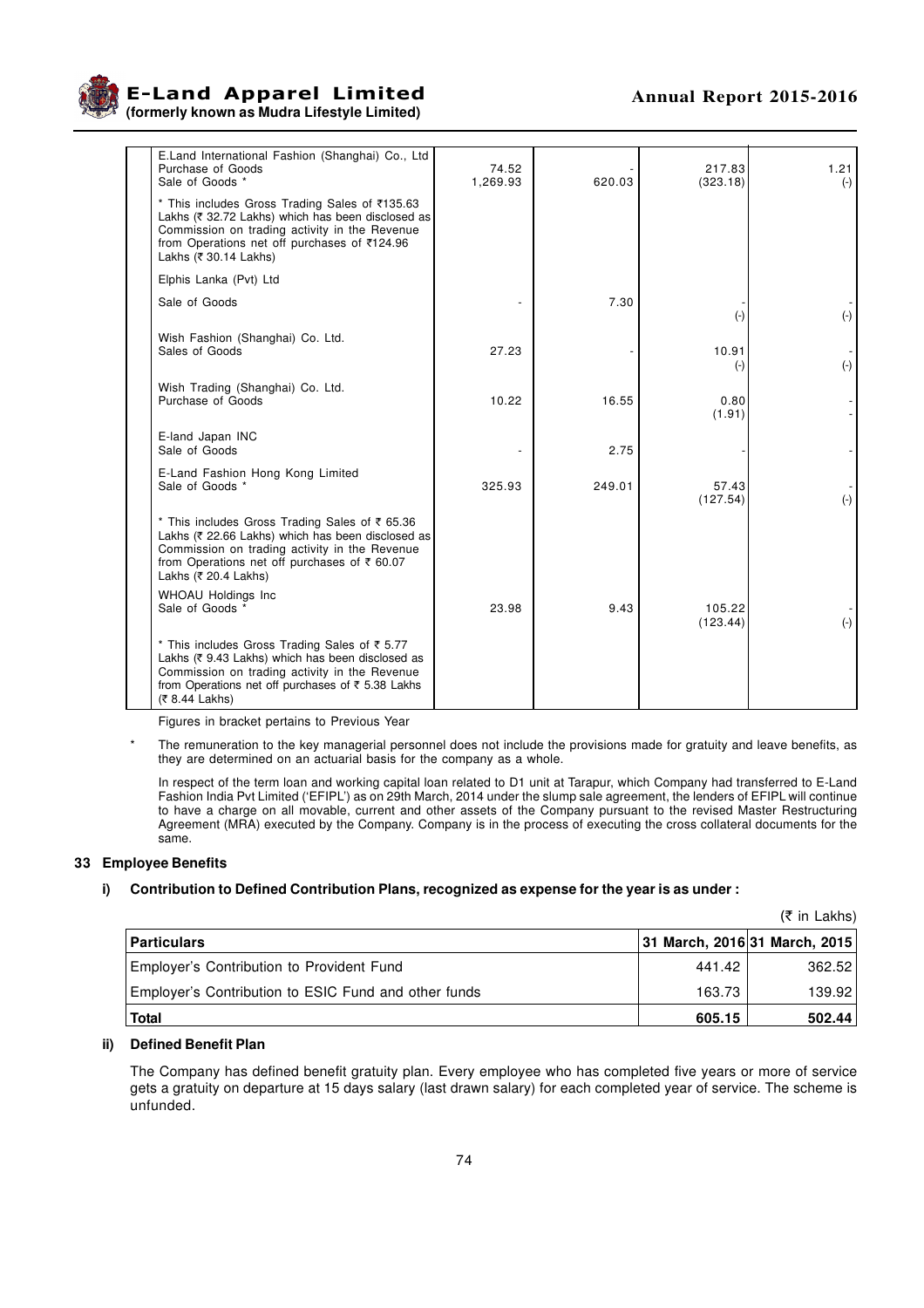| | | | | |
|---|---|---|---|---|
| E.Land International Fashion (Shanghai) Co., Ltd<br>Purchase of Goods<br>Sale of Goods * | 74.52<br>1,269.93 | -<br>620.03 | 217.83<br>(323.18) | 1.21<br>(-) |
| * This includes Gross Trading Sales of ₹135.63 Lakhs (₹ 32.72 Lakhs) which has been disclosed as Commission on trading activity in the Revenue from Operations net off purchases of ₹124.96 Lakhs (₹ 30.14 Lakhs) | | | | |
| Elphis Lanka (Pvt) Ltd | | | | |
| Sale of Goods | - | 7.30 | -<br>(-) | -<br>(-) |
| Wish Fashion (Shanghai) Co. Ltd.<br>Sales of Goods | 27.23 | - | 10.91<br>(-) | -<br>(-) |
| Wish Trading (Shanghai) Co. Ltd.<br>Purchase of Goods | 10.22 | 16.55 | 0.80<br>(1.91) | -<br>- |
| E-land Japan INC<br>Sale of Goods | - | 2.75 | - | - |
| E-Land Fashion Hong Kong Limited<br>Sale of Goods * | 325.93 | 249.01 | 57.43<br>(127.54) | -<br>(-) |
| * This includes Gross Trading Sales of ₹ 65.36 Lakhs (₹ 22.66 Lakhs) which has been disclosed as Commission on trading activity in the Revenue from Operations net off purchases of ₹ 60.07 Lakhs (₹ 20.4 Lakhs) | | | | |
| WHOAU Holdings Inc<br>Sale of Goods * | 23.98 | 9.43 | 105.22<br>(123.44) | -<br>(-) |
| * This includes Gross Trading Sales of ₹ 5.77 Lakhs (₹ 9.43 Lakhs) which has been disclosed as Commission on trading activity in the Revenue from Operations net off purchases of ₹ 5.38 Lakhs (₹ 8.44 Lakhs) | | | | |

Figures in bracket pertains to Previous Year

\* The remuneration to the key managerial personnel does not include the provisions made for gratuity and leave benefits, as they are determined on an actuarial basis for the company as a whole.

In respect of the term loan and working capital loan related to D1 unit at Tarapur, which Company had transferred to E-Land Fashion India Pvt Limited ('EFIPL') as on 29th March, 2014 under the slump sale agreement, the lenders of EFIPL will continue to have a charge on all movable, current and other assets of the Company pursuant to the revised Master Restructuring Agreement (MRA) executed by the Company. Company is in the process of executing the cross collateral documents for the same.

## 33 Employee Benefits

### i) Contribution to Defined Contribution Plans, recognized as expense for the year is as under :

(₹ in Lakhs)

| Particulars | 31 March, 2016 | 31 March, 2015 |
|---|---|---|
| Employer's Contribution to Provident Fund | 441.42 | 362.52 |
| Employer's Contribution to ESIC Fund and other funds | 163.73 | 139.92 |
| **Total** | **605.15** | **502.44** |

### ii) Defined Benefit Plan

The Company has defined benefit gratuity plan. Every employee who has completed five years or more of service gets a gratuity on departure at 15 days salary (last drawn salary) for each completed year of service. The scheme is unfunded.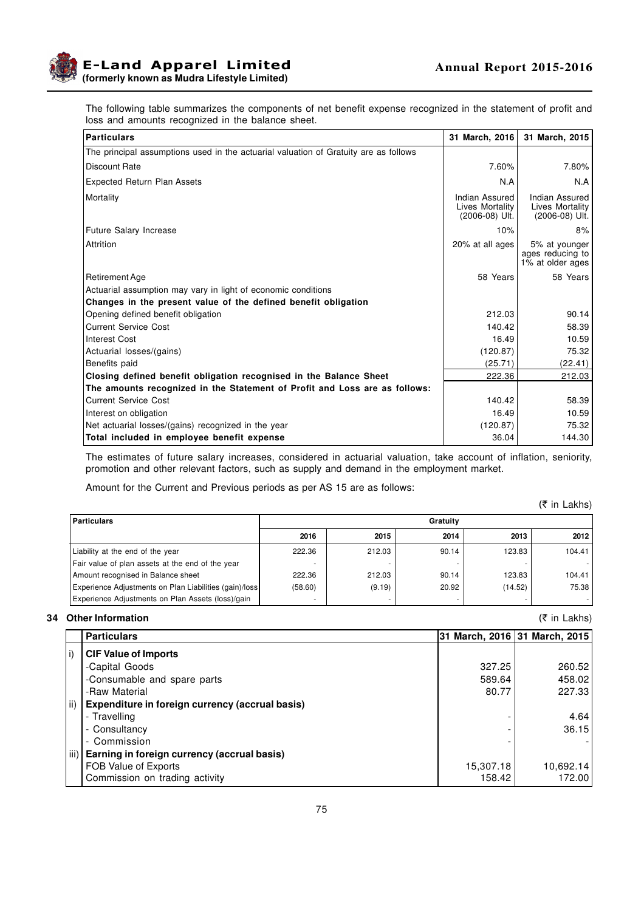The following table summarizes the components of net benefit expense recognized in the statement of profit and loss and amounts recognized in the balance sheet.

| Particulars | 31 March, 2016 | 31 March, 2015 |
|---|---|---|
| The principal assumptions used in the actuarial valuation of Gratuity are as follows | | |
| Discount Rate | 7.60% | 7.80% |
| Expected Return Plan Assets | N.A | N.A |
| Mortality | Indian Assured Lives Mortality (2006-08) Ult. | Indian Assured Lives Mortality (2006-08) Ult. |
| Future Salary Increase | 10% | 8% |
| Attrition | 20% at all ages | 5% at younger ages reducing to 1% at older ages |
| Retirement Age | 58 Years | 58 Years |
| Actuarial assumption may vary in light of economic conditions | | |
| **Changes in the present value of the defined benefit obligation** | | |
| Opening defined benefit obligation | 212.03 | 90.14 |
| Current Service Cost | 140.42 | 58.39 |
| Interest Cost | 16.49 | 10.59 |
| Actuarial losses/(gains) | (120.87) | 75.32 |
| Benefits paid | (25.71) | (22.41) |
| **Closing defined benefit obligation recognised in the Balance Sheet** | 222.36 | 212.03 |
| **The amounts recognized in the Statement of Profit and Loss are as follows:** | | |
| Current Service Cost | 140.42 | 58.39 |
| Interest on obligation | 16.49 | 10.59 |
| Net actuarial losses/(gains) recognized in the year | (120.87) | 75.32 |
| **Total included in employee benefit expense** | 36.04 | 144.30 |

The estimates of future salary increases, considered in actuarial valuation, take account of inflation, seniority, promotion and other relevant factors, such as supply and demand in the employment market.

Amount for the Current and Previous periods as per AS 15 are as follows:

(₹ in Lakhs)

| Particulars | Gratuity | | | | |
|---|---|---|---|---|---|
| | 2016 | 2015 | 2014 | 2013 | 2012 |
| Liability at the end of the year | 222.36 | 212.03 | 90.14 | 123.83 | 104.41 |
| Fair value of plan assets at the end of the year | - | - | - | - | - |
| Amount recognised in Balance sheet | 222.36 | 212.03 | 90.14 | 123.83 | 104.41 |
| Experience Adjustments on Plan Liabilities (gain)/loss | (58.60) | (9.19) | 20.92 | (14.52) | 75.38 |
| Experience Adjustments on Plan Assets (loss)/gain | - | - | - | - | - |

## 34 Other Information

(₹ in Lakhs)

| | Particulars | 31 March, 2016 | 31 March, 2015 |
|---|---|---|---|
| i) | **CIF Value of Imports** | | |
| | -Capital Goods | 327.25 | 260.52 |
| | -Consumable and spare parts | 589.64 | 458.02 |
| | -Raw Material | 80.77 | 227.33 |
| ii) | **Expenditure in foreign currency (accrual basis)** | | |
| | - Travelling | - | 4.64 |
| | - Consultancy | - | 36.15 |
| | - Commission | - | - |
| iii) | **Earning in foreign currency (accrual basis)** | | |
| | FOB Value of Exports | 15,307.18 | 10,692.14 |
| | Commission on trading activity | 158.42 | 172.00 |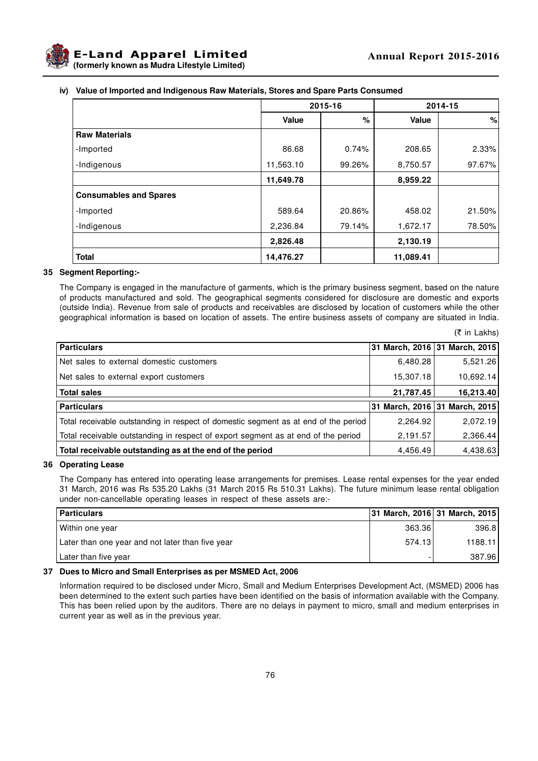### iv) Value of Imported and Indigenous Raw Materials, Stores and Spare Parts Consumed

| | 2015-16 | | 2014-15 | |
|---|---|---|---|---|
| | **Value** | **%** | **Value** | **%** |
| **Raw Materials** | | | | |
| -Imported | 86.68 | 0.74% | 208.65 | 2.33% |
| -Indigenous | 11,563.10 | 99.26% | 8,750.57 | 97.67% |
| | **11,649.78** | | **8,959.22** | |
| **Consumables and Spares** | | | | |
| -Imported | 589.64 | 20.86% | 458.02 | 21.50% |
| -Indigenous | 2,236.84 | 79.14% | 1,672.17 | 78.50% |
| | **2,826.48** | | **2,130.19** | |
| **Total** | **14,476.27** | | **11,089.41** | |

## 35 Segment Reporting:-

The Company is engaged in the manufacture of garments, which is the primary business segment, based on the nature of products manufactured and sold. The geographical segments considered for disclosure are domestic and exports (outside India). Revenue from sale of products and receivables are disclosed by location of customers while the other geographical information is based on location of assets. The entire business assets of company are situated in India.

(₹ in Lakhs)

| **Particulars** | **31 March, 2016** | **31 March, 2015** |
|---|---|---|
| Net sales to external domestic customers | 6,480.28 | 5,521.26 |
| Net sales to external export customers | 15,307.18 | 10,692.14 |
| **Total sales** | **21,787.45** | **16,213.40** |
| **Particulars** | **31 March, 2016** | **31 March, 2015** |
| Total receivable outstanding in respect of domestic segment as at end of the period | 2,264.92 | 2,072.19 |
| Total receivable outstanding in respect of export segment as at end of the period | 2,191.57 | 2,366.44 |
| **Total receivable outstanding as at the end of the period** | 4,456.49 | 4,438.63 |

## 36 Operating Lease

The Company has entered into operating lease arrangements for premises. Lease rental expenses for the year ended 31 March, 2016 was Rs 535.20 Lakhs (31 March 2015 Rs 510.31 Lakhs). The future minimum lease rental obligation under non-cancellable operating leases in respect of these assets are:-

| **Particulars** | **31 March, 2016** | **31 March, 2015** |
|---|---|---|
| Within one year | 363.36 | 396.8 |
| Later than one year and not later than five year | 574.13 | 1188.11 |
| Later than five year | - | 387.96 |

## 37 Dues to Micro and Small Enterprises as per MSMED Act, 2006

Information required to be disclosed under Micro, Small and Medium Enterprises Development Act, (MSMED) 2006 has been determined to the extent such parties have been identified on the basis of information available with the Company. This has been relied upon by the auditors. There are no delays in payment to micro, small and medium enterprises in current year as well as in the previous year.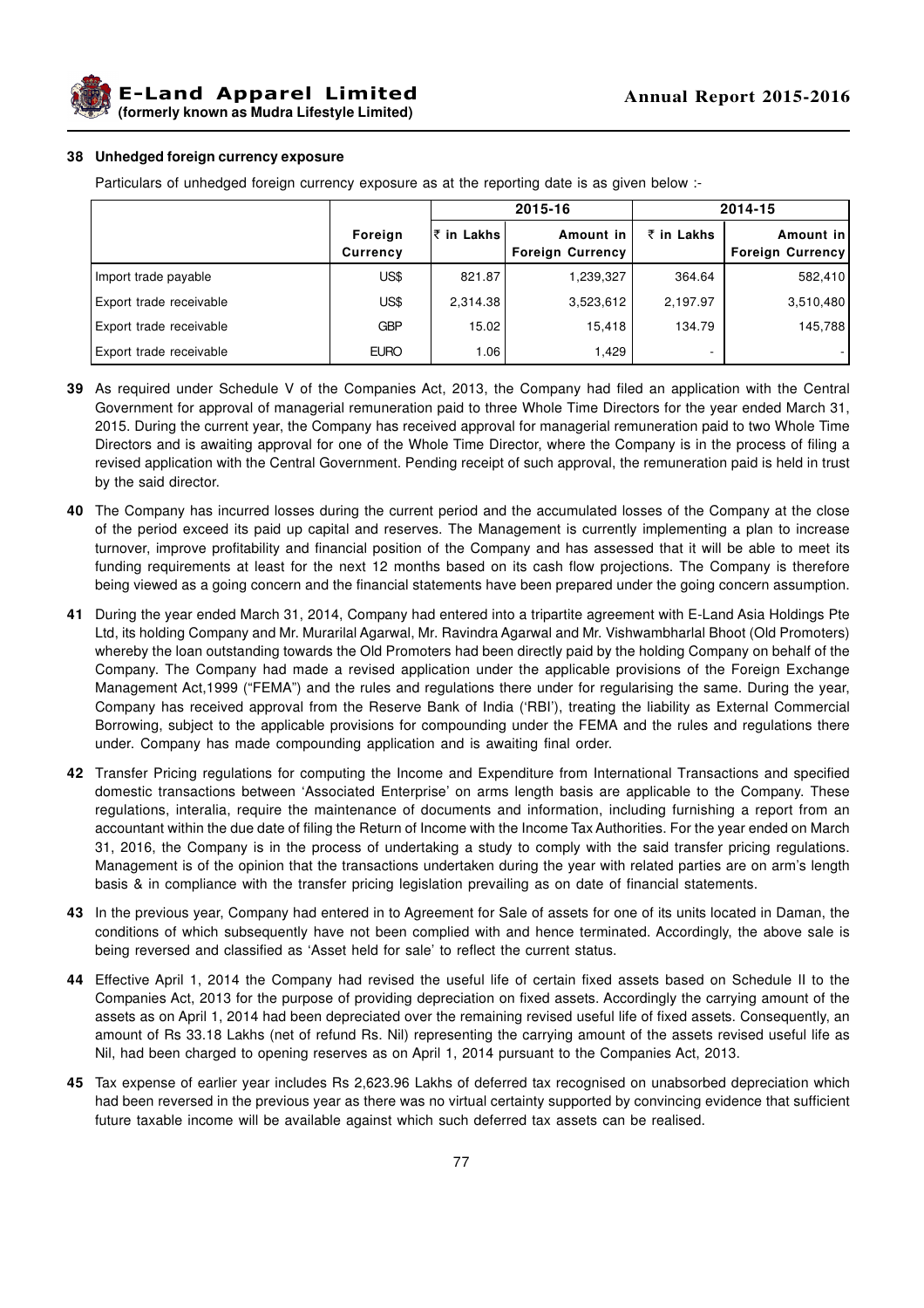**38 Unhedged foreign currency exposure**

Particulars of unhedged foreign currency exposure as at the reporting date is as given below :-

| | | 2015-16 | | 2014-15 | |
|---|---|---|---|---|---|
| | Foreign Currency | ₹ in Lakhs | Amount in Foreign Currency | ₹ in Lakhs | Amount in Foreign Currency |
| Import trade payable | US$ | 821.87 | 1,239,327 | 364.64 | 582,410 |
| Export trade receivable | US$ | 2,314.38 | 3,523,612 | 2,197.97 | 3,510,480 |
| Export trade receivable | GBP | 15.02 | 15,418 | 134.79 | 145,788 |
| Export trade receivable | EURO | 1.06 | 1,429 | - | - |

**39** As required under Schedule V of the Companies Act, 2013, the Company had filed an application with the Central Government for approval of managerial remuneration paid to three Whole Time Directors for the year ended March 31, 2015. During the current year, the Company has received approval for managerial remuneration paid to two Whole Time Directors and is awaiting approval for one of the Whole Time Director, where the Company is in the process of filing a revised application with the Central Government. Pending receipt of such approval, the remuneration paid is held in trust by the said director.

**40** The Company has incurred losses during the current period and the accumulated losses of the Company at the close of the period exceed its paid up capital and reserves. The Management is currently implementing a plan to increase turnover, improve profitability and financial position of the Company and has assessed that it will be able to meet its funding requirements at least for the next 12 months based on its cash flow projections. The Company is therefore being viewed as a going concern and the financial statements have been prepared under the going concern assumption.

**41** During the year ended March 31, 2014, Company had entered into a tripartite agreement with E-Land Asia Holdings Pte Ltd, its holding Company and Mr. Murarilal Agarwal, Mr. Ravindra Agarwal and Mr. Vishwambharlal Bhoot (Old Promoters) whereby the loan outstanding towards the Old Promoters had been directly paid by the holding Company on behalf of the Company. The Company had made a revised application under the applicable provisions of the Foreign Exchange Management Act,1999 ("FEMA") and the rules and regulations there under for regularising the same. During the year, Company has received approval from the Reserve Bank of India ('RBI'), treating the liability as External Commercial Borrowing, subject to the applicable provisions for compounding under the FEMA and the rules and regulations there under. Company has made compounding application and is awaiting final order.

**42** Transfer Pricing regulations for computing the Income and Expenditure from International Transactions and specified domestic transactions between 'Associated Enterprise' on arms length basis are applicable to the Company. These regulations, interalia, require the maintenance of documents and information, including furnishing a report from an accountant within the due date of filing the Return of Income with the Income Tax Authorities. For the year ended on March 31, 2016, the Company is in the process of undertaking a study to comply with the said transfer pricing regulations. Management is of the opinion that the transactions undertaken during the year with related parties are on arm's length basis & in compliance with the transfer pricing legislation prevailing as on date of financial statements.

**43** In the previous year, Company had entered in to Agreement for Sale of assets for one of its units located in Daman, the conditions of which subsequently have not been complied with and hence terminated. Accordingly, the above sale is being reversed and classified as 'Asset held for sale' to reflect the current status.

**44** Effective April 1, 2014 the Company had revised the useful life of certain fixed assets based on Schedule II to the Companies Act, 2013 for the purpose of providing depreciation on fixed assets. Accordingly the carrying amount of the assets as on April 1, 2014 had been depreciated over the remaining revised useful life of fixed assets. Consequently, an amount of Rs 33.18 Lakhs (net of refund Rs. Nil) representing the carrying amount of the assets revised useful life as Nil, had been charged to opening reserves as on April 1, 2014 pursuant to the Companies Act, 2013.

**45** Tax expense of earlier year includes Rs 2,623.96 Lakhs of deferred tax recognised on unabsorbed depreciation which had been reversed in the previous year as there was no virtual certainty supported by convincing evidence that sufficient future taxable income will be available against which such deferred tax assets can be realised.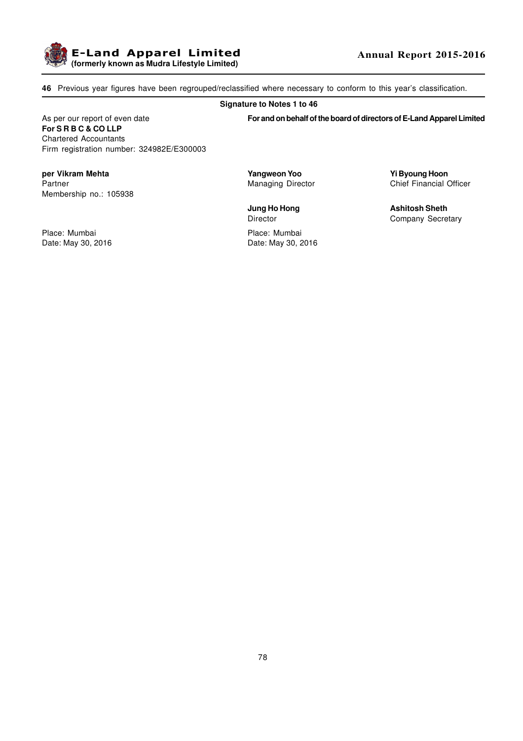**46** Previous year figures have been regrouped/reclassified where necessary to conform to this year's classification.

**Signature to Notes 1 to 46**

As per our report of even date
**For S R B C & CO LLP**
Chartered Accountants
Firm registration number: 324982E/E300003

**per Vikram Mehta**
Partner
Membership no.: 105938

Place: Mumbai
Date: May 30, 2016

**For and on behalf of the board of directors of E-Land Apparel Limited**

**Yangweon Yoo**
Managing Director

**Yi Byoung Hoon**
Chief Financial Officer

**Jung Ho Hong**
Director

**Ashitosh Sheth**
Company Secretary

Place: Mumbai
Date: May 30, 2016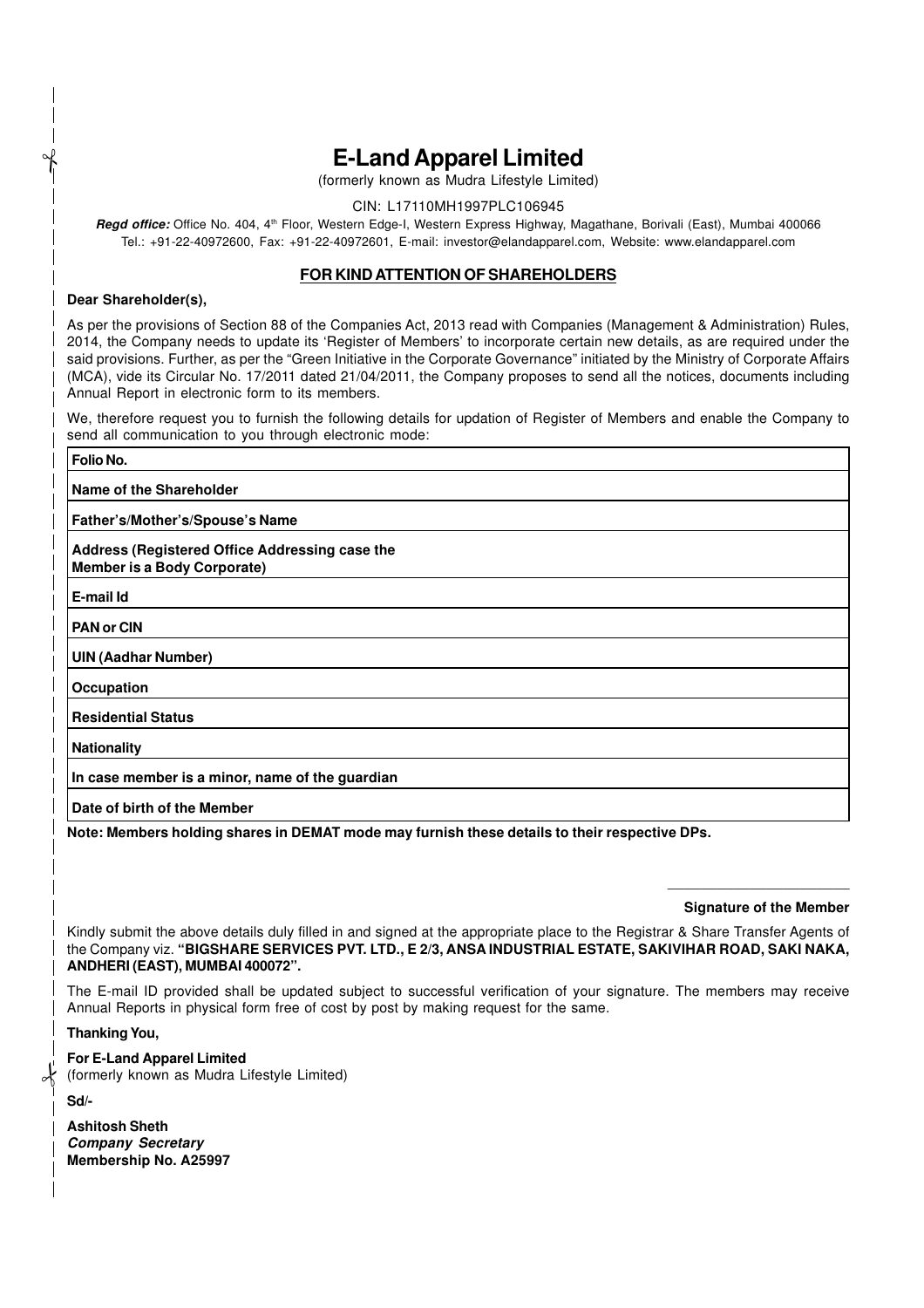# E-Land Apparel Limited

(formerly known as Mudra Lifestyle Limited)

CIN: L17110MH1997PLC106945

***Regd office:*** Office No. 404, 4th Floor, Western Edge-I, Western Express Highway, Magathane, Borivali (East), Mumbai 400066
Tel.: +91-22-40972600, Fax: +91-22-40972601, E-mail: investor@elandapparel.com, Website: www.elandapparel.com

## FOR KIND ATTENTION OF SHAREHOLDERS

**Dear Shareholder(s),**

As per the provisions of Section 88 of the Companies Act, 2013 read with Companies (Management & Administration) Rules, 2014, the Company needs to update its 'Register of Members' to incorporate certain new details, as are required under the said provisions. Further, as per the "Green Initiative in the Corporate Governance" initiated by the Ministry of Corporate Affairs (MCA), vide its Circular No. 17/2011 dated 21/04/2011, the Company proposes to send all the notices, documents including Annual Report in electronic form to its members.

We, therefore request you to furnish the following details for updation of Register of Members and enable the Company to send all communication to you through electronic mode:

| | |
|---|---|
| **Folio No.** | |
| **Name of the Shareholder** | |
| **Father's/Mother's/Spouse's Name** | |
| **Address (Registered Office Addressing case the Member is a Body Corporate)** | |
| **E-mail Id** | |
| **PAN or CIN** | |
| **UIN (Aadhar Number)** | |
| **Occupation** | |
| **Residential Status** | |
| **Nationality** | |
| **In case member is a minor, name of the guardian** | |
| **Date of birth of the Member** | |

**Note: Members holding shares in DEMAT mode may furnish these details to their respective DPs.**

**Signature of the Member**

Kindly submit the above details duly filled in and signed at the appropriate place to the Registrar & Share Transfer Agents of the Company viz. **"BIGSHARE SERVICES PVT. LTD., E 2/3, ANSA INDUSTRIAL ESTATE, SAKIVIHAR ROAD, SAKI NAKA, ANDHERI (EAST), MUMBAI 400072".**

The E-mail ID provided shall be updated subject to successful verification of your signature. The members may receive Annual Reports in physical form free of cost by post by making request for the same.

**Thanking You,**

**For E-Land Apparel Limited**
(formerly known as Mudra Lifestyle Limited)

**Sd/-**

**Ashitosh Sheth**
***Company Secretary***
**Membership No. A25997**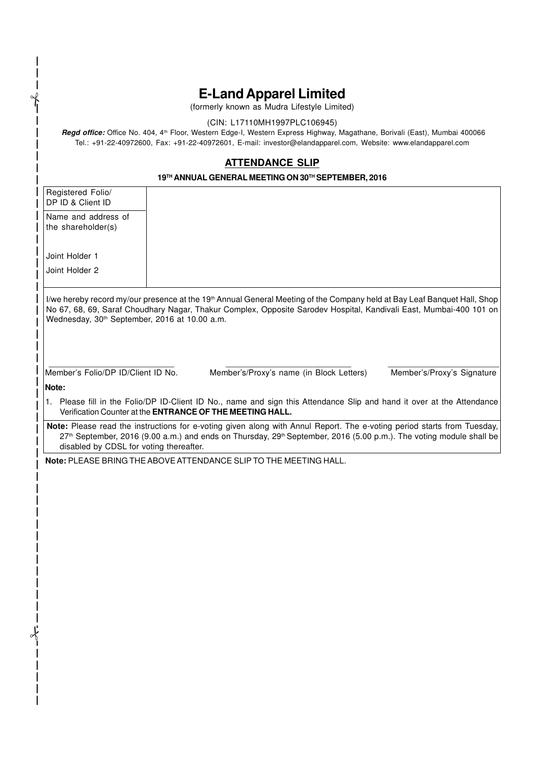# E-Land Apparel Limited

(formerly known as Mudra Lifestyle Limited)

(CIN: L17110MH1997PLC106945)

***Regd office:*** Office No. 404, 4th Floor, Western Edge-I, Western Express Highway, Magathane, Borivali (East), Mumbai 400066
Tel.: +91-22-40972600, Fax: +91-22-40972601, E-mail: investor@elandapparel.com, Website: www.elandapparel.com

## ATTENDANCE SLIP

**19TH ANNUAL GENERAL MEETING ON 30TH SEPTEMBER, 2016**

| | |
|---|---|
| Registered Folio/ DP ID & Client ID | |
| Name and address of the shareholder(s) | |
| Joint Holder 1 | |
| Joint Holder 2 | |

I/we hereby record my/our presence at the 19th Annual General Meeting of the Company held at Bay Leaf Banquet Hall, Shop No 67, 68, 69, Saraf Choudhary Nagar, Thakur Complex, Opposite Sarodev Hospital, Kandivali East, Mumbai-400 101 on Wednesday, 30th September, 2016 at 10.00 a.m.

| Member's Folio/DP ID/Client ID No. | Member's/Proxy's name (in Block Letters) | Member's/Proxy's Signature |
|---|---|---|

**Note:**

1. Please fill in the Folio/DP ID-Client ID No., name and sign this Attendance Slip and hand it over at the Attendance Verification Counter at the **ENTRANCE OF THE MEETING HALL.**

**Note:** Please read the instructions for e-voting given along with Annul Report. The e-voting period starts from Tuesday, 27th September, 2016 (9.00 a.m.) and ends on Thursday, 29th September, 2016 (5.00 p.m.). The voting module shall be disabled by CDSL for voting thereafter.

**Note:** PLEASE BRING THE ABOVE ATTENDANCE SLIP TO THE MEETING HALL.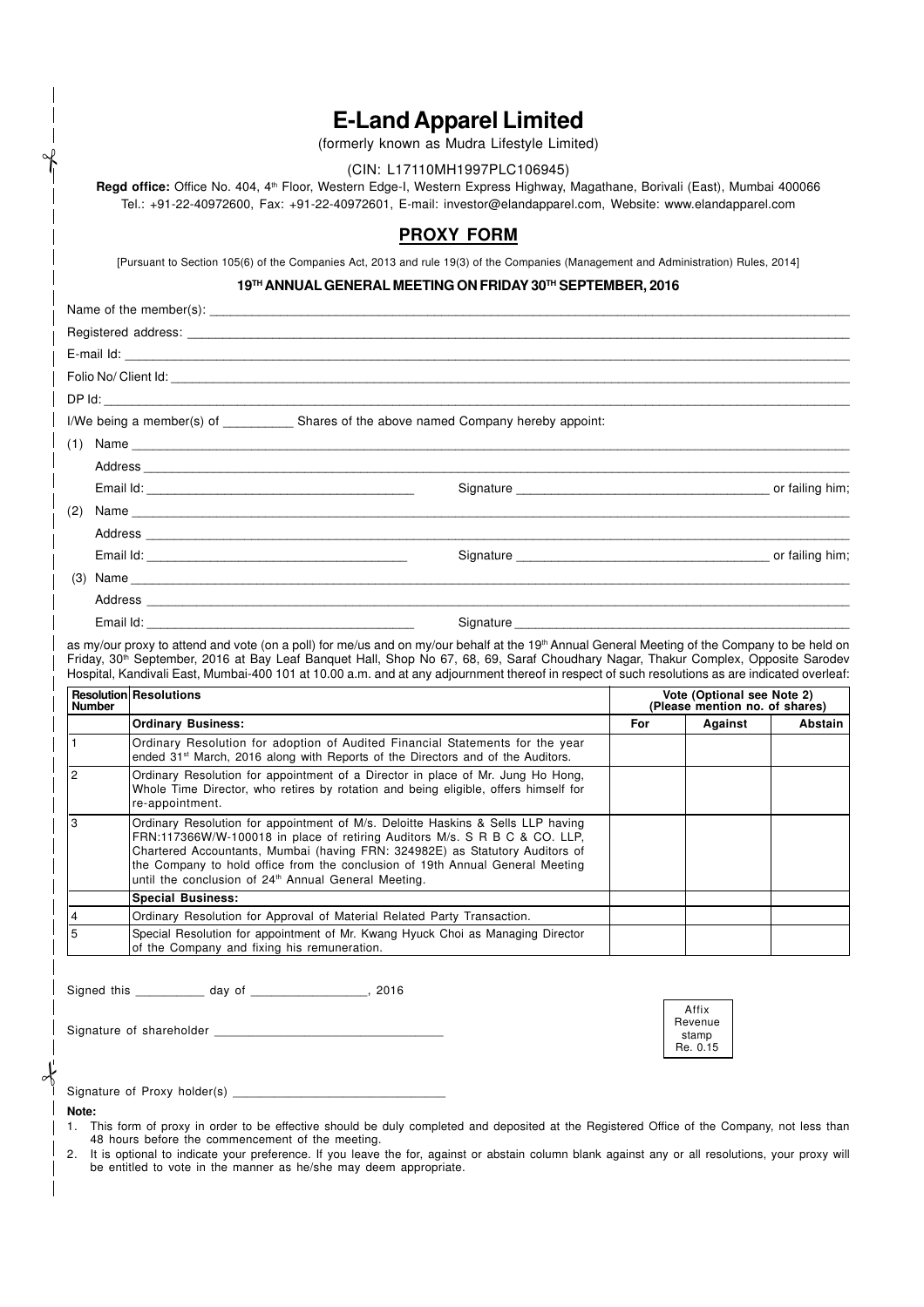# E-Land Apparel Limited

(formerly known as Mudra Lifestyle Limited)

(CIN: L17110MH1997PLC106945)

**Regd office:** Office No. 404, 4th Floor, Western Edge-I, Western Express Highway, Magathane, Borivali (East), Mumbai 400066
Tel.: +91-22-40972600, Fax: +91-22-40972601, E-mail: investor@elandapparel.com, Website: www.elandapparel.com

## PROXY FORM

[Pursuant to Section 105(6) of the Companies Act, 2013 and rule 19(3) of the Companies (Management and Administration) Rules, 2014]

### 19TH ANNUAL GENERAL MEETING ON FRIDAY 30TH SEPTEMBER, 2016

Name of the member(s): ______________________

Registered address: ______________________

E-mail Id: ______________________

Folio No/ Client Id: ______________________

DP Id: ______________________

I/We being a member(s) of __________ Shares of the above named Company hereby appoint:

(1) Name ______________________

Address ______________________

Email Id: ______________________ Signature ______________________ or failing him;

(2) Name ______________________

Address ______________________

Email Id: ______________________ Signature ______________________ or failing him;

(3) Name ______________________

Address ______________________

Email Id: ______________________ Signature ______________________

as my/our proxy to attend and vote (on a poll) for me/us and on my/our behalf at the 19th Annual General Meeting of the Company to be held on Friday, 30th September, 2016 at Bay Leaf Banquet Hall, Shop No 67, 68, 69, Saraf Choudhary Nagar, Thakur Complex, Opposite Sarodev Hospital, Kandivali East, Mumbai-400 101 at 10.00 a.m. and at any adjournment thereof in respect of such resolutions as are indicated overleaf:

| Resolution Number | Resolutions | Vote (Optional see Note 2) (Please mention no. of shares) | | |
|---|---|---|---|---|
| | **Ordinary Business:** | **For** | **Against** | **Abstain** |
| 1 | Ordinary Resolution for adoption of Audited Financial Statements for the year ended 31st March, 2016 along with Reports of the Directors and of the Auditors. | | | |
| 2 | Ordinary Resolution for appointment of a Director in place of Mr. Jung Ho Hong, Whole Time Director, who retires by rotation and being eligible, offers himself for re-appointment. | | | |
| 3 | Ordinary Resolution for appointment of M/s. Deloitte Haskins & Sells LLP having FRN:117366W/W-100018 in place of retiring Auditors M/s. S R B C & CO. LLP, Chartered Accountants, Mumbai (having FRN: 324982E) as Statutory Auditors of the Company to hold office from the conclusion of 19th Annual General Meeting until the conclusion of 24th Annual General Meeting. | | | |
| | **Special Business:** | | | |
| 4 | Ordinary Resolution for Approval of Material Related Party Transaction. | | | |
| 5 | Special Resolution for appointment of Mr. Kwang Hyuck Choi as Managing Director of the Company and fixing his remuneration. | | | |

Signed this __________ day of ________________, 2016

Signature of shareholder ______________________

Affix Revenue stamp Re. 0.15

Signature of Proxy holder(s) ______________________

**Note:**

1. This form of proxy in order to be effective should be duly completed and deposited at the Registered Office of the Company, not less than 48 hours before the commencement of the meeting.
2. It is optional to indicate your preference. If you leave the for, against or abstain column blank against any or all resolutions, your proxy will be entitled to vote in the manner as he/she may deem appropriate.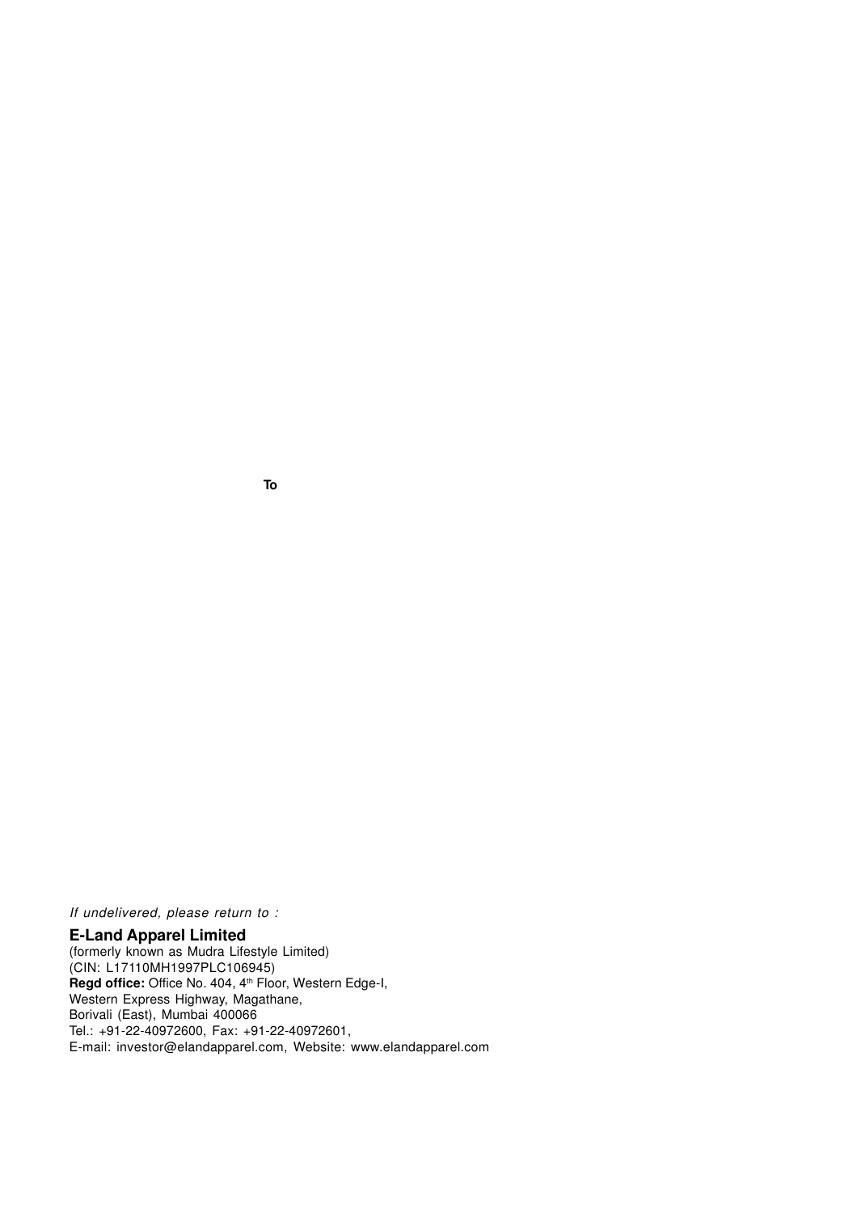**To**

*If undelivered, please return to :*

**E-Land Apparel Limited**
(formerly known as Mudra Lifestyle Limited)
(CIN: L17110MH1997PLC106945)
**Regd office:** Office No. 404, 4th Floor, Western Edge-I,
Western Express Highway, Magathane,
Borivali (East), Mumbai 400066
Tel.: +91-22-40972600, Fax: +91-22-40972601,
E-mail: investor@elandapparel.com, Website: www.elandapparel.com